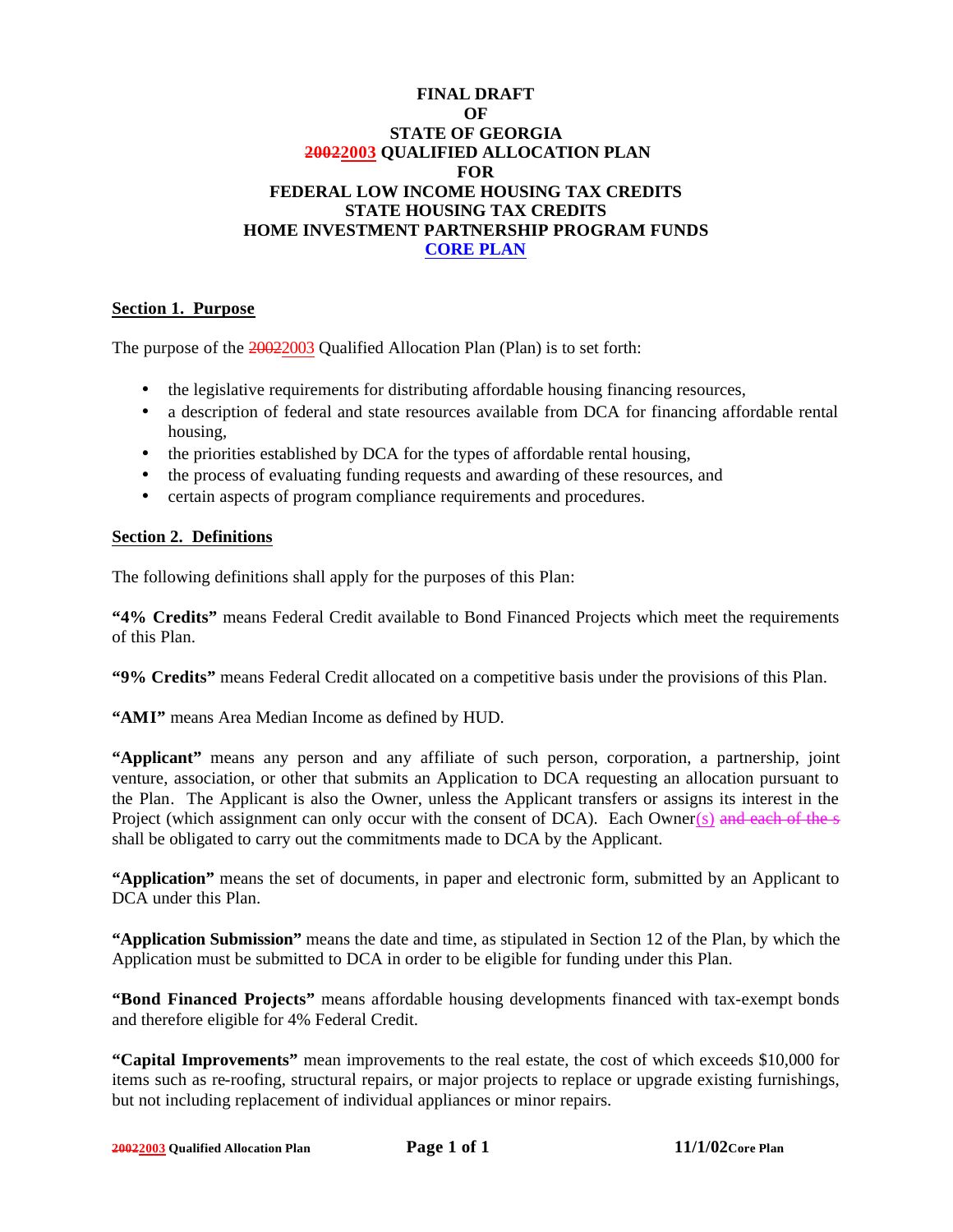# FINAL DRAFT
# OF
# STATE OF GEORGIA
# ~~2002~~2003 QUALIFIED ALLOCATION PLAN
# FOR
# FEDERAL LOW INCOME HOUSING TAX CREDITS
# STATE HOUSING TAX CREDITS
# HOME INVESTMENT PARTNERSHIP PROGRAM FUNDS
# CORE PLAN

## Section 1. Purpose

The purpose of the ~~2002~~2003 Qualified Allocation Plan (Plan) is to set forth:

- the legislative requirements for distributing affordable housing financing resources,
- a description of federal and state resources available from DCA for financing affordable rental housing,
- the priorities established by DCA for the types of affordable rental housing,
- the process of evaluating funding requests and awarding of these resources, and
- certain aspects of program compliance requirements and procedures.

## Section 2. Definitions

The following definitions shall apply for the purposes of this Plan:

**"4% Credits"** means Federal Credit available to Bond Financed Projects which meet the requirements of this Plan.

**"9% Credits"** means Federal Credit allocated on a competitive basis under the provisions of this Plan.

**"AMI"** means Area Median Income as defined by HUD.

**"Applicant"** means any person and any affiliate of such person, corporation, a partnership, joint venture, association, or other that submits an Application to DCA requesting an allocation pursuant to the Plan. The Applicant is also the Owner, unless the Applicant transfers or assigns its interest in the Project (which assignment can only occur with the consent of DCA). Each Owner(s) ~~and each of the s~~ shall be obligated to carry out the commitments made to DCA by the Applicant.

**"Application"** means the set of documents, in paper and electronic form, submitted by an Applicant to DCA under this Plan.

**"Application Submission"** means the date and time, as stipulated in Section 12 of the Plan, by which the Application must be submitted to DCA in order to be eligible for funding under this Plan.

**"Bond Financed Projects"** means affordable housing developments financed with tax-exempt bonds and therefore eligible for 4% Federal Credit.

**"Capital Improvements"** mean improvements to the real estate, the cost of which exceeds $10,000 for items such as re-roofing, structural repairs, or major projects to replace or upgrade existing furnishings, but not including replacement of individual appliances or minor repairs.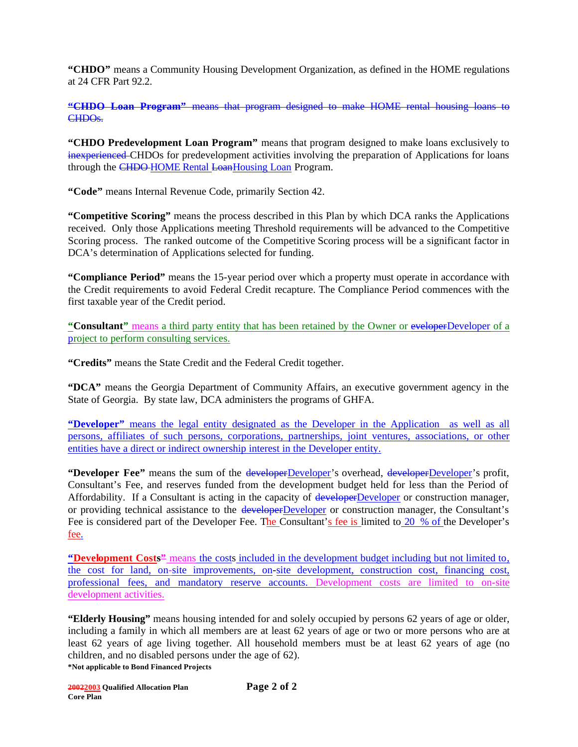**"CHDO"** means a Community Housing Development Organization, as defined in the HOME regulations at 24 CFR Part 92.2.

~~**"CHDO Loan Program"** means that program designed to make HOME rental housing loans to CHDOs.~~

**"CHDO Predevelopment Loan Program"** means that program designed to make loans exclusively to ~~inexperienced~~ CHDOs for predevelopment activities involving the preparation of Applications for loans through the ~~CHDO~~ HOME Rental ~~Loan~~Housing Loan Program.

**"Code"** means Internal Revenue Code, primarily Section 42.

**"Competitive Scoring"** means the process described in this Plan by which DCA ranks the Applications received. Only those Applications meeting Threshold requirements will be advanced to the Competitive Scoring process. The ranked outcome of the Competitive Scoring process will be a significant factor in DCA's determination of Applications selected for funding.

**"Compliance Period"** means the 15-year period over which a property must operate in accordance with the Credit requirements to avoid Federal Credit recapture. The Compliance Period commences with the first taxable year of the Credit period.

**"Consultant"** means a third party entity that has been retained by the Owner or ~~eveloper~~Developer of a project to perform consulting services.

**"Credits"** means the State Credit and the Federal Credit together.

**"DCA"** means the Georgia Department of Community Affairs, an executive government agency in the State of Georgia. By state law, DCA administers the programs of GHFA.

**"Developer"** means the legal entity designated as the Developer in the Application as well as all persons, affiliates of such persons, corporations, partnerships, joint ventures, associations, or other entities have a direct or indirect ownership interest in the Developer entity.

**"Developer Fee"** means the sum of the ~~developer~~Developer's overhead, ~~developer~~Developer's profit, Consultant's Fee, and reserves funded from the development budget held for less than the Period of Affordability. If a Consultant is acting in the capacity of ~~developer~~Developer or construction manager, or providing technical assistance to the ~~developer~~Developer or construction manager, the Consultant's Fee is considered part of the Developer Fee. The Consultant's fee is limited to 20 % of the Developer's fee.

**"Development Costs"** means the costs included in the development budget including but not limited to, the cost for land, on-site improvements, on-site development, construction cost, financing cost, professional fees, and mandatory reserve accounts. Development costs are limited to on-site development activities.

**"Elderly Housing"** means housing intended for and solely occupied by persons 62 years of age or older, including a family in which all members are at least 62 years of age or two or more persons who are at least 62 years of age living together. All household members must be at least 62 years of age (no children, and no disabled persons under the age of 62).

**\*Not applicable to Bond Financed Projects**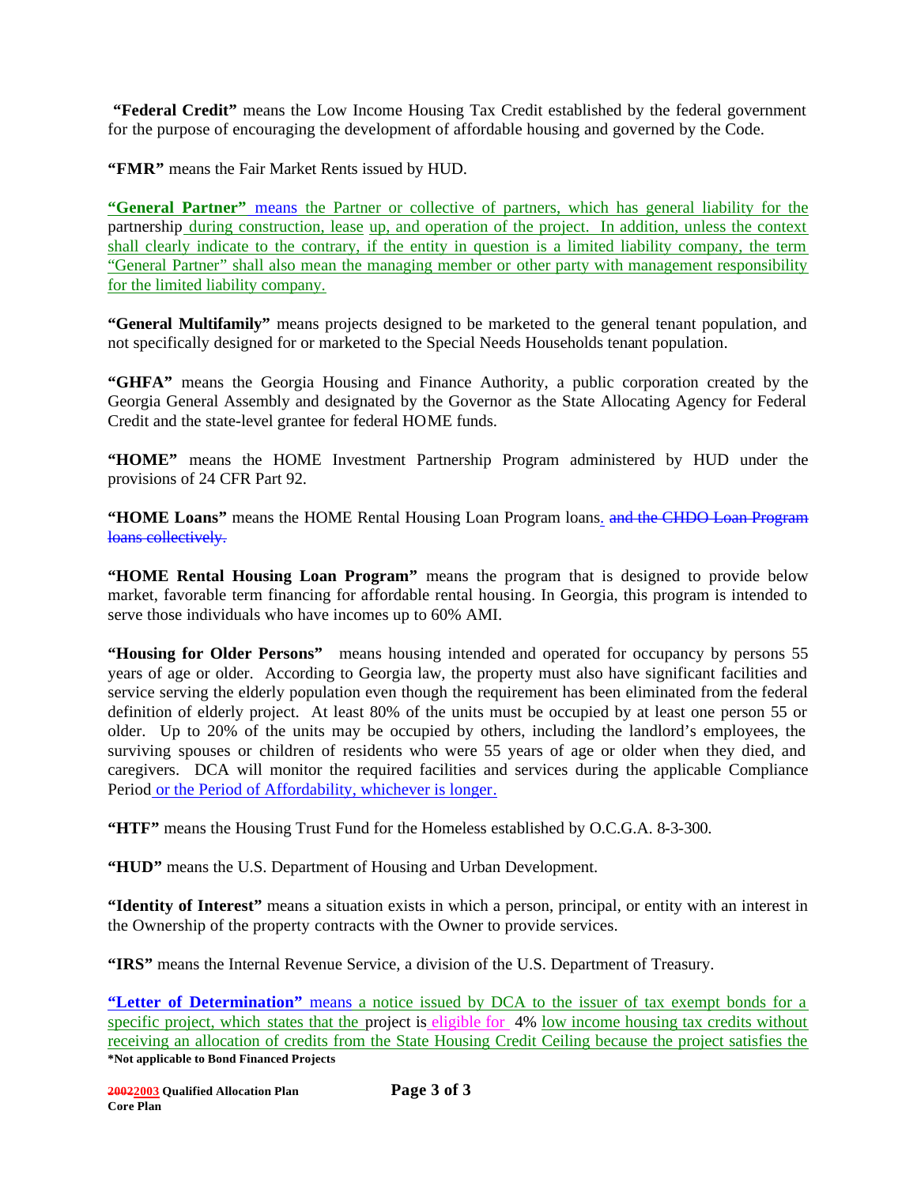**"Federal Credit"** means the Low Income Housing Tax Credit established by the federal government for the purpose of encouraging the development of affordable housing and governed by the Code.

**"FMR"** means the Fair Market Rents issued by HUD.

**"General Partner"** means the Partner or collective of partners, which has general liability for the partnership during construction, lease up, and operation of the project. In addition, unless the context shall clearly indicate to the contrary, if the entity in question is a limited liability company, the term "General Partner" shall also mean the managing member or other party with management responsibility for the limited liability company.

**"General Multifamily"** means projects designed to be marketed to the general tenant population, and not specifically designed for or marketed to the Special Needs Households tenant population.

**"GHFA"** means the Georgia Housing and Finance Authority, a public corporation created by the Georgia General Assembly and designated by the Governor as the State Allocating Agency for Federal Credit and the state-level grantee for federal HOME funds.

**"HOME"** means the HOME Investment Partnership Program administered by HUD under the provisions of 24 CFR Part 92.

**"HOME Loans"** means the HOME Rental Housing Loan Program loans. ~~and the CHDO Loan Program loans collectively.~~

**"HOME Rental Housing Loan Program"** means the program that is designed to provide below market, favorable term financing for affordable rental housing. In Georgia, this program is intended to serve those individuals who have incomes up to 60% AMI.

**"Housing for Older Persons"** means housing intended and operated for occupancy by persons 55 years of age or older. According to Georgia law, the property must also have significant facilities and service serving the elderly population even though the requirement has been eliminated from the federal definition of elderly project. At least 80% of the units must be occupied by at least one person 55 or older. Up to 20% of the units may be occupied by others, including the landlord's employees, the surviving spouses or children of residents who were 55 years of age or older when they died, and caregivers. DCA will monitor the required facilities and services during the applicable Compliance Period or the Period of Affordability, whichever is longer.

**"HTF"** means the Housing Trust Fund for the Homeless established by O.C.G.A. 8-3-300.

**"HUD"** means the U.S. Department of Housing and Urban Development.

**"Identity of Interest"** means a situation exists in which a person, principal, or entity with an interest in the Ownership of the property contracts with the Owner to provide services.

**"IRS"** means the Internal Revenue Service, a division of the U.S. Department of Treasury.

**"Letter of Determination"** means a notice issued by DCA to the issuer of tax exempt bonds for a specific project, which states that the project is eligible for 4% low income housing tax credits without receiving an allocation of credits from the State Housing Credit Ceiling because the project satisfies the

**\*Not applicable to Bond Financed Projects**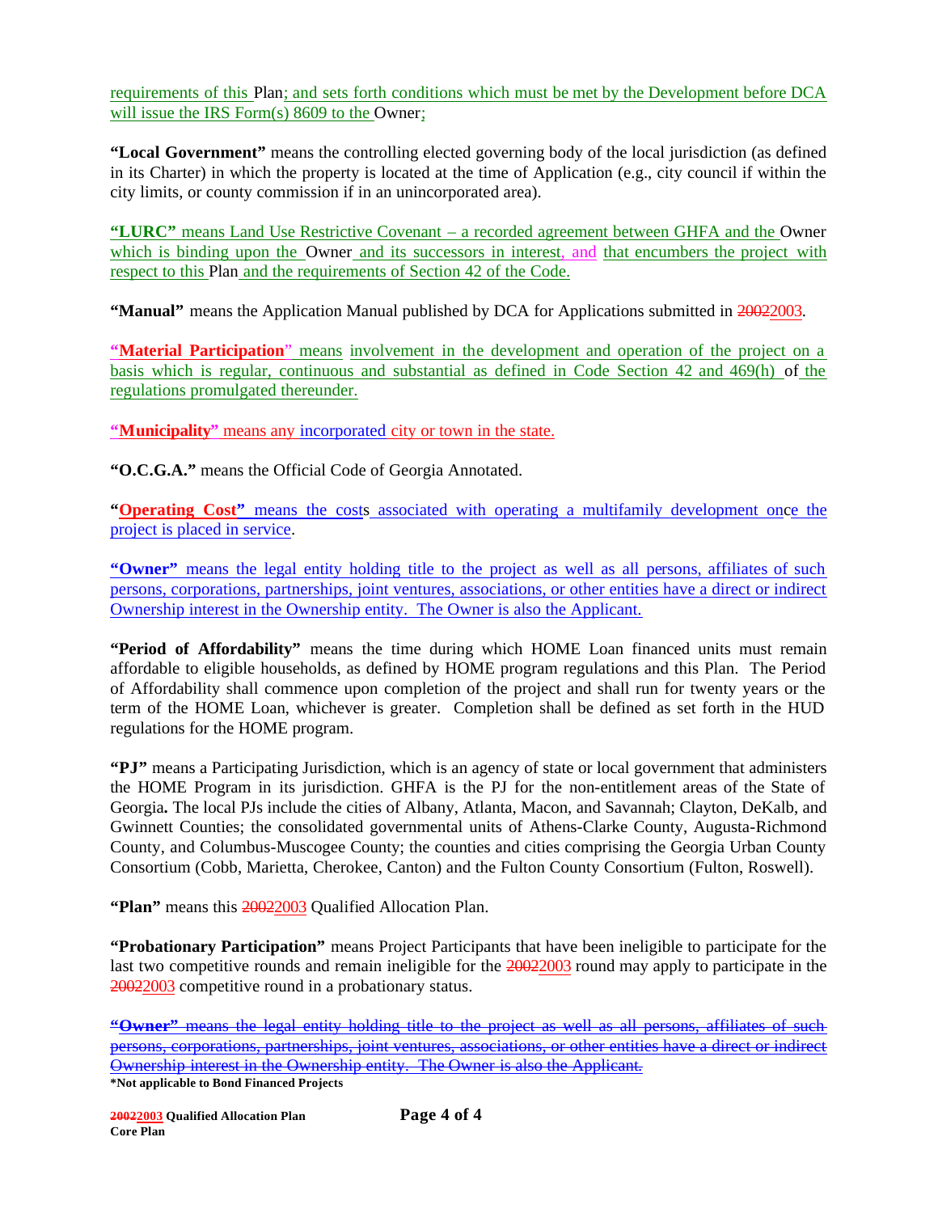requirements of this Plan; and sets forth conditions which must be met by the Development before DCA will issue the IRS Form(s) 8609 to the Owner;

**"Local Government"** means the controlling elected governing body of the local jurisdiction (as defined in its Charter) in which the property is located at the time of Application (e.g., city council if within the city limits, or county commission if in an unincorporated area).

**"LURC"** means Land Use Restrictive Covenant – a recorded agreement between GHFA and the Owner which is binding upon the Owner and its successors in interest, and that encumbers the project with respect to this Plan and the requirements of Section 42 of the Code.

**"Manual"** means the Application Manual published by DCA for Applications submitted in ~~2002~~2003.

**"Material Participation"** means involvement in the development and operation of the project on a basis which is regular, continuous and substantial as defined in Code Section 42 and 469(h) of the regulations promulgated thereunder.

**"Municipality"** means any incorporated city or town in the state.

**"O.C.G.A."** means the Official Code of Georgia Annotated.

**"Operating Cost"** means the costs associated with operating a multifamily development once the project is placed in service.

**"Owner"** means the legal entity holding title to the project as well as all persons, affiliates of such persons, corporations, partnerships, joint ventures, associations, or other entities have a direct or indirect Ownership interest in the Ownership entity. The Owner is also the Applicant.

**"Period of Affordability"** means the time during which HOME Loan financed units must remain affordable to eligible households, as defined by HOME program regulations and this Plan. The Period of Affordability shall commence upon completion of the project and shall run for twenty years or the term of the HOME Loan, whichever is greater. Completion shall be defined as set forth in the HUD regulations for the HOME program.

**"PJ"** means a Participating Jurisdiction, which is an agency of state or local government that administers the HOME Program in its jurisdiction. GHFA is the PJ for the non-entitlement areas of the State of Georgia**.** The local PJs include the cities of Albany, Atlanta, Macon, and Savannah; Clayton, DeKalb, and Gwinnett Counties; the consolidated governmental units of Athens-Clarke County, Augusta-Richmond County, and Columbus-Muscogee County; the counties and cities comprising the Georgia Urban County Consortium (Cobb, Marietta, Cherokee, Canton) and the Fulton County Consortium (Fulton, Roswell).

**"Plan"** means this ~~2002~~2003 Qualified Allocation Plan.

**"Probationary Participation"** means Project Participants that have been ineligible to participate for the last two competitive rounds and remain ineligible for the ~~2002~~2003 round may apply to participate in the ~~2002~~2003 competitive round in a probationary status.

~~**"Owner"** means the legal entity holding title to the project as well as all persons, affiliates of such persons, corporations, partnerships, joint ventures, associations, or other entities have a direct or indirect Ownership interest in the Ownership entity. The Owner is also the Applicant.~~

**\*Not applicable to Bond Financed Projects**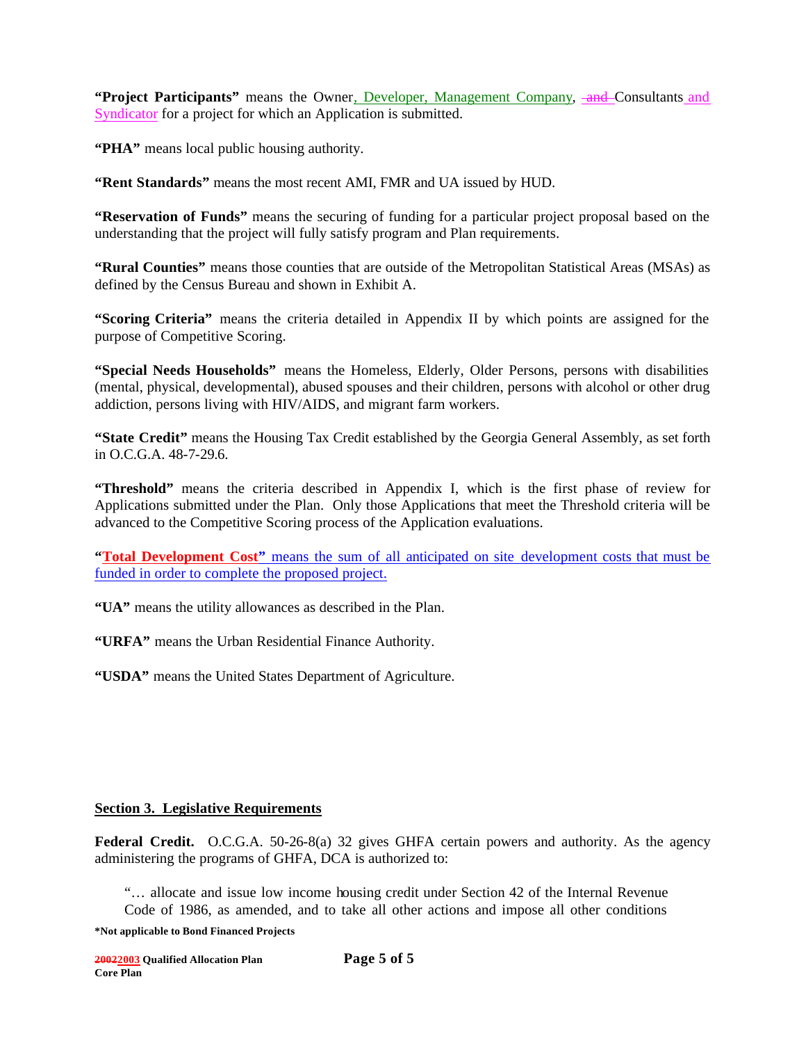**"Project Participants"** means the Owner, Developer, Management Company, ~~and~~ Consultants and Syndicator for a project for which an Application is submitted.

**"PHA"** means local public housing authority.

**"Rent Standards"** means the most recent AMI, FMR and UA issued by HUD.

**"Reservation of Funds"** means the securing of funding for a particular project proposal based on the understanding that the project will fully satisfy program and Plan requirements.

**"Rural Counties"** means those counties that are outside of the Metropolitan Statistical Areas (MSAs) as defined by the Census Bureau and shown in Exhibit A.

**"Scoring Criteria"** means the criteria detailed in Appendix II by which points are assigned for the purpose of Competitive Scoring.

**"Special Needs Households"** means the Homeless, Elderly, Older Persons, persons with disabilities (mental, physical, developmental), abused spouses and their children, persons with alcohol or other drug addiction, persons living with HIV/AIDS, and migrant farm workers.

**"State Credit"** means the Housing Tax Credit established by the Georgia General Assembly, as set forth in O.C.G.A. 48-7-29.6.

**"Threshold"** means the criteria described in Appendix I, which is the first phase of review for Applications submitted under the Plan. Only those Applications that meet the Threshold criteria will be advanced to the Competitive Scoring process of the Application evaluations.

**"Total Development Cost"** means the sum of all anticipated on site development costs that must be funded in order to complete the proposed project.

**"UA"** means the utility allowances as described in the Plan.

**"URFA"** means the Urban Residential Finance Authority.

**"USDA"** means the United States Department of Agriculture.

## Section 3. Legislative Requirements

**Federal Credit.** O.C.G.A. 50-26-8(a) 32 gives GHFA certain powers and authority. As the agency administering the programs of GHFA, DCA is authorized to:

> "… allocate and issue low income housing credit under Section 42 of the Internal Revenue Code of 1986, as amended, and to take all other actions and impose all other conditions

*Not applicable to Bond Financed Projects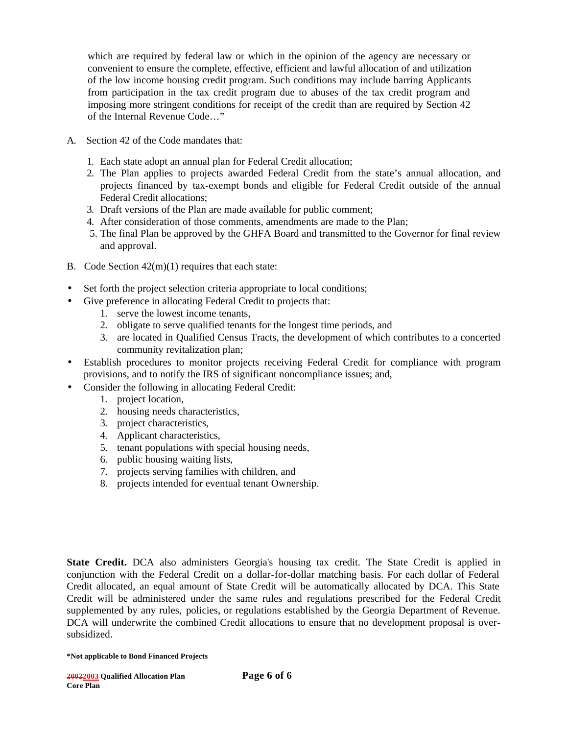which are required by federal law or which in the opinion of the agency are necessary or convenient to ensure the complete, effective, efficient and lawful allocation of and utilization of the low income housing credit program. Such conditions may include barring Applicants from participation in the tax credit program due to abuses of the tax credit program and imposing more stringent conditions for receipt of the credit than are required by Section 42 of the Internal Revenue Code…"

A. Section 42 of the Code mandates that:

1. Each state adopt an annual plan for Federal Credit allocation;
2. The Plan applies to projects awarded Federal Credit from the state's annual allocation, and projects financed by tax-exempt bonds and eligible for Federal Credit outside of the annual Federal Credit allocations;
3. Draft versions of the Plan are made available for public comment;
4. After consideration of those comments, amendments are made to the Plan;
5. The final Plan be approved by the GHFA Board and transmitted to the Governor for final review and approval.

B. Code Section 42(m)(1) requires that each state:

- Set forth the project selection criteria appropriate to local conditions;
- Give preference in allocating Federal Credit to projects that:
  1. serve the lowest income tenants,
  2. obligate to serve qualified tenants for the longest time periods, and
  3. are located in Qualified Census Tracts, the development of which contributes to a concerted community revitalization plan;
- Establish procedures to monitor projects receiving Federal Credit for compliance with program provisions, and to notify the IRS of significant noncompliance issues; and,
- Consider the following in allocating Federal Credit:
  1. project location,
  2. housing needs characteristics,
  3. project characteristics,
  4. Applicant characteristics,
  5. tenant populations with special housing needs,
  6. public housing waiting lists,
  7. projects serving families with children, and
  8. projects intended for eventual tenant Ownership.

**State Credit.** DCA also administers Georgia's housing tax credit. The State Credit is applied in conjunction with the Federal Credit on a dollar-for-dollar matching basis. For each dollar of Federal Credit allocated, an equal amount of State Credit will be automatically allocated by DCA. This State Credit will be administered under the same rules and regulations prescribed for the Federal Credit supplemented by any rules, policies, or regulations established by the Georgia Department of Revenue. DCA will underwrite the combined Credit allocations to ensure that no development proposal is over-subsidized.

**\*Not applicable to Bond Financed Projects**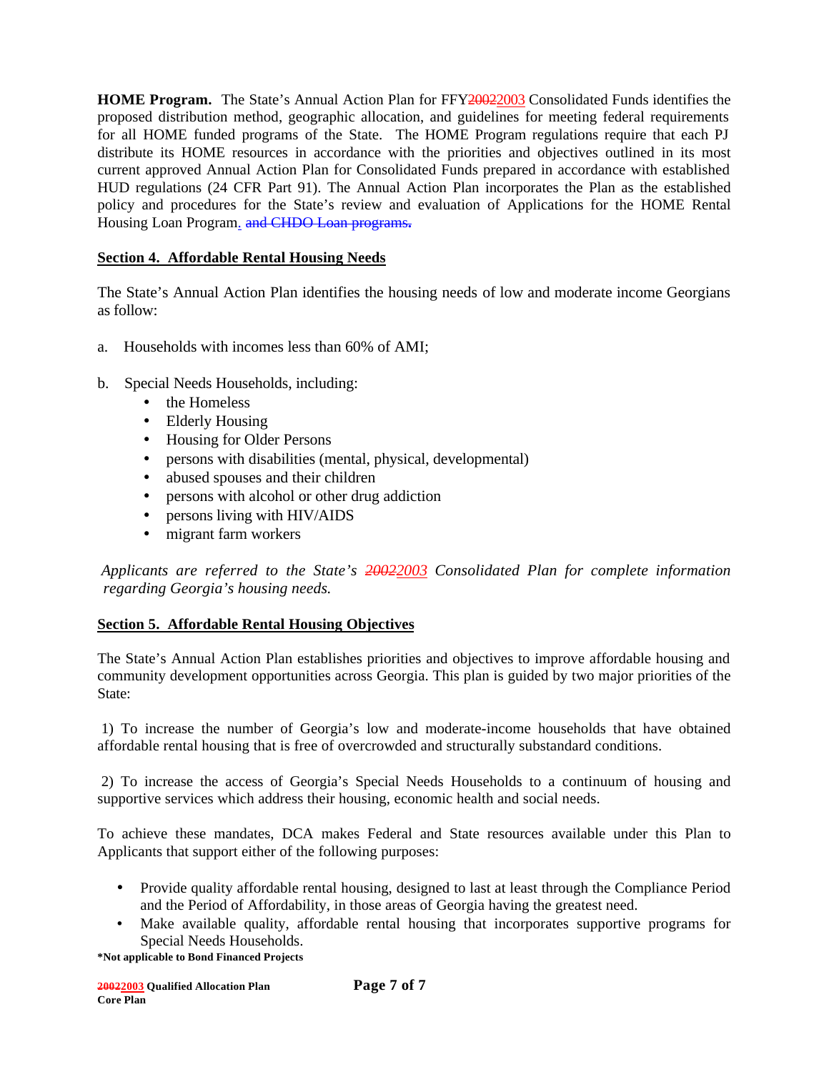**HOME Program.** The State's Annual Action Plan for FFY~~2002~~2003 Consolidated Funds identifies the proposed distribution method, geographic allocation, and guidelines for meeting federal requirements for all HOME funded programs of the State. The HOME Program regulations require that each PJ distribute its HOME resources in accordance with the priorities and objectives outlined in its most current approved Annual Action Plan for Consolidated Funds prepared in accordance with established HUD regulations (24 CFR Part 91). The Annual Action Plan incorporates the Plan as the established policy and procedures for the State's review and evaluation of Applications for the HOME Rental Housing Loan Program. ~~and CHDO Loan programs.~~

## Section 4. Affordable Rental Housing Needs

The State's Annual Action Plan identifies the housing needs of low and moderate income Georgians as follow:

a. Households with incomes less than 60% of AMI;

b. Special Needs Households, including:
   - the Homeless
   - Elderly Housing
   - Housing for Older Persons
   - persons with disabilities (mental, physical, developmental)
   - abused spouses and their children
   - persons with alcohol or other drug addiction
   - persons living with HIV/AIDS
   - migrant farm workers

*Applicants are referred to the State's ~~2002~~2003 Consolidated Plan for complete information regarding Georgia's housing needs.*

## Section 5. Affordable Rental Housing Objectives

The State's Annual Action Plan establishes priorities and objectives to improve affordable housing and community development opportunities across Georgia. This plan is guided by two major priorities of the State:

1) To increase the number of Georgia's low and moderate-income households that have obtained affordable rental housing that is free of overcrowded and structurally substandard conditions.

2) To increase the access of Georgia's Special Needs Households to a continuum of housing and supportive services which address their housing, economic health and social needs.

To achieve these mandates, DCA makes Federal and State resources available under this Plan to Applicants that support either of the following purposes:

- Provide quality affordable rental housing, designed to last at least through the Compliance Period and the Period of Affordability, in those areas of Georgia having the greatest need.
- Make available quality, affordable rental housing that incorporates supportive programs for Special Needs Households.

**\*Not applicable to Bond Financed Projects**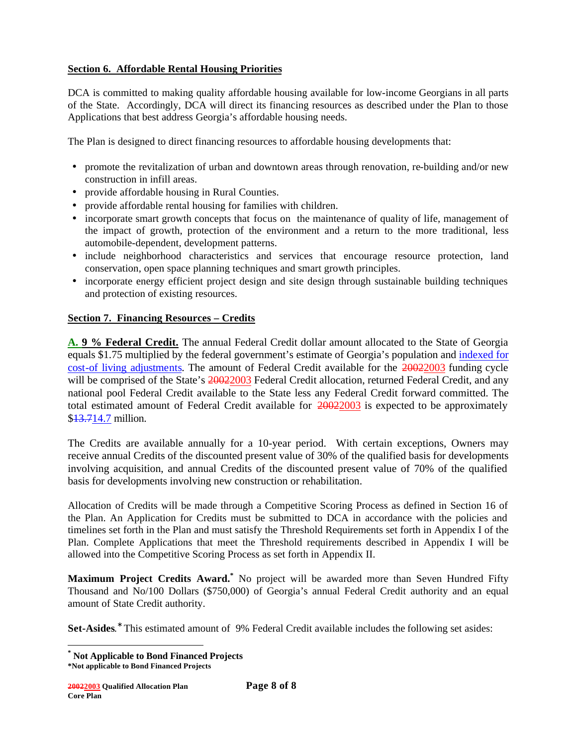## Section 6. Affordable Rental Housing Priorities

DCA is committed to making quality affordable housing available for low-income Georgians in all parts of the State. Accordingly, DCA will direct its financing resources as described under the Plan to those Applications that best address Georgia's affordable housing needs.

The Plan is designed to direct financing resources to affordable housing developments that:

- promote the revitalization of urban and downtown areas through renovation, re-building and/or new construction in infill areas.
- provide affordable housing in Rural Counties.
- provide affordable rental housing for families with children.
- incorporate smart growth concepts that focus on the maintenance of quality of life, management of the impact of growth, protection of the environment and a return to the more traditional, less automobile-dependent, development patterns.
- include neighborhood characteristics and services that encourage resource protection, land conservation, open space planning techniques and smart growth principles.
- incorporate energy efficient project design and site design through sustainable building techniques and protection of existing resources.

## Section 7. Financing Resources – Credits

**A. 9 % Federal Credit.** The annual Federal Credit dollar amount allocated to the State of Georgia equals $1.75 multiplied by the federal government's estimate of Georgia's population and indexed for cost-of living adjustments. The amount of Federal Credit available for the ~~2002~~2003 funding cycle will be comprised of the State's ~~2002~~2003 Federal Credit allocation, returned Federal Credit, and any national pool Federal Credit available to the State less any Federal Credit forward committed. The total estimated amount of Federal Credit available for ~~2002~~2003 is expected to be approximately $~~13.7~~14.7 million.

The Credits are available annually for a 10-year period. With certain exceptions, Owners may receive annual Credits of the discounted present value of 30% of the qualified basis for developments involving acquisition, and annual Credits of the discounted present value of 70% of the qualified basis for developments involving new construction or rehabilitation.

Allocation of Credits will be made through a Competitive Scoring Process as defined in Section 16 of the Plan. An Application for Credits must be submitted to DCA in accordance with the policies and timelines set forth in the Plan and must satisfy the Threshold Requirements set forth in Appendix I of the Plan. Complete Applications that meet the Threshold requirements described in Appendix I will be allowed into the Competitive Scoring Process as set forth in Appendix II.

**Maximum Project Credits Award.*** No project will be awarded more than Seven Hundred Fifty Thousand and No/100 Dollars ($750,000) of Georgia's annual Federal Credit authority and an equal amount of State Credit authority.

**Set-Asides.*** This estimated amount of 9% Federal Credit available includes the following set asides:

---

* **Not Applicable to Bond Financed Projects**

**\*Not applicable to Bond Financed Projects**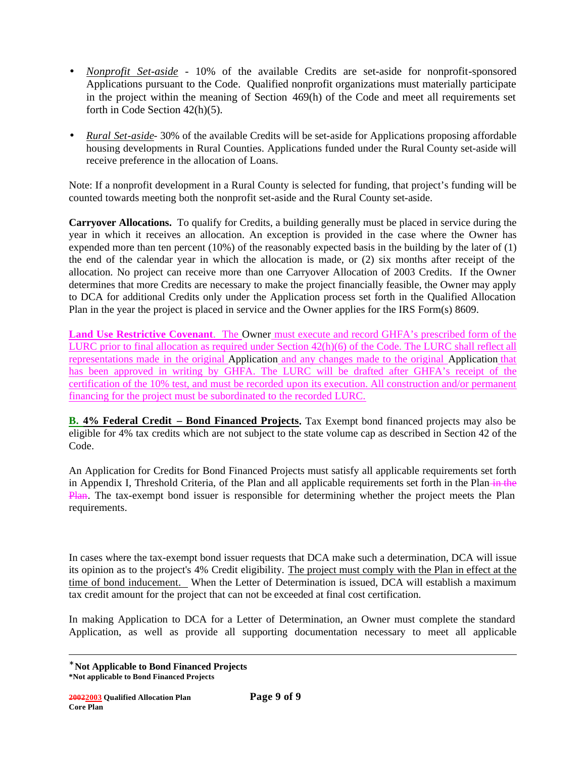- *Nonprofit Set-aside* - 10% of the available Credits are set-aside for nonprofit-sponsored Applications pursuant to the Code. Qualified nonprofit organizations must materially participate in the project within the meaning of Section 469(h) of the Code and meet all requirements set forth in Code Section 42(h)(5).

- *Rural Set-aside*- 30% of the available Credits will be set-aside for Applications proposing affordable housing developments in Rural Counties. Applications funded under the Rural County set-aside will receive preference in the allocation of Loans.

Note: If a nonprofit development in a Rural County is selected for funding, that project's funding will be counted towards meeting both the nonprofit set-aside and the Rural County set-aside.

**Carryover Allocations.** To qualify for Credits, a building generally must be placed in service during the year in which it receives an allocation. An exception is provided in the case where the Owner has expended more than ten percent (10%) of the reasonably expected basis in the building by the later of (1) the end of the calendar year in which the allocation is made, or (2) six months after receipt of the allocation. No project can receive more than one Carryover Allocation of 2003 Credits. If the Owner determines that more Credits are necessary to make the project financially feasible, the Owner may apply to DCA for additional Credits only under the Application process set forth in the Qualified Allocation Plan in the year the project is placed in service and the Owner applies for the IRS Form(s) 8609.

**Land Use Restrictive Covenant**. The Owner must execute and record GHFA's prescribed form of the LURC prior to final allocation as required under Section 42(h)(6) of the Code. The LURC shall reflect all representations made in the original Application and any changes made to the original Application that has been approved in writing by GHFA. The LURC will be drafted after GHFA's receipt of the certification of the 10% test, and must be recorded upon its execution. All construction and/or permanent financing for the project must be subordinated to the recorded LURC.

**B. 4% Federal Credit – Bond Financed Projects.** Tax Exempt bond financed projects may also be eligible for 4% tax credits which are not subject to the state volume cap as described in Section 42 of the Code.

An Application for Credits for Bond Financed Projects must satisfy all applicable requirements set forth in Appendix I, Threshold Criteria, of the Plan and all applicable requirements set forth in the Plan ~~in the Plan~~. The tax-exempt bond issuer is responsible for determining whether the project meets the Plan requirements.

In cases where the tax-exempt bond issuer requests that DCA make such a determination, DCA will issue its opinion as to the project's 4% Credit eligibility. The project must comply with the Plan in effect at the time of bond inducement. When the Letter of Determination is issued, DCA will establish a maximum tax credit amount for the project that can not be exceeded at final cost certification.

In making Application to DCA for a Letter of Determination, an Owner must complete the standard Application, as well as provide all supporting documentation necessary to meet all applicable

---

*Not Applicable to Bond Financed Projects

*Not applicable to Bond Financed Projects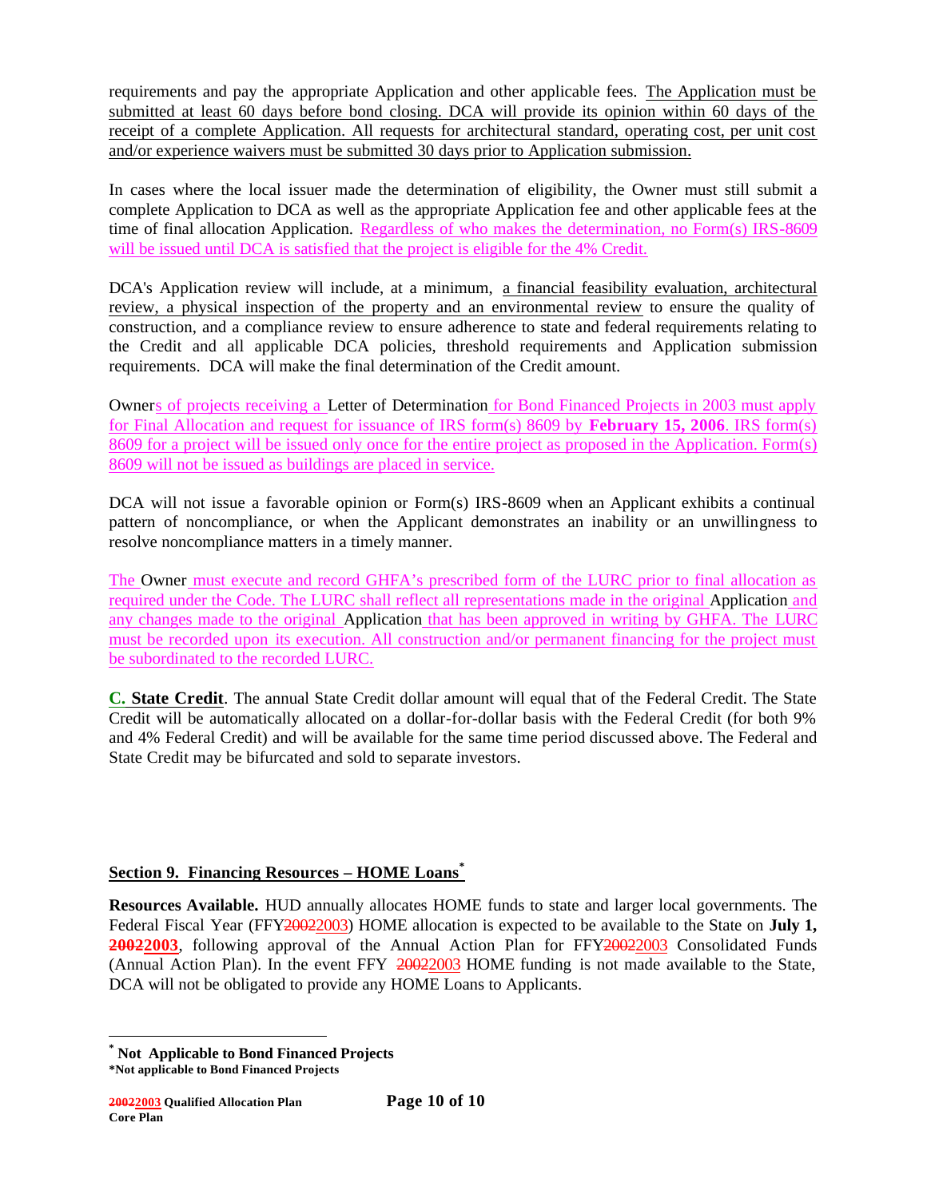requirements and pay the appropriate Application and other applicable fees. The Application must be submitted at least 60 days before bond closing. DCA will provide its opinion within 60 days of the receipt of a complete Application. All requests for architectural standard, operating cost, per unit cost and/or experience waivers must be submitted 30 days prior to Application submission.

In cases where the local issuer made the determination of eligibility, the Owner must still submit a complete Application to DCA as well as the appropriate Application fee and other applicable fees at the time of final allocation Application. Regardless of who makes the determination, no Form(s) IRS-8609 will be issued until DCA is satisfied that the project is eligible for the 4% Credit.

DCA's Application review will include, at a minimum, a financial feasibility evaluation, architectural review, a physical inspection of the property and an environmental review to ensure the quality of construction, and a compliance review to ensure adherence to state and federal requirements relating to the Credit and all applicable DCA policies, threshold requirements and Application submission requirements. DCA will make the final determination of the Credit amount.

Owners of projects receiving a Letter of Determination for Bond Financed Projects in 2003 must apply for Final Allocation and request for issuance of IRS form(s) 8609 by **February 15, 2006**. IRS form(s) 8609 for a project will be issued only once for the entire project as proposed in the Application. Form(s) 8609 will not be issued as buildings are placed in service.

DCA will not issue a favorable opinion or Form(s) IRS-8609 when an Applicant exhibits a continual pattern of noncompliance, or when the Applicant demonstrates an inability or an unwillingness to resolve noncompliance matters in a timely manner.

The Owner must execute and record GHFA's prescribed form of the LURC prior to final allocation as required under the Code. The LURC shall reflect all representations made in the original Application and any changes made to the original Application that has been approved in writing by GHFA. The LURC must be recorded upon its execution. All construction and/or permanent financing for the project must be subordinated to the recorded LURC.

**C. State Credit**. The annual State Credit dollar amount will equal that of the Federal Credit. The State Credit will be automatically allocated on a dollar-for-dollar basis with the Federal Credit (for both 9% and 4% Federal Credit) and will be available for the same time period discussed above. The Federal and State Credit may be bifurcated and sold to separate investors.

## Section 9. Financing Resources – HOME Loans*

**Resources Available.** HUD annually allocates HOME funds to state and larger local governments. The Federal Fiscal Year (FFY~~2002~~2003) HOME allocation is expected to be available to the State on **July 1, ~~2002~~2003**, following approval of the Annual Action Plan for FFY~~2002~~2003 Consolidated Funds (Annual Action Plan). In the event FFY ~~2002~~2003 HOME funding is not made available to the State, DCA will not be obligated to provide any HOME Loans to Applicants.

---

* **Not Applicable to Bond Financed Projects**

**\*Not applicable to Bond Financed Projects**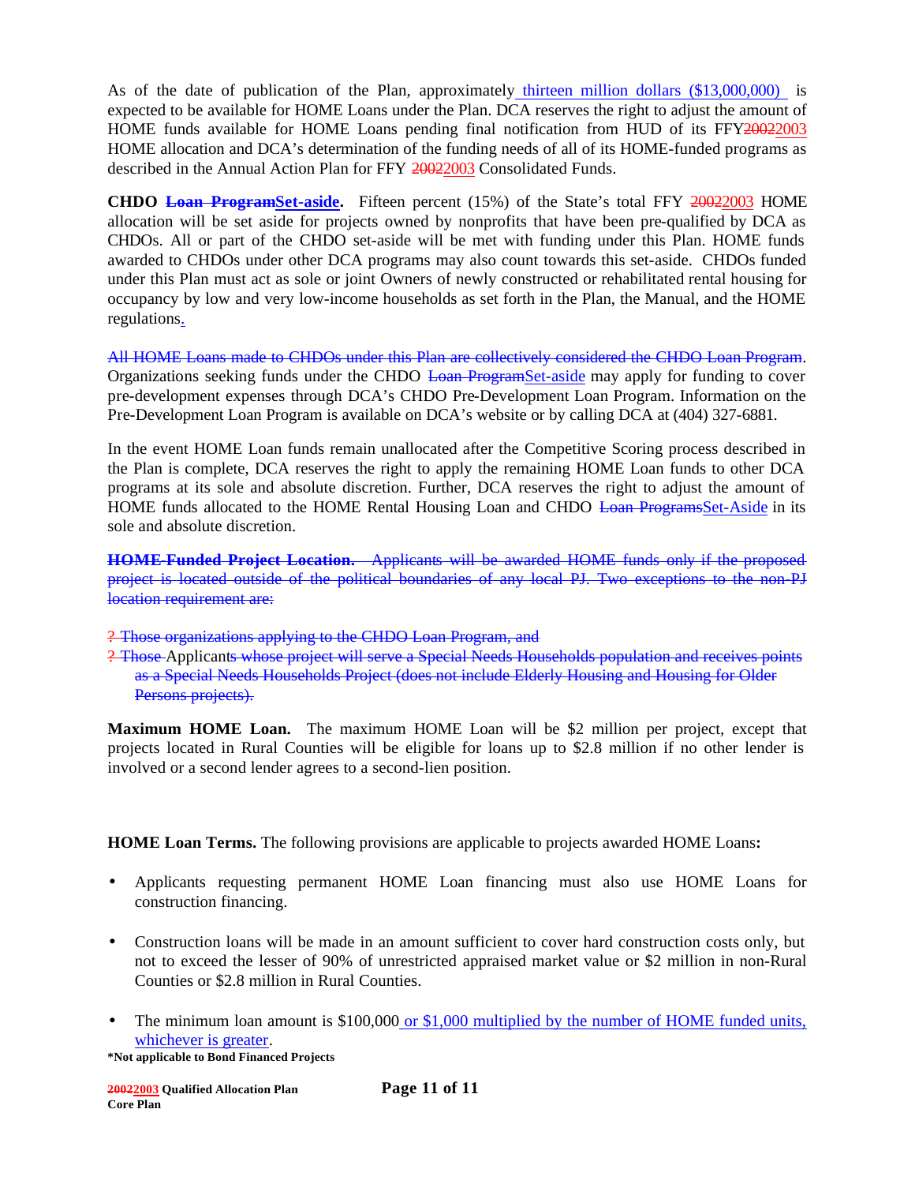As of the date of publication of the Plan, approximately thirteen million dollars ($13,000,000) is expected to be available for HOME Loans under the Plan. DCA reserves the right to adjust the amount of HOME funds available for HOME Loans pending final notification from HUD of its FFY~~2002~~2003 HOME allocation and DCA's determination of the funding needs of all of its HOME-funded programs as described in the Annual Action Plan for FFY ~~2002~~2003 Consolidated Funds.

**CHDO ~~Loan Program~~Set-aside.** Fifteen percent (15%) of the State's total FFY ~~2002~~2003 HOME allocation will be set aside for projects owned by nonprofits that have been pre-qualified by DCA as CHDOs. All or part of the CHDO set-aside will be met with funding under this Plan. HOME funds awarded to CHDOs under other DCA programs may also count towards this set-aside. CHDOs funded under this Plan must act as sole or joint Owners of newly constructed or rehabilitated rental housing for occupancy by low and very low-income households as set forth in the Plan, the Manual, and the HOME regulations.

~~All HOME Loans made to CHDOs under this Plan are collectively considered the CHDO Loan Program~~. Organizations seeking funds under the CHDO ~~Loan Program~~Set-aside may apply for funding to cover pre-development expenses through DCA's CHDO Pre-Development Loan Program. Information on the Pre-Development Loan Program is available on DCA's website or by calling DCA at (404) 327-6881.

In the event HOME Loan funds remain unallocated after the Competitive Scoring process described in the Plan is complete, DCA reserves the right to apply the remaining HOME Loan funds to other DCA programs at its sole and absolute discretion. Further, DCA reserves the right to adjust the amount of HOME funds allocated to the HOME Rental Housing Loan and CHDO ~~Loan Programs~~Set-Aside in its sole and absolute discretion.

~~**HOME-Funded Project Location.** Applicants will be awarded HOME funds only if the proposed project is located outside of the political boundaries of any local PJ. Two exceptions to the non-PJ location requirement are:~~

- ~~Those organizations applying to the CHDO Loan Program, and~~
- ~~Those~~ Applicant~~s whose project will serve a Special Needs Households population and receives points as a Special Needs Households Project (does not include Elderly Housing and Housing for Older Persons projects).~~

**Maximum HOME Loan.** The maximum HOME Loan will be $2 million per project, except that projects located in Rural Counties will be eligible for loans up to $2.8 million if no other lender is involved or a second lender agrees to a second-lien position.

**HOME Loan Terms.** The following provisions are applicable to projects awarded HOME Loans**:**

- Applicants requesting permanent HOME Loan financing must also use HOME Loans for construction financing.
- Construction loans will be made in an amount sufficient to cover hard construction costs only, but not to exceed the lesser of 90% of unrestricted appraised market value or $2 million in non-Rural Counties or $2.8 million in Rural Counties.
- The minimum loan amount is $100,000 or $1,000 multiplied by the number of HOME funded units, whichever is greater.

**\*Not applicable to Bond Financed Projects**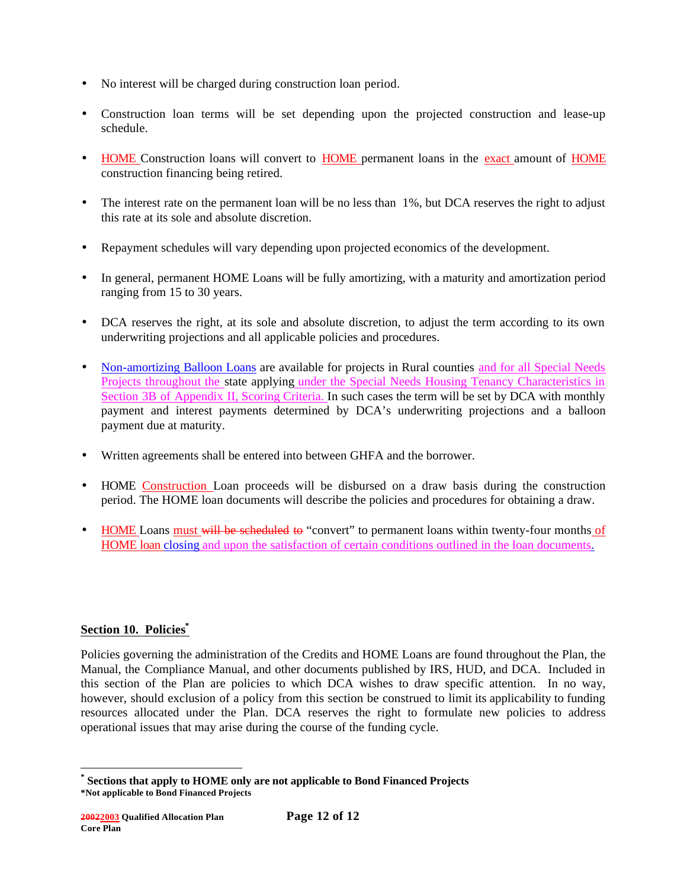- No interest will be charged during construction loan period.

- Construction loan terms will be set depending upon the projected construction and lease-up schedule.

- HOME Construction loans will convert to HOME permanent loans in the exact amount of HOME construction financing being retired.

- The interest rate on the permanent loan will be no less than 1%, but DCA reserves the right to adjust this rate at its sole and absolute discretion.

- Repayment schedules will vary depending upon projected economics of the development.

- In general, permanent HOME Loans will be fully amortizing, with a maturity and amortization period ranging from 15 to 30 years.

- DCA reserves the right, at its sole and absolute discretion, to adjust the term according to its own underwriting projections and all applicable policies and procedures.

- Non-amortizing Balloon Loans are available for projects in Rural counties and for all Special Needs Projects throughout the state applying under the Special Needs Housing Tenancy Characteristics in Section 3B of Appendix II, Scoring Criteria. In such cases the term will be set by DCA with monthly payment and interest payments determined by DCA's underwriting projections and a balloon payment due at maturity.

- Written agreements shall be entered into between GHFA and the borrower.

- HOME Construction Loan proceeds will be disbursed on a draw basis during the construction period. The HOME loan documents will describe the policies and procedures for obtaining a draw.

- HOME Loans must ~~will be scheduled to~~ "convert" to permanent loans within twenty-four months of HOME loan closing and upon the satisfaction of certain conditions outlined in the loan documents.

## Section 10. Policies*

Policies governing the administration of the Credits and HOME Loans are found throughout the Plan, the Manual, the Compliance Manual, and other documents published by IRS, HUD, and DCA. Included in this section of the Plan are policies to which DCA wishes to draw specific attention. In no way, however, should exclusion of a policy from this section be construed to limit its applicability to funding resources allocated under the Plan. DCA reserves the right to formulate new policies to address operational issues that may arise during the course of the funding cycle.

---

**\* Sections that apply to HOME only are not applicable to Bond Financed Projects**

**\*Not applicable to Bond Financed Projects**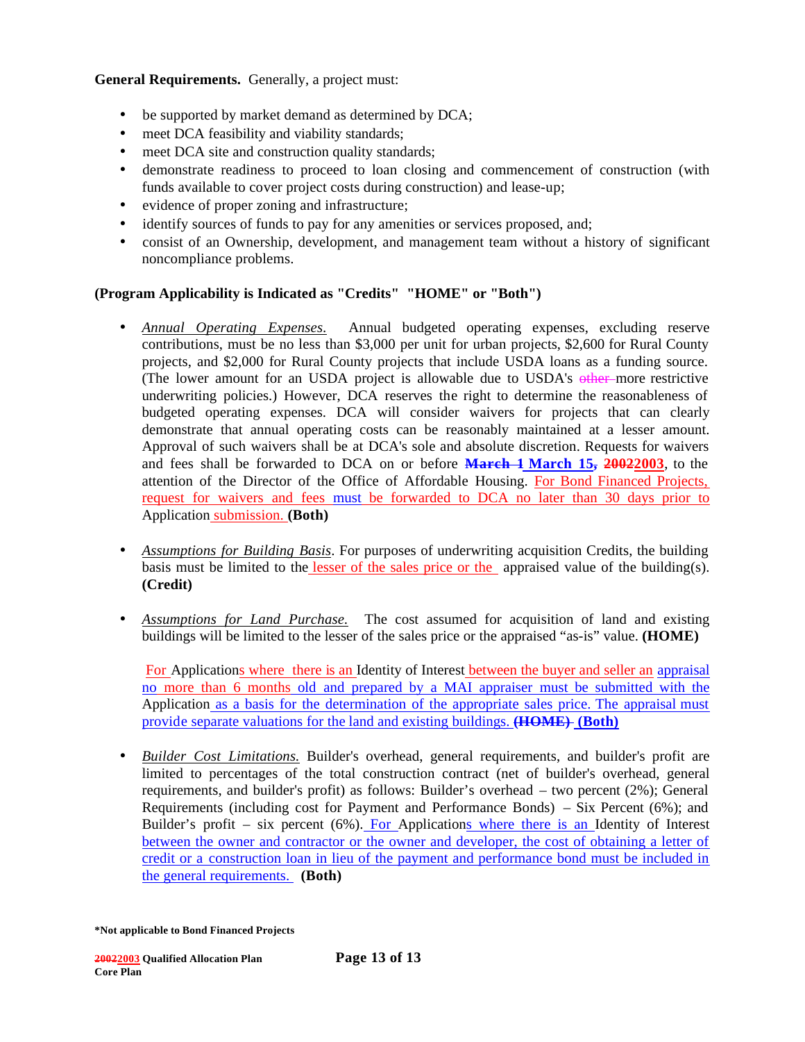**General Requirements.** Generally, a project must:

- be supported by market demand as determined by DCA;
- meet DCA feasibility and viability standards;
- meet DCA site and construction quality standards;
- demonstrate readiness to proceed to loan closing and commencement of construction (with funds available to cover project costs during construction) and lease-up;
- evidence of proper zoning and infrastructure;
- identify sources of funds to pay for any amenities or services proposed, and;
- consist of an Ownership, development, and management team without a history of significant noncompliance problems.

**(Program Applicability is Indicated as "Credits" "HOME" or "Both")**

- *Annual Operating Expenses.* Annual budgeted operating expenses, excluding reserve contributions, must be no less than $3,000 per unit for urban projects, $2,600 for Rural County projects, and $2,000 for Rural County projects that include USDA loans as a funding source. (The lower amount for an USDA project is allowable due to USDA's ~~other~~ more restrictive underwriting policies.) However, DCA reserves the right to determine the reasonableness of budgeted operating expenses. DCA will consider waivers for projects that can clearly demonstrate that annual operating costs can be reasonably maintained at a lesser amount. Approval of such waivers shall be at DCA's sole and absolute discretion. Requests for waivers and fees shall be forwarded to DCA on or before ~~**March 1**~~ **March 15**~~**,**~~ ~~**2002**~~**2003**, to the attention of the Director of the Office of Affordable Housing. For Bond Financed Projects, request for waivers and fees must be forwarded to DCA no later than 30 days prior to Application submission. **(Both)**

- *Assumptions for Building Basis*. For purposes of underwriting acquisition Credits, the building basis must be limited to the lesser of the sales price or the appraised value of the building(s). **(Credit)**

- *Assumptions for Land Purchase.* The cost assumed for acquisition of land and existing buildings will be limited to the lesser of the sales price or the appraised "as-is" value. **(HOME)**

  For Applications where there is an Identity of Interest between the buyer and seller an appraisal no more than 6 months old and prepared by a MAI appraiser must be submitted with the Application as a basis for the determination of the appropriate sales price. The appraisal must provide separate valuations for the land and existing buildings. ~~**(HOME)**~~ **(Both)**

- *Builder Cost Limitations.* Builder's overhead, general requirements, and builder's profit are limited to percentages of the total construction contract (net of builder's overhead, general requirements, and builder's profit) as follows: Builder's overhead – two percent (2%); General Requirements (including cost for Payment and Performance Bonds) – Six Percent (6%); and Builder's profit – six percent (6%). For Applications where there is an Identity of Interest between the owner and contractor or the owner and developer, the cost of obtaining a letter of credit or a construction loan in lieu of the payment and performance bond must be included in the general requirements. **(Both)**

**\*Not applicable to Bond Financed Projects**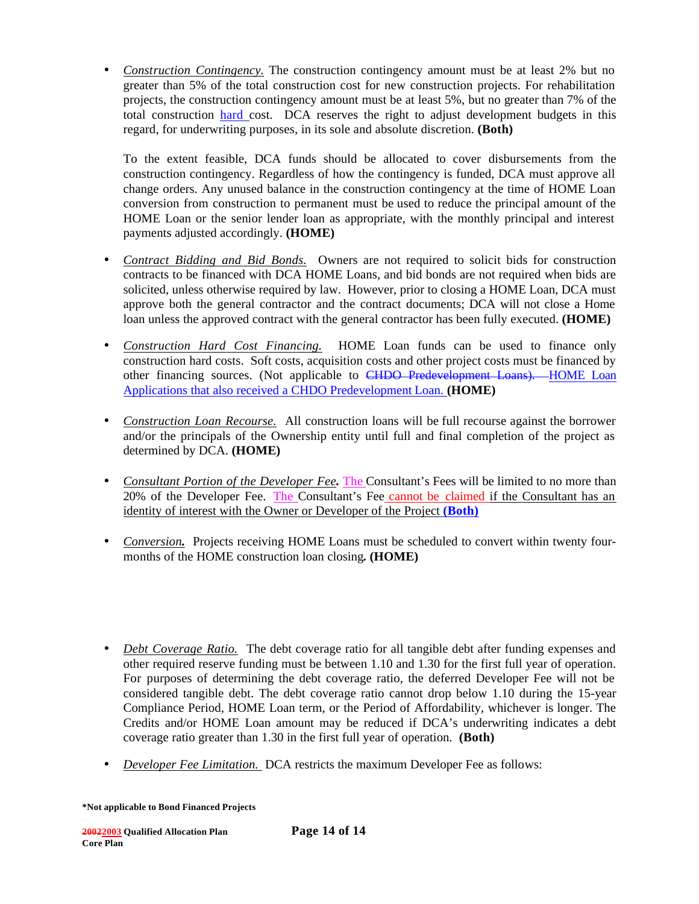- *Construction Contingency.* The construction contingency amount must be at least 2% but no greater than 5% of the total construction cost for new construction projects. For rehabilitation projects, the construction contingency amount must be at least 5%, but no greater than 7% of the total construction hard cost. DCA reserves the right to adjust development budgets in this regard, for underwriting purposes, in its sole and absolute discretion. **(Both)**

  To the extent feasible, DCA funds should be allocated to cover disbursements from the construction contingency. Regardless of how the contingency is funded, DCA must approve all change orders. Any unused balance in the construction contingency at the time of HOME Loan conversion from construction to permanent must be used to reduce the principal amount of the HOME Loan or the senior lender loan as appropriate, with the monthly principal and interest payments adjusted accordingly. **(HOME)**

- *Contract Bidding and Bid Bonds.* Owners are not required to solicit bids for construction contracts to be financed with DCA HOME Loans, and bid bonds are not required when bids are solicited, unless otherwise required by law. However, prior to closing a HOME Loan, DCA must approve both the general contractor and the contract documents; DCA will not close a Home loan unless the approved contract with the general contractor has been fully executed. **(HOME)**

- *Construction Hard Cost Financing.* HOME Loan funds can be used to finance only construction hard costs. Soft costs, acquisition costs and other project costs must be financed by other financing sources. (Not applicable to ~~CHDO Predevelopment Loans).~~ HOME Loan Applications that also received a CHDO Predevelopment Loan. **(HOME)**

- *Construction Loan Recourse.* All construction loans will be full recourse against the borrower and/or the principals of the Ownership entity until full and final completion of the project as determined by DCA. **(HOME)**

- ***Consultant Portion of the Developer Fee.*** The Consultant's Fees will be limited to no more than 20% of the Developer Fee. The Consultant's Fee cannot be claimed if the Consultant has an identity of interest with the Owner or Developer of the Project **(Both)**

- ***Conversion.*** Projects receiving HOME Loans must be scheduled to convert within twenty four-months of the HOME construction loan closing**. (HOME)**

- *Debt Coverage Ratio.* The debt coverage ratio for all tangible debt after funding expenses and other required reserve funding must be between 1.10 and 1.30 for the first full year of operation. For purposes of determining the debt coverage ratio, the deferred Developer Fee will not be considered tangible debt. The debt coverage ratio cannot drop below 1.10 during the 15-year Compliance Period, HOME Loan term, or the Period of Affordability, whichever is longer. The Credits and/or HOME Loan amount may be reduced if DCA's underwriting indicates a debt coverage ratio greater than 1.30 in the first full year of operation. **(Both)**

- *Developer Fee Limitation.* DCA restricts the maximum Developer Fee as follows:

**\*Not applicable to Bond Financed Projects**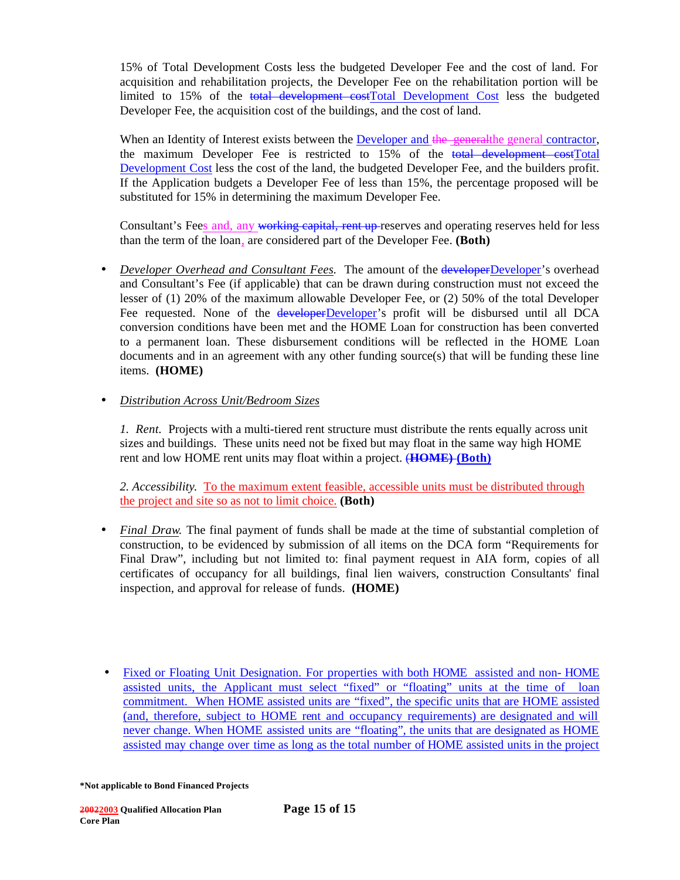15% of Total Development Costs less the budgeted Developer Fee and the cost of land. For acquisition and rehabilitation projects, the Developer Fee on the rehabilitation portion will be limited to 15% of the ~~total development cost~~Total Development Cost less the budgeted Developer Fee, the acquisition cost of the buildings, and the cost of land.

When an Identity of Interest exists between the Developer and ~~the general~~the general contractor, the maximum Developer Fee is restricted to 15% of the ~~total development cost~~Total Development Cost less the cost of the land, the budgeted Developer Fee, and the builders profit. If the Application budgets a Developer Fee of less than 15%, the percentage proposed will be substituted for 15% in determining the maximum Developer Fee.

Consultant's Fees and, any ~~working capital, rent up~~ reserves and operating reserves held for less than the term of the loan, are considered part of the Developer Fee. **(Both)**

- *Developer Overhead and Consultant Fees.* The amount of the ~~developer~~Developer's overhead and Consultant's Fee (if applicable) that can be drawn during construction must not exceed the lesser of (1) 20% of the maximum allowable Developer Fee, or (2) 50% of the total Developer Fee requested. None of the ~~developer~~Developer's profit will be disbursed until all DCA conversion conditions have been met and the HOME Loan for construction has been converted to a permanent loan. These disbursement conditions will be reflected in the HOME Loan documents and in an agreement with any other funding source(s) that will be funding these line items. **(HOME)**

- *Distribution Across Unit/Bedroom Sizes*

  1. *Rent.* Projects with a multi-tiered rent structure must distribute the rents equally across unit sizes and buildings. These units need not be fixed but may float in the same way high HOME rent and low HOME rent units may float within a project. ~~**(HOME)**~~ **(Both)**

  2. *Accessibility.* To the maximum extent feasible, accessible units must be distributed through the project and site so as not to limit choice. **(Both)**

- *Final Draw.* The final payment of funds shall be made at the time of substantial completion of construction, to be evidenced by submission of all items on the DCA form "Requirements for Final Draw", including but not limited to: final payment request in AIA form, copies of all certificates of occupancy for all buildings, final lien waivers, construction Consultants' final inspection, and approval for release of funds. **(HOME)**

- Fixed or Floating Unit Designation. For properties with both HOME assisted and non- HOME assisted units, the Applicant must select "fixed" or "floating" units at the time of loan commitment. When HOME assisted units are "fixed", the specific units that are HOME assisted (and, therefore, subject to HOME rent and occupancy requirements) are designated and will never change. When HOME assisted units are "floating", the units that are designated as HOME assisted may change over time as long as the total number of HOME assisted units in the project

*Not applicable to Bond Financed Projects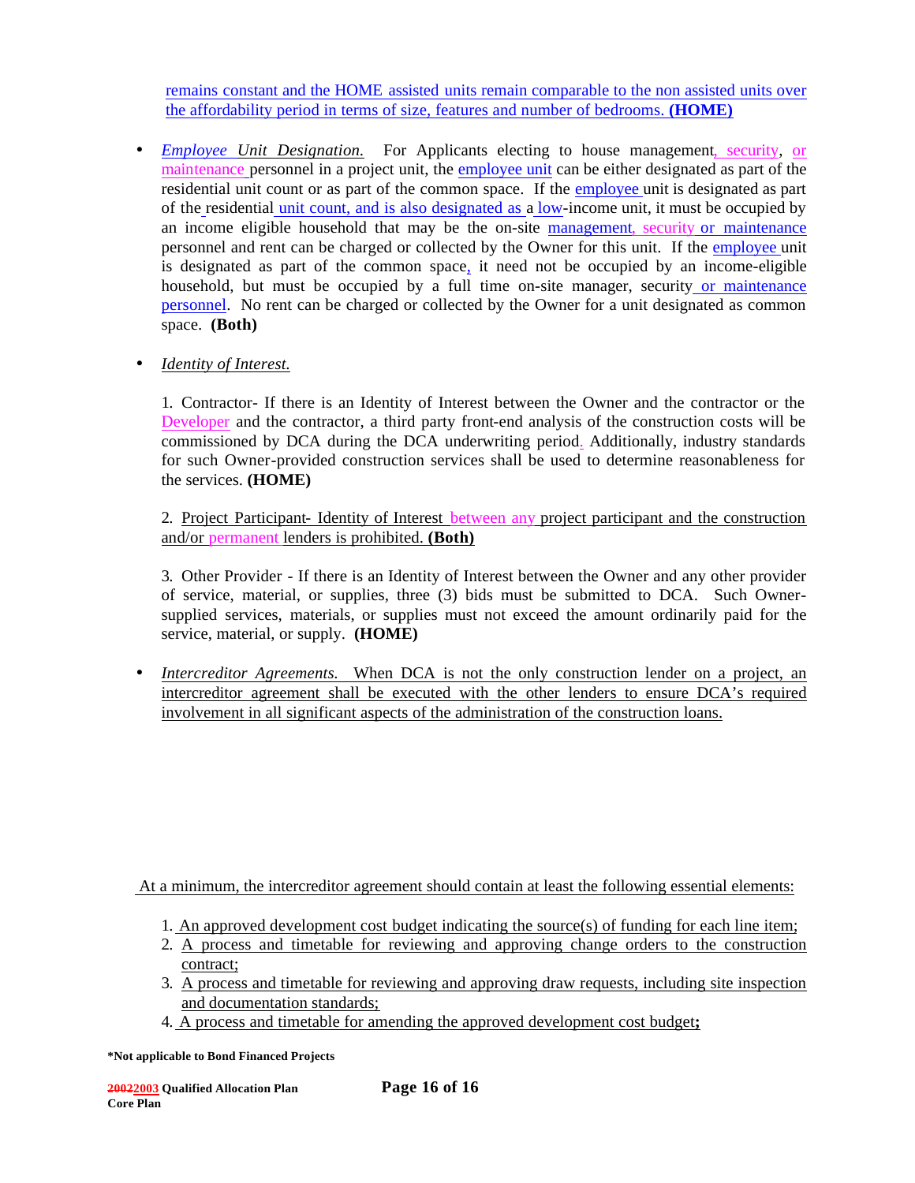remains constant and the HOME assisted units remain comparable to the non assisted units over the affordability period in terms of size, features and number of bedrooms. **(HOME)**

- *Employee Unit Designation.* For Applicants electing to house management, security, or maintenance personnel in a project unit, the employee unit can be either designated as part of the residential unit count or as part of the common space. If the employee unit is designated as part of the residential unit count, and is also designated as a low-income unit, it must be occupied by an income eligible household that may be the on-site management, security or maintenance personnel and rent can be charged or collected by the Owner for this unit. If the employee unit is designated as part of the common space, it need not be occupied by an income-eligible household, but must be occupied by a full time on-site manager, security or maintenance personnel. No rent can be charged or collected by the Owner for a unit designated as common space. **(Both)**

- *Identity of Interest.*

  1. Contractor- If there is an Identity of Interest between the Owner and the contractor or the Developer and the contractor, a third party front-end analysis of the construction costs will be commissioned by DCA during the DCA underwriting period. Additionally, industry standards for such Owner-provided construction services shall be used to determine reasonableness for the services. **(HOME)**

  2. Project Participant- Identity of Interest between any project participant and the construction and/or permanent lenders is prohibited. **(Both)**

  3. Other Provider - If there is an Identity of Interest between the Owner and any other provider of service, material, or supplies, three (3) bids must be submitted to DCA. Such Owner-supplied services, materials, or supplies must not exceed the amount ordinarily paid for the service, material, or supply. **(HOME)**

- *Intercreditor Agreements.* When DCA is not the only construction lender on a project, an intercreditor agreement shall be executed with the other lenders to ensure DCA's required involvement in all significant aspects of the administration of the construction loans.

At a minimum, the intercreditor agreement should contain at least the following essential elements:

1. An approved development cost budget indicating the source(s) of funding for each line item;
2. A process and timetable for reviewing and approving change orders to the construction contract;
3. A process and timetable for reviewing and approving draw requests, including site inspection and documentation standards;
4. A process and timetable for amending the approved development cost budget**;**

***Not applicable to Bond Financed Projects**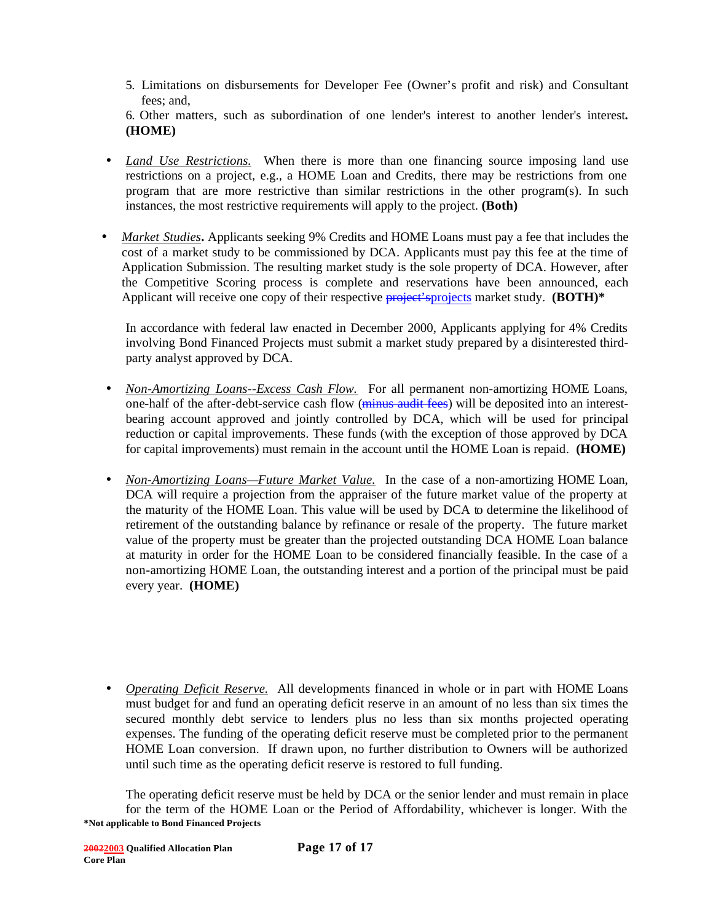5. Limitations on disbursements for Developer Fee (Owner's profit and risk) and Consultant fees; and,

6. Other matters, such as subordination of one lender's interest to another lender's interest**.** **(HOME)**

- *Land Use Restrictions.* When there is more than one financing source imposing land use restrictions on a project, e.g., a HOME Loan and Credits, there may be restrictions from one program that are more restrictive than similar restrictions in the other program(s). In such instances, the most restrictive requirements will apply to the project. **(Both)**

- *Market Studies***.** Applicants seeking 9% Credits and HOME Loans must pay a fee that includes the cost of a market study to be commissioned by DCA. Applicants must pay this fee at the time of Application Submission. The resulting market study is the sole property of DCA. However, after the Competitive Scoring process is complete and reservations have been announced, each Applicant will receive one copy of their respective ~~project's~~projects market study. **(BOTH)***

  In accordance with federal law enacted in December 2000, Applicants applying for 4% Credits involving Bond Financed Projects must submit a market study prepared by a disinterested third-party analyst approved by DCA.

- *Non-Amortizing Loans--Excess Cash Flow.* For all permanent non-amortizing HOME Loans, one-half of the after-debt-service cash flow (~~minus audit fees~~) will be deposited into an interest-bearing account approved and jointly controlled by DCA, which will be used for principal reduction or capital improvements. These funds (with the exception of those approved by DCA for capital improvements) must remain in the account until the HOME Loan is repaid. **(HOME)**

- *Non-Amortizing Loans—Future Market Value.* In the case of a non-amortizing HOME Loan, DCA will require a projection from the appraiser of the future market value of the property at the maturity of the HOME Loan. This value will be used by DCA to determine the likelihood of retirement of the outstanding balance by refinance or resale of the property. The future market value of the property must be greater than the projected outstanding DCA HOME Loan balance at maturity in order for the HOME Loan to be considered financially feasible. In the case of a non-amortizing HOME Loan, the outstanding interest and a portion of the principal must be paid every year. **(HOME)**

- *Operating Deficit Reserve.* All developments financed in whole or in part with HOME Loans must budget for and fund an operating deficit reserve in an amount of no less than six times the secured monthly debt service to lenders plus no less than six months projected operating expenses. The funding of the operating deficit reserve must be completed prior to the permanent HOME Loan conversion. If drawn upon, no further distribution to Owners will be authorized until such time as the operating deficit reserve is restored to full funding.

  The operating deficit reserve must be held by DCA or the senior lender and must remain in place for the term of the HOME Loan or the Period of Affordability, whichever is longer. With the

***Not applicable to Bond Financed Projects**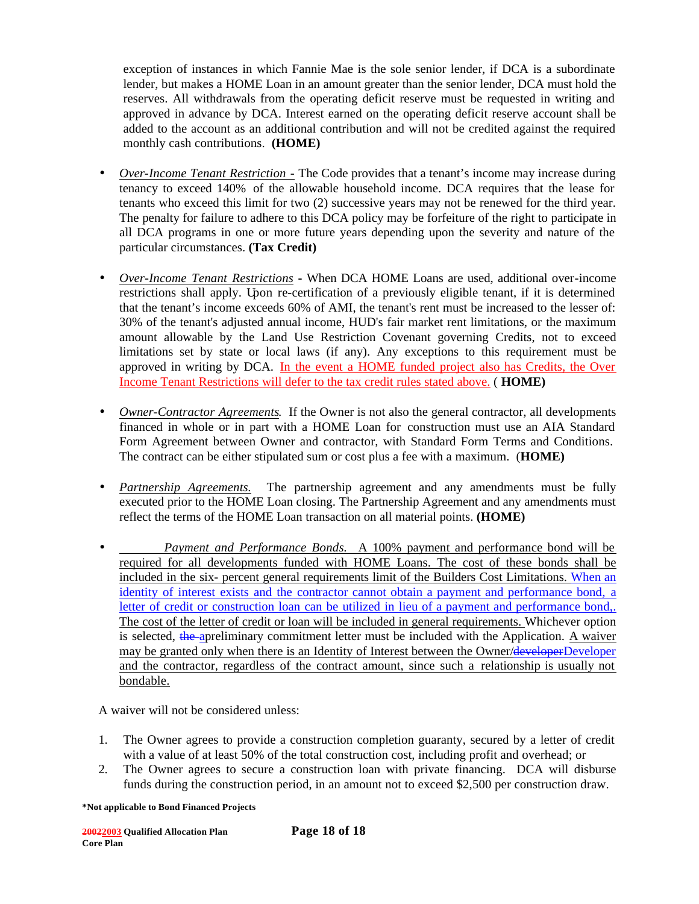exception of instances in which Fannie Mae is the sole senior lender, if DCA is a subordinate lender, but makes a HOME Loan in an amount greater than the senior lender, DCA must hold the reserves. All withdrawals from the operating deficit reserve must be requested in writing and approved in advance by DCA. Interest earned on the operating deficit reserve account shall be added to the account as an additional contribution and will not be credited against the required monthly cash contributions. **(HOME)**

- *Over-Income Tenant Restriction -* The Code provides that a tenant's income may increase during tenancy to exceed 140% of the allowable household income. DCA requires that the lease for tenants who exceed this limit for two (2) successive years may not be renewed for the third year. The penalty for failure to adhere to this DCA policy may be forfeiture of the right to participate in all DCA programs in one or more future years depending upon the severity and nature of the particular circumstances. **(Tax Credit)**

- *Over-Income Tenant Restrictions* **-** When DCA HOME Loans are used, additional over-income restrictions shall apply. Upon re-certification of a previously eligible tenant, if it is determined that the tenant's income exceeds 60% of AMI, the tenant's rent must be increased to the lesser of: 30% of the tenant's adjusted annual income, HUD's fair market rent limitations, or the maximum amount allowable by the Land Use Restriction Covenant governing Credits, not to exceed limitations set by state or local laws (if any). Any exceptions to this requirement must be approved in writing by DCA. In the event a HOME funded project also has Credits, the Over Income Tenant Restrictions will defer to the tax credit rules stated above. ( **HOME)**

- *Owner-Contractor Agreements.* If the Owner is not also the general contractor, all developments financed in whole or in part with a HOME Loan for construction must use an AIA Standard Form Agreement between Owner and contractor, with Standard Form Terms and Conditions. The contract can be either stipulated sum or cost plus a fee with a maximum. (**HOME)**

- *Partnership Agreements.* The partnership agreement and any amendments must be fully executed prior to the HOME Loan closing. The Partnership Agreement and any amendments must reflect the terms of the HOME Loan transaction on all material points. **(HOME)**

- *Payment and Performance Bonds.* A 100% payment and performance bond will be required for all developments funded with HOME Loans. The cost of these bonds shall be included in the six- percent general requirements limit of the Builders Cost Limitations. When an identity of interest exists and the contractor cannot obtain a payment and performance bond, a letter of credit or construction loan can be utilized in lieu of a payment and performance bond,. The cost of the letter of credit or loan will be included in general requirements. Whichever option is selected, ~~the~~ apreliminary commitment letter must be included with the Application. A waiver may be granted only when there is an Identity of Interest between the Owner/~~developer~~Developer and the contractor, regardless of the contract amount, since such a relationship is usually not bondable.

A waiver will not be considered unless:

1. The Owner agrees to provide a construction completion guaranty, secured by a letter of credit with a value of at least 50% of the total construction cost, including profit and overhead; or
2. The Owner agrees to secure a construction loan with private financing. DCA will disburse funds during the construction period, in an amount not to exceed $2,500 per construction draw.

**\*Not applicable to Bond Financed Projects**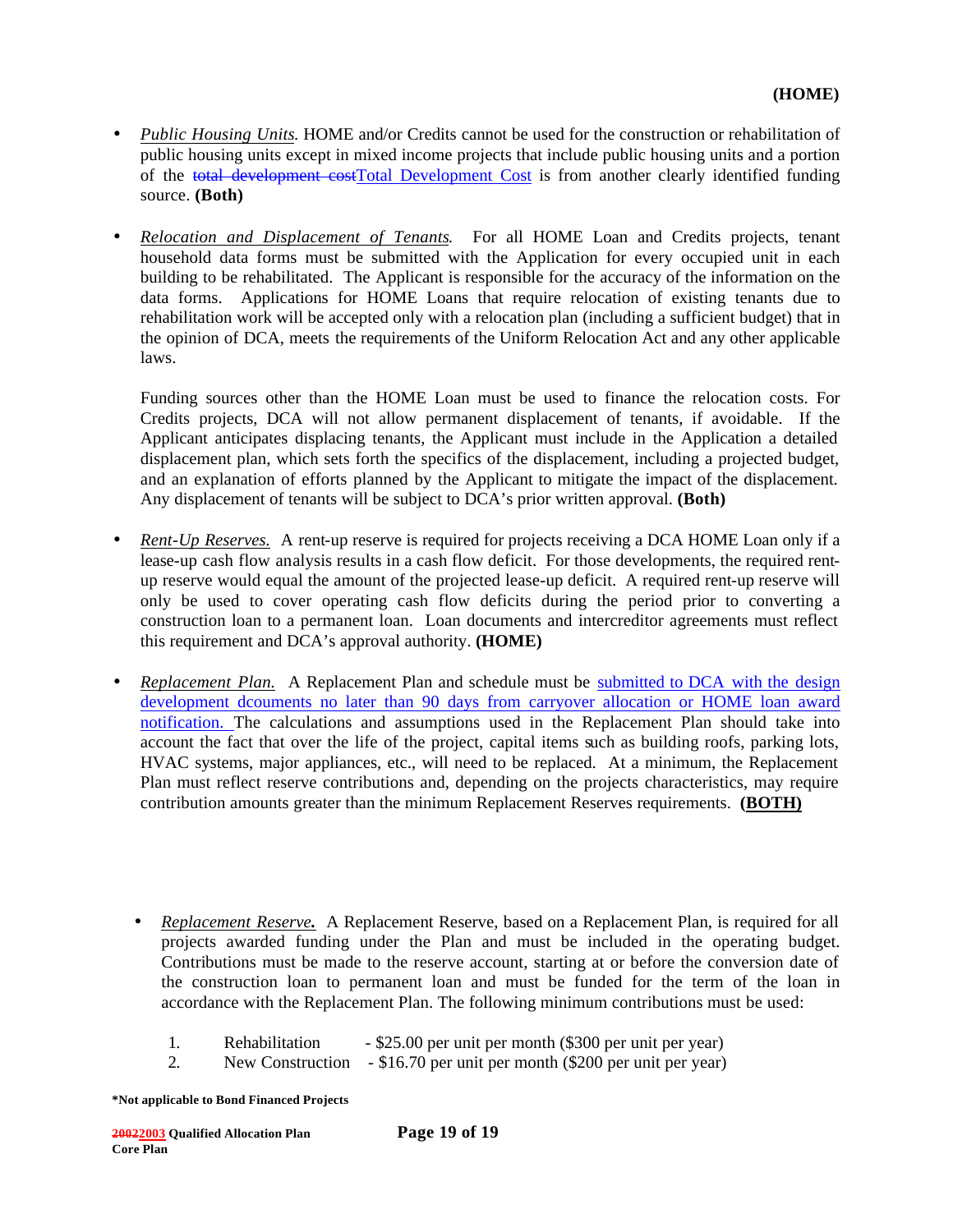**(HOME)**

- *Public Housing Units.* HOME and/or Credits cannot be used for the construction or rehabilitation of public housing units except in mixed income projects that include public housing units and a portion of the ~~total development cost~~Total Development Cost is from another clearly identified funding source. **(Both)**

- *Relocation and Displacement of Tenants.* For all HOME Loan and Credits projects, tenant household data forms must be submitted with the Application for every occupied unit in each building to be rehabilitated. The Applicant is responsible for the accuracy of the information on the data forms. Applications for HOME Loans that require relocation of existing tenants due to rehabilitation work will be accepted only with a relocation plan (including a sufficient budget) that in the opinion of DCA, meets the requirements of the Uniform Relocation Act and any other applicable laws.

  Funding sources other than the HOME Loan must be used to finance the relocation costs. For Credits projects, DCA will not allow permanent displacement of tenants, if avoidable. If the Applicant anticipates displacing tenants, the Applicant must include in the Application a detailed displacement plan, which sets forth the specifics of the displacement, including a projected budget, and an explanation of efforts planned by the Applicant to mitigate the impact of the displacement. Any displacement of tenants will be subject to DCA's prior written approval. **(Both)**

- *Rent-Up Reserves.* A rent-up reserve is required for projects receiving a DCA HOME Loan only if a lease-up cash flow analysis results in a cash flow deficit. For those developments, the required rent-up reserve would equal the amount of the projected lease-up deficit. A required rent-up reserve will only be used to cover operating cash flow deficits during the period prior to converting a construction loan to a permanent loan. Loan documents and intercreditor agreements must reflect this requirement and DCA's approval authority. **(HOME)**

- *Replacement Plan.* A Replacement Plan and schedule must be submitted to DCA with the design development dcouments no later than 90 days from carryover allocation or HOME loan award notification. The calculations and assumptions used in the Replacement Plan should take into account the fact that over the life of the project, capital items such as building roofs, parking lots, HVAC systems, major appliances, etc., will need to be replaced. At a minimum, the Replacement Plan must reflect reserve contributions and, depending on the projects characteristics, may require contribution amounts greater than the minimum Replacement Reserves requirements. **(BOTH)**

- ***Replacement Reserve.*** A Replacement Reserve, based on a Replacement Plan, is required for all projects awarded funding under the Plan and must be included in the operating budget. Contributions must be made to the reserve account, starting at or before the conversion date of the construction loan to permanent loan and must be funded for the term of the loan in accordance with the Replacement Plan. The following minimum contributions must be used:

  1. Rehabilitation - $25.00 per unit per month ($300 per unit per year)
  2. New Construction - $16.70 per unit per month ($200 per unit per year)

**\*Not applicable to Bond Financed Projects**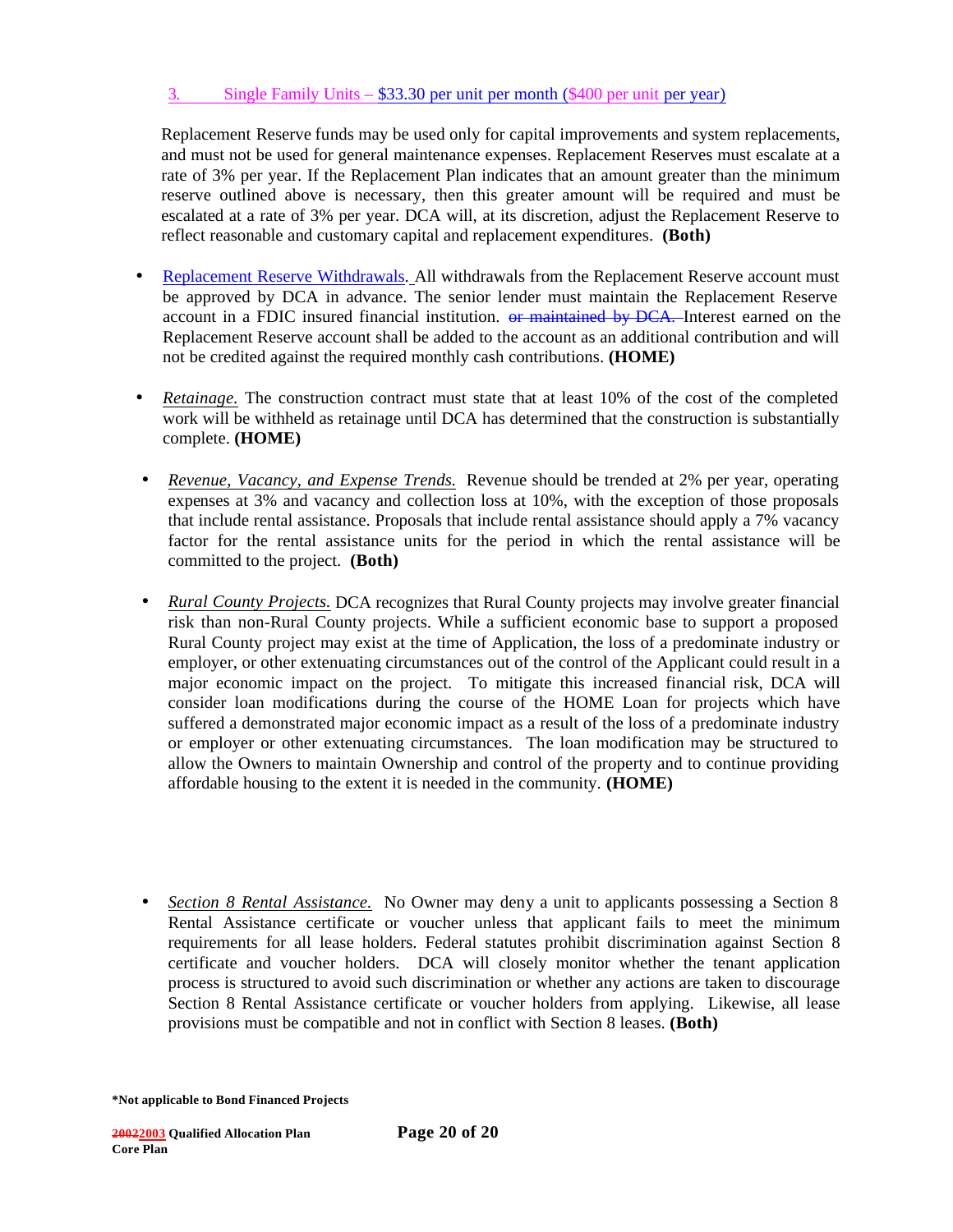3. Single Family Units – $33.30 per unit per month ($400 per unit per year)

Replacement Reserve funds may be used only for capital improvements and system replacements, and must not be used for general maintenance expenses. Replacement Reserves must escalate at a rate of 3% per year. If the Replacement Plan indicates that an amount greater than the minimum reserve outlined above is necessary, then this greater amount will be required and must be escalated at a rate of 3% per year. DCA will, at its discretion, adjust the Replacement Reserve to reflect reasonable and customary capital and replacement expenditures. **(Both)**

- Replacement Reserve Withdrawals. All withdrawals from the Replacement Reserve account must be approved by DCA in advance. The senior lender must maintain the Replacement Reserve account in a FDIC insured financial institution. ~~or maintained by DCA.~~ Interest earned on the Replacement Reserve account shall be added to the account as an additional contribution and will not be credited against the required monthly cash contributions. **(HOME)**

- *Retainage.* The construction contract must state that at least 10% of the cost of the completed work will be withheld as retainage until DCA has determined that the construction is substantially complete. **(HOME)**

- *Revenue, Vacancy, and Expense Trends.* Revenue should be trended at 2% per year, operating expenses at 3% and vacancy and collection loss at 10%, with the exception of those proposals that include rental assistance. Proposals that include rental assistance should apply a 7% vacancy factor for the rental assistance units for the period in which the rental assistance will be committed to the project. **(Both)**

- *Rural County Projects.* DCA recognizes that Rural County projects may involve greater financial risk than non-Rural County projects. While a sufficient economic base to support a proposed Rural County project may exist at the time of Application, the loss of a predominate industry or employer, or other extenuating circumstances out of the control of the Applicant could result in a major economic impact on the project. To mitigate this increased financial risk, DCA will consider loan modifications during the course of the HOME Loan for projects which have suffered a demonstrated major economic impact as a result of the loss of a predominate industry or employer or other extenuating circumstances. The loan modification may be structured to allow the Owners to maintain Ownership and control of the property and to continue providing affordable housing to the extent it is needed in the community. **(HOME)**

- *Section 8 Rental Assistance.* No Owner may deny a unit to applicants possessing a Section 8 Rental Assistance certificate or voucher unless that applicant fails to meet the minimum requirements for all lease holders. Federal statutes prohibit discrimination against Section 8 certificate and voucher holders. DCA will closely monitor whether the tenant application process is structured to avoid such discrimination or whether any actions are taken to discourage Section 8 Rental Assistance certificate or voucher holders from applying. Likewise, all lease provisions must be compatible and not in conflict with Section 8 leases. **(Both)**

**\*Not applicable to Bond Financed Projects**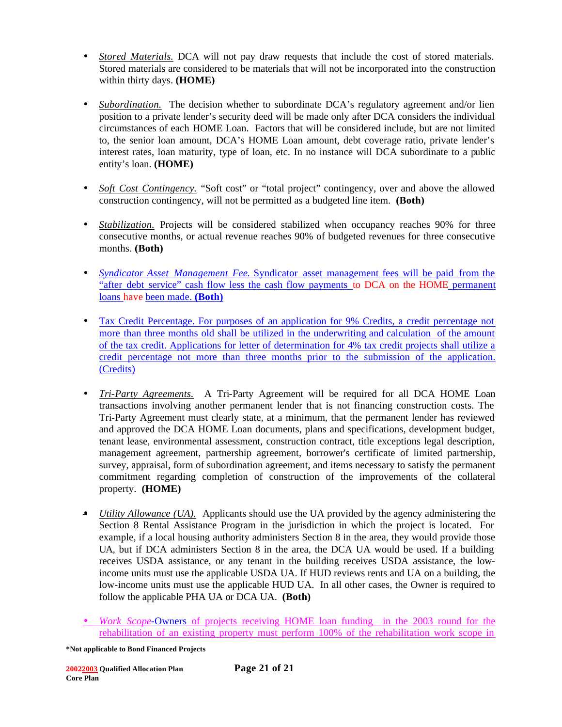- *Stored Materials.* DCA will not pay draw requests that include the cost of stored materials. Stored materials are considered to be materials that will not be incorporated into the construction within thirty days. **(HOME)**

- *Subordination.* The decision whether to subordinate DCA's regulatory agreement and/or lien position to a private lender's security deed will be made only after DCA considers the individual circumstances of each HOME Loan. Factors that will be considered include, but are not limited to, the senior loan amount, DCA's HOME Loan amount, debt coverage ratio, private lender's interest rates, loan maturity, type of loan, etc. In no instance will DCA subordinate to a public entity's loan. **(HOME)**

- *Soft Cost Contingency.* "Soft cost" or "total project" contingency, over and above the allowed construction contingency, will not be permitted as a budgeted line item. **(Both)**

- *Stabilization.* Projects will be considered stabilized when occupancy reaches 90% for three consecutive months, or actual revenue reaches 90% of budgeted revenues for three consecutive months. **(Both)**

- *Syndicator Asset Management Fee.* Syndicator asset management fees will be paid from the "after debt service" cash flow less the cash flow payments to DCA on the HOME permanent loans have been made. **(Both)**

- Tax Credit Percentage. For purposes of an application for 9% Credits, a credit percentage not more than three months old shall be utilized in the underwriting and calculation of the amount of the tax credit. Applications for letter of determination for 4% tax credit projects shall utilize a credit percentage not more than three months prior to the submission of the application. (Credits)

- *Tri-Party Agreements.* A Tri-Party Agreement will be required for all DCA HOME Loan transactions involving another permanent lender that is not financing construction costs. The Tri-Party Agreement must clearly state, at a minimum, that the permanent lender has reviewed and approved the DCA HOME Loan documents, plans and specifications, development budget, tenant lease, environmental assessment, construction contract, title exceptions legal description, management agreement, partnership agreement, borrower's certificate of limited partnership, survey, appraisal, form of subordination agreement, and items necessary to satisfy the permanent commitment regarding completion of construction of the improvements of the collateral property. **(HOME)**

- *Utility Allowance (UA).* Applicants should use the UA provided by the agency administering the Section 8 Rental Assistance Program in the jurisdiction in which the project is located. For example, if a local housing authority administers Section 8 in the area, they would provide those UA, but if DCA administers Section 8 in the area, the DCA UA would be used. If a building receives USDA assistance, or any tenant in the building receives USDA assistance, the low-income units must use the applicable USDA UA. If HUD reviews rents and UA on a building, the low-income units must use the applicable HUD UA. In all other cases, the Owner is required to follow the applicable PHA UA or DCA UA. **(Both)**

- *Work Scope*-Owners of projects receiving HOME loan funding in the 2003 round for the rehabilitation of an existing property must perform 100% of the rehabilitation work scope in

**\*Not applicable to Bond Financed Projects**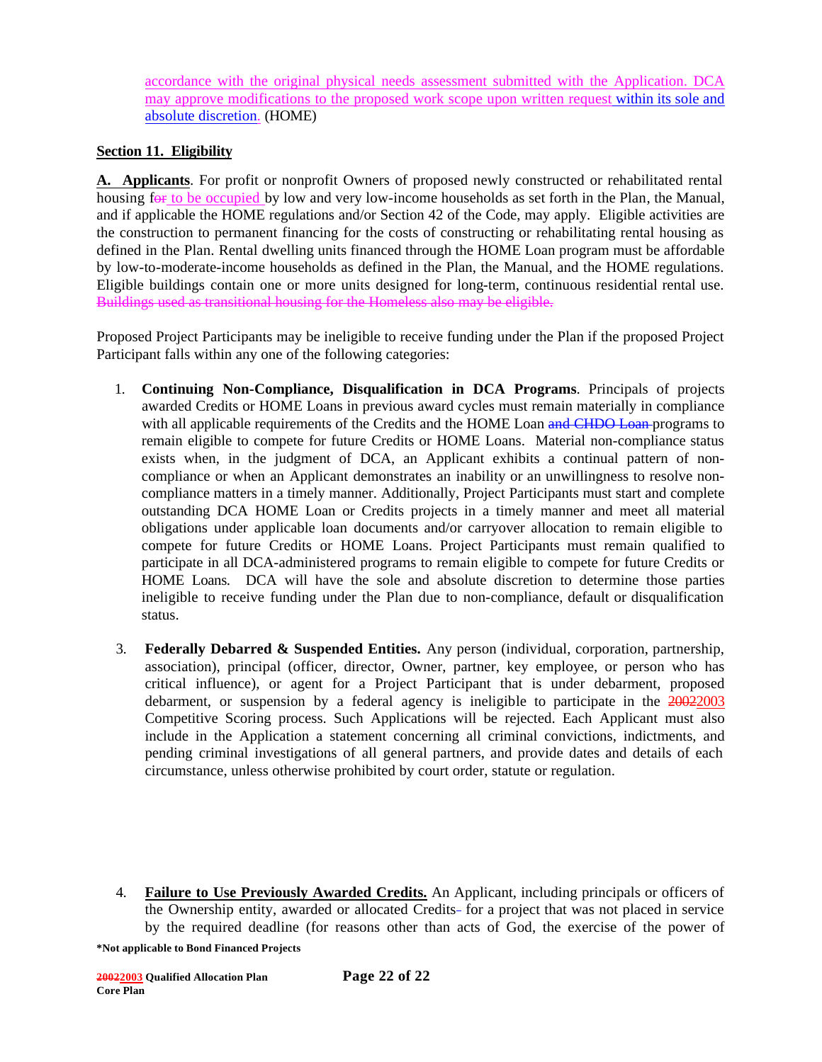accordance with the original physical needs assessment submitted with the Application. DCA may approve modifications to the proposed work scope upon written request within its sole and absolute discretion. (HOME)

**Section 11. Eligibility**

**A. Applicants**. For profit or nonprofit Owners of proposed newly constructed or rehabilitated rental housing for to be occupied by low and very low-income households as set forth in the Plan, the Manual, and if applicable the HOME regulations and/or Section 42 of the Code, may apply. Eligible activities are the construction to permanent financing for the costs of constructing or rehabilitating rental housing as defined in the Plan. Rental dwelling units financed through the HOME Loan program must be affordable by low-to-moderate-income households as defined in the Plan, the Manual, and the HOME regulations. Eligible buildings contain one or more units designed for long-term, continuous residential rental use. ~~Buildings used as transitional housing for the Homeless also may be eligible.~~

Proposed Project Participants may be ineligible to receive funding under the Plan if the proposed Project Participant falls within any one of the following categories:

1. **Continuing Non-Compliance, Disqualification in DCA Programs**. Principals of projects awarded Credits or HOME Loans in previous award cycles must remain materially in compliance with all applicable requirements of the Credits and the HOME Loan ~~and CHDO Loan~~ programs to remain eligible to compete for future Credits or HOME Loans. Material non-compliance status exists when, in the judgment of DCA, an Applicant exhibits a continual pattern of non-compliance or when an Applicant demonstrates an inability or an unwillingness to resolve non-compliance matters in a timely manner. Additionally, Project Participants must start and complete outstanding DCA HOME Loan or Credits projects in a timely manner and meet all material obligations under applicable loan documents and/or carryover allocation to remain eligible to compete for future Credits or HOME Loans. Project Participants must remain qualified to participate in all DCA-administered programs to remain eligible to compete for future Credits or HOME Loans. DCA will have the sole and absolute discretion to determine those parties ineligible to receive funding under the Plan due to non-compliance, default or disqualification status.

3. **Federally Debarred & Suspended Entities.** Any person (individual, corporation, partnership, association), principal (officer, director, Owner, partner, key employee, or person who has critical influence), or agent for a Project Participant that is under debarment, proposed debarment, or suspension by a federal agency is ineligible to participate in the ~~2002~~2003 Competitive Scoring process. Such Applications will be rejected. Each Applicant must also include in the Application a statement concerning all criminal convictions, indictments, and pending criminal investigations of all general partners, and provide dates and details of each circumstance, unless otherwise prohibited by court order, statute or regulation.

4. **Failure to Use Previously Awarded Credits.** An Applicant, including principals or officers of the Ownership entity, awarded or allocated Credits for a project that was not placed in service by the required deadline (for reasons other than acts of God, the exercise of the power of

*Not applicable to Bond Financed Projects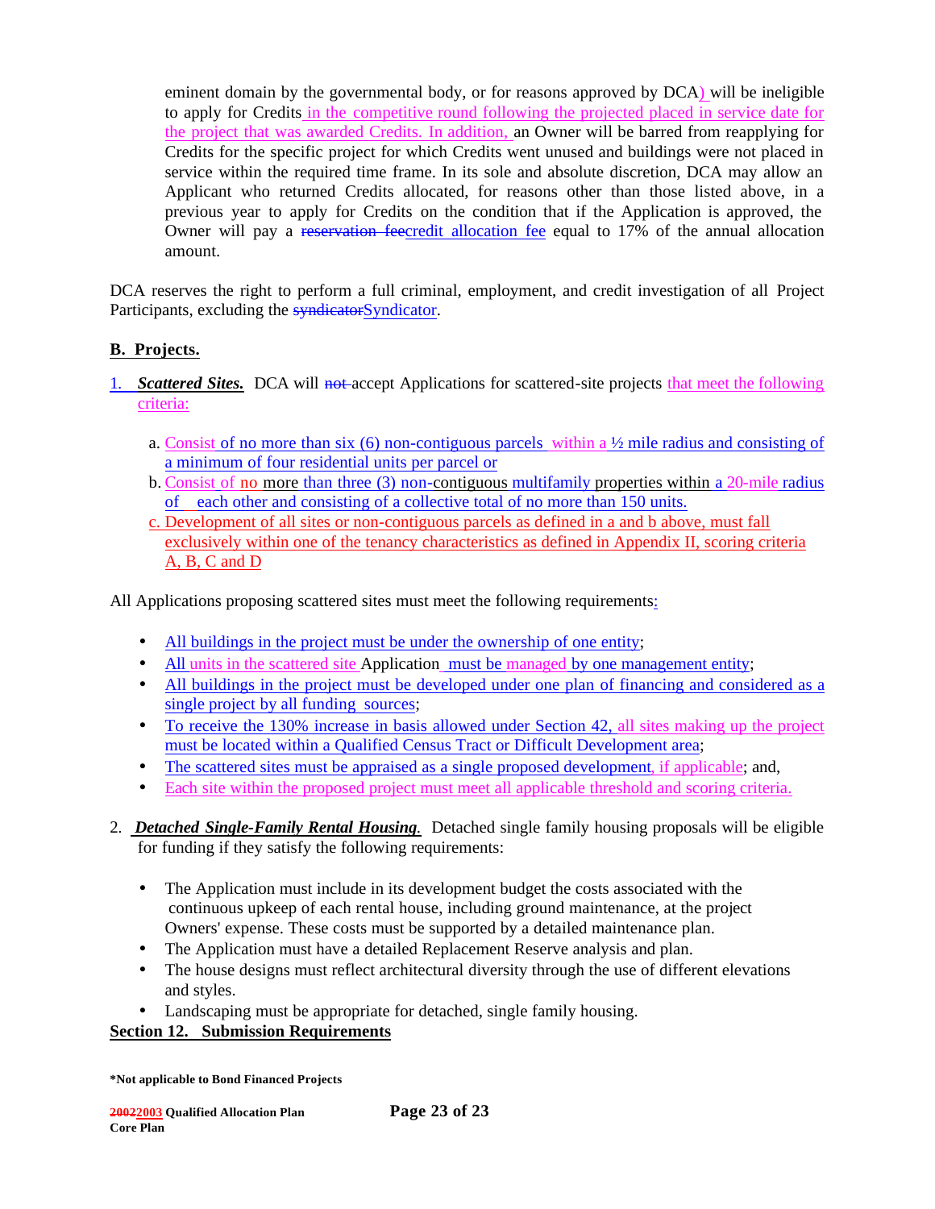eminent domain by the governmental body, or for reasons approved by DCA) will be ineligible to apply for Credits in the competitive round following the projected placed in service date for the project that was awarded Credits. In addition, an Owner will be barred from reapplying for Credits for the specific project for which Credits went unused and buildings were not placed in service within the required time frame. In its sole and absolute discretion, DCA may allow an Applicant who returned Credits allocated, for reasons other than those listed above, in a previous year to apply for Credits on the condition that if the Application is approved, the Owner will pay a ~~reservation fee~~credit allocation fee equal to 17% of the annual allocation amount.

DCA reserves the right to perform a full criminal, employment, and credit investigation of all Project Participants, excluding the ~~syndicator~~Syndicator.

**B. Projects.**

1. ***Scattered Sites.*** DCA will ~~not~~ accept Applications for scattered-site projects that meet the following criteria:

   a. Consist of no more than six (6) non-contiguous parcels within a ½ mile radius and consisting of a minimum of four residential units per parcel or
   b. Consist of no more than three (3) non-contiguous multifamily properties within a 20-mile radius of each other and consisting of a collective total of no more than 150 units.
   c. Development of all sites or non-contiguous parcels as defined in a and b above, must fall exclusively within one of the tenancy characteristics as defined in Appendix II, scoring criteria A, B, C and D

All Applications proposing scattered sites must meet the following requirements:

- All buildings in the project must be under the ownership of one entity;
- All units in the scattered site Application must be managed by one management entity;
- All buildings in the project must be developed under one plan of financing and considered as a single project by all funding sources;
- To receive the 130% increase in basis allowed under Section 42, all sites making up the project must be located within a Qualified Census Tract or Difficult Development area;
- The scattered sites must be appraised as a single proposed development, if applicable; and,
- Each site within the proposed project must meet all applicable threshold and scoring criteria.

2. ***Detached Single-Family Rental Housing.*** Detached single family housing proposals will be eligible for funding if they satisfy the following requirements:

- The Application must include in its development budget the costs associated with the continuous upkeep of each rental house, including ground maintenance, at the project Owners' expense. These costs must be supported by a detailed maintenance plan.
- The Application must have a detailed Replacement Reserve analysis and plan.
- The house designs must reflect architectural diversity through the use of different elevations and styles.
- Landscaping must be appropriate for detached, single family housing.

**Section 12. Submission Requirements**

**\*Not applicable to Bond Financed Projects**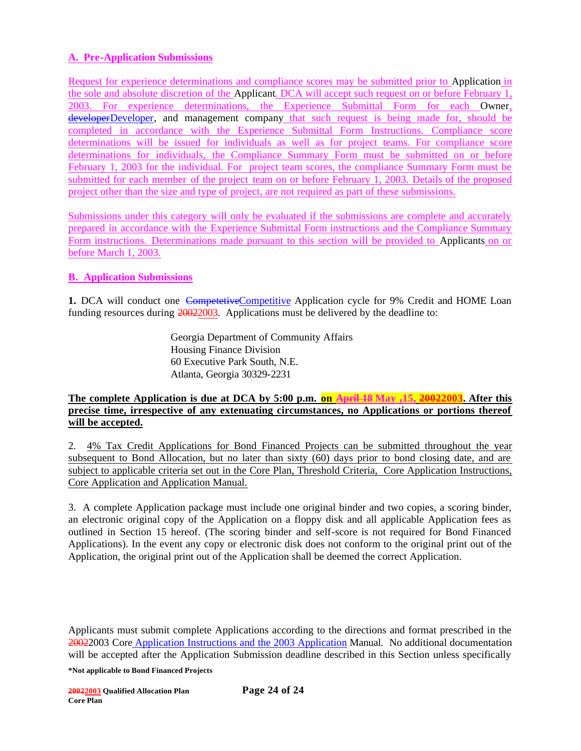**A. Pre-Application Submissions**

Request for experience determinations and compliance scores may be submitted prior to Application in the sole and absolute discretion of the Applicant. DCA will accept such request on or before February 1, 2003. For experience determinations, the Experience Submittal Form for each Owner, ~~developer~~Developer, and management company that such request is being made for, should be completed in accordance with the Experience Submittal Form Instructions. Compliance score determinations will be issued for individuals as well as for project teams. For compliance score determinations for individuals, the Compliance Summary Form must be submitted on or before February 1, 2003 for the individual. For project team scores, the compliance Summary Form must be submitted for each member of the project team on or before February 1, 2003. Details of the proposed project other than the size and type of project, are not required as part of these submissions.

Submissions under this category will only be evaluated if the submissions are complete and accurately prepared in accordance with the Experience Submittal Form instructions and the Compliance Summary Form instructions. Determinations made pursuant to this section will be provided to Applicants on or before March 1, 2003.

**B. Application Submissions**

**1.** DCA will conduct one ~~Competetive~~Competitive Application cycle for 9% Credit and HOME Loan funding resources during ~~2002~~2003. Applications must be delivered by the deadline to:

Georgia Department of Community Affairs
Housing Finance Division
60 Executive Park South, N.E.
Atlanta, Georgia 30329-2231

**The complete Application is due at DCA by 5:00 p.m. on ~~April 18~~ May ,15, ~~2002~~2003. After this precise time, irrespective of any extenuating circumstances, no Applications or portions thereof will be accepted.**

2. 4% Tax Credit Applications for Bond Financed Projects can be submitted throughout the year subsequent to Bond Allocation, but no later than sixty (60) days prior to bond closing date, and are subject to applicable criteria set out in the Core Plan, Threshold Criteria, Core Application Instructions, Core Application and Application Manual.

3. A complete Application package must include one original binder and two copies, a scoring binder, an electronic original copy of the Application on a floppy disk and all applicable Application fees as outlined in Section 15 hereof. (The scoring binder and self-score is not required for Bond Financed Applications). In the event any copy or electronic disk does not conform to the original print out of the Application, the original print out of the Application shall be deemed the correct Application.

Applicants must submit complete Applications according to the directions and format prescribed in the ~~2002~~2003 Core Application Instructions and the 2003 Application Manual. No additional documentation will be accepted after the Application Submission deadline described in this Section unless specifically

**\*Not applicable to Bond Financed Projects**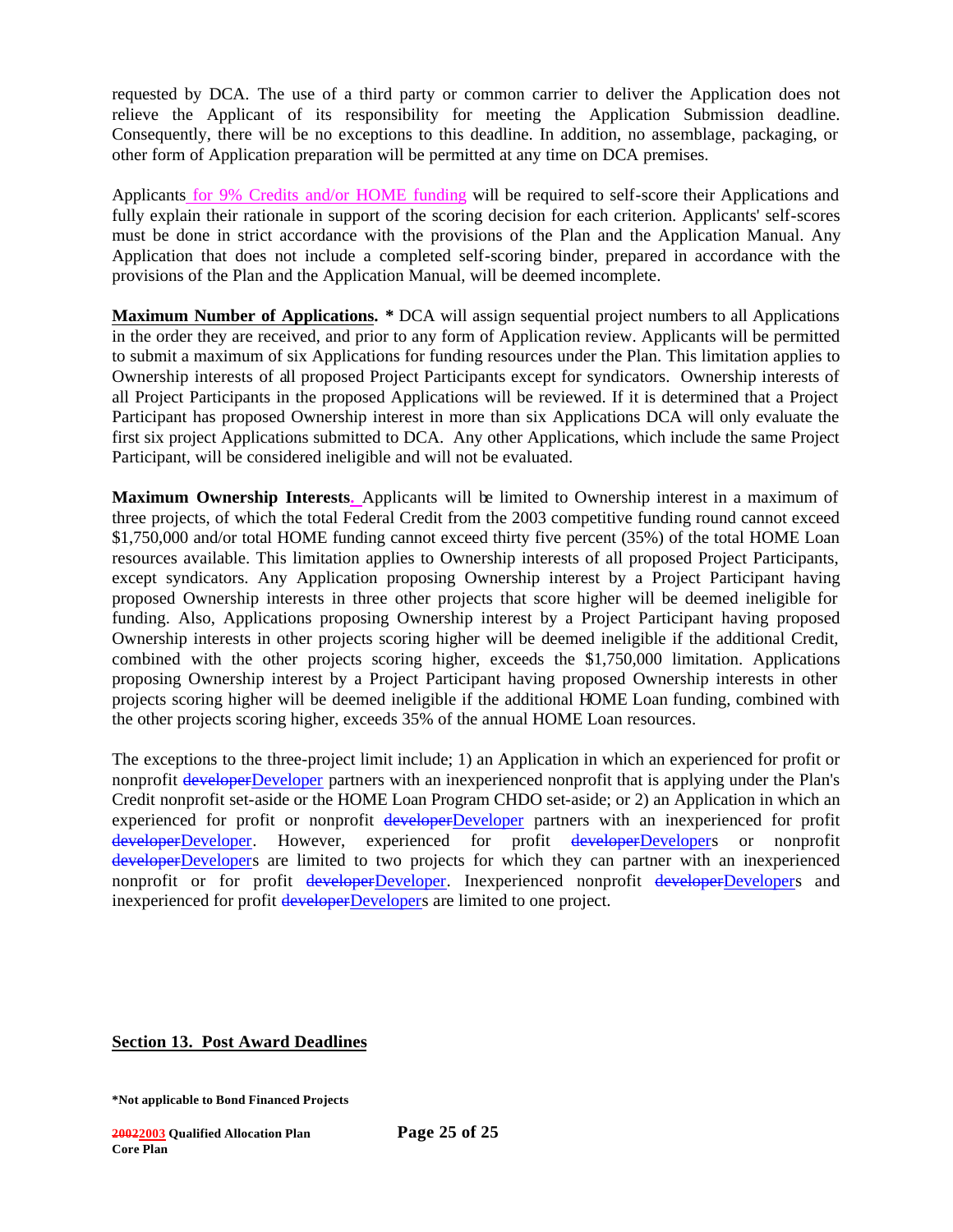requested by DCA. The use of a third party or common carrier to deliver the Application does not relieve the Applicant of its responsibility for meeting the Application Submission deadline. Consequently, there will be no exceptions to this deadline. In addition, no assemblage, packaging, or other form of Application preparation will be permitted at any time on DCA premises.

Applicants for 9% Credits and/or HOME funding will be required to self-score their Applications and fully explain their rationale in support of the scoring decision for each criterion. Applicants' self-scores must be done in strict accordance with the provisions of the Plan and the Application Manual. Any Application that does not include a completed self-scoring binder, prepared in accordance with the provisions of the Plan and the Application Manual, will be deemed incomplete.

**Maximum Number of Applications. *** DCA will assign sequential project numbers to all Applications in the order they are received, and prior to any form of Application review. Applicants will be permitted to submit a maximum of six Applications for funding resources under the Plan. This limitation applies to Ownership interests of all proposed Project Participants except for syndicators. Ownership interests of all Project Participants in the proposed Applications will be reviewed. If it is determined that a Project Participant has proposed Ownership interest in more than six Applications DCA will only evaluate the first six project Applications submitted to DCA. Any other Applications, which include the same Project Participant, will be considered ineligible and will not be evaluated.

**Maximum Ownership Interests.** Applicants will be limited to Ownership interest in a maximum of three projects, of which the total Federal Credit from the 2003 competitive funding round cannot exceed $1,750,000 and/or total HOME funding cannot exceed thirty five percent (35%) of the total HOME Loan resources available. This limitation applies to Ownership interests of all proposed Project Participants, except syndicators. Any Application proposing Ownership interest by a Project Participant having proposed Ownership interests in three other projects that score higher will be deemed ineligible for funding. Also, Applications proposing Ownership interest by a Project Participant having proposed Ownership interests in other projects scoring higher will be deemed ineligible if the additional Credit, combined with the other projects scoring higher, exceeds the $1,750,000 limitation. Applications proposing Ownership interest by a Project Participant having proposed Ownership interests in other projects scoring higher will be deemed ineligible if the additional HOME Loan funding, combined with the other projects scoring higher, exceeds 35% of the annual HOME Loan resources.

The exceptions to the three-project limit include; 1) an Application in which an experienced for profit or nonprofit ~~developer~~Developer partners with an inexperienced nonprofit that is applying under the Plan's Credit nonprofit set-aside or the HOME Loan Program CHDO set-aside; or 2) an Application in which an experienced for profit or nonprofit ~~developer~~Developer partners with an inexperienced for profit ~~developer~~Developer. However, experienced for profit ~~developer~~Developers or nonprofit ~~developer~~Developers are limited to two projects for which they can partner with an inexperienced nonprofit or for profit ~~developer~~Developer. Inexperienced nonprofit ~~developer~~Developers and inexperienced for profit ~~developer~~Developers are limited to one project.

## Section 13. Post Award Deadlines

***Not applicable to Bond Financed Projects**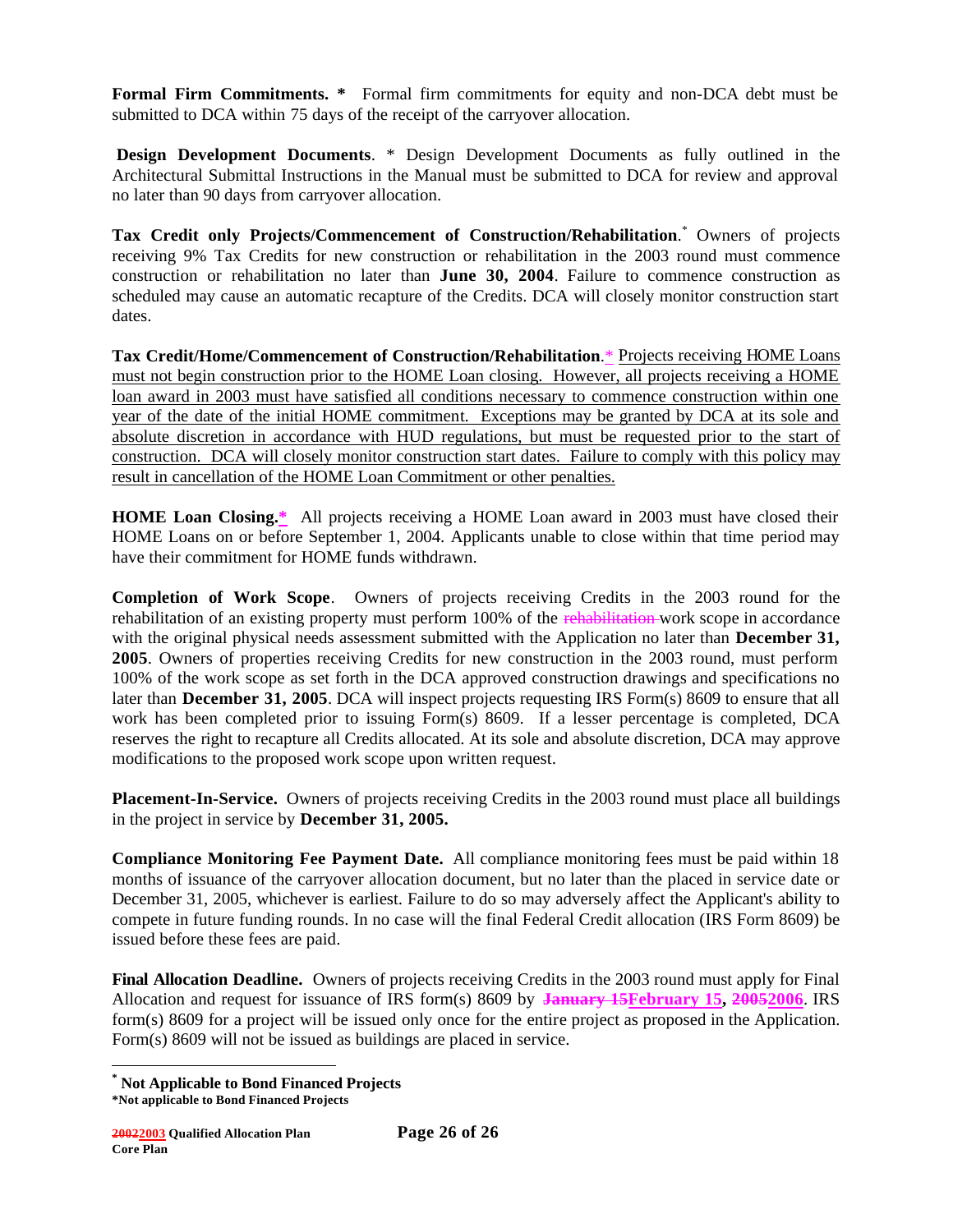**Formal Firm Commitments. *** Formal firm commitments for equity and non-DCA debt must be submitted to DCA within 75 days of the receipt of the carryover allocation.

**Design Development Documents**. * Design Development Documents as fully outlined in the Architectural Submittal Instructions in the Manual must be submitted to DCA for review and approval no later than 90 days from carryover allocation.

**Tax Credit only Projects/Commencement of Construction/Rehabilitation**.* Owners of projects receiving 9% Tax Credits for new construction or rehabilitation in the 2003 round must commence construction or rehabilitation no later than **June 30, 2004**. Failure to commence construction as scheduled may cause an automatic recapture of the Credits. DCA will closely monitor construction start dates.

**Tax Credit/Home/Commencement of Construction/Rehabilitation**.* Projects receiving HOME Loans must not begin construction prior to the HOME Loan closing. However, all projects receiving a HOME loan award in 2003 must have satisfied all conditions necessary to commence construction within one year of the date of the initial HOME commitment. Exceptions may be granted by DCA at its sole and absolute discretion in accordance with HUD regulations, but must be requested prior to the start of construction. DCA will closely monitor construction start dates. Failure to comply with this policy may result in cancellation of the HOME Loan Commitment or other penalties.

**HOME Loan Closing.*** All projects receiving a HOME Loan award in 2003 must have closed their HOME Loans on or before September 1, 2004. Applicants unable to close within that time period may have their commitment for HOME funds withdrawn.

**Completion of Work Scope**. Owners of projects receiving Credits in the 2003 round for the rehabilitation of an existing property must perform 100% of the ~~rehabilitation~~ work scope in accordance with the original physical needs assessment submitted with the Application no later than **December 31, 2005**. Owners of properties receiving Credits for new construction in the 2003 round, must perform 100% of the work scope as set forth in the DCA approved construction drawings and specifications no later than **December 31, 2005**. DCA will inspect projects requesting IRS Form(s) 8609 to ensure that all work has been completed prior to issuing Form(s) 8609. If a lesser percentage is completed, DCA reserves the right to recapture all Credits allocated. At its sole and absolute discretion, DCA may approve modifications to the proposed work scope upon written request.

**Placement-In-Service.** Owners of projects receiving Credits in the 2003 round must place all buildings in the project in service by **December 31, 2005.**

**Compliance Monitoring Fee Payment Date.** All compliance monitoring fees must be paid within 18 months of issuance of the carryover allocation document, but no later than the placed in service date or December 31, 2005, whichever is earliest. Failure to do so may adversely affect the Applicant's ability to compete in future funding rounds. In no case will the final Federal Credit allocation (IRS Form 8609) be issued before these fees are paid.

**Final Allocation Deadline.** Owners of projects receiving Credits in the 2003 round must apply for Final Allocation and request for issuance of IRS form(s) 8609 by ~~**January 15**~~**February 15**, ~~**2005**~~**2006**. IRS form(s) 8609 for a project will be issued only once for the entire project as proposed in the Application. Form(s) 8609 will not be issued as buildings are placed in service.

---

* **Not Applicable to Bond Financed Projects**
**\*Not applicable to Bond Financed Projects**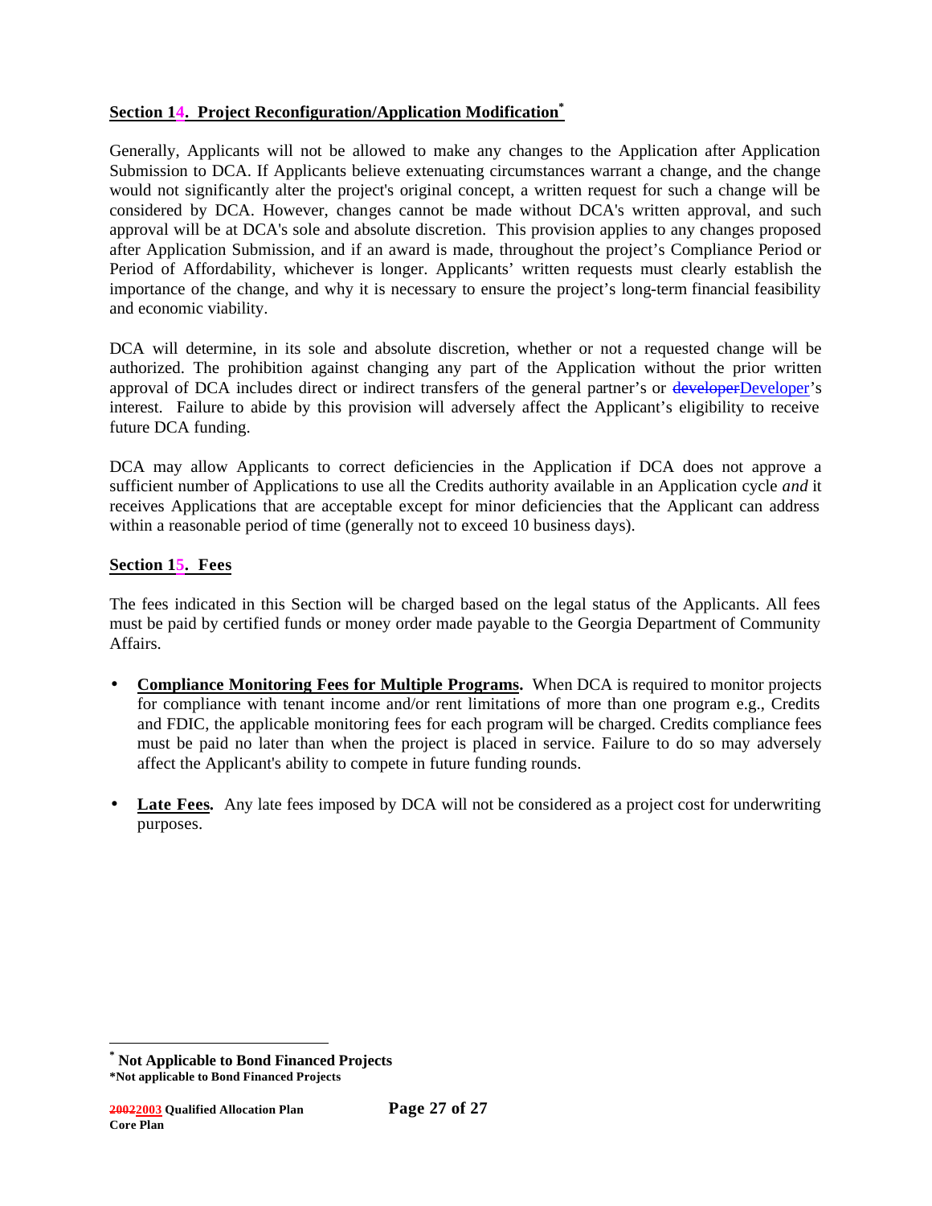## Section 14. Project Reconfiguration/Application Modification*

Generally, Applicants will not be allowed to make any changes to the Application after Application Submission to DCA. If Applicants believe extenuating circumstances warrant a change, and the change would not significantly alter the project's original concept, a written request for such a change will be considered by DCA. However, changes cannot be made without DCA's written approval, and such approval will be at DCA's sole and absolute discretion. This provision applies to any changes proposed after Application Submission, and if an award is made, throughout the project's Compliance Period or Period of Affordability, whichever is longer. Applicants' written requests must clearly establish the importance of the change, and why it is necessary to ensure the project's long-term financial feasibility and economic viability.

DCA will determine, in its sole and absolute discretion, whether or not a requested change will be authorized. The prohibition against changing any part of the Application without the prior written approval of DCA includes direct or indirect transfers of the general partner's or ~~developer~~Developer's interest. Failure to abide by this provision will adversely affect the Applicant's eligibility to receive future DCA funding.

DCA may allow Applicants to correct deficiencies in the Application if DCA does not approve a sufficient number of Applications to use all the Credits authority available in an Application cycle *and* it receives Applications that are acceptable except for minor deficiencies that the Applicant can address within a reasonable period of time (generally not to exceed 10 business days).

## Section 15. Fees

The fees indicated in this Section will be charged based on the legal status of the Applicants. All fees must be paid by certified funds or money order made payable to the Georgia Department of Community Affairs.

- **Compliance Monitoring Fees for Multiple Programs.** When DCA is required to monitor projects for compliance with tenant income and/or rent limitations of more than one program e.g., Credits and FDIC, the applicable monitoring fees for each program will be charged. Credits compliance fees must be paid no later than when the project is placed in service. Failure to do so may adversely affect the Applicant's ability to compete in future funding rounds.

- **Late Fees.** Any late fees imposed by DCA will not be considered as a project cost for underwriting purposes.

---

\* **Not Applicable to Bond Financed Projects**

**\*Not applicable to Bond Financed Projects**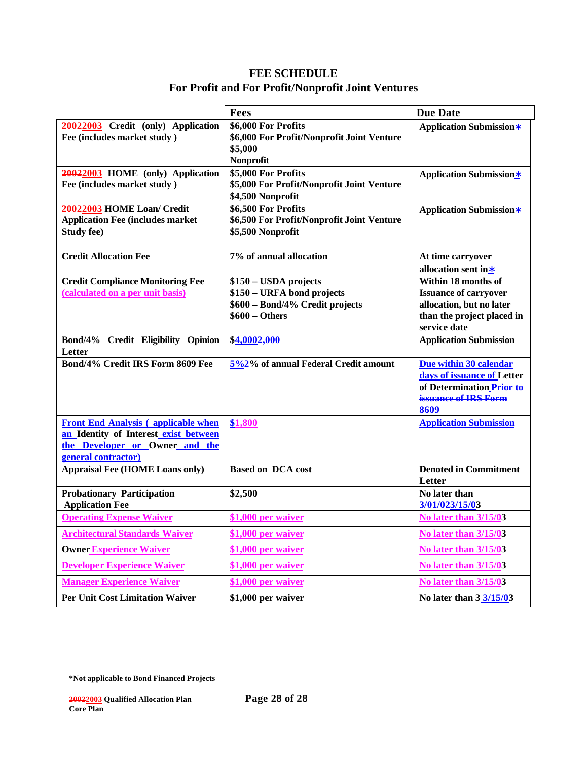# FEE SCHEDULE
## For Profit and For Profit/Nonprofit Joint Ventures

| | Fees | Due Date |
|---|---|---|
| ~~2002~~2003 Credit (only) Application Fee (includes market study ) | $6,000 For Profits<br>$6,000 For Profit/Nonprofit Joint Venture<br>$5,000 Nonprofit | Application Submission* |
| ~~2002~~2003 HOME (only) Application Fee (includes market study ) | $5,000 For Profits<br>$5,000 For Profit/Nonprofit Joint Venture<br>$4,500 Nonprofit | Application Submission* |
| ~~2002~~2003 HOME Loan/ Credit Application Fee (includes market Study fee) | $6,500 For Profits<br>$6,500 For Profit/Nonprofit Joint Venture<br>$5,500 Nonprofit | Application Submission* |
| Credit Allocation Fee | 7% of annual allocation | At time carryover allocation sent in* |
| Credit Compliance Monitoring Fee (calculated on a per unit basis) | $150 – USDA projects<br>$150 – URFA bond projects<br>$600 – Bond/4% Credit projects<br>$600 – Others | Within 18 months of Issuance of carryover allocation, but no later than the project placed in service date |
| Bond/4% Credit Eligibility Opinion Letter | $4,000~~2,000~~ | Application Submission |
| Bond/4% Credit IRS Form 8609 Fee | 5%~~2~~% of annual Federal Credit amount | Due within 30 calendar days of issuance of Letter of Determination ~~Prior to issuance of IRS Form 8609~~ |
| Front End Analysis ( applicable when an Identity of Interest exist between the Developer or Owner and the general contractor) | $1,800 | Application Submission |
| Appraisal Fee (HOME Loans only) | Based on DCA cost | Denoted in Commitment Letter |
| Probationary Participation Application Fee | $2,500 | No later than ~~3/01/02~~3/15/03 |
| Operating Expense Waiver | $1,000 per waiver | No later than 3/15/03 |
| Architectural Standards Waiver | $1,000 per waiver | No later than 3/15/03 |
| Owner Experience Waiver | $1,000 per waiver | No later than 3/15/03 |
| Developer Experience Waiver | $1,000 per waiver | No later than 3/15/03 |
| Manager Experience Waiver | $1,000 per waiver | No later than 3/15/03 |
| Per Unit Cost Limitation Waiver | $1,000 per waiver | No later than 3 3/15/03 |

*Not applicable to Bond Financed Projects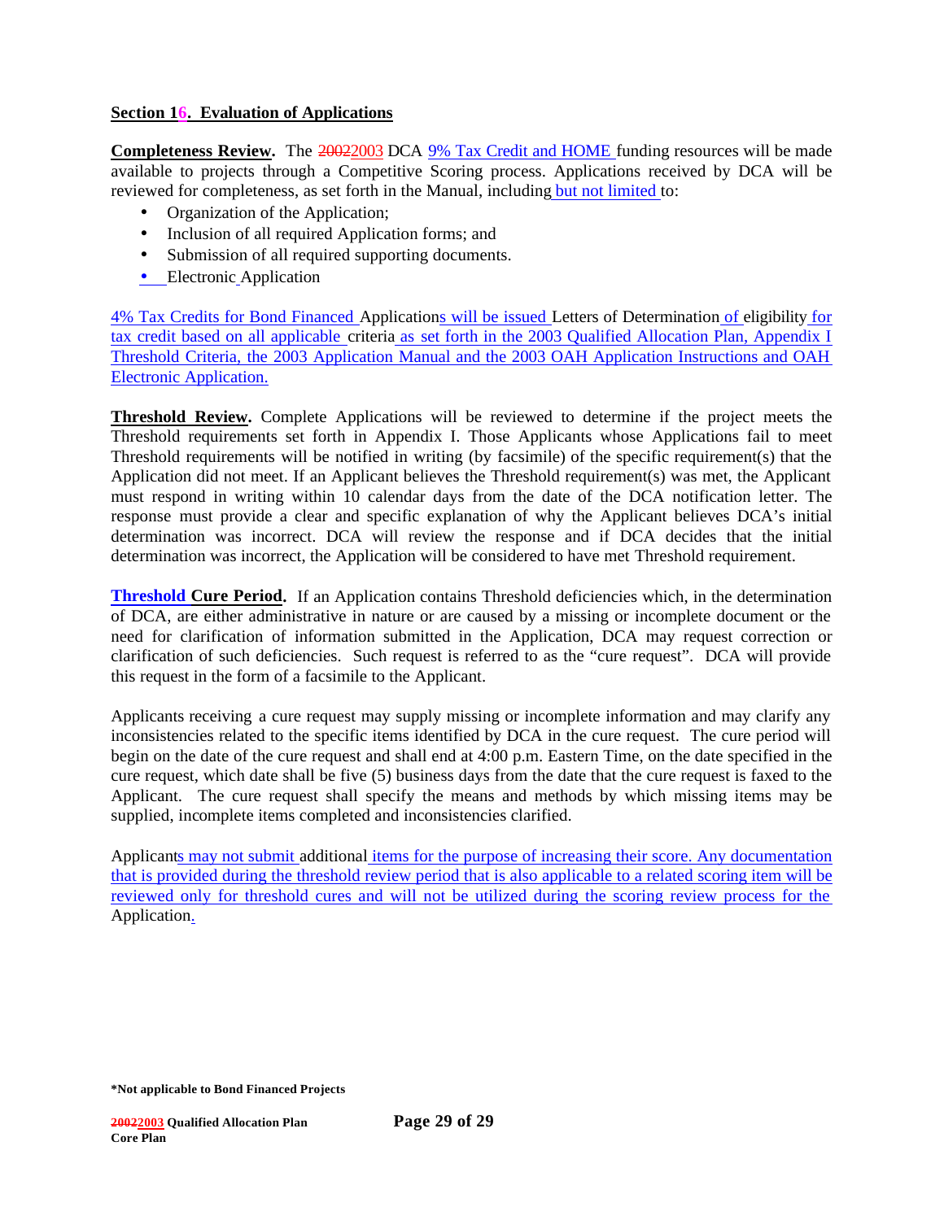**Section 16. Evaluation of Applications**

**Completeness Review.** The 20022003 DCA 9% Tax Credit and HOME funding resources will be made available to projects through a Competitive Scoring process. Applications received by DCA will be reviewed for completeness, as set forth in the Manual, including but not limited to:

- Organization of the Application;
- Inclusion of all required Application forms; and
- Submission of all required supporting documents.
- Electronic Application

4% Tax Credits for Bond Financed Applications will be issued Letters of Determination of eligibility for tax credit based on all applicable criteria as set forth in the 2003 Qualified Allocation Plan, Appendix I Threshold Criteria, the 2003 Application Manual and the 2003 OAH Application Instructions and OAH Electronic Application.

**Threshold Review.** Complete Applications will be reviewed to determine if the project meets the Threshold requirements set forth in Appendix I. Those Applicants whose Applications fail to meet Threshold requirements will be notified in writing (by facsimile) of the specific requirement(s) that the Application did not meet. If an Applicant believes the Threshold requirement(s) was met, the Applicant must respond in writing within 10 calendar days from the date of the DCA notification letter. The response must provide a clear and specific explanation of why the Applicant believes DCA's initial determination was incorrect. DCA will review the response and if DCA decides that the initial determination was incorrect, the Application will be considered to have met Threshold requirement.

**Threshold Cure Period.** If an Application contains Threshold deficiencies which, in the determination of DCA, are either administrative in nature or are caused by a missing or incomplete document or the need for clarification of information submitted in the Application, DCA may request correction or clarification of such deficiencies. Such request is referred to as the "cure request". DCA will provide this request in the form of a facsimile to the Applicant.

Applicants receiving a cure request may supply missing or incomplete information and may clarify any inconsistencies related to the specific items identified by DCA in the cure request. The cure period will begin on the date of the cure request and shall end at 4:00 p.m. Eastern Time, on the date specified in the cure request, which date shall be five (5) business days from the date that the cure request is faxed to the Applicant. The cure request shall specify the means and methods by which missing items may be supplied, incomplete items completed and inconsistencies clarified.

Applicants may not submit additional items for the purpose of increasing their score. Any documentation that is provided during the threshold review period that is also applicable to a related scoring item will be reviewed only for threshold cures and will not be utilized during the scoring review process for the Application.

**\*Not applicable to Bond Financed Projects**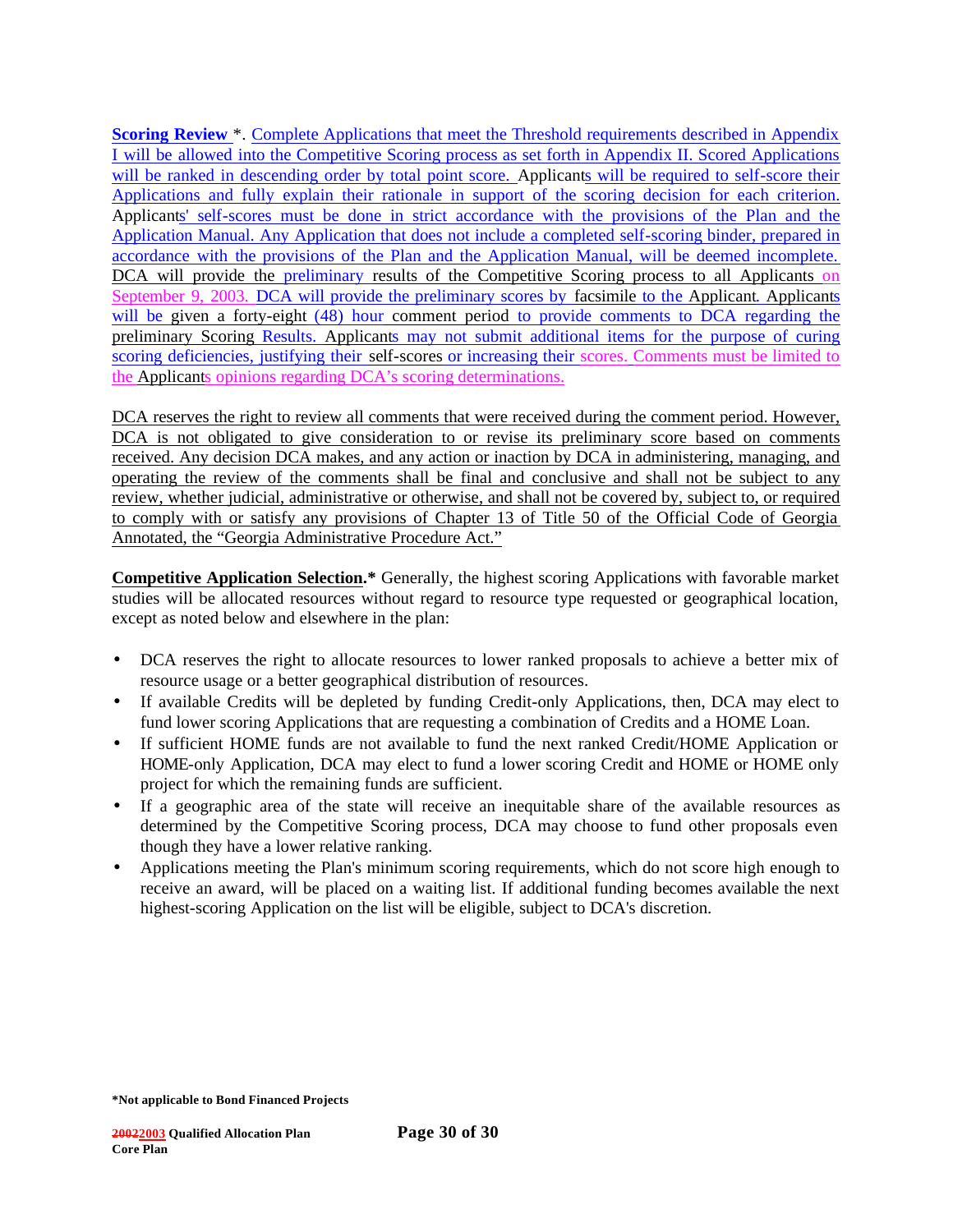**Scoring Review** *. Complete Applications that meet the Threshold requirements described in Appendix I will be allowed into the Competitive Scoring process as set forth in Appendix II. Scored Applications will be ranked in descending order by total point score. Applicants will be required to self-score their Applications and fully explain their rationale in support of the scoring decision for each criterion. Applicants' self-scores must be done in strict accordance with the provisions of the Plan and the Application Manual. Any Application that does not include a completed self-scoring binder, prepared in accordance with the provisions of the Plan and the Application Manual, will be deemed incomplete. DCA will provide the preliminary results of the Competitive Scoring process to all Applicants on September 9, 2003. DCA will provide the preliminary scores by facsimile to the Applicant. Applicants will be given a forty-eight (48) hour comment period to provide comments to DCA regarding the preliminary Scoring Results. Applicants may not submit additional items for the purpose of curing scoring deficiencies, justifying their self-scores or increasing their scores. Comments must be limited to the Applicants opinions regarding DCA's scoring determinations.

DCA reserves the right to review all comments that were received during the comment period. However, DCA is not obligated to give consideration to or revise its preliminary score based on comments received. Any decision DCA makes, and any action or inaction by DCA in administering, managing, and operating the review of the comments shall be final and conclusive and shall not be subject to any review, whether judicial, administrative or otherwise, and shall not be covered by, subject to, or required to comply with or satisfy any provisions of Chapter 13 of Title 50 of the Official Code of Georgia Annotated, the "Georgia Administrative Procedure Act."

**Competitive Application Selection.*** Generally, the highest scoring Applications with favorable market studies will be allocated resources without regard to resource type requested or geographical location, except as noted below and elsewhere in the plan:

- DCA reserves the right to allocate resources to lower ranked proposals to achieve a better mix of resource usage or a better geographical distribution of resources.
- If available Credits will be depleted by funding Credit-only Applications, then, DCA may elect to fund lower scoring Applications that are requesting a combination of Credits and a HOME Loan.
- If sufficient HOME funds are not available to fund the next ranked Credit/HOME Application or HOME-only Application, DCA may elect to fund a lower scoring Credit and HOME or HOME only project for which the remaining funds are sufficient.
- If a geographic area of the state will receive an inequitable share of the available resources as determined by the Competitive Scoring process, DCA may choose to fund other proposals even though they have a lower relative ranking.
- Applications meeting the Plan's minimum scoring requirements, which do not score high enough to receive an award, will be placed on a waiting list. If additional funding becomes available the next highest-scoring Application on the list will be eligible, subject to DCA's discretion.

***Not applicable to Bond Financed Projects**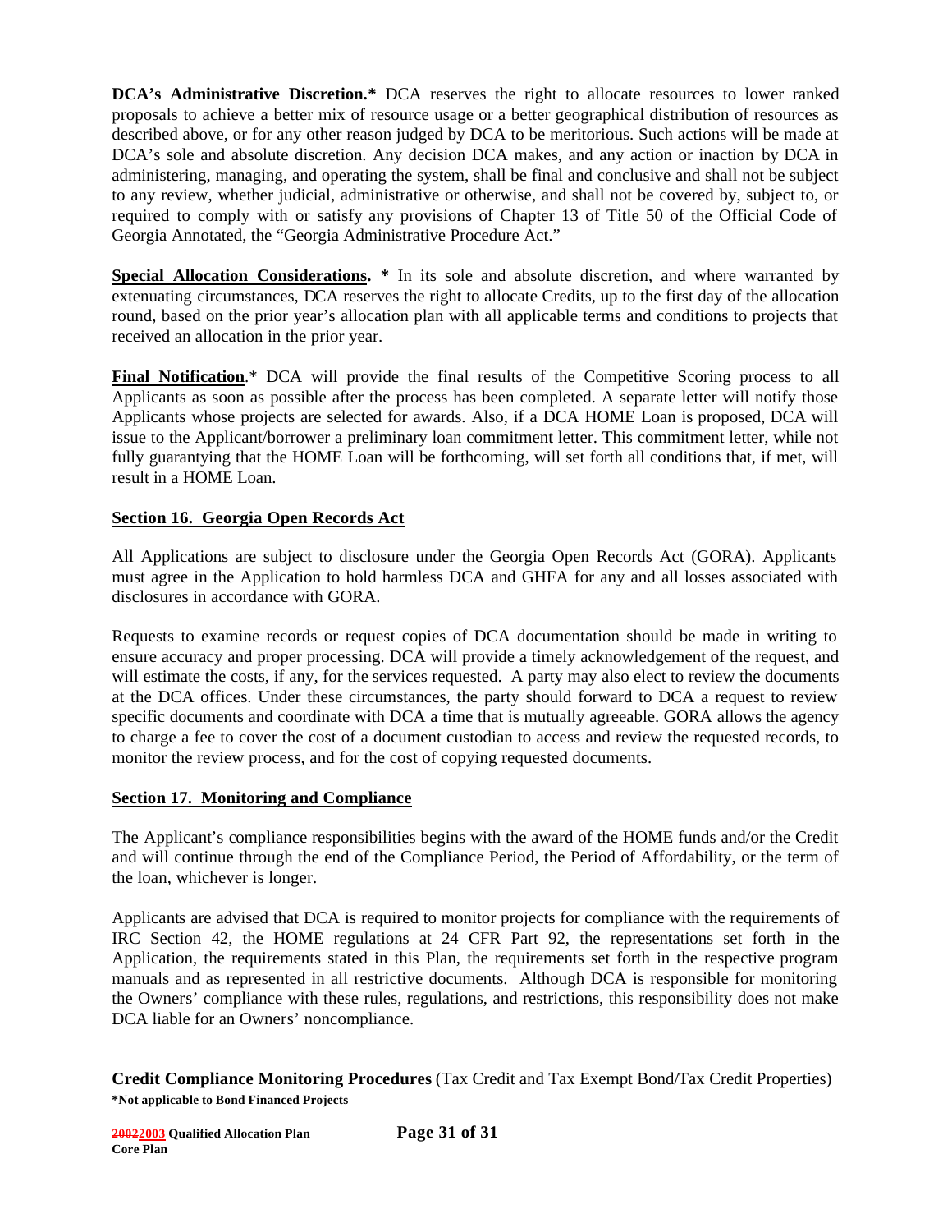**DCA's Administrative Discretion.*** DCA reserves the right to allocate resources to lower ranked proposals to achieve a better mix of resource usage or a better geographical distribution of resources as described above, or for any other reason judged by DCA to be meritorious. Such actions will be made at DCA's sole and absolute discretion. Any decision DCA makes, and any action or inaction by DCA in administering, managing, and operating the system, shall be final and conclusive and shall not be subject to any review, whether judicial, administrative or otherwise, and shall not be covered by, subject to, or required to comply with or satisfy any provisions of Chapter 13 of Title 50 of the Official Code of Georgia Annotated, the "Georgia Administrative Procedure Act."

**Special Allocation Considerations. *** In its sole and absolute discretion, and where warranted by extenuating circumstances, DCA reserves the right to allocate Credits, up to the first day of the allocation round, based on the prior year's allocation plan with all applicable terms and conditions to projects that received an allocation in the prior year.

**Final Notification**.* DCA will provide the final results of the Competitive Scoring process to all Applicants as soon as possible after the process has been completed. A separate letter will notify those Applicants whose projects are selected for awards. Also, if a DCA HOME Loan is proposed, DCA will issue to the Applicant/borrower a preliminary loan commitment letter. This commitment letter, while not fully guarantying that the HOME Loan will be forthcoming, will set forth all conditions that, if met, will result in a HOME Loan.

## Section 16. Georgia Open Records Act

All Applications are subject to disclosure under the Georgia Open Records Act (GORA). Applicants must agree in the Application to hold harmless DCA and GHFA for any and all losses associated with disclosures in accordance with GORA.

Requests to examine records or request copies of DCA documentation should be made in writing to ensure accuracy and proper processing. DCA will provide a timely acknowledgement of the request, and will estimate the costs, if any, for the services requested. A party may also elect to review the documents at the DCA offices. Under these circumstances, the party should forward to DCA a request to review specific documents and coordinate with DCA a time that is mutually agreeable. GORA allows the agency to charge a fee to cover the cost of a document custodian to access and review the requested records, to monitor the review process, and for the cost of copying requested documents.

## Section 17. Monitoring and Compliance

The Applicant's compliance responsibilities begins with the award of the HOME funds and/or the Credit and will continue through the end of the Compliance Period, the Period of Affordability, or the term of the loan, whichever is longer.

Applicants are advised that DCA is required to monitor projects for compliance with the requirements of IRC Section 42, the HOME regulations at 24 CFR Part 92, the representations set forth in the Application, the requirements stated in this Plan, the requirements set forth in the respective program manuals and as represented in all restrictive documents. Although DCA is responsible for monitoring the Owners' compliance with these rules, regulations, and restrictions, this responsibility does not make DCA liable for an Owners' noncompliance.

**Credit Compliance Monitoring Procedures** (Tax Credit and Tax Exempt Bond/Tax Credit Properties)

***Not applicable to Bond Financed Projects**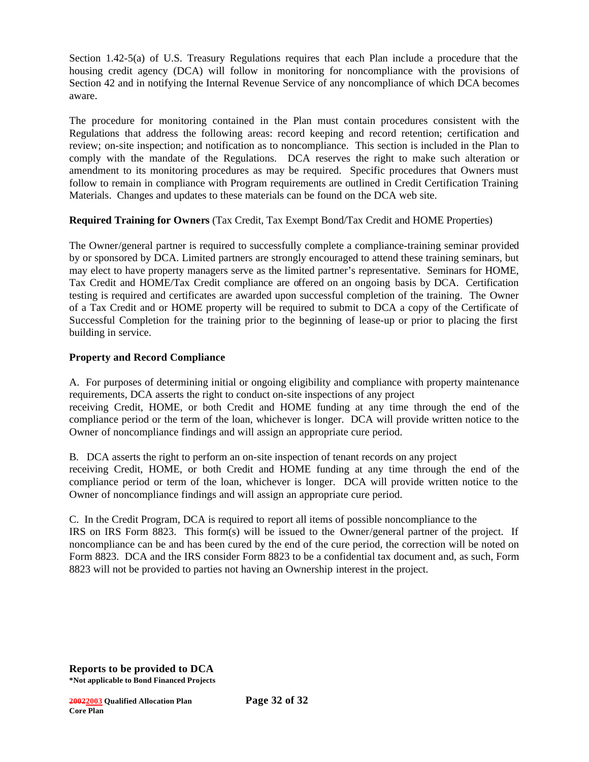Section 1.42-5(a) of U.S. Treasury Regulations requires that each Plan include a procedure that the housing credit agency (DCA) will follow in monitoring for noncompliance with the provisions of Section 42 and in notifying the Internal Revenue Service of any noncompliance of which DCA becomes aware.

The procedure for monitoring contained in the Plan must contain procedures consistent with the Regulations that address the following areas: record keeping and record retention; certification and review; on-site inspection; and notification as to noncompliance. This section is included in the Plan to comply with the mandate of the Regulations. DCA reserves the right to make such alteration or amendment to its monitoring procedures as may be required. Specific procedures that Owners must follow to remain in compliance with Program requirements are outlined in Credit Certification Training Materials. Changes and updates to these materials can be found on the DCA web site.

**Required Training for Owners** (Tax Credit, Tax Exempt Bond/Tax Credit and HOME Properties)

The Owner/general partner is required to successfully complete a compliance-training seminar provided by or sponsored by DCA. Limited partners are strongly encouraged to attend these training seminars, but may elect to have property managers serve as the limited partner's representative. Seminars for HOME, Tax Credit and HOME/Tax Credit compliance are offered on an ongoing basis by DCA. Certification testing is required and certificates are awarded upon successful completion of the training. The Owner of a Tax Credit and or HOME property will be required to submit to DCA a copy of the Certificate of Successful Completion for the training prior to the beginning of lease-up or prior to placing the first building in service.

**Property and Record Compliance**

A. For purposes of determining initial or ongoing eligibility and compliance with property maintenance requirements, DCA asserts the right to conduct on-site inspections of any project receiving Credit, HOME, or both Credit and HOME funding at any time through the end of the compliance period or the term of the loan, whichever is longer. DCA will provide written notice to the Owner of noncompliance findings and will assign an appropriate cure period.

B. DCA asserts the right to perform an on-site inspection of tenant records on any project receiving Credit, HOME, or both Credit and HOME funding at any time through the end of the compliance period or term of the loan, whichever is longer. DCA will provide written notice to the Owner of noncompliance findings and will assign an appropriate cure period.

C. In the Credit Program, DCA is required to report all items of possible noncompliance to the IRS on IRS Form 8823. This form(s) will be issued to the Owner/general partner of the project. If noncompliance can be and has been cured by the end of the cure period, the correction will be noted on Form 8823. DCA and the IRS consider Form 8823 to be a confidential tax document and, as such, Form 8823 will not be provided to parties not having an Ownership interest in the project.

**Reports to be provided to DCA**

**\*Not applicable to Bond Financed Projects**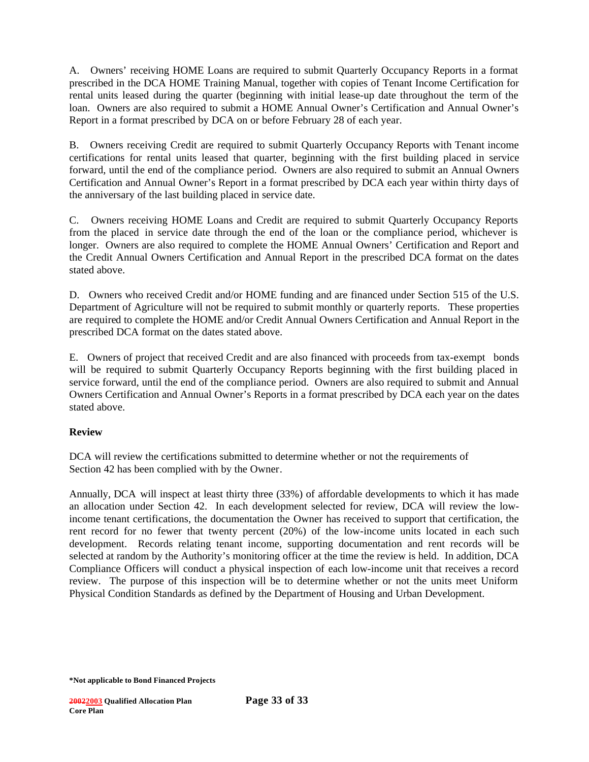A. Owners' receiving HOME Loans are required to submit Quarterly Occupancy Reports in a format prescribed in the DCA HOME Training Manual, together with copies of Tenant Income Certification for rental units leased during the quarter (beginning with initial lease-up date throughout the term of the loan. Owners are also required to submit a HOME Annual Owner's Certification and Annual Owner's Report in a format prescribed by DCA on or before February 28 of each year.

B. Owners receiving Credit are required to submit Quarterly Occupancy Reports with Tenant income certifications for rental units leased that quarter, beginning with the first building placed in service forward, until the end of the compliance period. Owners are also required to submit an Annual Owners Certification and Annual Owner's Report in a format prescribed by DCA each year within thirty days of the anniversary of the last building placed in service date.

C. Owners receiving HOME Loans and Credit are required to submit Quarterly Occupancy Reports from the placed in service date through the end of the loan or the compliance period, whichever is longer. Owners are also required to complete the HOME Annual Owners' Certification and Report and the Credit Annual Owners Certification and Annual Report in the prescribed DCA format on the dates stated above.

D. Owners who received Credit and/or HOME funding and are financed under Section 515 of the U.S. Department of Agriculture will not be required to submit monthly or quarterly reports. These properties are required to complete the HOME and/or Credit Annual Owners Certification and Annual Report in the prescribed DCA format on the dates stated above.

E. Owners of project that received Credit and are also financed with proceeds from tax-exempt bonds will be required to submit Quarterly Occupancy Reports beginning with the first building placed in service forward, until the end of the compliance period. Owners are also required to submit and Annual Owners Certification and Annual Owner's Reports in a format prescribed by DCA each year on the dates stated above.

**Review**

DCA will review the certifications submitted to determine whether or not the requirements of Section 42 has been complied with by the Owner.

Annually, DCA will inspect at least thirty three (33%) of affordable developments to which it has made an allocation under Section 42. In each development selected for review, DCA will review the low-income tenant certifications, the documentation the Owner has received to support that certification, the rent record for no fewer that twenty percent (20%) of the low-income units located in each such development. Records relating tenant income, supporting documentation and rent records will be selected at random by the Authority's monitoring officer at the time the review is held. In addition, DCA Compliance Officers will conduct a physical inspection of each low-income unit that receives a record review. The purpose of this inspection will be to determine whether or not the units meet Uniform Physical Condition Standards as defined by the Department of Housing and Urban Development.

**\*Not applicable to Bond Financed Projects**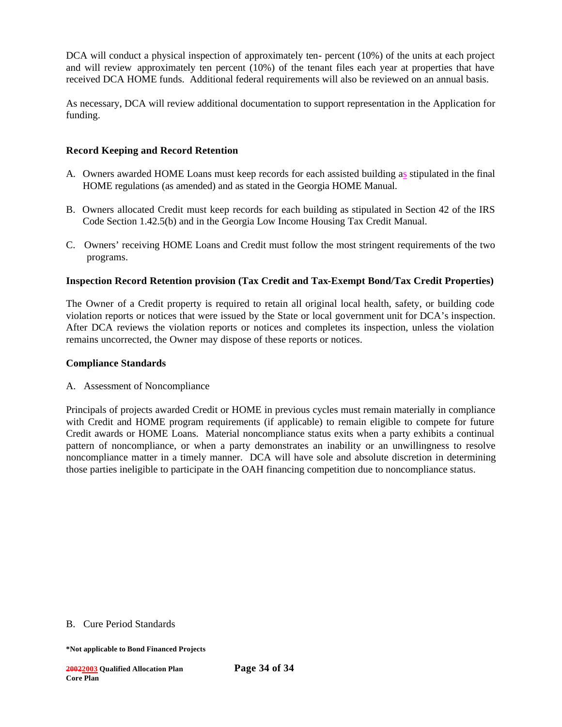DCA will conduct a physical inspection of approximately ten- percent (10%) of the units at each project and will review approximately ten percent (10%) of the tenant files each year at properties that have received DCA HOME funds. Additional federal requirements will also be reviewed on an annual basis.

As necessary, DCA will review additional documentation to support representation in the Application for funding.

**Record Keeping and Record Retention**

A. Owners awarded HOME Loans must keep records for each assisted building as stipulated in the final HOME regulations (as amended) and as stated in the Georgia HOME Manual.

B. Owners allocated Credit must keep records for each building as stipulated in Section 42 of the IRS Code Section 1.42.5(b) and in the Georgia Low Income Housing Tax Credit Manual.

C. Owners' receiving HOME Loans and Credit must follow the most stringent requirements of the two programs.

**Inspection Record Retention provision (Tax Credit and Tax-Exempt Bond/Tax Credit Properties)**

The Owner of a Credit property is required to retain all original local health, safety, or building code violation reports or notices that were issued by the State or local government unit for DCA's inspection. After DCA reviews the violation reports or notices and completes its inspection, unless the violation remains uncorrected, the Owner may dispose of these reports or notices.

**Compliance Standards**

A. Assessment of Noncompliance

Principals of projects awarded Credit or HOME in previous cycles must remain materially in compliance with Credit and HOME program requirements (if applicable) to remain eligible to compete for future Credit awards or HOME Loans. Material noncompliance status exits when a party exhibits a continual pattern of noncompliance, or when a party demonstrates an inability or an unwillingness to resolve noncompliance matter in a timely manner. DCA will have sole and absolute discretion in determining those parties ineligible to participate in the OAH financing competition due to noncompliance status.

B. Cure Period Standards

**\*Not applicable to Bond Financed Projects**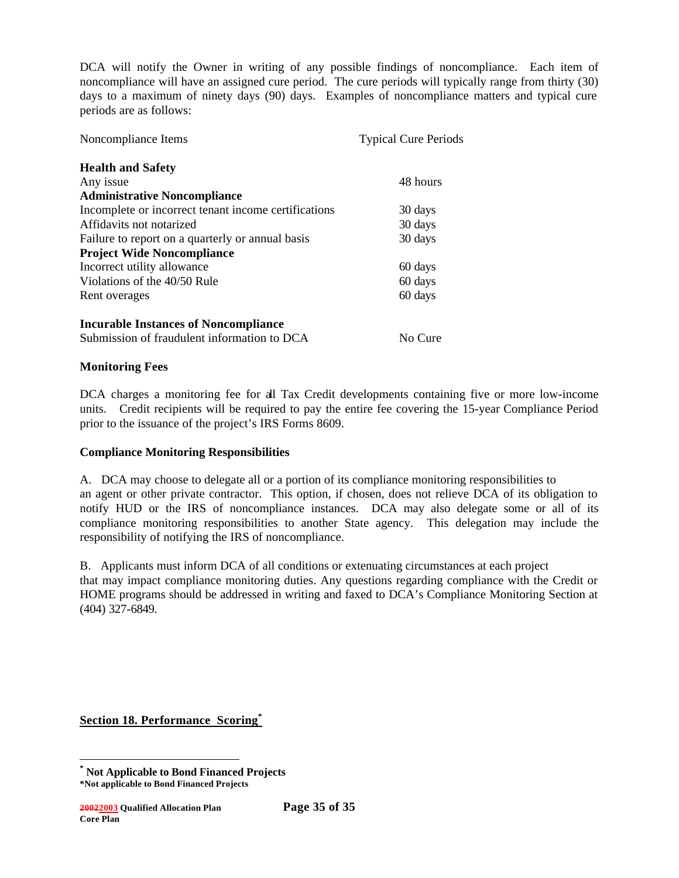DCA will notify the Owner in writing of any possible findings of noncompliance. Each item of noncompliance will have an assigned cure period. The cure periods will typically range from thirty (30) days to a maximum of ninety days (90) days. Examples of noncompliance matters and typical cure periods are as follows:

| Noncompliance Items | Typical Cure Periods |
|---|---|
| **Health and Safety** | |
| Any issue | 48 hours |
| **Administrative Noncompliance** | |
| Incomplete or incorrect tenant income certifications | 30 days |
| Affidavits not notarized | 30 days |
| Failure to report on a quarterly or annual basis | 30 days |
| **Project Wide Noncompliance** | |
| Incorrect utility allowance | 60 days |
| Violations of the 40/50 Rule | 60 days |
| Rent overages | 60 days |
| **Incurable Instances of Noncompliance** | |
| Submission of fraudulent information to DCA | No Cure |

**Monitoring Fees**

DCA charges a monitoring fee for all Tax Credit developments containing five or more low-income units. Credit recipients will be required to pay the entire fee covering the 15-year Compliance Period prior to the issuance of the project's IRS Forms 8609.

**Compliance Monitoring Responsibilities**

A. DCA may choose to delegate all or a portion of its compliance monitoring responsibilities to an agent or other private contractor. This option, if chosen, does not relieve DCA of its obligation to notify HUD or the IRS of noncompliance instances. DCA may also delegate some or all of its compliance monitoring responsibilities to another State agency. This delegation may include the responsibility of notifying the IRS of noncompliance.

B. Applicants must inform DCA of all conditions or extenuating circumstances at each project that may impact compliance monitoring duties. Any questions regarding compliance with the Credit or HOME programs should be addressed in writing and faxed to DCA's Compliance Monitoring Section at (404) 327-6849.

## Section 18. Performance Scoring*

---

* **Not Applicable to Bond Financed Projects**
**\*Not applicable to Bond Financed Projects**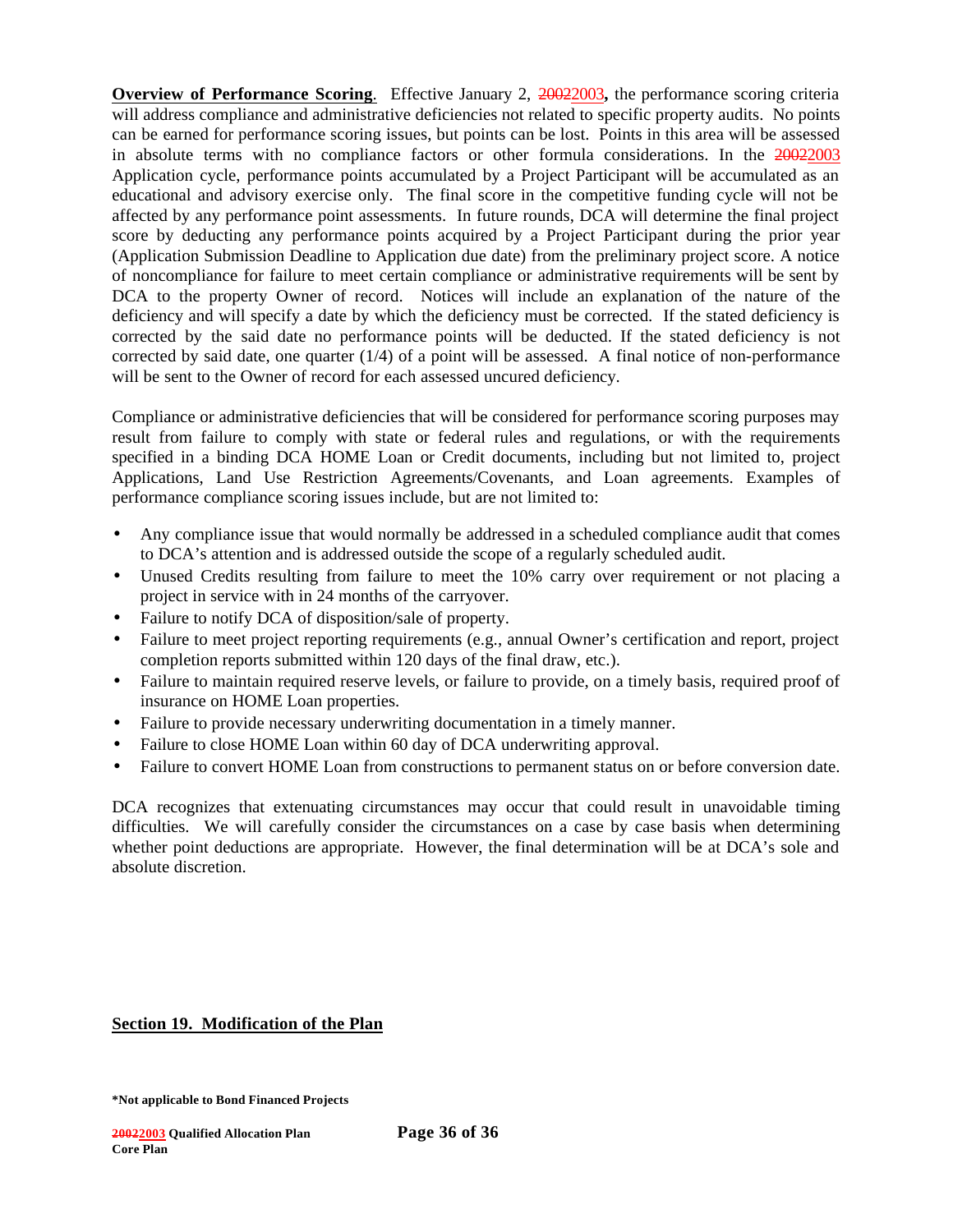**Overview of Performance Scoring**. Effective January 2, 20022003**,** the performance scoring criteria will address compliance and administrative deficiencies not related to specific property audits. No points can be earned for performance scoring issues, but points can be lost. Points in this area will be assessed in absolute terms with no compliance factors or other formula considerations. In the 20022003 Application cycle, performance points accumulated by a Project Participant will be accumulated as an educational and advisory exercise only. The final score in the competitive funding cycle will not be affected by any performance point assessments. In future rounds, DCA will determine the final project score by deducting any performance points acquired by a Project Participant during the prior year (Application Submission Deadline to Application due date) from the preliminary project score. A notice of noncompliance for failure to meet certain compliance or administrative requirements will be sent by DCA to the property Owner of record. Notices will include an explanation of the nature of the deficiency and will specify a date by which the deficiency must be corrected. If the stated deficiency is corrected by the said date no performance points will be deducted. If the stated deficiency is not corrected by said date, one quarter (1/4) of a point will be assessed. A final notice of non-performance will be sent to the Owner of record for each assessed uncured deficiency.

Compliance or administrative deficiencies that will be considered for performance scoring purposes may result from failure to comply with state or federal rules and regulations, or with the requirements specified in a binding DCA HOME Loan or Credit documents, including but not limited to, project Applications, Land Use Restriction Agreements/Covenants, and Loan agreements. Examples of performance compliance scoring issues include, but are not limited to:

- Any compliance issue that would normally be addressed in a scheduled compliance audit that comes to DCA's attention and is addressed outside the scope of a regularly scheduled audit.
- Unused Credits resulting from failure to meet the 10% carry over requirement or not placing a project in service with in 24 months of the carryover.
- Failure to notify DCA of disposition/sale of property.
- Failure to meet project reporting requirements (e.g., annual Owner's certification and report, project completion reports submitted within 120 days of the final draw, etc.).
- Failure to maintain required reserve levels, or failure to provide, on a timely basis, required proof of insurance on HOME Loan properties.
- Failure to provide necessary underwriting documentation in a timely manner.
- Failure to close HOME Loan within 60 day of DCA underwriting approval.
- Failure to convert HOME Loan from constructions to permanent status on or before conversion date.

DCA recognizes that extenuating circumstances may occur that could result in unavoidable timing difficulties. We will carefully consider the circumstances on a case by case basis when determining whether point deductions are appropriate. However, the final determination will be at DCA's sole and absolute discretion.

## Section 19. Modification of the Plan

**\*Not applicable to Bond Financed Projects**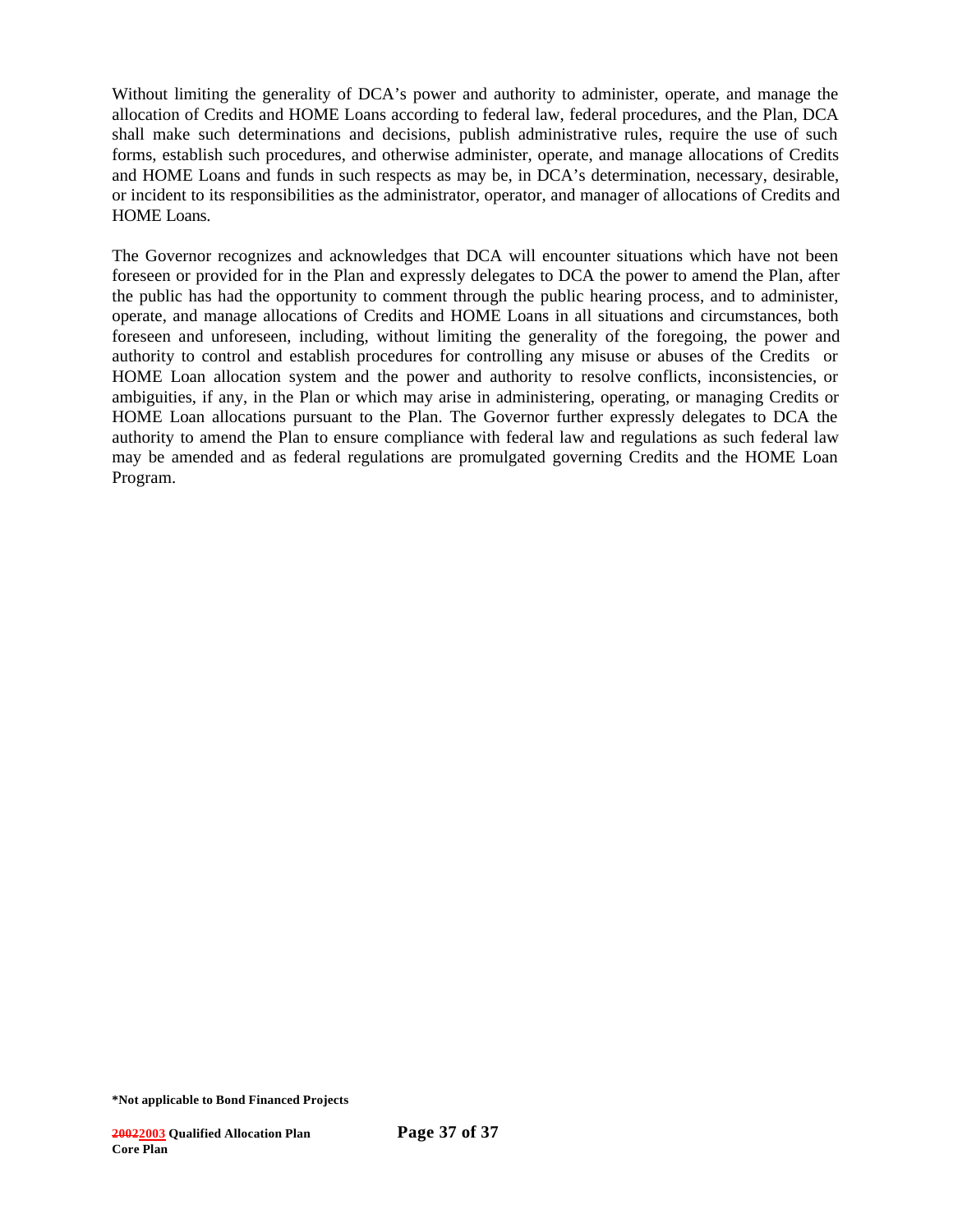Without limiting the generality of DCA's power and authority to administer, operate, and manage the allocation of Credits and HOME Loans according to federal law, federal procedures, and the Plan, DCA shall make such determinations and decisions, publish administrative rules, require the use of such forms, establish such procedures, and otherwise administer, operate, and manage allocations of Credits and HOME Loans and funds in such respects as may be, in DCA's determination, necessary, desirable, or incident to its responsibilities as the administrator, operator, and manager of allocations of Credits and HOME Loans.

The Governor recognizes and acknowledges that DCA will encounter situations which have not been foreseen or provided for in the Plan and expressly delegates to DCA the power to amend the Plan, after the public has had the opportunity to comment through the public hearing process, and to administer, operate, and manage allocations of Credits and HOME Loans in all situations and circumstances, both foreseen and unforeseen, including, without limiting the generality of the foregoing, the power and authority to control and establish procedures for controlling any misuse or abuses of the Credits or HOME Loan allocation system and the power and authority to resolve conflicts, inconsistencies, or ambiguities, if any, in the Plan or which may arise in administering, operating, or managing Credits or HOME Loan allocations pursuant to the Plan. The Governor further expressly delegates to DCA the authority to amend the Plan to ensure compliance with federal law and regulations as such federal law may be amended and as federal regulations are promulgated governing Credits and the HOME Loan Program.

**\*Not applicable to Bond Financed Projects**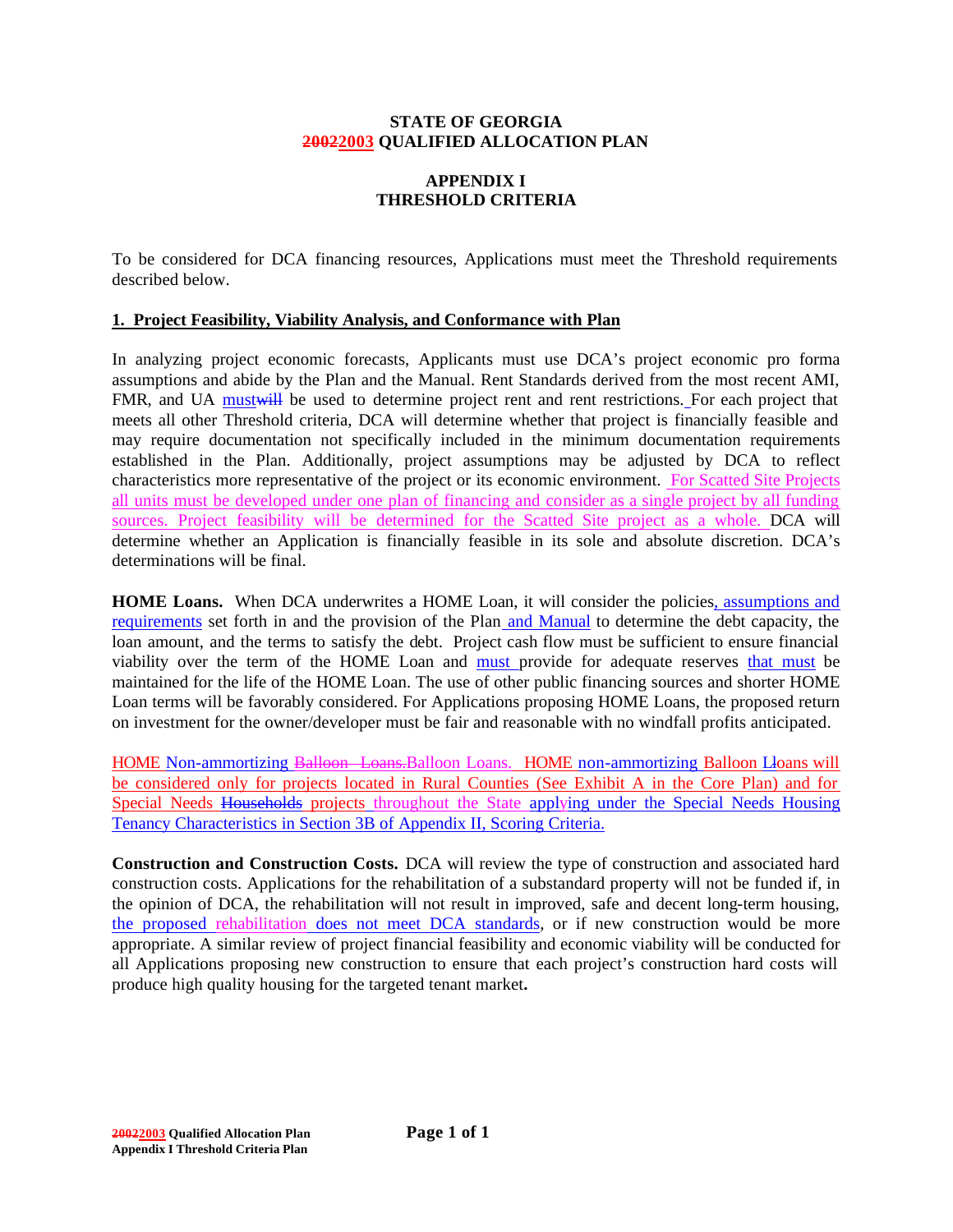**STATE OF GEORGIA**
**~~2002~~2003 QUALIFIED ALLOCATION PLAN**

**APPENDIX I**
**THRESHOLD CRITERIA**

To be considered for DCA financing resources, Applications must meet the Threshold requirements described below.

**1. Project Feasibility, Viability Analysis, and Conformance with Plan**

In analyzing project economic forecasts, Applicants must use DCA's project economic pro forma assumptions and abide by the Plan and the Manual. Rent Standards derived from the most recent AMI, FMR, and UA must~~will~~ be used to determine project rent and rent restrictions. For each project that meets all other Threshold criteria, DCA will determine whether that project is financially feasible and may require documentation not specifically included in the minimum documentation requirements established in the Plan. Additionally, project assumptions may be adjusted by DCA to reflect characteristics more representative of the project or its economic environment. For Scatted Site Projects all units must be developed under one plan of financing and consider as a single project by all funding sources. Project feasibility will be determined for the Scatted Site project as a whole. DCA will determine whether an Application is financially feasible in its sole and absolute discretion. DCA's determinations will be final.

**HOME Loans.** When DCA underwrites a HOME Loan, it will consider the policies, assumptions and requirements set forth in and the provision of the Plan and Manual to determine the debt capacity, the loan amount, and the terms to satisfy the debt. Project cash flow must be sufficient to ensure financial viability over the term of the HOME Loan and must provide for adequate reserves that must be maintained for the life of the HOME Loan. The use of other public financing sources and shorter HOME Loan terms will be favorably considered. For Applications proposing HOME Loans, the proposed return on investment for the owner/developer must be fair and reasonable with no windfall profits anticipated.

HOME Non-ammortizing ~~Balloon Loans.~~Balloon Loans. HOME non-ammortizing Balloon L~~l~~oans will be considered only for projects located in Rural Counties (See Exhibit A in the Core Plan) and for Special Needs ~~Households~~ projects throughout the State applying under the Special Needs Housing Tenancy Characteristics in Section 3B of Appendix II, Scoring Criteria.

**Construction and Construction Costs.** DCA will review the type of construction and associated hard construction costs. Applications for the rehabilitation of a substandard property will not be funded if, in the opinion of DCA, the rehabilitation will not result in improved, safe and decent long-term housing, the proposed rehabilitation does not meet DCA standards, or if new construction would be more appropriate. A similar review of project financial feasibility and economic viability will be conducted for all Applications proposing new construction to ensure that each project's construction hard costs will produce high quality housing for the targeted tenant market**.**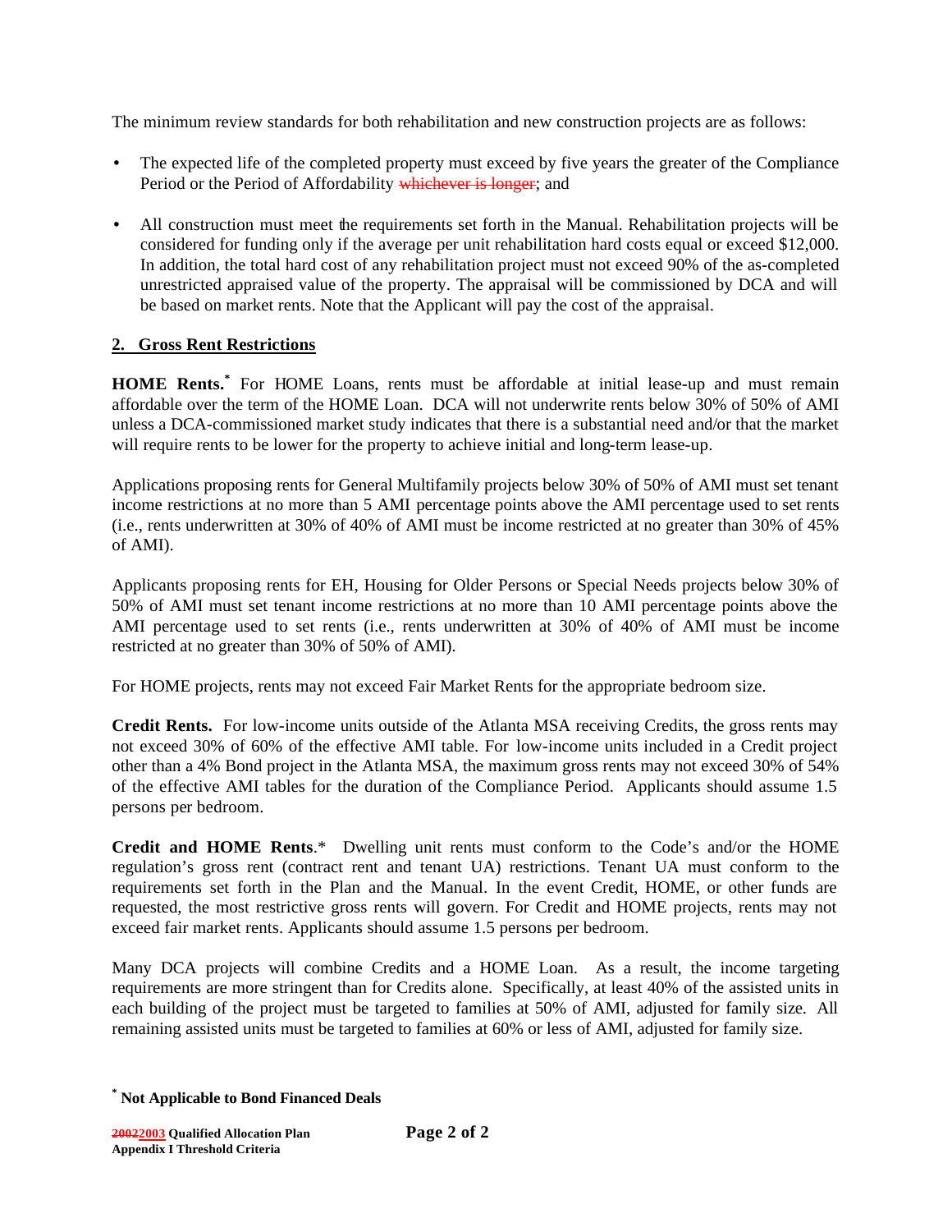The minimum review standards for both rehabilitation and new construction projects are as follows:

- The expected life of the completed property must exceed by five years the greater of the Compliance Period or the Period of Affordability ~~whichever is longer~~; and
- All construction must meet the requirements set forth in the Manual. Rehabilitation projects will be considered for funding only if the average per unit rehabilitation hard costs equal or exceed $12,000. In addition, the total hard cost of any rehabilitation project must not exceed 90% of the as-completed unrestricted appraised value of the property. The appraisal will be commissioned by DCA and will be based on market rents. Note that the Applicant will pay the cost of the appraisal.

## 2. Gross Rent Restrictions

**HOME Rents.*** For HOME Loans, rents must be affordable at initial lease-up and must remain affordable over the term of the HOME Loan. DCA will not underwrite rents below 30% of 50% of AMI unless a DCA-commissioned market study indicates that there is a substantial need and/or that the market will require rents to be lower for the property to achieve initial and long-term lease-up.

Applications proposing rents for General Multifamily projects below 30% of 50% of AMI must set tenant income restrictions at no more than 5 AMI percentage points above the AMI percentage used to set rents (i.e., rents underwritten at 30% of 40% of AMI must be income restricted at no greater than 30% of 45% of AMI).

Applicants proposing rents for EH, Housing for Older Persons or Special Needs projects below 30% of 50% of AMI must set tenant income restrictions at no more than 10 AMI percentage points above the AMI percentage used to set rents (i.e., rents underwritten at 30% of 40% of AMI must be income restricted at no greater than 30% of 50% of AMI).

For HOME projects, rents may not exceed Fair Market Rents for the appropriate bedroom size.

**Credit Rents.** For low-income units outside of the Atlanta MSA receiving Credits, the gross rents may not exceed 30% of 60% of the effective AMI table. For low-income units included in a Credit project other than a 4% Bond project in the Atlanta MSA, the maximum gross rents may not exceed 30% of 54% of the effective AMI tables for the duration of the Compliance Period. Applicants should assume 1.5 persons per bedroom.

**Credit and HOME Rents**.* Dwelling unit rents must conform to the Code's and/or the HOME regulation's gross rent (contract rent and tenant UA) restrictions. Tenant UA must conform to the requirements set forth in the Plan and the Manual. In the event Credit, HOME, or other funds are requested, the most restrictive gross rents will govern. For Credit and HOME projects, rents may not exceed fair market rents. Applicants should assume 1.5 persons per bedroom.

Many DCA projects will combine Credits and a HOME Loan. As a result, the income targeting requirements are more stringent than for Credits alone. Specifically, at least 40% of the assisted units in each building of the project must be targeted to families at 50% of AMI, adjusted for family size. All remaining assisted units must be targeted to families at 60% or less of AMI, adjusted for family size.

**\* Not Applicable to Bond Financed Deals**

**~~2002~~2003 Qualified Allocation Plan**
**Appendix I Threshold Criteria**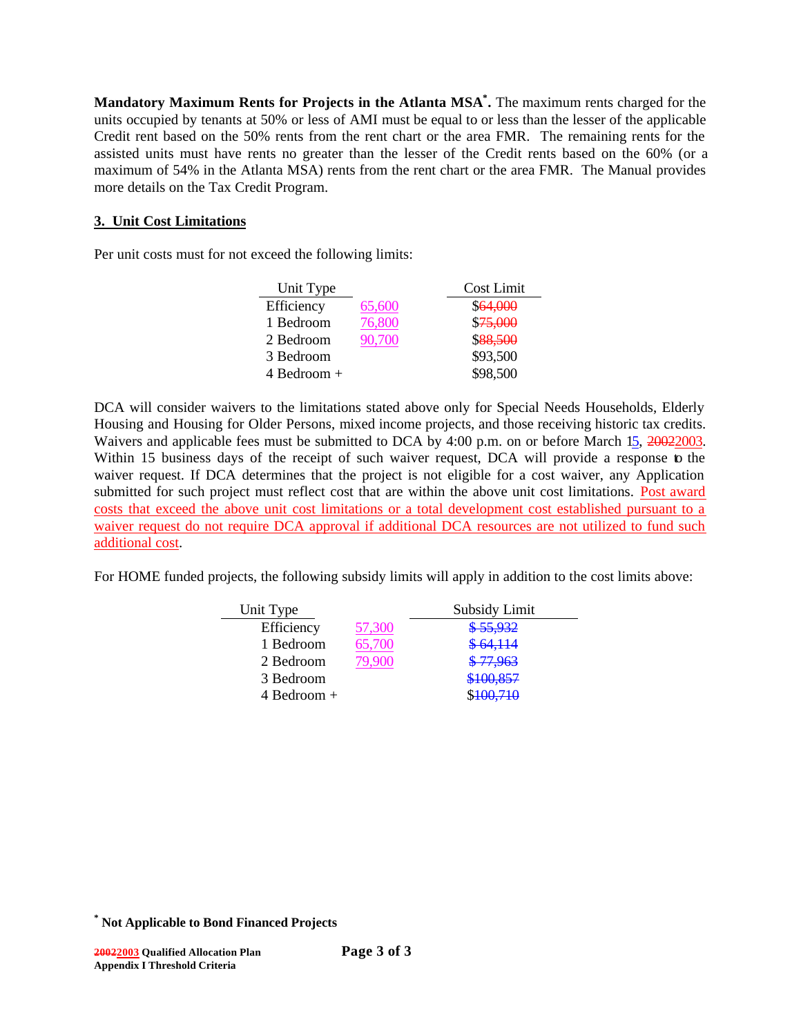**Mandatory Maximum Rents for Projects in the Atlanta MSA*.** The maximum rents charged for the units occupied by tenants at 50% or less of AMI must be equal to or less than the lesser of the applicable Credit rent based on the 50% rents from the rent chart or the area FMR. The remaining rents for the assisted units must have rents no greater than the lesser of the Credit rents based on the 60% (or a maximum of 54% in the Atlanta MSA) rents from the rent chart or the area FMR. The Manual provides more details on the Tax Credit Program.

### 3. Unit Cost Limitations

Per unit costs must for not exceed the following limits:

| Unit Type | | Cost Limit |
|---|---|---|
| Efficiency | 65,600 | $~~64,000~~ |
| 1 Bedroom | 76,800 | $~~75,000~~ |
| 2 Bedroom | 90,700 | $~~88,500~~ |
| 3 Bedroom | | $93,500 |
| 4 Bedroom + | | $98,500 |

DCA will consider waivers to the limitations stated above only for Special Needs Households, Elderly Housing and Housing for Older Persons, mixed income projects, and those receiving historic tax credits. Waivers and applicable fees must be submitted to DCA by 4:00 p.m. on or before March 15, ~~2002~~2003. Within 15 business days of the receipt of such waiver request, DCA will provide a response to the waiver request. If DCA determines that the project is not eligible for a cost waiver, any Application submitted for such project must reflect cost that are within the above unit cost limitations. Post award costs that exceed the above unit cost limitations or a total development cost established pursuant to a waiver request do not require DCA approval if additional DCA resources are not utilized to fund such additional cost.

For HOME funded projects, the following subsidy limits will apply in addition to the cost limits above:

| Unit Type | | Subsidy Limit |
|---|---|---|
| Efficiency | 57,300 | ~~$ 55,932~~ |
| 1 Bedroom | 65,700 | ~~$ 64,114~~ |
| 2 Bedroom | 79,900 | ~~$ 77,963~~ |
| 3 Bedroom | | ~~$100,857~~ |
| 4 Bedroom + | | $~~100,710~~ |

\* **Not Applicable to Bond Financed Projects**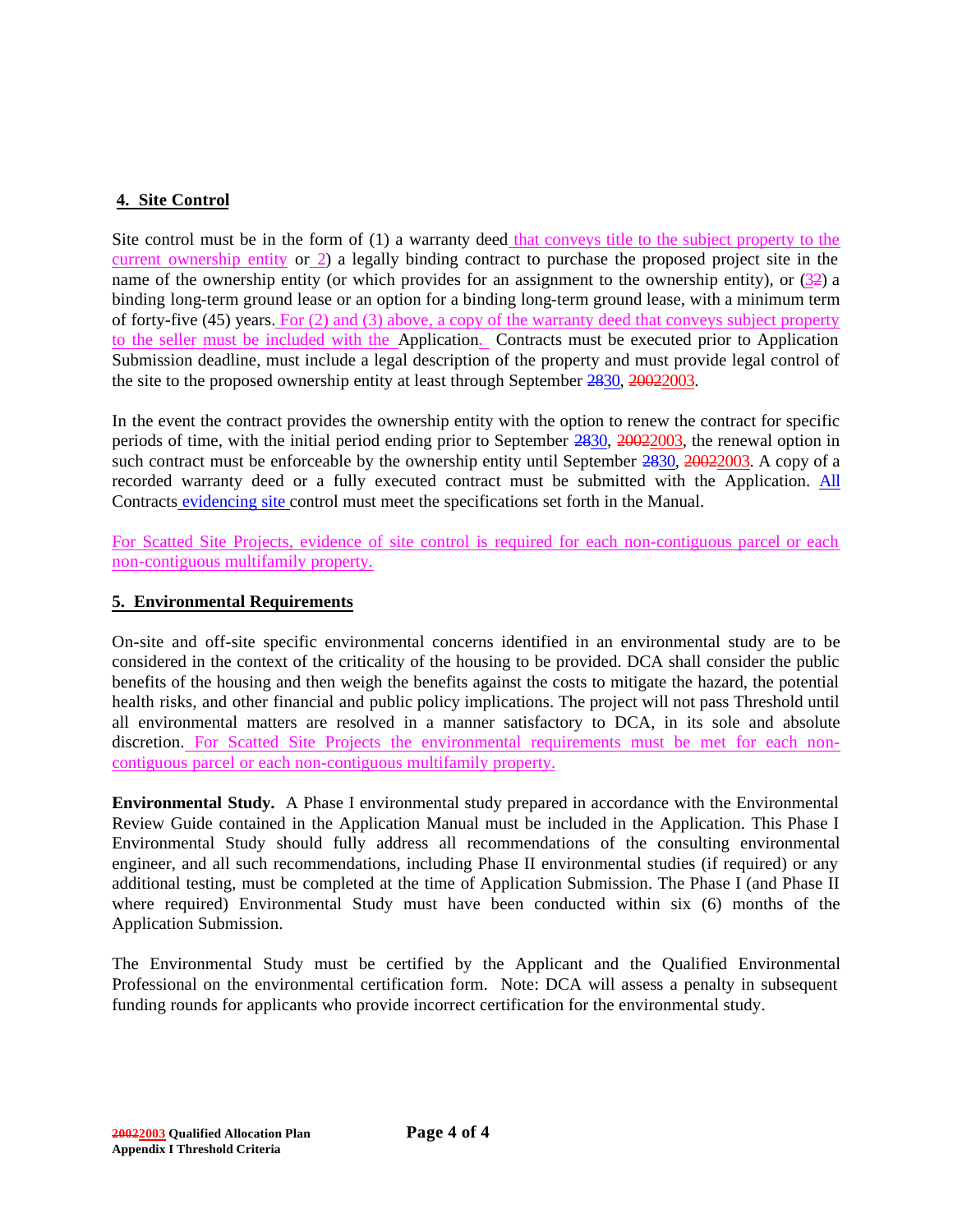## 4. Site Control

Site control must be in the form of (1) a warranty deed that conveys title to the subject property to the current ownership entity or 2) a legally binding contract to purchase the proposed project site in the name of the ownership entity (or which provides for an assignment to the ownership entity), or (~~3~~2) a binding long-term ground lease or an option for a binding long-term ground lease, with a minimum term of forty-five (45) years. For (2) and (3) above, a copy of the warranty deed that conveys subject property to the seller must be included with the Application. Contracts must be executed prior to Application Submission deadline, must include a legal description of the property and must provide legal control of the site to the proposed ownership entity at least through September ~~28~~30, ~~2002~~2003.

In the event the contract provides the ownership entity with the option to renew the contract for specific periods of time, with the initial period ending prior to September ~~28~~30, ~~2002~~2003, the renewal option in such contract must be enforceable by the ownership entity until September ~~28~~30, ~~2002~~2003. A copy of a recorded warranty deed or a fully executed contract must be submitted with the Application. All Contracts evidencing site control must meet the specifications set forth in the Manual.

For Scatted Site Projects, evidence of site control is required for each non-contiguous parcel or each non-contiguous multifamily property.

## 5. Environmental Requirements

On-site and off-site specific environmental concerns identified in an environmental study are to be considered in the context of the criticality of the housing to be provided. DCA shall consider the public benefits of the housing and then weigh the benefits against the costs to mitigate the hazard, the potential health risks, and other financial and public policy implications. The project will not pass Threshold until all environmental matters are resolved in a manner satisfactory to DCA, in its sole and absolute discretion. For Scatted Site Projects the environmental requirements must be met for each non-contiguous parcel or each non-contiguous multifamily property.

**Environmental Study.** A Phase I environmental study prepared in accordance with the Environmental Review Guide contained in the Application Manual must be included in the Application. This Phase I Environmental Study should fully address all recommendations of the consulting environmental engineer, and all such recommendations, including Phase II environmental studies (if required) or any additional testing, must be completed at the time of Application Submission. The Phase I (and Phase II where required) Environmental Study must have been conducted within six (6) months of the Application Submission.

The Environmental Study must be certified by the Applicant and the Qualified Environmental Professional on the environmental certification form. Note: DCA will assess a penalty in subsequent funding rounds for applicants who provide incorrect certification for the environmental study.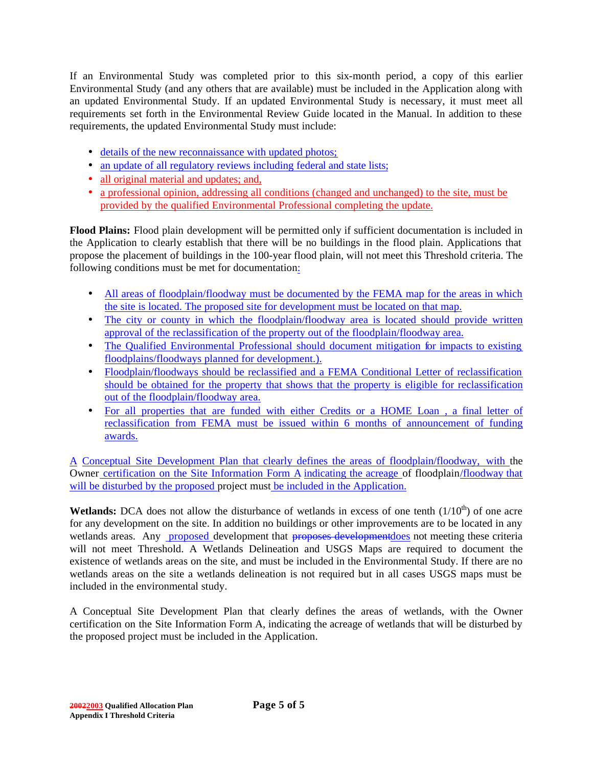If an Environmental Study was completed prior to this six-month period, a copy of this earlier Environmental Study (and any others that are available) must be included in the Application along with an updated Environmental Study. If an updated Environmental Study is necessary, it must meet all requirements set forth in the Environmental Review Guide located in the Manual. In addition to these requirements, the updated Environmental Study must include:

- details of the new reconnaissance with updated photos;
- an update of all regulatory reviews including federal and state lists;
- all original material and updates; and,
- a professional opinion, addressing all conditions (changed and unchanged) to the site, must be provided by the qualified Environmental Professional completing the update.

**Flood Plains:** Flood plain development will be permitted only if sufficient documentation is included in the Application to clearly establish that there will be no buildings in the flood plain. Applications that propose the placement of buildings in the 100-year flood plain, will not meet this Threshold criteria. The following conditions must be met for documentation:

- All areas of floodplain/floodway must be documented by the FEMA map for the areas in which the site is located. The proposed site for development must be located on that map.
- The city or county in which the floodplain/floodway area is located should provide written approval of the reclassification of the property out of the floodplain/floodway area.
- The Qualified Environmental Professional should document mitigation for impacts to existing floodplains/floodways planned for development.).
- Floodplain/floodways should be reclassified and a FEMA Conditional Letter of reclassification should be obtained for the property that shows that the property is eligible for reclassification out of the floodplain/floodway area.
- For all properties that are funded with either Credits or a HOME Loan , a final letter of reclassification from FEMA must be issued within 6 months of announcement of funding awards.

A Conceptual Site Development Plan that clearly defines the areas of floodplain/floodway, with the Owner certification on the Site Information Form A indicating the acreage of floodplain/floodway that will be disturbed by the proposed project must be included in the Application.

**Wetlands:** DCA does not allow the disturbance of wetlands in excess of one tenth (1/10th) of one acre for any development on the site. In addition no buildings or other improvements are to be located in any wetlands areas. Any proposed development that ~~proposes development~~does not meeting these criteria will not meet Threshold. A Wetlands Delineation and USGS Maps are required to document the existence of wetlands areas on the site, and must be included in the Environmental Study. If there are no wetlands areas on the site a wetlands delineation is not required but in all cases USGS maps must be included in the environmental study.

A Conceptual Site Development Plan that clearly defines the areas of wetlands, with the Owner certification on the Site Information Form A, indicating the acreage of wetlands that will be disturbed by the proposed project must be included in the Application.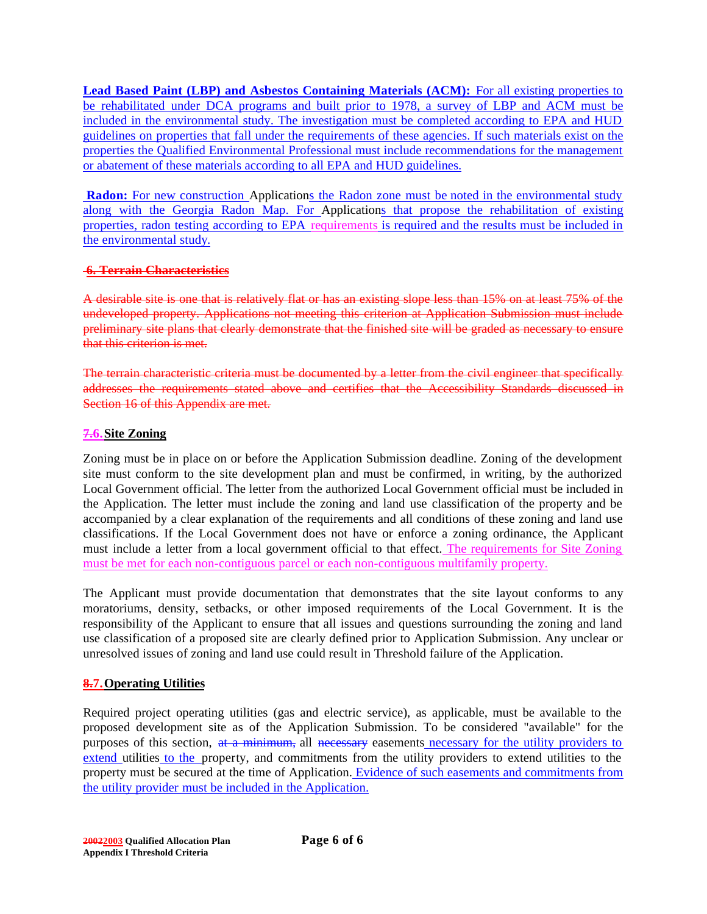**Lead Based Paint (LBP) and Asbestos Containing Materials (ACM):** For all existing properties to be rehabilitated under DCA programs and built prior to 1978, a survey of LBP and ACM must be included in the environmental study. The investigation must be completed according to EPA and HUD guidelines on properties that fall under the requirements of these agencies. If such materials exist on the properties the Qualified Environmental Professional must include recommendations for the management or abatement of these materials according to all EPA and HUD guidelines.

**Radon:** For new construction Applications the Radon zone must be noted in the environmental study along with the Georgia Radon Map. For Applications that propose the rehabilitation of existing properties, radon testing according to EPA requirements is required and the results must be included in the environmental study.

~~**6. Terrain Characteristics**~~

~~A desirable site is one that is relatively flat or has an existing slope less than 15% on at least 75% of the undeveloped property. Applications not meeting this criterion at Application Submission must include preliminary site plans that clearly demonstrate that the finished site will be graded as necessary to ensure that this criterion is met.~~

~~The terrain characteristic criteria must be documented by a letter from the civil engineer that specifically addresses the requirements stated above and certifies that the Accessibility Standards discussed in Section 16 of this Appendix are met.~~

**~~7.~~6. Site Zoning**

Zoning must be in place on or before the Application Submission deadline. Zoning of the development site must conform to the site development plan and must be confirmed, in writing, by the authorized Local Government official. The letter from the authorized Local Government official must be included in the Application. The letter must include the zoning and land use classification of the property and be accompanied by a clear explanation of the requirements and all conditions of these zoning and land use classifications. If the Local Government does not have or enforce a zoning ordinance, the Applicant must include a letter from a local government official to that effect. The requirements for Site Zoning must be met for each non-contiguous parcel or each non-contiguous multifamily property.

The Applicant must provide documentation that demonstrates that the site layout conforms to any moratoriums, density, setbacks, or other imposed requirements of the Local Government. It is the responsibility of the Applicant to ensure that all issues and questions surrounding the zoning and land use classification of a proposed site are clearly defined prior to Application Submission. Any unclear or unresolved issues of zoning and land use could result in Threshold failure of the Application.

**~~8.~~7. Operating Utilities**

Required project operating utilities (gas and electric service), as applicable, must be available to the proposed development site as of the Application Submission. To be considered "available" for the purposes of this section, ~~at a minimum,~~ all ~~necessary~~ easements necessary for the utility providers to extend utilities to the property, and commitments from the utility providers to extend utilities to the property must be secured at the time of Application. Evidence of such easements and commitments from the utility provider must be included in the Application.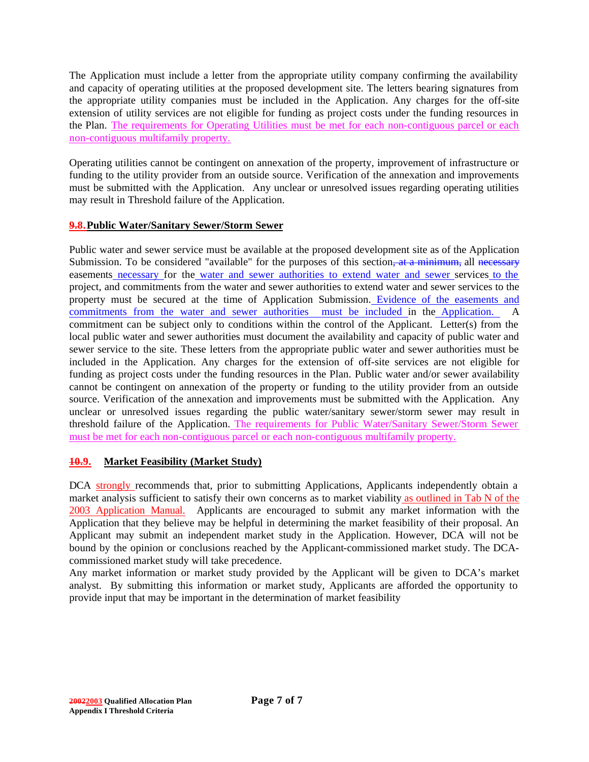The Application must include a letter from the appropriate utility company confirming the availability and capacity of operating utilities at the proposed development site. The letters bearing signatures from the appropriate utility companies must be included in the Application. Any charges for the off-site extension of utility services are not eligible for funding as project costs under the funding resources in the Plan. The requirements for Operating Utilities must be met for each non-contiguous parcel or each non-contiguous multifamily property.

Operating utilities cannot be contingent on annexation of the property, improvement of infrastructure or funding to the utility provider from an outside source. Verification of the annexation and improvements must be submitted with the Application. Any unclear or unresolved issues regarding operating utilities may result in Threshold failure of the Application.

## ~~9.~~8. Public Water/Sanitary Sewer/Storm Sewer

Public water and sewer service must be available at the proposed development site as of the Application Submission. To be considered "available" for the purposes of this section~~, at a minimum,~~ all ~~necessary~~ easements necessary for the water and sewer authorities to extend water and sewer services to the project, and commitments from the water and sewer authorities to extend water and sewer services to the property must be secured at the time of Application Submission. Evidence of the easements and commitments from the water and sewer authorities must be included in the Application. A commitment can be subject only to conditions within the control of the Applicant. Letter(s) from the local public water and sewer authorities must document the availability and capacity of public water and sewer service to the site. These letters from the appropriate public water and sewer authorities must be included in the Application. Any charges for the extension of off-site services are not eligible for funding as project costs under the funding resources in the Plan. Public water and/or sewer availability cannot be contingent on annexation of the property or funding to the utility provider from an outside source. Verification of the annexation and improvements must be submitted with the Application. Any unclear or unresolved issues regarding the public water/sanitary sewer/storm sewer may result in threshold failure of the Application. The requirements for Public Water/Sanitary Sewer/Storm Sewer must be met for each non-contiguous parcel or each non-contiguous multifamily property.

## ~~10.~~9. Market Feasibility (Market Study)

DCA strongly recommends that, prior to submitting Applications, Applicants independently obtain a market analysis sufficient to satisfy their own concerns as to market viability as outlined in Tab N of the 2003 Application Manual. Applicants are encouraged to submit any market information with the Application that they believe may be helpful in determining the market feasibility of their proposal. An Applicant may submit an independent market study in the Application. However, DCA will not be bound by the opinion or conclusions reached by the Applicant-commissioned market study. The DCA-commissioned market study will take precedence.

Any market information or market study provided by the Applicant will be given to DCA's market analyst. By submitting this information or market study, Applicants are afforded the opportunity to provide input that may be important in the determination of market feasibility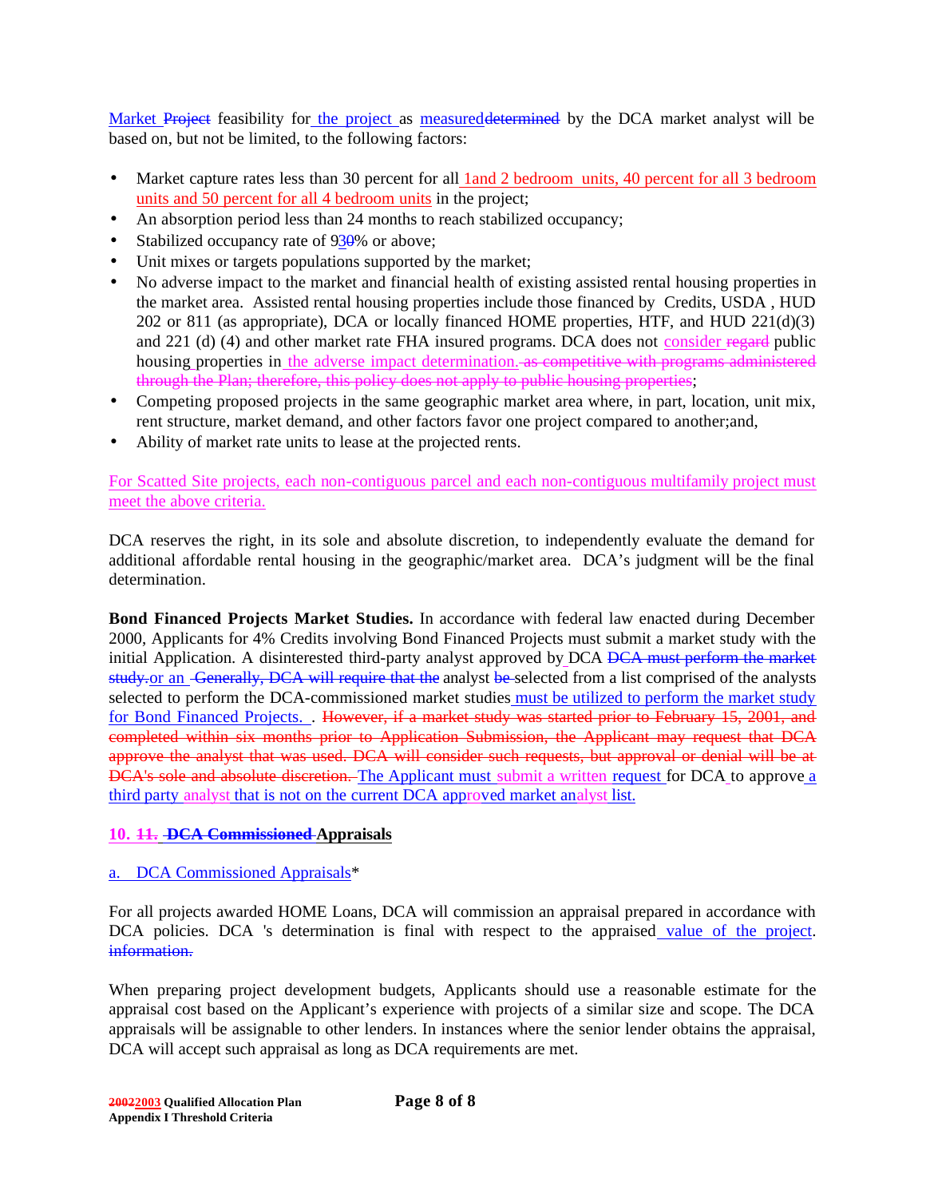Market ~~Project~~ feasibility for the project as measured~~determined~~ by the DCA market analyst will be based on, but not be limited, to the following factors:

- Market capture rates less than 30 percent for all 1and 2 bedroom units, 40 percent for all 3 bedroom units and 50 percent for all 4 bedroom units in the project;
- An absorption period less than 24 months to reach stabilized occupancy;
- Stabilized occupancy rate of 93~~0~~% or above;
- Unit mixes or targets populations supported by the market;
- No adverse impact to the market and financial health of existing assisted rental housing properties in the market area. Assisted rental housing properties include those financed by Credits, USDA , HUD 202 or 811 (as appropriate), DCA or locally financed HOME properties, HTF, and HUD 221(d)(3) and 221 (d) (4) and other market rate FHA insured programs. DCA does not consider ~~regard~~ public housing properties in the adverse impact determination. ~~as competitive with programs administered through the Plan; therefore, this policy does not apply to public housing properties~~;
- Competing proposed projects in the same geographic market area where, in part, location, unit mix, rent structure, market demand, and other factors favor one project compared to another;and,
- Ability of market rate units to lease at the projected rents.

For Scatted Site projects, each non-contiguous parcel and each non-contiguous multifamily project must meet the above criteria.

DCA reserves the right, in its sole and absolute discretion, to independently evaluate the demand for additional affordable rental housing in the geographic/market area. DCA's judgment will be the final determination.

**Bond Financed Projects Market Studies.** In accordance with federal law enacted during December 2000, Applicants for 4% Credits involving Bond Financed Projects must submit a market study with the initial Application. A disinterested third-party analyst approved by DCA ~~DCA must perform the market study.~~or an ~~Generally, DCA will require that the~~ analyst ~~be~~ selected from a list comprised of the analysts selected to perform the DCA-commissioned market studies must be utilized to perform the market study for Bond Financed Projects. . ~~However, if a market study was started prior to February 15, 2001, and completed within six months prior to Application Submission, the Applicant may request that DCA approve the analyst that was used. DCA will consider such requests, but approval or denial will be at DCA's sole and absolute discretion.~~ The Applicant must submit a written request for DCA to approve a third party analyst that is not on the current DCA approved market analyst list.

**10. ~~11.~~ ~~DCA Commissioned~~ Appraisals**

a. DCA Commissioned Appraisals*

For all projects awarded HOME Loans, DCA will commission an appraisal prepared in accordance with DCA policies. DCA 's determination is final with respect to the appraised value of the project. ~~information.~~

When preparing project development budgets, Applicants should use a reasonable estimate for the appraisal cost based on the Applicant's experience with projects of a similar size and scope. The DCA appraisals will be assignable to other lenders. In instances where the senior lender obtains the appraisal, DCA will accept such appraisal as long as DCA requirements are met.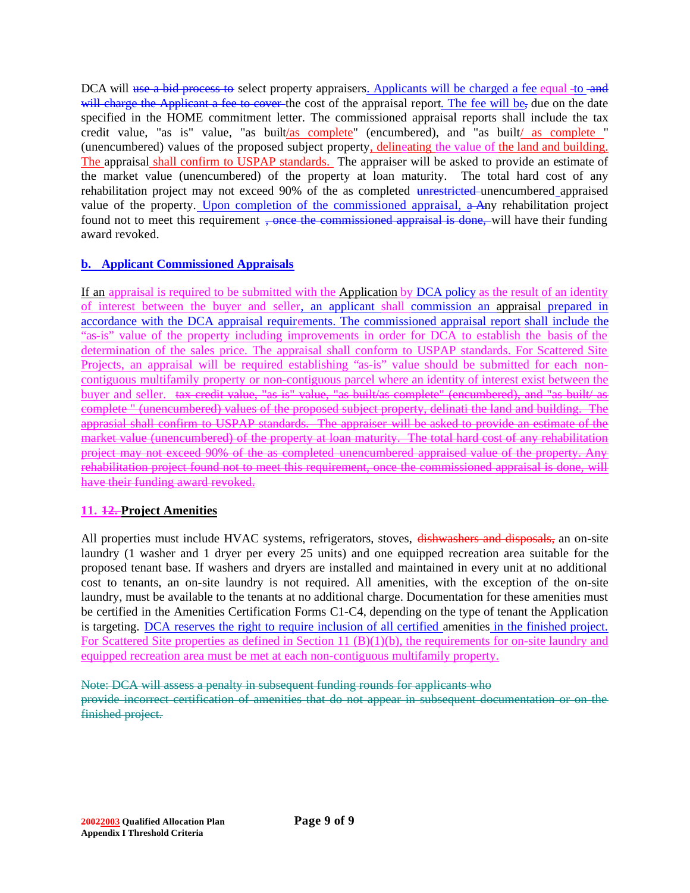DCA will ~~use a bid process to~~ select property appraisers. Applicants will be charged a fee equal to ~~and will charge the Applicant a fee to cover~~ the cost of the appraisal report. The fee will be~~,~~ due on the date specified in the HOME commitment letter. The commissioned appraisal reports shall include the tax credit value, "as is" value, "as built/as complete" (encumbered), and "as built/ as complete " (unencumbered) values of the proposed subject property, delineating the value of the land and building. The appraisal shall confirm to USPAP standards. The appraiser will be asked to provide an estimate of the market value (unencumbered) of the property at loan maturity. The total hard cost of any rehabilitation project may not exceed 90% of the as completed ~~unrestricted~~ unencumbered appraised value of the property. Upon completion of the commissioned appraisal, ~~a~~ Any rehabilitation project found not to meet this requirement ~~, once the commissioned appraisal is done,~~ will have their funding award revoked.

**b. Applicant Commissioned Appraisals**

If an appraisal is required to be submitted with the Application by DCA policy as the result of an identity of interest between the buyer and seller, an applicant shall commission an appraisal prepared in accordance with the DCA appraisal requirements. The commissioned appraisal report shall include the "as-is" value of the property including improvements in order for DCA to establish the basis of the determination of the sales price. The appraisal shall conform to USPAP standards. For Scattered Site Projects, an appraisal will be required establishing "as-is" value should be submitted for each non-contiguous multifamily property or non-contiguous parcel where an identity of interest exist between the buyer and seller. ~~tax credit value, "as is" value, "as built/as complete" (encumbered), and "as built/ as complete " (unencumbered) values of the proposed subject property, delinati the land and building. The apprasial shall confirm to USPAP standards. The appraiser will be asked to provide an estimate of the market value (unencumbered) of the property at loan maturity. The total hard cost of any rehabilitation project may not exceed 90% of the as completed unencumbered appraised value of the property. Any rehabilitation project found not to meet this requirement, once the commissioned appraisal is done, will have their funding award revoked.~~

**11. ~~12.~~ Project Amenities**

All properties must include HVAC systems, refrigerators, stoves, ~~dishwashers and disposals,~~ an on-site laundry (1 washer and 1 dryer per every 25 units) and one equipped recreation area suitable for the proposed tenant base. If washers and dryers are installed and maintained in every unit at no additional cost to tenants, an on-site laundry is not required. All amenities, with the exception of the on-site laundry, must be available to the tenants at no additional charge. Documentation for these amenities must be certified in the Amenities Certification Forms C1-C4, depending on the type of tenant the Application is targeting. DCA reserves the right to require inclusion of all certified amenities in the finished project. For Scattered Site properties as defined in Section 11 (B)(1)(b), the requirements for on-site laundry and equipped recreation area must be met at each non-contiguous multifamily property.

~~Note: DCA will assess a penalty in subsequent funding rounds for applicants who provide incorrect certification of amenities that do not appear in subsequent documentation or on the finished project.~~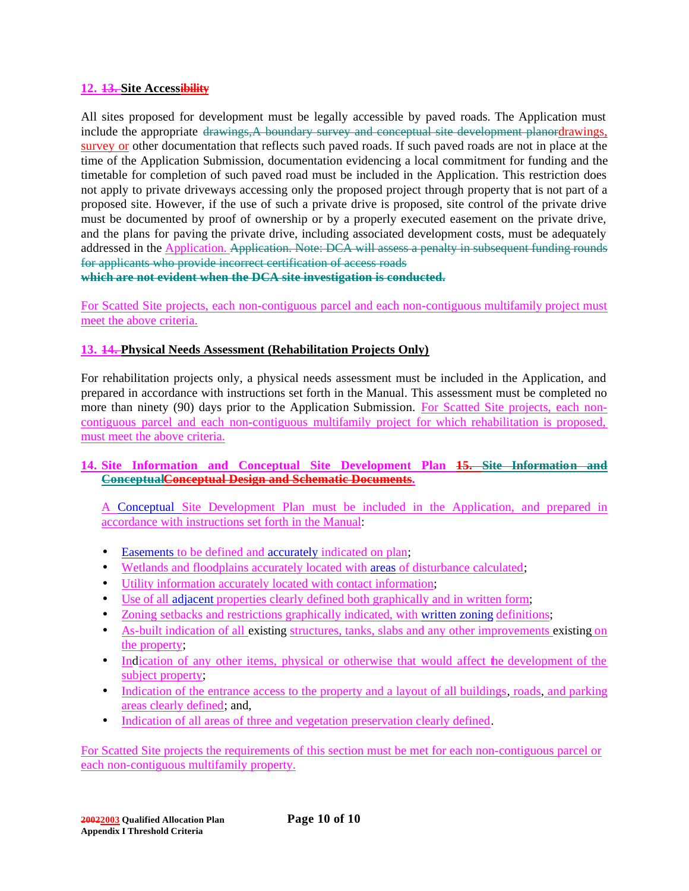**12. ~~13.~~ Site Access~~ibility~~**

All sites proposed for development must be legally accessible by paved roads. The Application must include the appropriate ~~drawings,A boundary survey and conceptual site development planor~~drawings, survey or other documentation that reflects such paved roads. If such paved roads are not in place at the time of the Application Submission, documentation evidencing a local commitment for funding and the timetable for completion of such paved road must be included in the Application. This restriction does not apply to private driveways accessing only the proposed project through property that is not part of a proposed site. However, if the use of such a private drive is proposed, site control of the private drive must be documented by proof of ownership or by a properly executed easement on the private drive, and the plans for paving the private drive, including associated development costs, must be adequately addressed in the Application. ~~Application. Note: DCA will assess a penalty in subsequent funding rounds for applicants who provide incorrect certification of access roads~~
~~**which are not evident when the DCA site investigation is conducted.**~~

For Scatted Site projects, each non-contiguous parcel and each non-contiguous multifamily project must meet the above criteria.

**13. ~~14.~~ Physical Needs Assessment (Rehabilitation Projects Only)**

For rehabilitation projects only, a physical needs assessment must be included in the Application, and prepared in accordance with instructions set forth in the Manual. This assessment must be completed no more than ninety (90) days prior to the Application Submission. For Scatted Site projects, each non-contiguous parcel and each non-contiguous multifamily project for which rehabilitation is proposed, must meet the above criteria.

**14. Site Information and Conceptual Site Development Plan ~~15. Site Information and Conceptual~~~~Conceptual Design and Schematic Documents~~.**

A Conceptual Site Development Plan must be included in the Application, and prepared in accordance with instructions set forth in the Manual:

- Easements to be defined and accurately indicated on plan;
- Wetlands and floodplains accurately located with areas of disturbance calculated;
- Utility information accurately located with contact information;
- Use of all adjacent properties clearly defined both graphically and in written form;
- Zoning setbacks and restrictions graphically indicated, with written zoning definitions;
- As-built indication of all existing structures, tanks, slabs and any other improvements existing on the property;
- Indication of any other items, physical or otherwise that would affect the development of the subject property;
- Indication of the entrance access to the property and a layout of all buildings, roads, and parking areas clearly defined; and,
- Indication of all areas of three and vegetation preservation clearly defined.

For Scatted Site projects the requirements of this section must be met for each non-contiguous parcel or each non-contiguous multifamily property.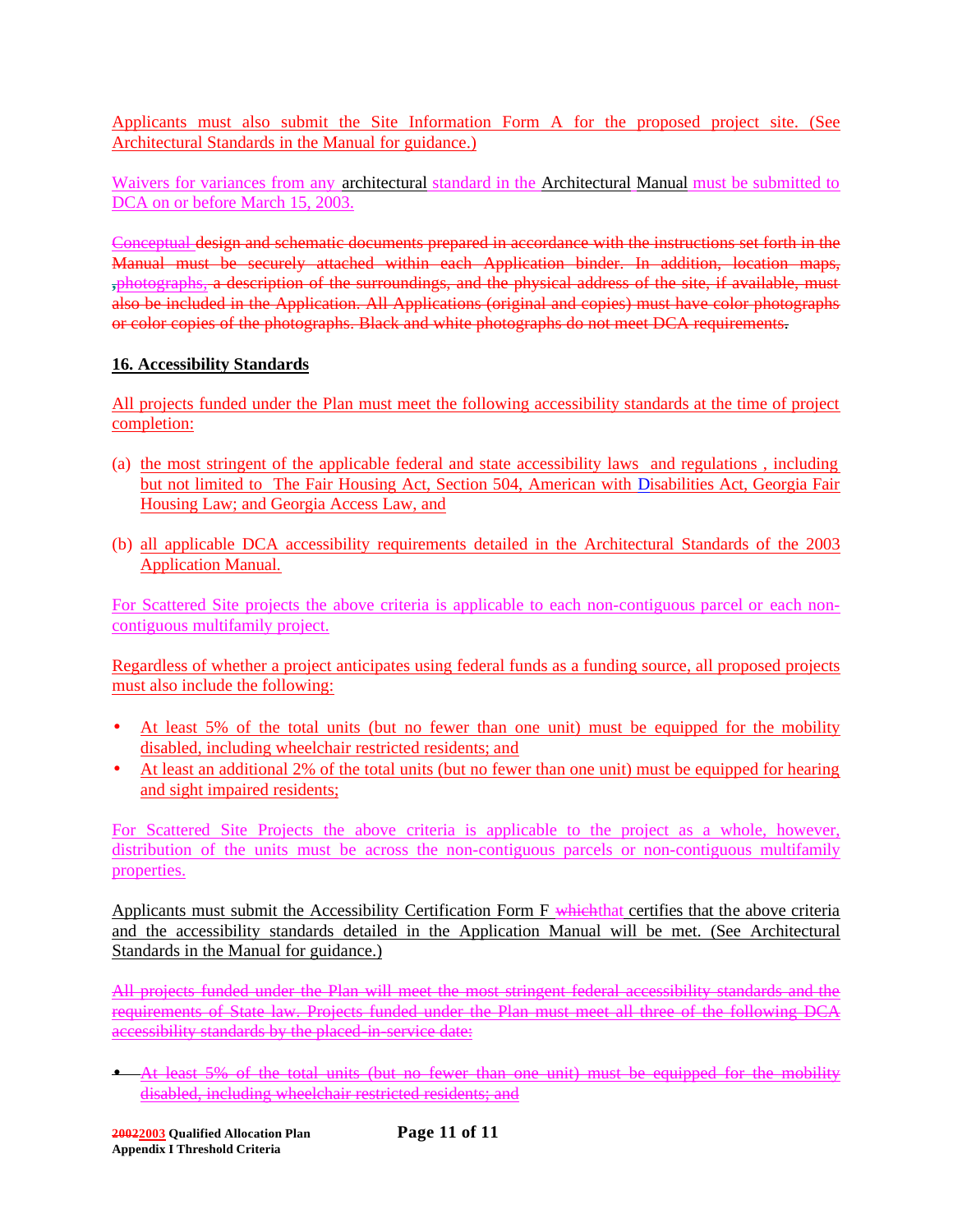Applicants must also submit the Site Information Form A for the proposed project site. (See Architectural Standards in the Manual for guidance.)

Waivers for variances from any architectural standard in the Architectural Manual must be submitted to DCA on or before March 15, 2003.

~~Conceptual design and schematic documents prepared in accordance with the instructions set forth in the Manual must be securely attached within each Application binder. In addition, location maps, ,photographs, a description of the surroundings, and the physical address of the site, if available, must also be included in the Application. All Applications (original and copies) must have color photographs or color copies of the photographs. Black and white photographs do not meet DCA requirements~~.

**16. Accessibility Standards**

All projects funded under the Plan must meet the following accessibility standards at the time of project completion:

(a) the most stringent of the applicable federal and state accessibility laws and regulations , including but not limited to The Fair Housing Act, Section 504, American with Disabilities Act, Georgia Fair Housing Law; and Georgia Access Law, and

(b) all applicable DCA accessibility requirements detailed in the Architectural Standards of the 2003 Application Manual.

For Scattered Site projects the above criteria is applicable to each non-contiguous parcel or each non-contiguous multifamily project.

Regardless of whether a project anticipates using federal funds as a funding source, all proposed projects must also include the following:

- At least 5% of the total units (but no fewer than one unit) must be equipped for the mobility disabled, including wheelchair restricted residents; and
- At least an additional 2% of the total units (but no fewer than one unit) must be equipped for hearing and sight impaired residents;

For Scattered Site Projects the above criteria is applicable to the project as a whole, however, distribution of the units must be across the non-contiguous parcels or non-contiguous multifamily properties.

Applicants must submit the Accessibility Certification Form F ~~which~~that certifies that the above criteria and the accessibility standards detailed in the Application Manual will be met. (See Architectural Standards in the Manual for guidance.)

~~All projects funded under the Plan will meet the most stringent federal accessibility standards and the requirements of State law. Projects funded under the Plan must meet all three of the following DCA accessibility standards by the placed-in-service date:~~

- ~~At least 5% of the total units (but no fewer than one unit) must be equipped for the mobility disabled, including wheelchair restricted residents; and~~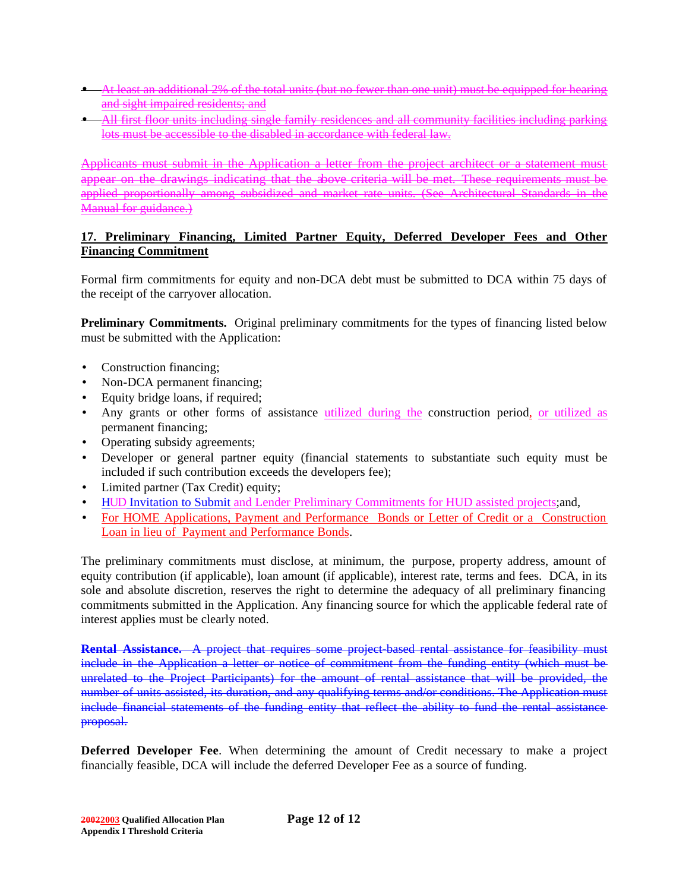- At least an additional 2% of the total units (but no fewer than one unit) must be equipped for hearing and sight impaired residents; and
- All first floor units including single family residences and all community facilities including parking lots must be accessible to the disabled in accordance with federal law.

Applicants must submit in the Application a letter from the project architect or a statement must appear on the drawings indicating that the above criteria will be met. These requirements must be applied proportionally among subsidized and market rate units. (See Architectural Standards in the Manual for guidance.)

**17. Preliminary Financing, Limited Partner Equity, Deferred Developer Fees and Other Financing Commitment**

Formal firm commitments for equity and non-DCA debt must be submitted to DCA within 75 days of the receipt of the carryover allocation.

**Preliminary Commitments.** Original preliminary commitments for the types of financing listed below must be submitted with the Application:

- Construction financing;
- Non-DCA permanent financing;
- Equity bridge loans, if required;
- Any grants or other forms of assistance utilized during the construction period, or utilized as permanent financing;
- Operating subsidy agreements;
- Developer or general partner equity (financial statements to substantiate such equity must be included if such contribution exceeds the developers fee);
- Limited partner (Tax Credit) equity;
- HUD Invitation to Submit and Lender Preliminary Commitments for HUD assisted projects;and,
- For HOME Applications, Payment and Performance Bonds or Letter of Credit or a Construction Loan in lieu of Payment and Performance Bonds.

The preliminary commitments must disclose, at minimum, the purpose, property address, amount of equity contribution (if applicable), loan amount (if applicable), interest rate, terms and fees. DCA, in its sole and absolute discretion, reserves the right to determine the adequacy of all preliminary financing commitments submitted in the Application. Any financing source for which the applicable federal rate of interest applies must be clearly noted.

**Rental Assistance.** A project that requires some project-based rental assistance for feasibility must include in the Application a letter or notice of commitment from the funding entity (which must be unrelated to the Project Participants) for the amount of rental assistance that will be provided, the number of units assisted, its duration, and any qualifying terms and/or conditions. The Application must include financial statements of the funding entity that reflect the ability to fund the rental assistance proposal.

**Deferred Developer Fee**. When determining the amount of Credit necessary to make a project financially feasible, DCA will include the deferred Developer Fee as a source of funding.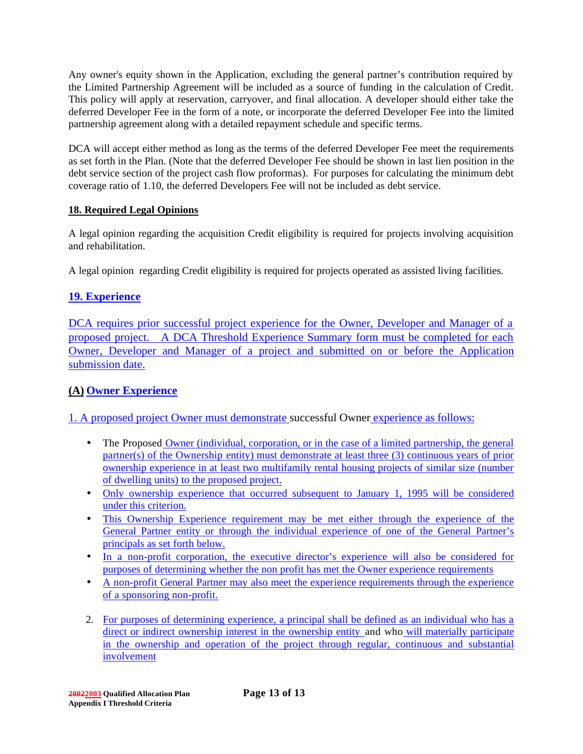Any owner's equity shown in the Application, excluding the general partner's contribution required by the Limited Partnership Agreement will be included as a source of funding in the calculation of Credit. This policy will apply at reservation, carryover, and final allocation. A developer should either take the deferred Developer Fee in the form of a note, or incorporate the deferred Developer Fee into the limited partnership agreement along with a detailed repayment schedule and specific terms.

DCA will accept either method as long as the terms of the deferred Developer Fee meet the requirements as set forth in the Plan. (Note that the deferred Developer Fee should be shown in last lien position in the debt service section of the project cash flow proformas). For purposes for calculating the minimum debt coverage ratio of 1.10, the deferred Developers Fee will not be included as debt service.

## 18. Required Legal Opinions

A legal opinion regarding the acquisition Credit eligibility is required for projects involving acquisition and rehabilitation.

A legal opinion regarding Credit eligibility is required for projects operated as assisted living facilities.

## 19. Experience

DCA requires prior successful project experience for the Owner, Developer and Manager of a proposed project. A DCA Threshold Experience Summary form must be completed for each Owner, Developer and Manager of a project and submitted on or before the Application submission date.

### (A) Owner Experience

1. A proposed project Owner must demonstrate successful Owner experience as follows:

- The Proposed Owner (individual, corporation, or in the case of a limited partnership, the general partner(s) of the Ownership entity) must demonstrate at least three (3) continuous years of prior ownership experience in at least two multifamily rental housing projects of similar size (number of dwelling units) to the proposed project.
- Only ownership experience that occurred subsequent to January 1, 1995 will be considered under this criterion.
- This Ownership Experience requirement may be met either through the experience of the General Partner entity or through the individual experience of one of the General Partner's principals as set forth below.
- In a non-profit corporation, the executive director's experience will also be considered for purposes of determining whether the non profit has met the Owner experience requirements
- A non-profit General Partner may also meet the experience requirements through the experience of a sponsoring non-profit.

2. For purposes of determining experience, a principal shall be defined as an individual who has a direct or indirect ownership interest in the ownership entity and who will materially participate in the ownership and operation of the project through regular, continuous and substantial involvement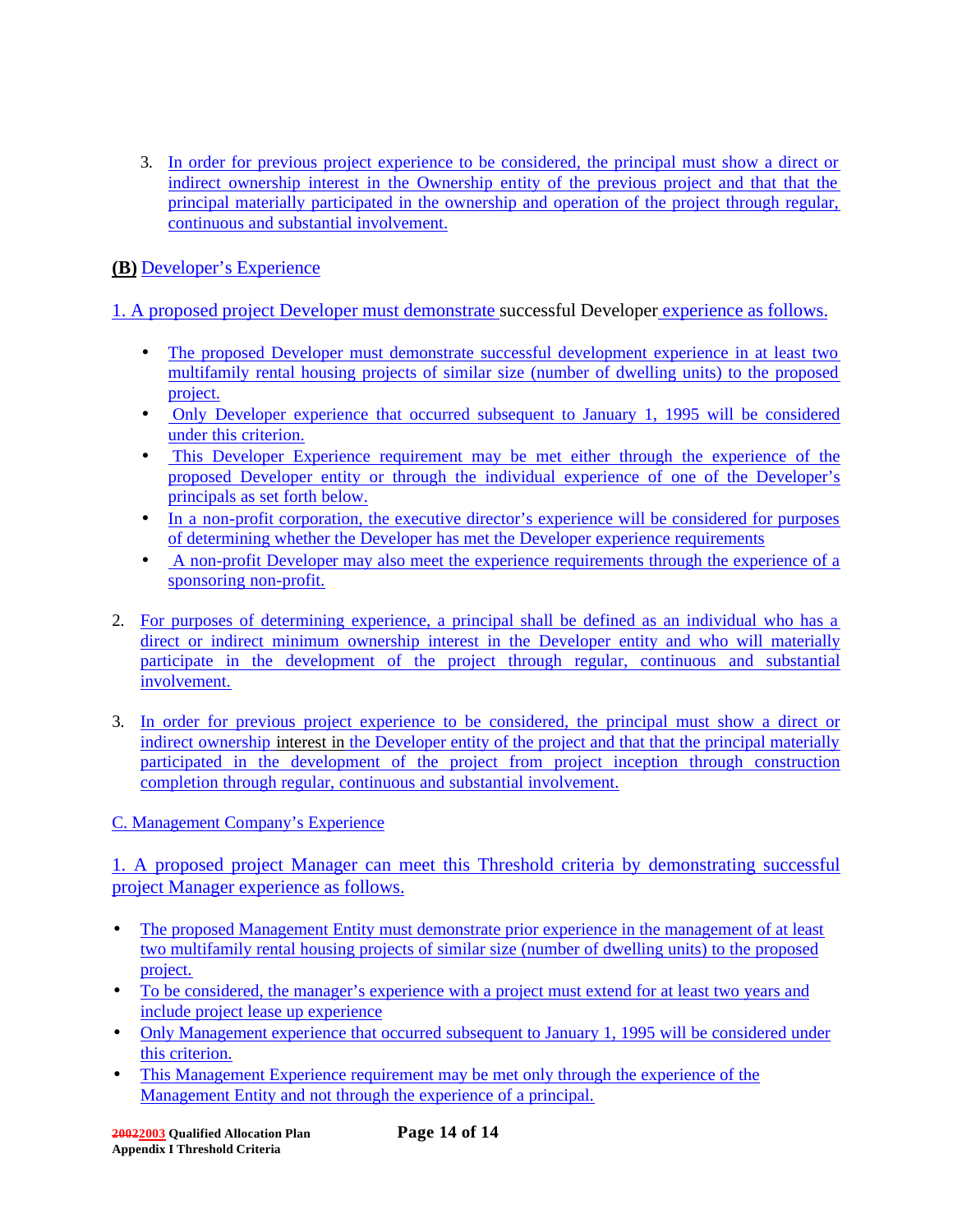3. In order for previous project experience to be considered, the principal must show a direct or indirect ownership interest in the Ownership entity of the previous project and that that the principal materially participated in the ownership and operation of the project through regular, continuous and substantial involvement.

**(B)** Developer's Experience

1. A proposed project Developer must demonstrate successful Developer experience as follows.

- The proposed Developer must demonstrate successful development experience in at least two multifamily rental housing projects of similar size (number of dwelling units) to the proposed project.
- Only Developer experience that occurred subsequent to January 1, 1995 will be considered under this criterion.
- This Developer Experience requirement may be met either through the experience of the proposed Developer entity or through the individual experience of one of the Developer's principals as set forth below.
- In a non-profit corporation, the executive director's experience will be considered for purposes of determining whether the Developer has met the Developer experience requirements
- A non-profit Developer may also meet the experience requirements through the experience of a sponsoring non-profit.

2. For purposes of determining experience, a principal shall be defined as an individual who has a direct or indirect minimum ownership interest in the Developer entity and who will materially participate in the development of the project through regular, continuous and substantial involvement.

3. In order for previous project experience to be considered, the principal must show a direct or indirect ownership interest in the Developer entity of the project and that that the principal materially participated in the development of the project from project inception through construction completion through regular, continuous and substantial involvement.

C. Management Company's Experience

1. A proposed project Manager can meet this Threshold criteria by demonstrating successful project Manager experience as follows.

- The proposed Management Entity must demonstrate prior experience in the management of at least two multifamily rental housing projects of similar size (number of dwelling units) to the proposed project.
- To be considered, the manager's experience with a project must extend for at least two years and include project lease up experience
- Only Management experience that occurred subsequent to January 1, 1995 will be considered under this criterion.
- This Management Experience requirement may be met only through the experience of the Management Entity and not through the experience of a principal.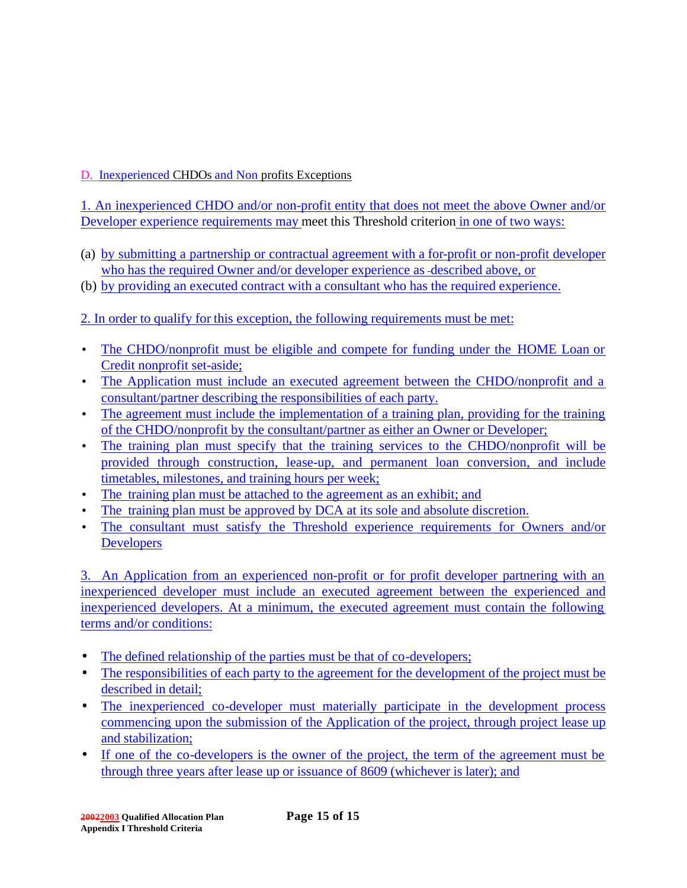D. Inexperienced CHDOs and Non profits Exceptions

1. An inexperienced CHDO and/or non-profit entity that does not meet the above Owner and/or Developer experience requirements may meet this Threshold criterion in one of two ways:

(a) by submitting a partnership or contractual agreement with a for-profit or non-profit developer who has the required Owner and/or developer experience as described above, or
(b) by providing an executed contract with a consultant who has the required experience.

2. In order to qualify for this exception, the following requirements must be met:

- The CHDO/nonprofit must be eligible and compete for funding under the HOME Loan or Credit nonprofit set-aside;
- The Application must include an executed agreement between the CHDO/nonprofit and a consultant/partner describing the responsibilities of each party.
- The agreement must include the implementation of a training plan, providing for the training of the CHDO/nonprofit by the consultant/partner as either an Owner or Developer;
- The training plan must specify that the training services to the CHDO/nonprofit will be provided through construction, lease-up, and permanent loan conversion, and include timetables, milestones, and training hours per week;
- The training plan must be attached to the agreement as an exhibit; and
- The training plan must be approved by DCA at its sole and absolute discretion.
- The consultant must satisfy the Threshold experience requirements for Owners and/or Developers

3. An Application from an experienced non-profit or for profit developer partnering with an inexperienced developer must include an executed agreement between the experienced and inexperienced developers. At a minimum, the executed agreement must contain the following terms and/or conditions:

- The defined relationship of the parties must be that of co-developers;
- The responsibilities of each party to the agreement for the development of the project must be described in detail;
- The inexperienced co-developer must materially participate in the development process commencing upon the submission of the Application of the project, through project lease up and stabilization;
- If one of the co-developers is the owner of the project, the term of the agreement must be through three years after lease up or issuance of 8609 (whichever is later); and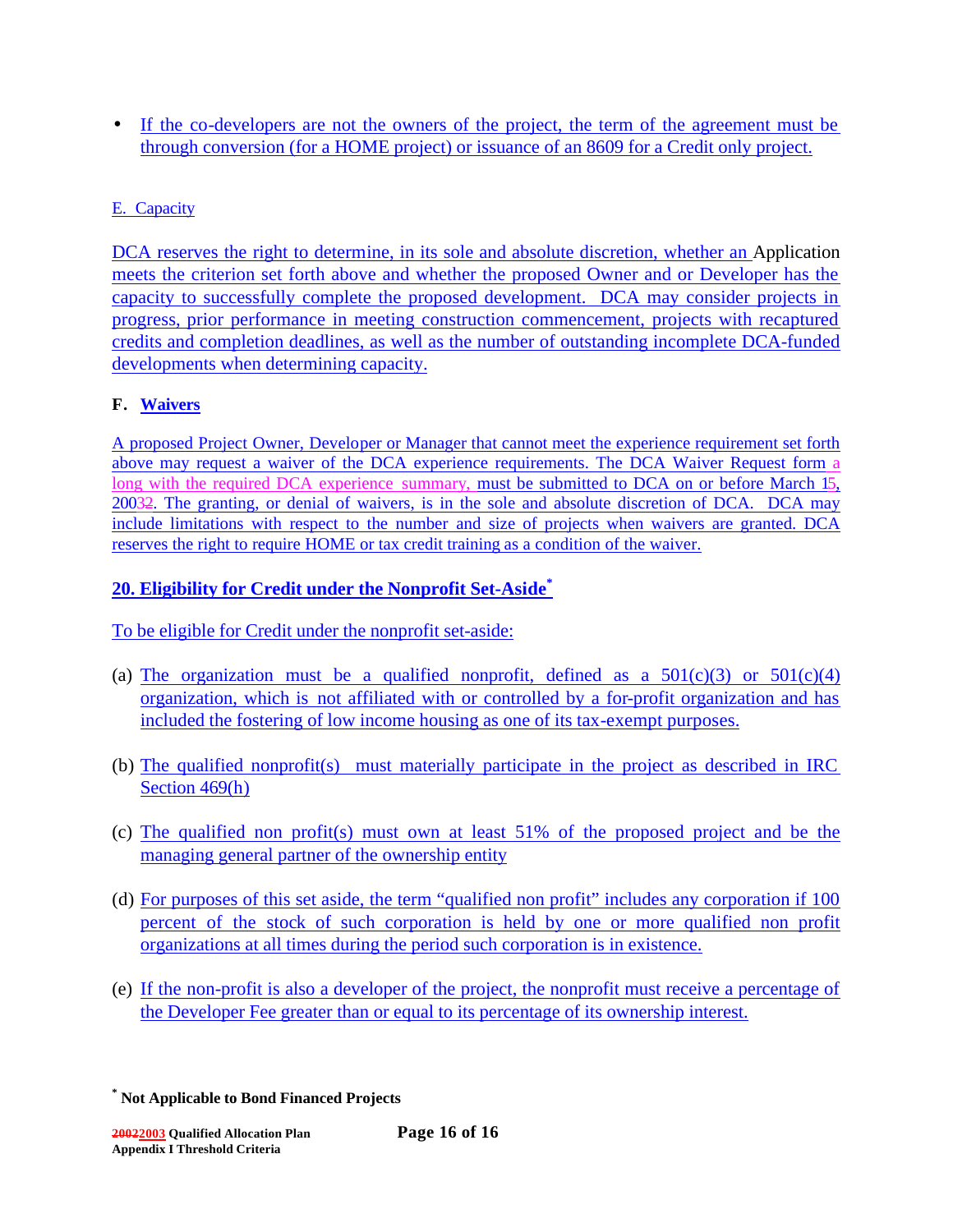- If the co-developers are not the owners of the project, the term of the agreement must be through conversion (for a HOME project) or issuance of an 8609 for a Credit only project.

E. Capacity

DCA reserves the right to determine, in its sole and absolute discretion, whether an Application meets the criterion set forth above and whether the proposed Owner and or Developer has the capacity to successfully complete the proposed development. DCA may consider projects in progress, prior performance in meeting construction commencement, projects with recaptured credits and completion deadlines, as well as the number of outstanding incomplete DCA-funded developments when determining capacity.

**F. Waivers**

A proposed Project Owner, Developer or Manager that cannot meet the experience requirement set forth above may request a waiver of the DCA experience requirements. The DCA Waiver Request form along with the required DCA experience summary, must be submitted to DCA on or before March 15, 20032. The granting, or denial of waivers, is in the sole and absolute discretion of DCA. DCA may include limitations with respect to the number and size of projects when waivers are granted. DCA reserves the right to require HOME or tax credit training as a condition of the waiver.

## 20. Eligibility for Credit under the Nonprofit Set-Aside*

To be eligible for Credit under the nonprofit set-aside:

(a) The organization must be a qualified nonprofit, defined as a 501(c)(3) or 501(c)(4) organization, which is not affiliated with or controlled by a for-profit organization and has included the fostering of low income housing as one of its tax-exempt purposes.

(b) The qualified nonprofit(s) must materially participate in the project as described in IRC Section 469(h)

(c) The qualified non profit(s) must own at least 51% of the proposed project and be the managing general partner of the ownership entity

(d) For purposes of this set aside, the term "qualified non profit" includes any corporation if 100 percent of the stock of such corporation is held by one or more qualified non profit organizations at all times during the period such corporation is in existence.

(e) If the non-profit is also a developer of the project, the nonprofit must receive a percentage of the Developer Fee greater than or equal to its percentage of its ownership interest.

**\* Not Applicable to Bond Financed Projects**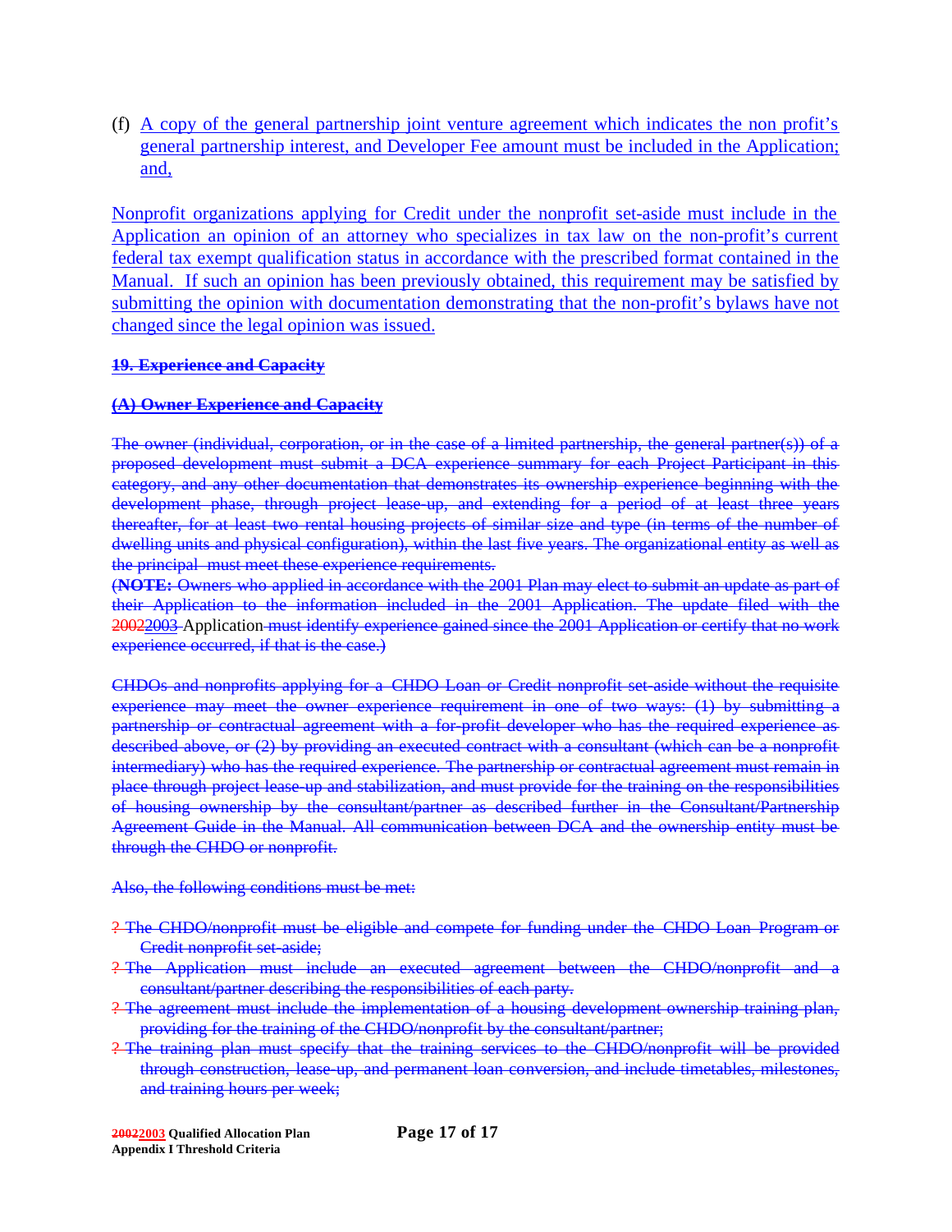(f) A copy of the general partnership joint venture agreement which indicates the non profit's general partnership interest, and Developer Fee amount must be included in the Application; and,

Nonprofit organizations applying for Credit under the nonprofit set-aside must include in the Application an opinion of an attorney who specializes in tax law on the non-profit's current federal tax exempt qualification status in accordance with the prescribed format contained in the Manual. If such an opinion has been previously obtained, this requirement may be satisfied by submitting the opinion with documentation demonstrating that the non-profit's bylaws have not changed since the legal opinion was issued.

**~~19. Experience and Capacity~~**

**~~(A) Owner Experience and Capacity~~**

~~The owner (individual, corporation, or in the case of a limited partnership, the general partner(s)) of a proposed development must submit a DCA experience summary for each Project Participant in this category, and any other documentation that demonstrates its ownership experience beginning with the development phase, through project lease-up, and extending for a period of at least three years thereafter, for at least two rental housing projects of similar size and type (in terms of the number of dwelling units and physical configuration), within the last five years. The organizational entity as well as the principal must meet these experience requirements.~~

~~(**NOTE:** Owners who applied in accordance with the 2001 Plan may elect to submit an update as part of their Application to the information included in the 2001 Application. The update filed with the~~ ~~2002~~2003 Application ~~must identify experience gained since the 2001 Application or certify that no work experience occurred, if that is the case.)~~

~~CHDOs and nonprofits applying for a CHDO Loan or Credit nonprofit set-aside without the requisite experience may meet the owner experience requirement in one of two ways: (1) by submitting a partnership or contractual agreement with a for-profit developer who has the required experience as described above, or (2) by providing an executed contract with a consultant (which can be a nonprofit intermediary) who has the required experience. The partnership or contractual agreement must remain in place through project lease-up and stabilization, and must provide for the training on the responsibilities of housing ownership by the consultant/partner as described further in the Consultant/Partnership Agreement Guide in the Manual. All communication between DCA and the ownership entity must be through the CHDO or nonprofit.~~

~~Also, the following conditions must be met:~~

- ~~The CHDO/nonprofit must be eligible and compete for funding under the CHDO Loan Program or Credit nonprofit set-aside;~~
- ~~The Application must include an executed agreement between the CHDO/nonprofit and a consultant/partner describing the responsibilities of each party.~~
- ~~The agreement must include the implementation of a housing development ownership training plan, providing for the training of the CHDO/nonprofit by the consultant/partner;~~
- ~~The training plan must specify that the training services to the CHDO/nonprofit will be provided through construction, lease-up, and permanent loan conversion, and include timetables, milestones, and training hours per week;~~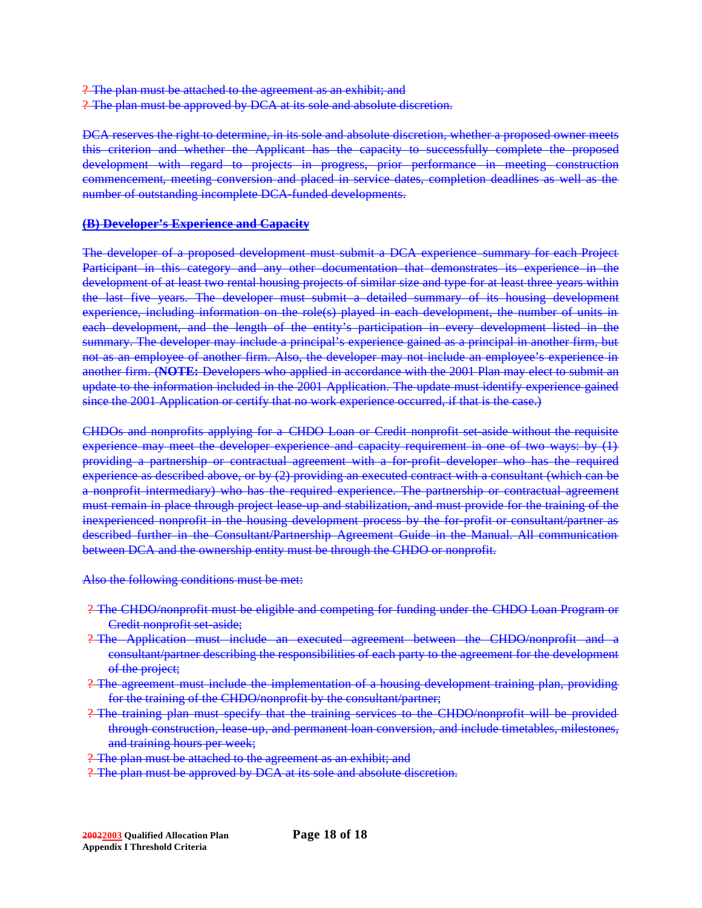? The plan must be attached to the agreement as an exhibit; and
? The plan must be approved by DCA at its sole and absolute discretion.

DCA reserves the right to determine, in its sole and absolute discretion, whether a proposed owner meets this criterion and whether the Applicant has the capacity to successfully complete the proposed development with regard to projects in progress, prior performance in meeting construction commencement, meeting conversion and placed in service dates, completion deadlines as well as the number of outstanding incomplete DCA-funded developments.

**(B) Developer's Experience and Capacity**

The developer of a proposed development must submit a DCA experience summary for each Project Participant in this category and any other documentation that demonstrates its experience in the development of at least two rental housing projects of similar size and type for at least three years within the last five years. The developer must submit a detailed summary of its housing development experience, including information on the role(s) played in each development, the number of units in each development, and the length of the entity's participation in every development listed in the summary. The developer may include a principal's experience gained as a principal in another firm, but not as an employee of another firm. Also, the developer may not include an employee's experience in another firm. (**NOTE:** Developers who applied in accordance with the 2001 Plan may elect to submit an update to the information included in the 2001 Application. The update must identify experience gained since the 2001 Application or certify that no work experience occurred, if that is the case.)

CHDOs and nonprofits applying for a CHDO Loan or Credit nonprofit set-aside without the requisite experience may meet the developer experience and capacity requirement in one of two ways: by (1) providing a partnership or contractual agreement with a for-profit developer who has the required experience as described above, or by (2) providing an executed contract with a consultant (which can be a nonprofit intermediary) who has the required experience. The partnership or contractual agreement must remain in place through project lease-up and stabilization, and must provide for the training of the inexperienced nonprofit in the housing development process by the for-profit or consultant/partner as described further in the Consultant/Partnership Agreement Guide in the Manual. All communication between DCA and the ownership entity must be through the CHDO or nonprofit.

Also the following conditions must be met:

? The CHDO/nonprofit must be eligible and competing for funding under the CHDO Loan Program or Credit nonprofit set-aside;
? The Application must include an executed agreement between the CHDO/nonprofit and a consultant/partner describing the responsibilities of each party to the agreement for the development of the project;
? The agreement must include the implementation of a housing development training plan, providing for the training of the CHDO/nonprofit by the consultant/partner;
? The training plan must specify that the training services to the CHDO/nonprofit will be provided through construction, lease-up, and permanent loan conversion, and include timetables, milestones, and training hours per week;
? The plan must be attached to the agreement as an exhibit; and
? The plan must be approved by DCA at its sole and absolute discretion.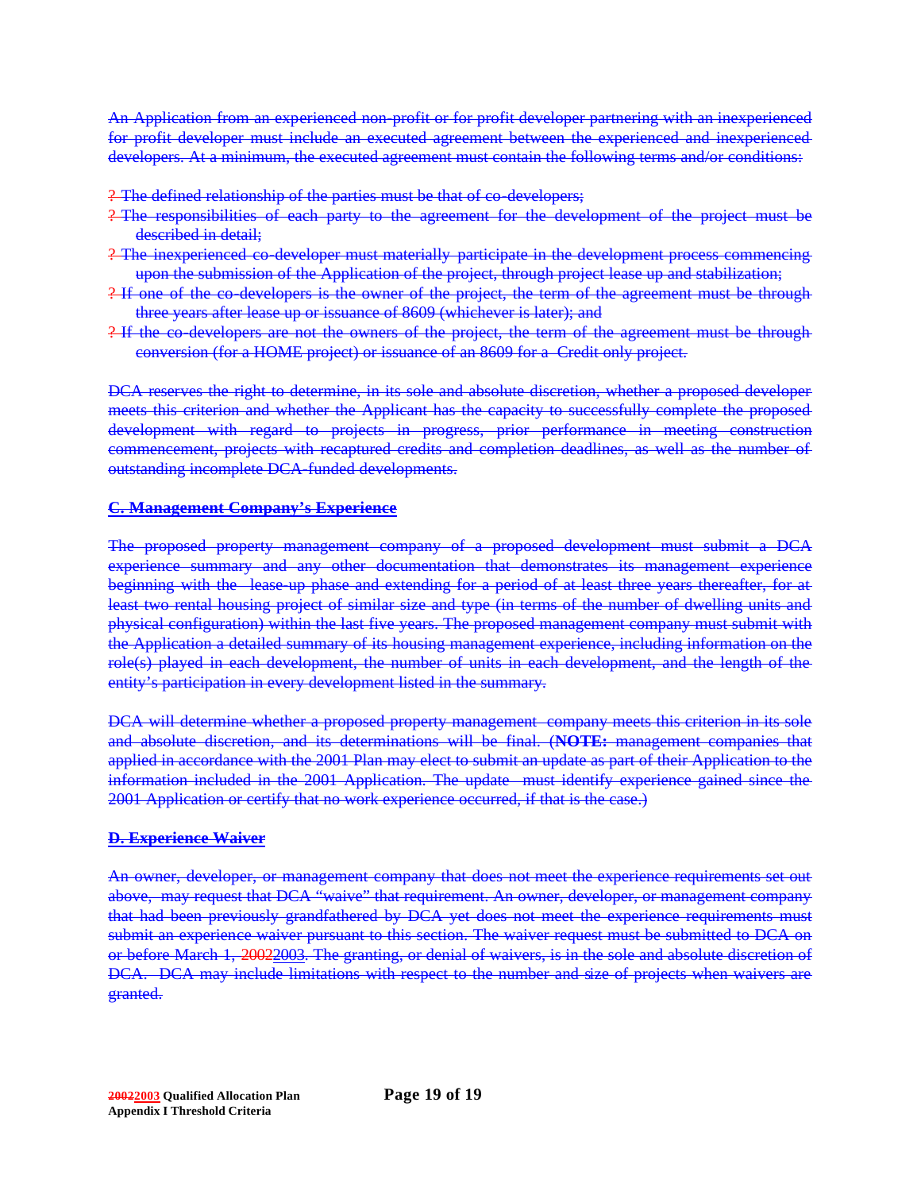An Application from an experienced non-profit or for profit developer partnering with an inexperienced for profit developer must include an executed agreement between the experienced and inexperienced developers. At a minimum, the executed agreement must contain the following terms and/or conditions:

- The defined relationship of the parties must be that of co-developers;
- The responsibilities of each party to the agreement for the development of the project must be described in detail;
- The inexperienced co-developer must materially participate in the development process commencing upon the submission of the Application of the project, through project lease up and stabilization;
- If one of the co-developers is the owner of the project, the term of the agreement must be through three years after lease up or issuance of 8609 (whichever is later); and
- If the co-developers are not the owners of the project, the term of the agreement must be through conversion (for a HOME project) or issuance of an 8609 for a Credit only project.

DCA reserves the right to determine, in its sole and absolute discretion, whether a proposed developer meets this criterion and whether the Applicant has the capacity to successfully complete the proposed development with regard to projects in progress, prior performance in meeting construction commencement, projects with recaptured credits and completion deadlines, as well as the number of outstanding incomplete DCA-funded developments.

**C. Management Company's Experience**

The proposed property management company of a proposed development must submit a DCA experience summary and any other documentation that demonstrates its management experience beginning with the lease-up phase and extending for a period of at least three years thereafter, for at least two rental housing project of similar size and type (in terms of the number of dwelling units and physical configuration) within the last five years. The proposed management company must submit with the Application a detailed summary of its housing management experience, including information on the role(s) played in each development, the number of units in each development, and the length of the entity's participation in every development listed in the summary.

DCA will determine whether a proposed property management company meets this criterion in its sole and absolute discretion, and its determinations will be final. (**NOTE:** management companies that applied in accordance with the 2001 Plan may elect to submit an update as part of their Application to the information included in the 2001 Application. The update must identify experience gained since the 2001 Application or certify that no work experience occurred, if that is the case.)

**D. Experience Waiver**

An owner, developer, or management company that does not meet the experience requirements set out above, may request that DCA "waive" that requirement. An owner, developer, or management company that had been previously grandfathered by DCA yet does not meet the experience requirements must submit an experience waiver pursuant to this section. The waiver request must be submitted to DCA on or before March 1, ~~2002~~2003. The granting, or denial of waivers, is in the sole and absolute discretion of DCA. DCA may include limitations with respect to the number and size of projects when waivers are granted.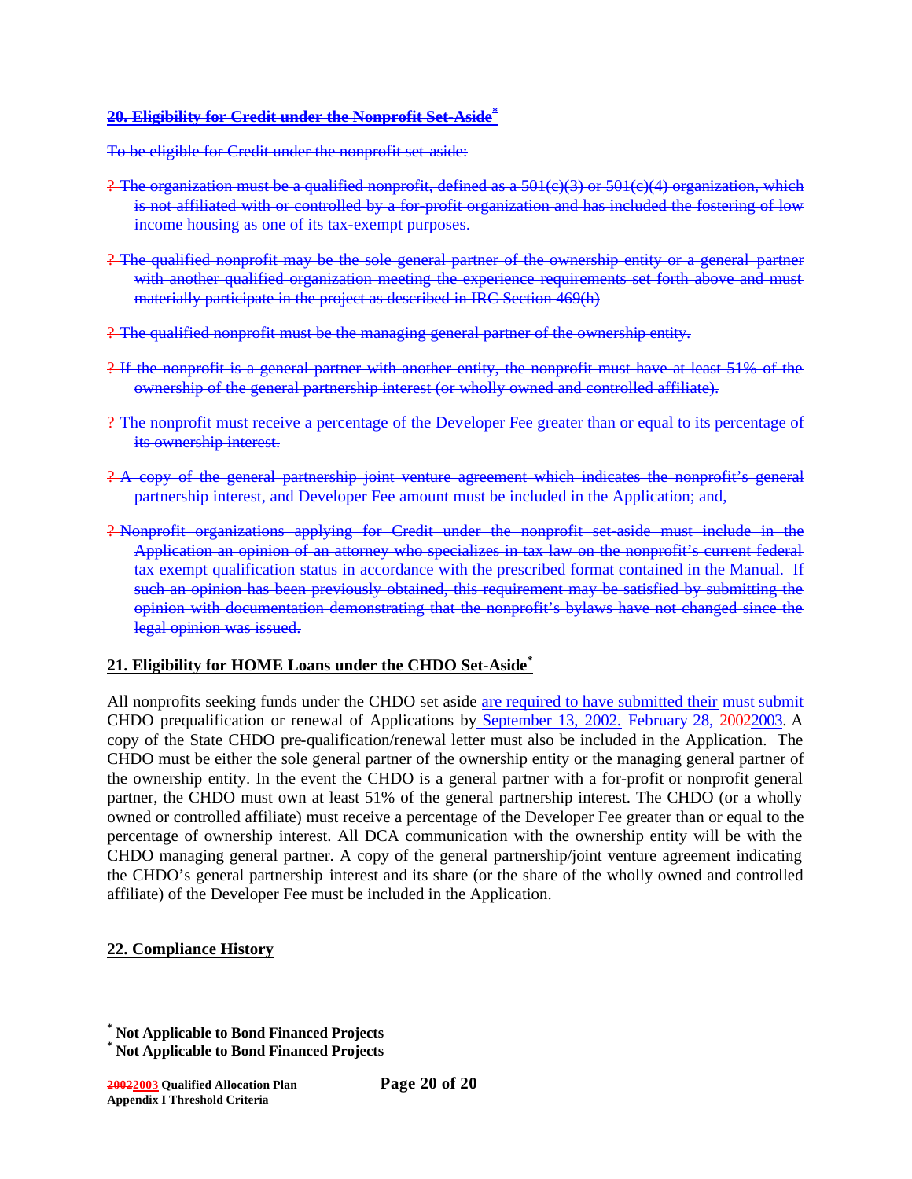## 20. Eligibility for Credit under the Nonprofit Set-Aside*

To be eligible for Credit under the nonprofit set-aside:

- ? The organization must be a qualified nonprofit, defined as a 501(c)(3) or 501(c)(4) organization, which is not affiliated with or controlled by a for-profit organization and has included the fostering of low income housing as one of its tax-exempt purposes.
- ? The qualified nonprofit may be the sole general partner of the ownership entity or a general partner with another qualified organization meeting the experience requirements set forth above and must materially participate in the project as described in IRC Section 469(h)
- ? The qualified nonprofit must be the managing general partner of the ownership entity.
- ? If the nonprofit is a general partner with another entity, the nonprofit must have at least 51% of the ownership of the general partnership interest (or wholly owned and controlled affiliate).
- ? The nonprofit must receive a percentage of the Developer Fee greater than or equal to its percentage of its ownership interest.
- ? A copy of the general partnership joint venture agreement which indicates the nonprofit's general partnership interest, and Developer Fee amount must be included in the Application; and,
- ? Nonprofit organizations applying for Credit under the nonprofit set-aside must include in the Application an opinion of an attorney who specializes in tax law on the nonprofit's current federal tax exempt qualification status in accordance with the prescribed format contained in the Manual. If such an opinion has been previously obtained, this requirement may be satisfied by submitting the opinion with documentation demonstrating that the nonprofit's bylaws have not changed since the legal opinion was issued.

## 21. Eligibility for HOME Loans under the CHDO Set-Aside*

All nonprofits seeking funds under the CHDO set aside are required to have submitted their must submit CHDO prequalification or renewal of Applications by September 13, 2002. February 28, 20022003. A copy of the State CHDO pre-qualification/renewal letter must also be included in the Application. The CHDO must be either the sole general partner of the ownership entity or the managing general partner of the ownership entity. In the event the CHDO is a general partner with a for-profit or nonprofit general partner, the CHDO must own at least 51% of the general partnership interest. The CHDO (or a wholly owned or controlled affiliate) must receive a percentage of the Developer Fee greater than or equal to the percentage of ownership interest. All DCA communication with the ownership entity will be with the CHDO managing general partner. A copy of the general partnership/joint venture agreement indicating the CHDO's general partnership interest and its share (or the share of the wholly owned and controlled affiliate) of the Developer Fee must be included in the Application.

## 22. Compliance History

* **Not Applicable to Bond Financed Projects**

* **Not Applicable to Bond Financed Projects**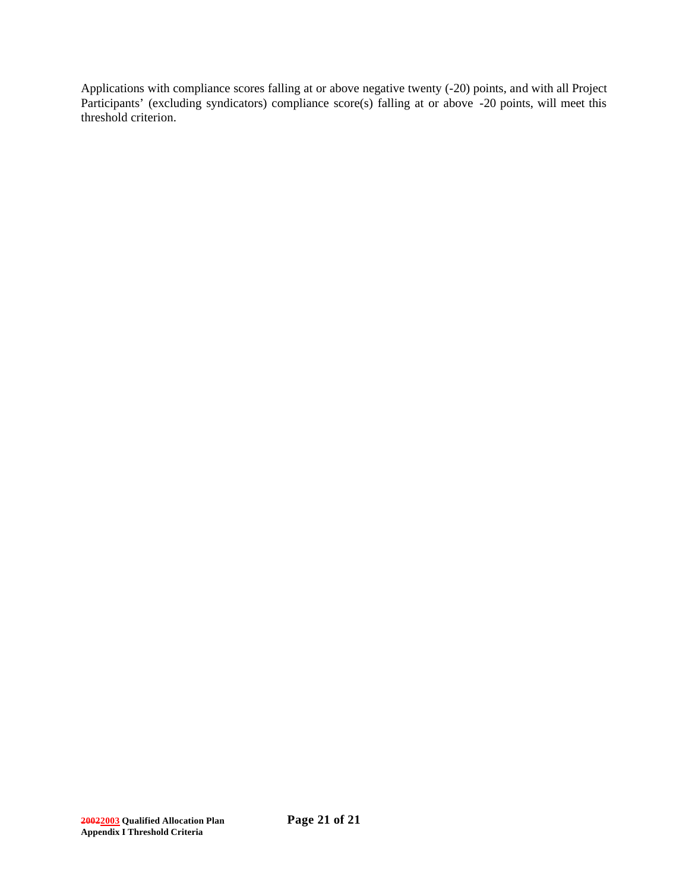Applications with compliance scores falling at or above negative twenty (-20) points, and with all Project Participants' (excluding syndicators) compliance score(s) falling at or above -20 points, will meet this threshold criterion.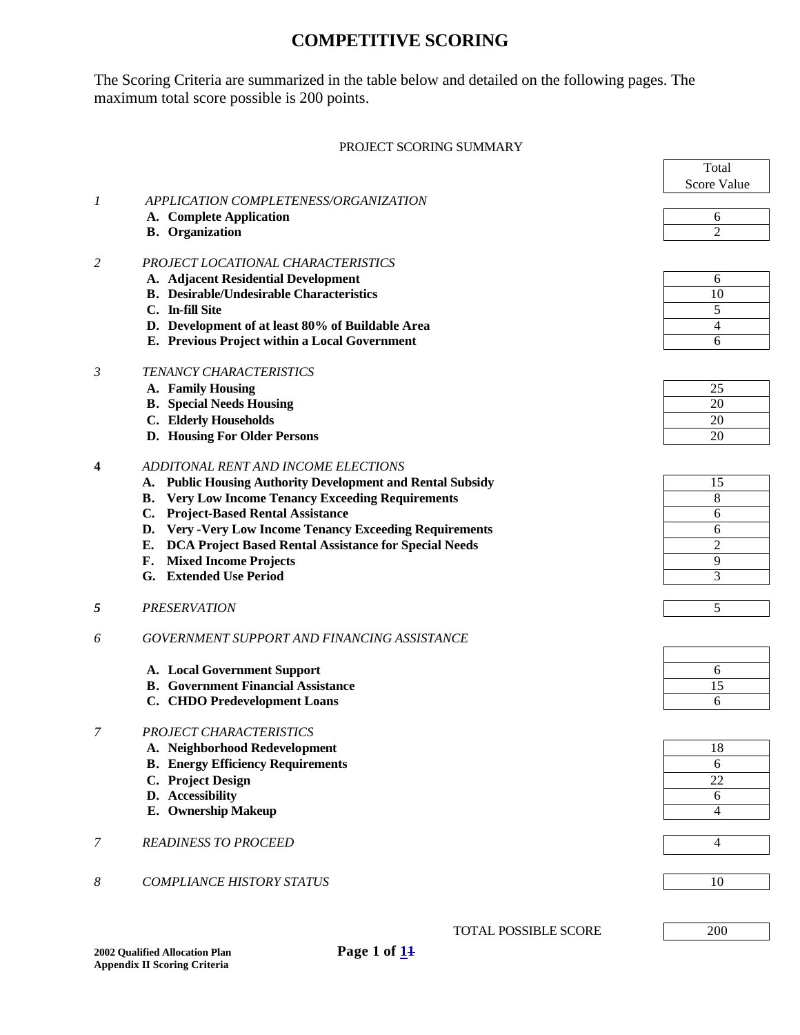# COMPETITIVE SCORING

The Scoring Criteria are summarized in the table below and detailed on the following pages. The maximum total score possible is 200 points.

PROJECT SCORING SUMMARY

| | | Total Score Value |
|---|---|---|
| *1* | *APPLICATION COMPLETENESS/ORGANIZATION* | |
| | **A. Complete Application** | 6 |
| | **B. Organization** | 2 |
| *2* | *PROJECT LOCATIONAL CHARACTERISTICS* | |
| | **A. Adjacent Residential Development** | 6 |
| | **B. Desirable/Undesirable Characteristics** | 10 |
| | **C. In-fill Site** | 5 |
| | **D. Development of at least 80% of Buildable Area** | 4 |
| | **E. Previous Project within a Local Government** | 6 |
| *3* | *TENANCY CHARACTERISTICS* | |
| | **A. Family Housing** | 25 |
| | **B. Special Needs Housing** | 20 |
| | **C. Elderly Households** | 20 |
| | **D. Housing For Older Persons** | 20 |
| **4** | *ADDITONAL RENT AND INCOME ELECTIONS* | |
| | **A. Public Housing Authority Development and Rental Subsidy** | 15 |
| | **B. Very Low Income Tenancy Exceeding Requirements** | 8 |
| | **C. Project-Based Rental Assistance** | 6 |
| | **D. Very -Very Low Income Tenancy Exceeding Requirements** | 6 |
| | **E. DCA Project Based Rental Assistance for Special Needs** | 2 |
| | **F. Mixed Income Projects** | 9 |
| | **G. Extended Use Period** | 3 |
| ***5*** | *PRESERVATION* | 5 |
| *6* | *GOVERNMENT SUPPORT AND FINANCING ASSISTANCE* | |
| | **A. Local Government Support** | 6 |
| | **B. Government Financial Assistance** | 15 |
| | **C. CHDO Predevelopment Loans** | 6 |
| *7* | *PROJECT CHARACTERISTICS* | |
| | **A. Neighborhood Redevelopment** | 18 |
| | **B. Energy Efficiency Requirements** | 6 |
| | **C. Project Design** | 22 |
| | **D. Accessibility** | 6 |
| | **E. Ownership Makeup** | 4 |
| *7* | *READINESS TO PROCEED* | 4 |
| *8* | *COMPLIANCE HISTORY STATUS* | 10 |
| | TOTAL POSSIBLE SCORE | 200 |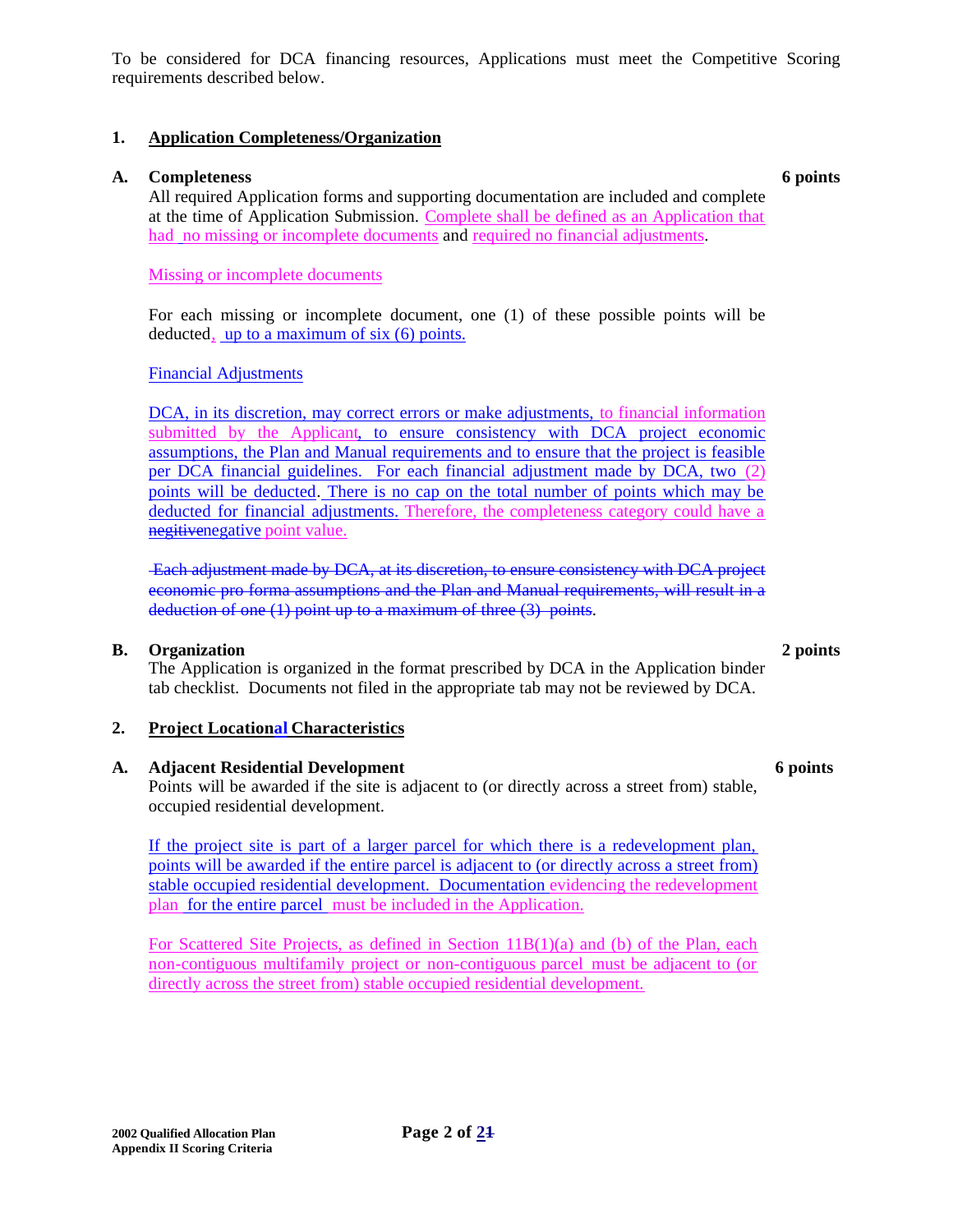To be considered for DCA financing resources, Applications must meet the Competitive Scoring requirements described below.

## 1. Application Completeness/Organization

### A. Completeness — 6 points

All required Application forms and supporting documentation are included and complete at the time of Application Submission. Complete shall be defined as an Application that had no missing or incomplete documents and required no financial adjustments.

Missing or incomplete documents

For each missing or incomplete document, one (1) of these possible points will be deducted, up to a maximum of six (6) points.

Financial Adjustments

DCA, in its discretion, may correct errors or make adjustments, to financial information submitted by the Applicant, to ensure consistency with DCA project economic assumptions, the Plan and Manual requirements and to ensure that the project is feasible per DCA financial guidelines. For each financial adjustment made by DCA, two (2) points will be deducted. There is no cap on the total number of points which may be deducted for financial adjustments. Therefore, the completeness category could have a ~~negitive~~negative point value.

~~Each adjustment made by DCA, at its discretion, to ensure consistency with DCA project economic pro forma assumptions and the Plan and Manual requirements, will result in a deduction of one (1) point up to a maximum of three (3) points~~.

### B. Organization — 2 points

The Application is organized in the format prescribed by DCA in the Application binder tab checklist. Documents not filed in the appropriate tab may not be reviewed by DCA.

## 2. Project Locational Characteristics

### A. Adjacent Residential Development — 6 points

Points will be awarded if the site is adjacent to (or directly across a street from) stable, occupied residential development.

If the project site is part of a larger parcel for which there is a redevelopment plan, points will be awarded if the entire parcel is adjacent to (or directly across a street from) stable occupied residential development. Documentation evidencing the redevelopment plan for the entire parcel must be included in the Application.

For Scattered Site Projects, as defined in Section 11B(1)(a) and (b) of the Plan, each non-contiguous multifamily project or non-contiguous parcel must be adjacent to (or directly across the street from) stable occupied residential development.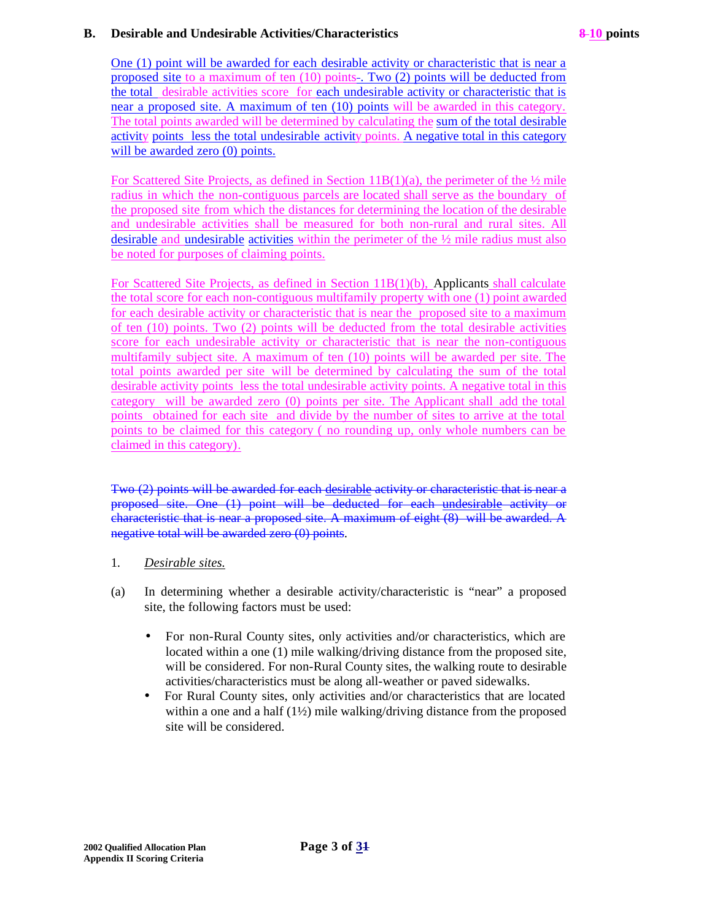## B. Desirable and Undesirable Activities/Characteristics ~~8~~ 10 points

One (1) point will be awarded for each desirable activity or characteristic that is near a proposed site to a maximum of ten (10) points. Two (2) points will be deducted from the total desirable activities score for each undesirable activity or characteristic that is near a proposed site. A maximum of ten (10) points will be awarded in this category. The total points awarded will be determined by calculating the sum of the total desirable activity points less the total undesirable activity points. A negative total in this category will be awarded zero (0) points.

For Scattered Site Projects, as defined in Section 11B(1)(a), the perimeter of the ½ mile radius in which the non-contiguous parcels are located shall serve as the boundary of the proposed site from which the distances for determining the location of the desirable and undesirable activities shall be measured for both non-rural and rural sites. All desirable and undesirable activities within the perimeter of the ½ mile radius must also be noted for purposes of claiming points.

For Scattered Site Projects, as defined in Section 11B(1)(b), Applicants shall calculate the total score for each non-contiguous multifamily property with one (1) point awarded for each desirable activity or characteristic that is near the proposed site to a maximum of ten (10) points. Two (2) points will be deducted from the total desirable activities score for each undesirable activity or characteristic that is near the non-contiguous multifamily subject site. A maximum of ten (10) points will be awarded per site. The total points awarded per site will be determined by calculating the sum of the total desirable activity points less the total undesirable activity points. A negative total in this category will be awarded zero (0) points per site. The Applicant shall add the total points obtained for each site and divide by the number of sites to arrive at the total points to be claimed for this category ( no rounding up, only whole numbers can be claimed in this category).

~~Two (2) points will be awarded for each desirable activity or characteristic that is near a proposed site. One (1) point will be deducted for each undesirable activity or characteristic that is near a proposed site. A maximum of eight (8) will be awarded. A negative total will be awarded zero (0) points.~~

1. *Desirable sites.*

(a) In determining whether a desirable activity/characteristic is "near" a proposed site, the following factors must be used:

- For non-Rural County sites, only activities and/or characteristics, which are located within a one (1) mile walking/driving distance from the proposed site, will be considered. For non-Rural County sites, the walking route to desirable activities/characteristics must be along all-weather or paved sidewalks.
- For Rural County sites, only activities and/or characteristics that are located within a one and a half (1½) mile walking/driving distance from the proposed site will be considered.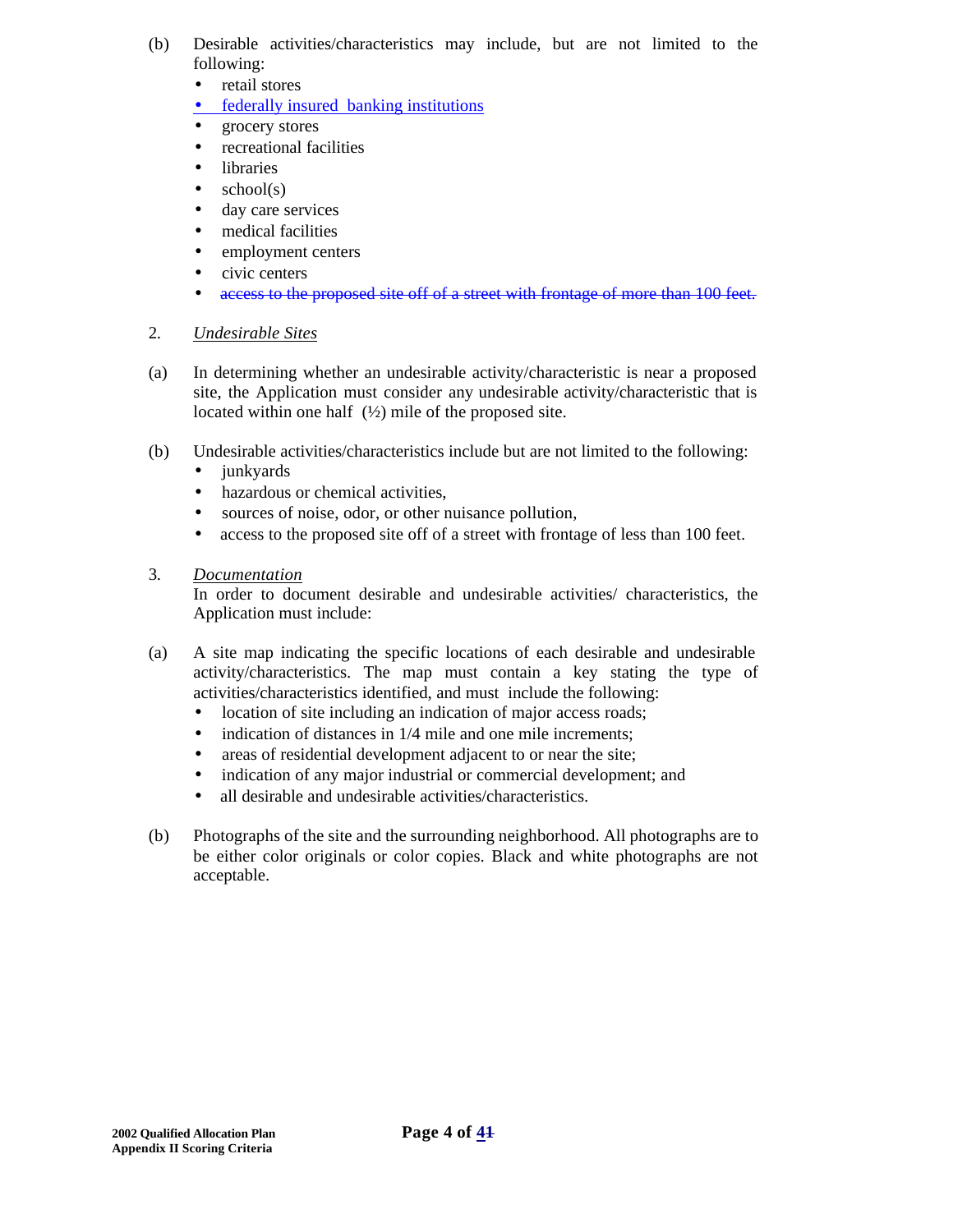(b) Desirable activities/characteristics may include, but are not limited to the following:

- retail stores
- federally insured banking institutions
- grocery stores
- recreational facilities
- libraries
- school(s)
- day care services
- medical facilities
- employment centers
- civic centers
- ~~access to the proposed site off of a street with frontage of more than 100 feet.~~

2. *Undesirable Sites*

(a) In determining whether an undesirable activity/characteristic is near a proposed site, the Application must consider any undesirable activity/characteristic that is located within one half (½) mile of the proposed site.

(b) Undesirable activities/characteristics include but are not limited to the following:

- junkyards
- hazardous or chemical activities,
- sources of noise, odor, or other nuisance pollution,
- access to the proposed site off of a street with frontage of less than 100 feet.

3. *Documentation*

In order to document desirable and undesirable activities/ characteristics, the Application must include:

(a) A site map indicating the specific locations of each desirable and undesirable activity/characteristics. The map must contain a key stating the type of activities/characteristics identified, and must include the following:

- location of site including an indication of major access roads;
- indication of distances in 1/4 mile and one mile increments;
- areas of residential development adjacent to or near the site;
- indication of any major industrial or commercial development; and
- all desirable and undesirable activities/characteristics.

(b) Photographs of the site and the surrounding neighborhood. All photographs are to be either color originals or color copies. Black and white photographs are not acceptable.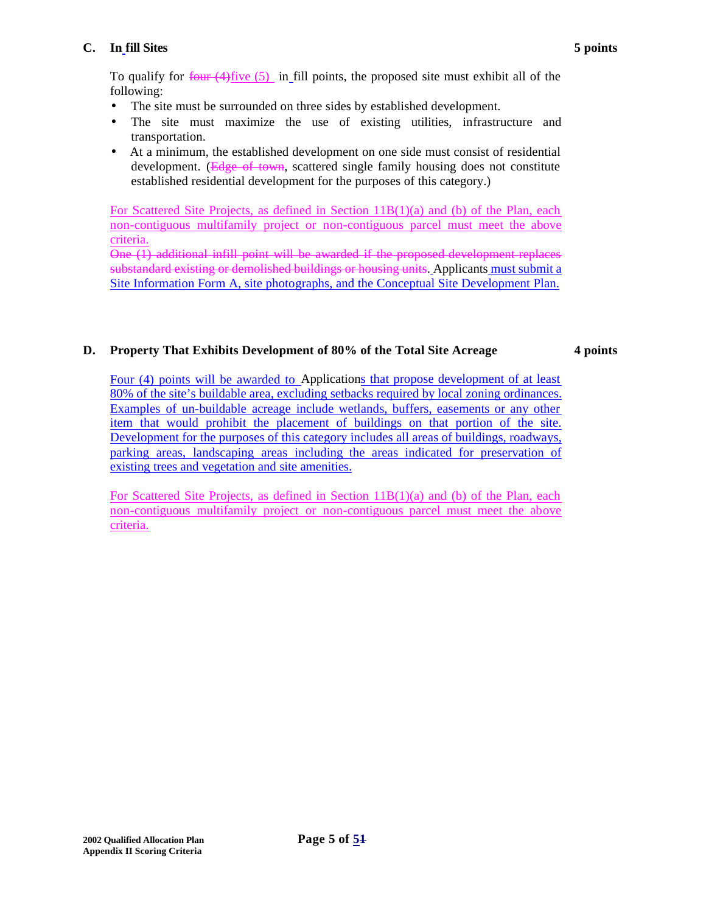**C. In fill Sites** **5 points**

To qualify for ~~four (4)~~five (5) in fill points, the proposed site must exhibit all of the following:

- The site must be surrounded on three sides by established development.
- The site must maximize the use of existing utilities, infrastructure and transportation.
- At a minimum, the established development on one side must consist of residential development. (~~Edge of town~~, scattered single family housing does not constitute established residential development for the purposes of this category.)

For Scattered Site Projects, as defined in Section 11B(1)(a) and (b) of the Plan, each non-contiguous multifamily project or non-contiguous parcel must meet the above criteria.

~~One (1) additional infill point will be awarded if the proposed development replaces substandard existing or demolished buildings or housing units~~. Applicants must submit a Site Information Form A, site photographs, and the Conceptual Site Development Plan.

**D. Property That Exhibits Development of 80% of the Total Site Acreage** **4 points**

Four (4) points will be awarded to Applications that propose development of at least 80% of the site's buildable area, excluding setbacks required by local zoning ordinances. Examples of un-buildable acreage include wetlands, buffers, easements or any other item that would prohibit the placement of buildings on that portion of the site. Development for the purposes of this category includes all areas of buildings, roadways, parking areas, landscaping areas including the areas indicated for preservation of existing trees and vegetation and site amenities.

For Scattered Site Projects, as defined in Section 11B(1)(a) and (b) of the Plan, each non-contiguous multifamily project or non-contiguous parcel must meet the above criteria.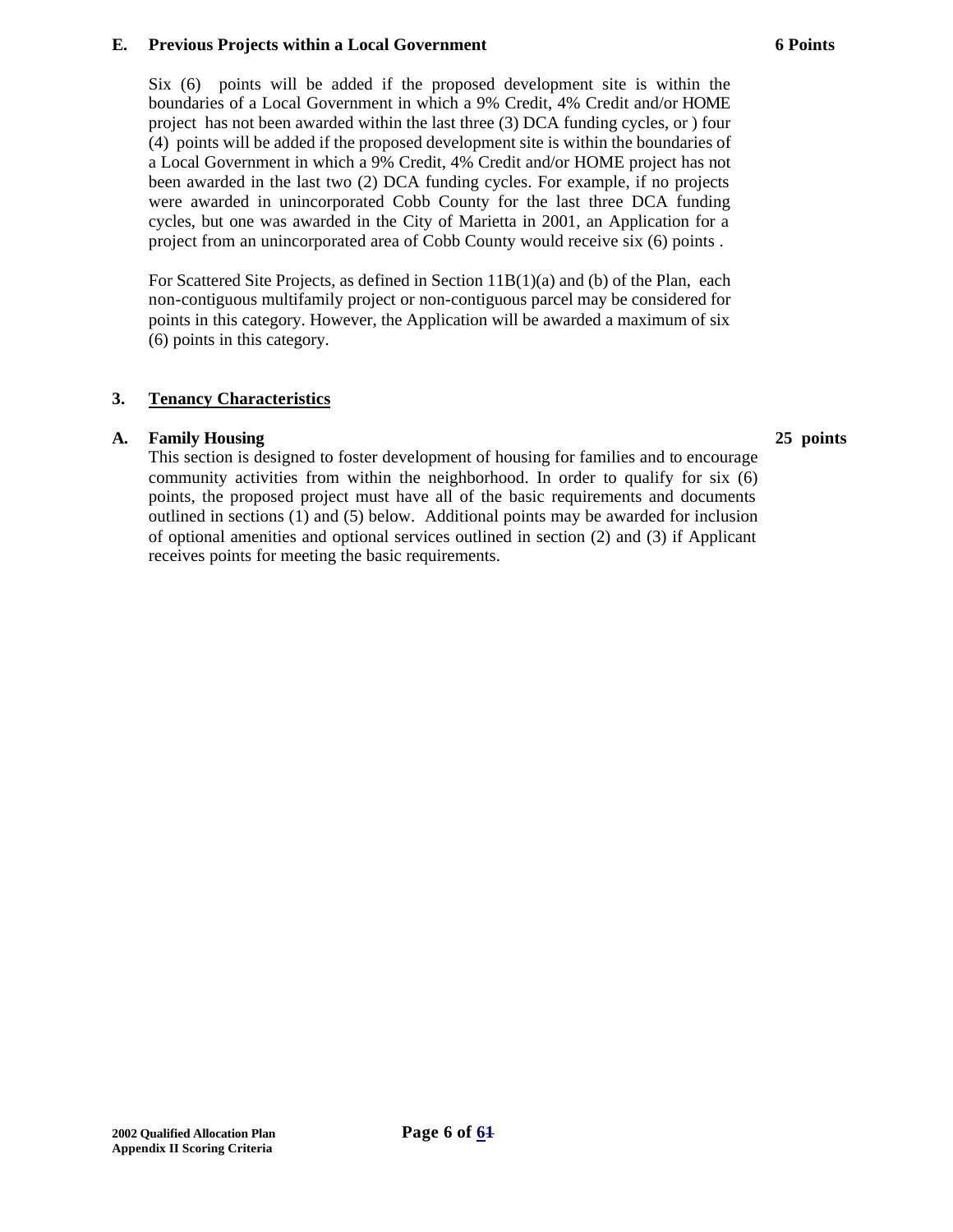**E. Previous Projects within a Local Government** **6 Points**

Six (6) points will be added if the proposed development site is within the boundaries of a Local Government in which a 9% Credit, 4% Credit and/or HOME project has not been awarded within the last three (3) DCA funding cycles, or ) four (4) points will be added if the proposed development site is within the boundaries of a Local Government in which a 9% Credit, 4% Credit and/or HOME project has not been awarded in the last two (2) DCA funding cycles. For example, if no projects were awarded in unincorporated Cobb County for the last three DCA funding cycles, but one was awarded in the City of Marietta in 2001, an Application for a project from an unincorporated area of Cobb County would receive six (6) points .

For Scattered Site Projects, as defined in Section 11B(1)(a) and (b) of the Plan, each non-contiguous multifamily project or non-contiguous parcel may be considered for points in this category. However, the Application will be awarded a maximum of six (6) points in this category.

## 3. Tenancy Characteristics

**A. Family Housing** **25 points**

This section is designed to foster development of housing for families and to encourage community activities from within the neighborhood. In order to qualify for six (6) points, the proposed project must have all of the basic requirements and documents outlined in sections (1) and (5) below. Additional points may be awarded for inclusion of optional amenities and optional services outlined in section (2) and (3) if Applicant receives points for meeting the basic requirements.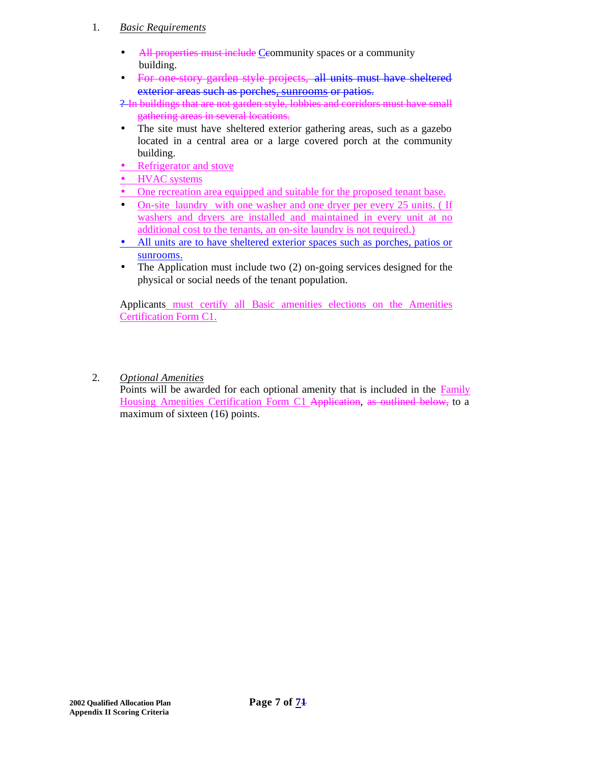1. *Basic Requirements*

   - All properties must include Ccommunity spaces or a community building.
   - For one-story garden style projects, all units must have sheltered exterior areas such as porches, sunrooms or patios.

   ? In buildings that are not garden style, lobbies and corridors must have small gathering areas in several locations.

   - The site must have sheltered exterior gathering areas, such as a gazebo located in a central area or a large covered porch at the community building.
   - Refrigerator and stove
   - HVAC systems
   - One recreation area equipped and suitable for the proposed tenant base.
   - On-site laundry with one washer and one dryer per every 25 units. ( If washers and dryers are installed and maintained in every unit at no additional cost to the tenants, an on-site laundry is not required.)
   - All units are to have sheltered exterior spaces such as porches, patios or sunrooms.
   - The Application must include two (2) on-going services designed for the physical or social needs of the tenant population.

   Applicants must certify all Basic amenities elections on the Amenities Certification Form C1.

2. *Optional Amenities*

   Points will be awarded for each optional amenity that is included in the Family Housing Amenities Certification Form C1 Application, as outlined below, to a maximum of sixteen (16) points.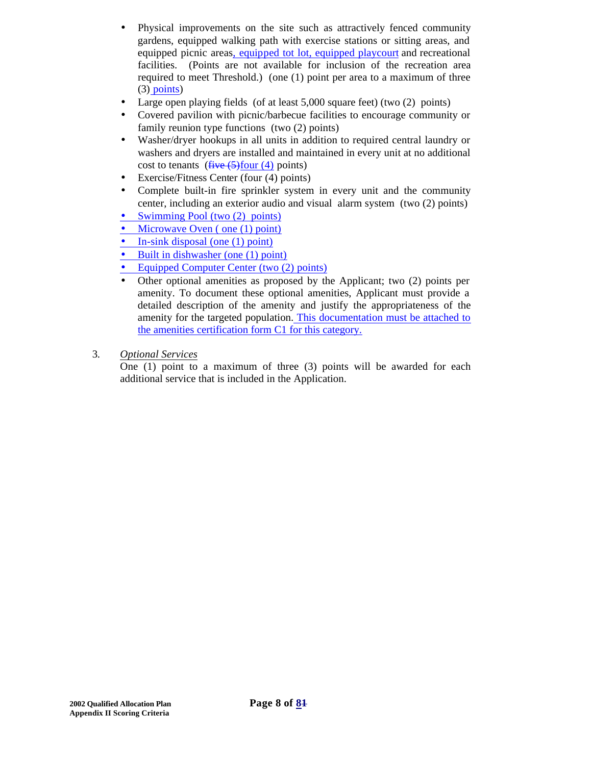- Physical improvements on the site such as attractively fenced community gardens, equipped walking path with exercise stations or sitting areas, and equipped picnic areas, equipped tot lot, equipped playcourt and recreational facilities. (Points are not available for inclusion of the recreation area required to meet Threshold.) (one (1) point per area to a maximum of three (3) points)
- Large open playing fields (of at least 5,000 square feet) (two (2) points)
- Covered pavilion with picnic/barbecue facilities to encourage community or family reunion type functions (two (2) points)
- Washer/dryer hookups in all units in addition to required central laundry or washers and dryers are installed and maintained in every unit at no additional cost to tenants (~~five (5)~~four (4) points)
- Exercise/Fitness Center (four (4) points)
- Complete built-in fire sprinkler system in every unit and the community center, including an exterior audio and visual alarm system (two (2) points)
- Swimming Pool (two (2) points)
- Microwave Oven ( one (1) point)
- In-sink disposal (one (1) point)
- Built in dishwasher (one (1) point)
- Equipped Computer Center (two (2) points)
- Other optional amenities as proposed by the Applicant; two (2) points per amenity. To document these optional amenities, Applicant must provide a detailed description of the amenity and justify the appropriateness of the amenity for the targeted population. This documentation must be attached to the amenities certification form C1 for this category.

3. *Optional Services*
   One (1) point to a maximum of three (3) points will be awarded for each additional service that is included in the Application.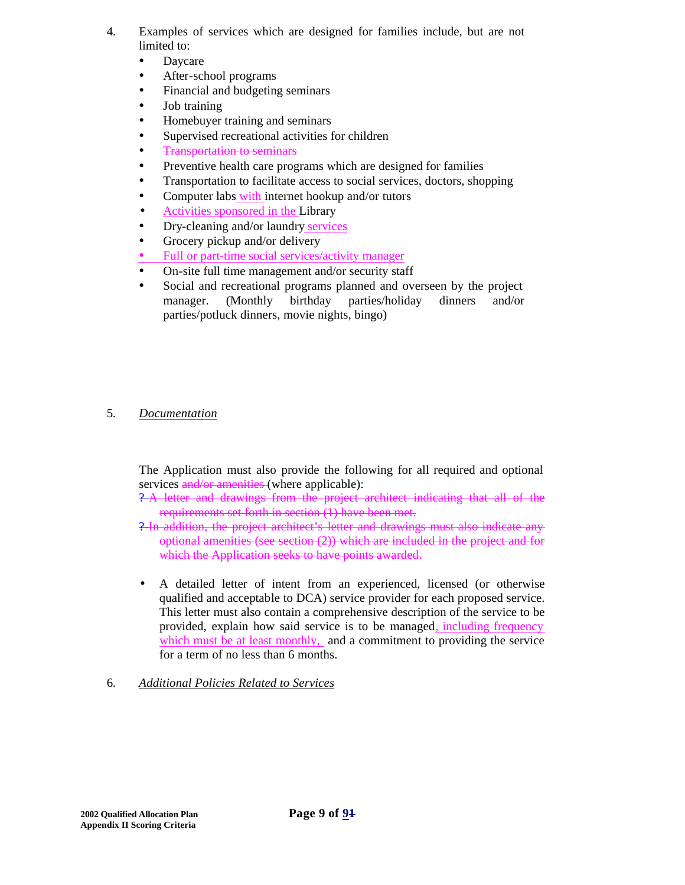4. Examples of services which are designed for families include, but are not limited to:
   - Daycare
   - After-school programs
   - Financial and budgeting seminars
   - Job training
   - Homebuyer training and seminars
   - Supervised recreational activities for children
   - ~~Transportation to seminars~~
   - Preventive health care programs which are designed for families
   - Transportation to facilitate access to social services, doctors, shopping
   - Computer labs with internet hookup and/or tutors
   - Activities sponsored in the Library
   - Dry-cleaning and/or laundry services
   - Grocery pickup and/or delivery
   - Full or part-time social services/activity manager
   - On-site full time management and/or security staff
   - Social and recreational programs planned and overseen by the project manager. (Monthly birthday parties/holiday dinners and/or parties/potluck dinners, movie nights, bingo)

5. *Documentation*

The Application must also provide the following for all required and optional services ~~and/or amenities~~ (where applicable):

- ~~A letter and drawings from the project architect indicating that all of the requirements set forth in section (1) have been met.~~
- ~~In addition, the project architect's letter and drawings must also indicate any optional amenities (see section (2)) which are included in the project and for which the Application seeks to have points awarded.~~

- A detailed letter of intent from an experienced, licensed (or otherwise qualified and acceptable to DCA) service provider for each proposed service. This letter must also contain a comprehensive description of the service to be provided, explain how said service is to be managed, including frequency which must be at least monthly, and a commitment to providing the service for a term of no less than 6 months.

6. *Additional Policies Related to Services*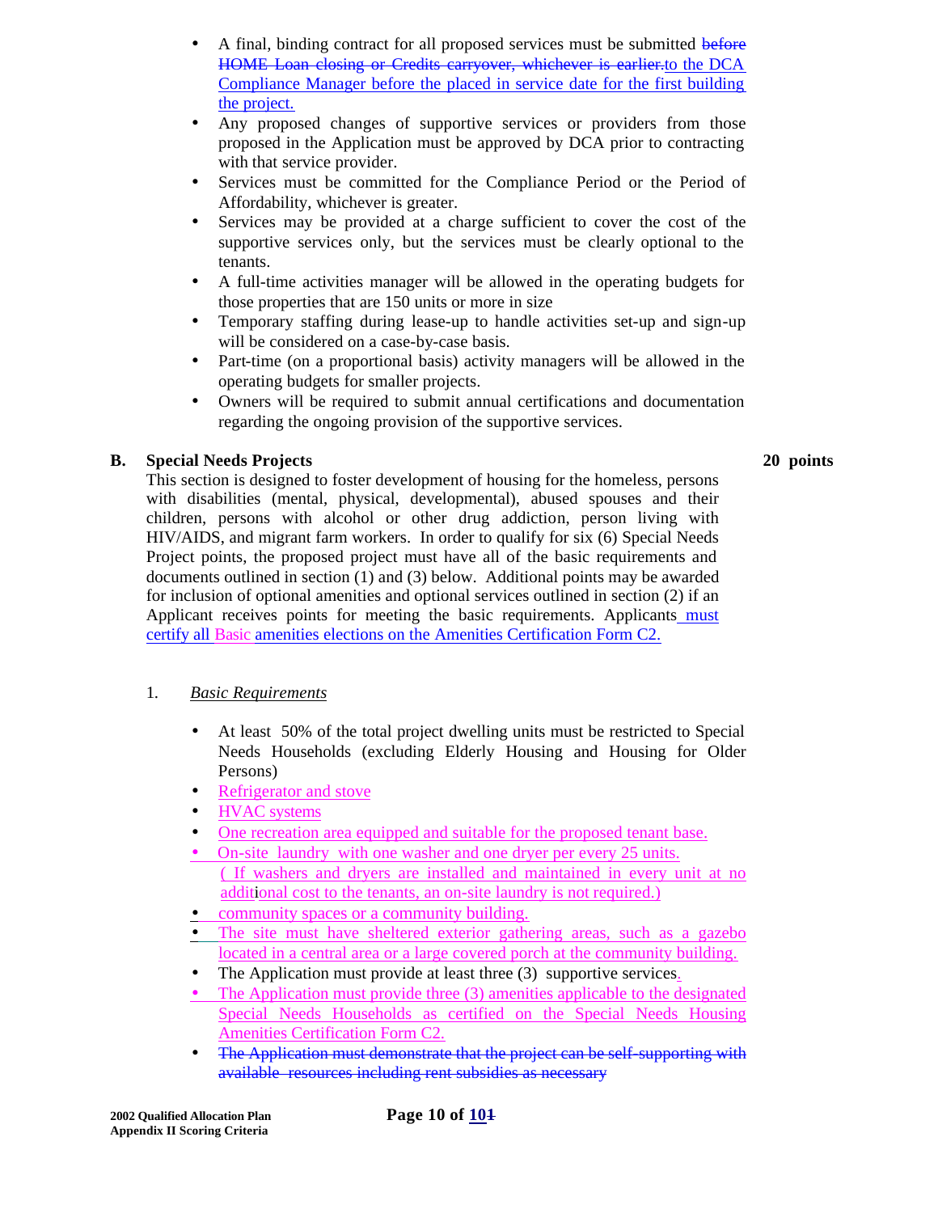- A final, binding contract for all proposed services must be submitted ~~before HOME Loan closing or Credits carryover, whichever is earlier.~~to the DCA Compliance Manager before the placed in service date for the first building the project.
- Any proposed changes of supportive services or providers from those proposed in the Application must be approved by DCA prior to contracting with that service provider.
- Services must be committed for the Compliance Period or the Period of Affordability, whichever is greater.
- Services may be provided at a charge sufficient to cover the cost of the supportive services only, but the services must be clearly optional to the tenants.
- A full-time activities manager will be allowed in the operating budgets for those properties that are 150 units or more in size
- Temporary staffing during lease-up to handle activities set-up and sign-up will be considered on a case-by-case basis.
- Part-time (on a proportional basis) activity managers will be allowed in the operating budgets for smaller projects.
- Owners will be required to submit annual certifications and documentation regarding the ongoing provision of the supportive services.

## B. Special Needs Projects — 20 points

This section is designed to foster development of housing for the homeless, persons with disabilities (mental, physical, developmental), abused spouses and their children, persons with alcohol or other drug addiction, person living with HIV/AIDS, and migrant farm workers. In order to qualify for six (6) Special Needs Project points, the proposed project must have all of the basic requirements and documents outlined in section (1) and (3) below. Additional points may be awarded for inclusion of optional amenities and optional services outlined in section (2) if an Applicant receives points for meeting the basic requirements. Applicants must certify all Basic amenities elections on the Amenities Certification Form C2.

1. *Basic Requirements*

- At least 50% of the total project dwelling units must be restricted to Special Needs Households (excluding Elderly Housing and Housing for Older Persons)
- Refrigerator and stove
- HVAC systems
- One recreation area equipped and suitable for the proposed tenant base.
- On-site laundry with one washer and one dryer per every 25 units. ( If washers and dryers are installed and maintained in every unit at no additional cost to the tenants, an on-site laundry is not required.)
- community spaces or a community building.
- The site must have sheltered exterior gathering areas, such as a gazebo located in a central area or a large covered porch at the community building.
- The Application must provide at least three (3) supportive services.
- The Application must provide three (3) amenities applicable to the designated Special Needs Households as certified on the Special Needs Housing Amenities Certification Form C2.
- ~~The Application must demonstrate that the project can be self-supporting with available resources including rent subsidies as necessary~~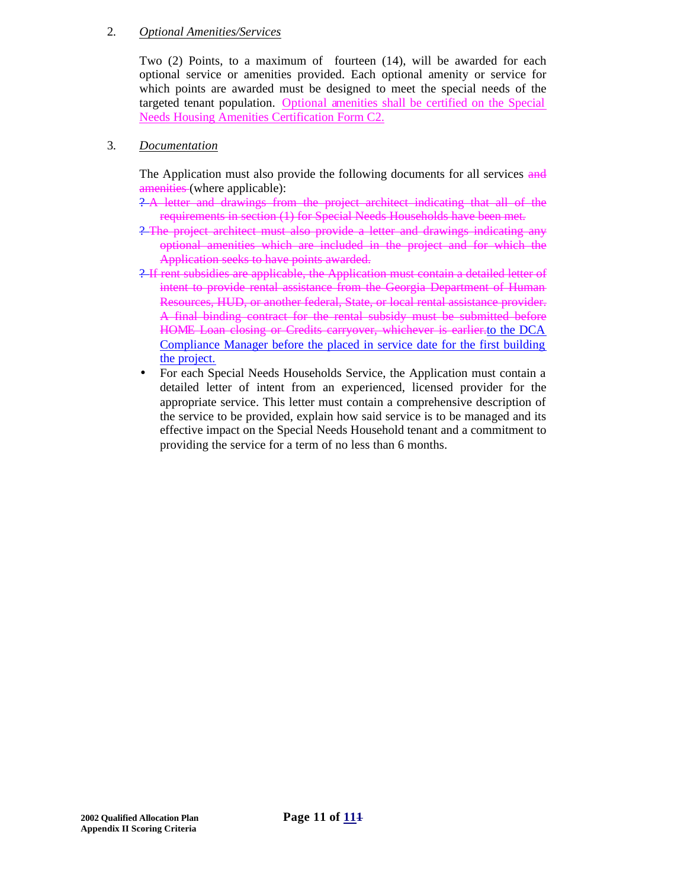2. *Optional Amenities/Services*

Two (2) Points, to a maximum of fourteen (14), will be awarded for each optional service or amenities provided. Each optional amenity or service for which points are awarded must be designed to meet the special needs of the targeted tenant population. Optional amenities shall be certified on the Special Needs Housing Amenities Certification Form C2.

3. *Documentation*

The Application must also provide the following documents for all services ~~and amenities~~ (where applicable):

- ~~A letter and drawings from the project architect indicating that all of the requirements in section (1) for Special Needs Households have been met.~~
- ~~The project architect must also provide a letter and drawings indicating any optional amenities which are included in the project and for which the Application seeks to have points awarded.~~
- ~~If rent subsidies are applicable, the Application must contain a detailed letter of intent to provide rental assistance from the Georgia Department of Human Resources, HUD, or another federal, State, or local rental assistance provider. A final binding contract for the rental subsidy must be submitted before HOME Loan closing or Credits carryover, whichever is earlier.~~to the DCA Compliance Manager before the placed in service date for the first building the project.
- For each Special Needs Households Service, the Application must contain a detailed letter of intent from an experienced, licensed provider for the appropriate service. This letter must contain a comprehensive description of the service to be provided, explain how said service is to be managed and its effective impact on the Special Needs Household tenant and a commitment to providing the service for a term of no less than 6 months.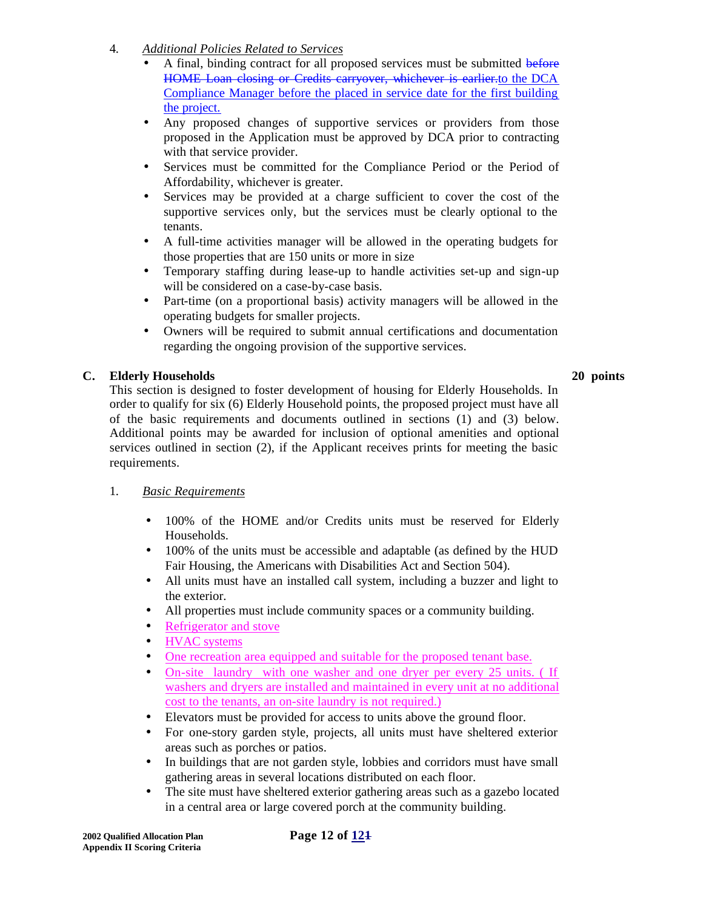4. *Additional Policies Related to Services*
   - A final, binding contract for all proposed services must be submitted ~~before HOME Loan closing or Credits carryover, whichever is earlier.~~to the DCA Compliance Manager before the placed in service date for the first building the project.
   - Any proposed changes of supportive services or providers from those proposed in the Application must be approved by DCA prior to contracting with that service provider.
   - Services must be committed for the Compliance Period or the Period of Affordability, whichever is greater.
   - Services may be provided at a charge sufficient to cover the cost of the supportive services only, but the services must be clearly optional to the tenants.
   - A full-time activities manager will be allowed in the operating budgets for those properties that are 150 units or more in size
   - Temporary staffing during lease-up to handle activities set-up and sign-up will be considered on a case-by-case basis.
   - Part-time (on a proportional basis) activity managers will be allowed in the operating budgets for smaller projects.
   - Owners will be required to submit annual certifications and documentation regarding the ongoing provision of the supportive services.

**C. Elderly Households** **20 points**

This section is designed to foster development of housing for Elderly Households. In order to qualify for six (6) Elderly Household points, the proposed project must have all of the basic requirements and documents outlined in sections (1) and (3) below. Additional points may be awarded for inclusion of optional amenities and optional services outlined in section (2), if the Applicant receives prints for meeting the basic requirements.

1. *Basic Requirements*

   - 100% of the HOME and/or Credits units must be reserved for Elderly Households.
   - 100% of the units must be accessible and adaptable (as defined by the HUD Fair Housing, the Americans with Disabilities Act and Section 504).
   - All units must have an installed call system, including a buzzer and light to the exterior.
   - All properties must include community spaces or a community building.
   - Refrigerator and stove
   - HVAC systems
   - One recreation area equipped and suitable for the proposed tenant base.
   - On-site laundry with one washer and one dryer per every 25 units. ( If washers and dryers are installed and maintained in every unit at no additional cost to the tenants, an on-site laundry is not required.)
   - Elevators must be provided for access to units above the ground floor.
   - For one-story garden style, projects, all units must have sheltered exterior areas such as porches or patios.
   - In buildings that are not garden style, lobbies and corridors must have small gathering areas in several locations distributed on each floor.
   - The site must have sheltered exterior gathering areas such as a gazebo located in a central area or large covered porch at the community building.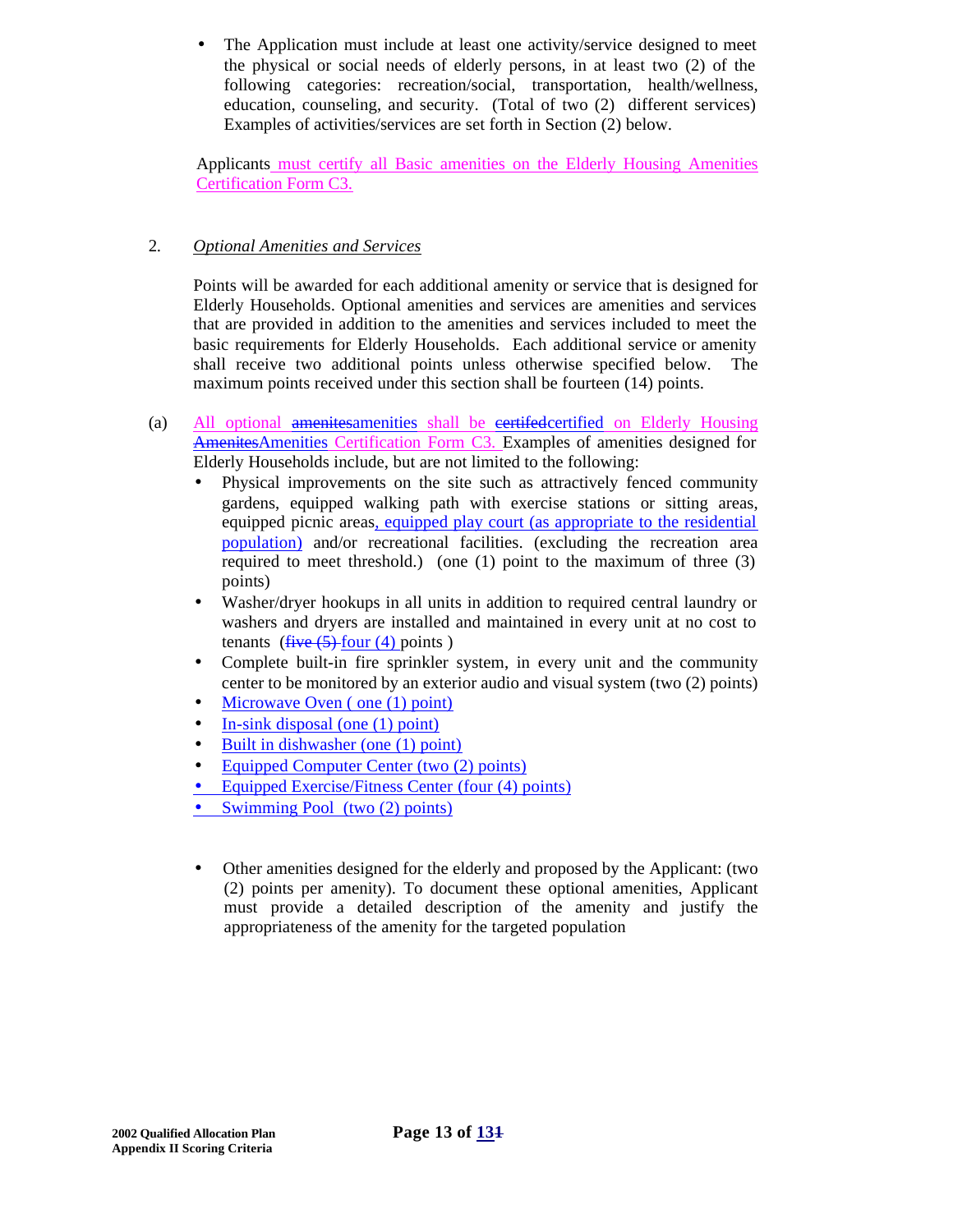- The Application must include at least one activity/service designed to meet the physical or social needs of elderly persons, in at least two (2) of the following categories: recreation/social, transportation, health/wellness, education, counseling, and security. (Total of two (2) different services) Examples of activities/services are set forth in Section (2) below.

Applicants must certify all Basic amenities on the Elderly Housing Amenities Certification Form C3.

2. *Optional Amenities and Services*

Points will be awarded for each additional amenity or service that is designed for Elderly Households. Optional amenities and services are amenities and services that are provided in addition to the amenities and services included to meet the basic requirements for Elderly Households. Each additional service or amenity shall receive two additional points unless otherwise specified below. The maximum points received under this section shall be fourteen (14) points.

(a) All optional ~~amenites~~amenities shall be ~~certifed~~certified on Elderly Housing ~~Amenites~~Amenities Certification Form C3. Examples of amenities designed for Elderly Households include, but are not limited to the following:

- Physical improvements on the site such as attractively fenced community gardens, equipped walking path with exercise stations or sitting areas, equipped picnic areas, equipped play court (as appropriate to the residential population) and/or recreational facilities. (excluding the recreation area required to meet threshold.) (one (1) point to the maximum of three (3) points)
- Washer/dryer hookups in all units in addition to required central laundry or washers and dryers are installed and maintained in every unit at no cost to tenants (~~five (5)~~ four (4) points )
- Complete built-in fire sprinkler system, in every unit and the community center to be monitored by an exterior audio and visual system (two (2) points)
- Microwave Oven ( one (1) point)
- In-sink disposal (one (1) point)
- Built in dishwasher (one (1) point)
- Equipped Computer Center (two (2) points)
- Equipped Exercise/Fitness Center (four (4) points)
- Swimming Pool (two (2) points)

- Other amenities designed for the elderly and proposed by the Applicant: (two (2) points per amenity). To document these optional amenities, Applicant must provide a detailed description of the amenity and justify the appropriateness of the amenity for the targeted population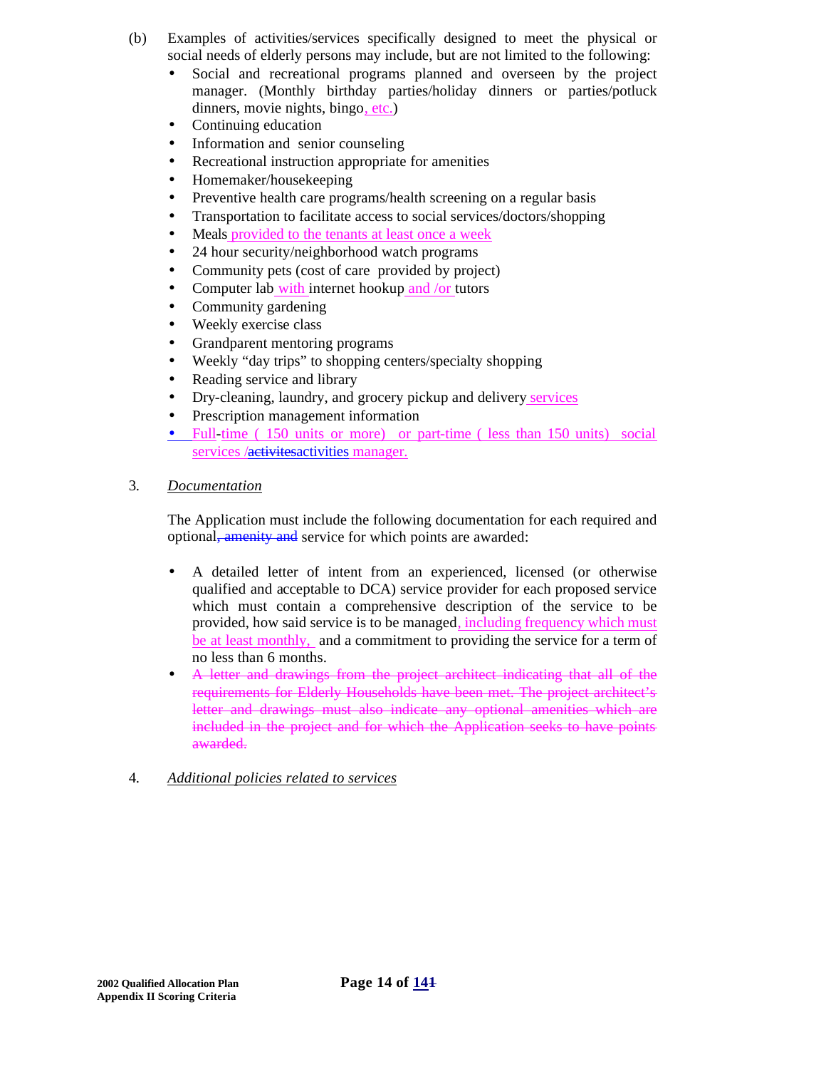(b) Examples of activities/services specifically designed to meet the physical or social needs of elderly persons may include, but are not limited to the following:

- Social and recreational programs planned and overseen by the project manager. (Monthly birthday parties/holiday dinners or parties/potluck dinners, movie nights, bingo, etc.)
- Continuing education
- Information and senior counseling
- Recreational instruction appropriate for amenities
- Homemaker/housekeeping
- Preventive health care programs/health screening on a regular basis
- Transportation to facilitate access to social services/doctors/shopping
- Meals provided to the tenants at least once a week
- 24 hour security/neighborhood watch programs
- Community pets (cost of care provided by project)
- Computer lab with internet hookup and /or tutors
- Community gardening
- Weekly exercise class
- Grandparent mentoring programs
- Weekly "day trips" to shopping centers/specialty shopping
- Reading service and library
- Dry-cleaning, laundry, and grocery pickup and delivery services
- Prescription management information
- Full-time ( 150 units or more) or part-time ( less than 150 units) social services /~~activites~~activities manager.

3. *Documentation*

The Application must include the following documentation for each required and optional~~, amenity and~~ service for which points are awarded:

- A detailed letter of intent from an experienced, licensed (or otherwise qualified and acceptable to DCA) service provider for each proposed service which must contain a comprehensive description of the service to be provided, how said service is to be managed, including frequency which must be at least monthly, and a commitment to providing the service for a term of no less than 6 months.
- ~~A letter and drawings from the project architect indicating that all of the requirements for Elderly Households have been met. The project architect's letter and drawings must also indicate any optional amenities which are included in the project and for which the Application seeks to have points awarded.~~

4. *Additional policies related to services*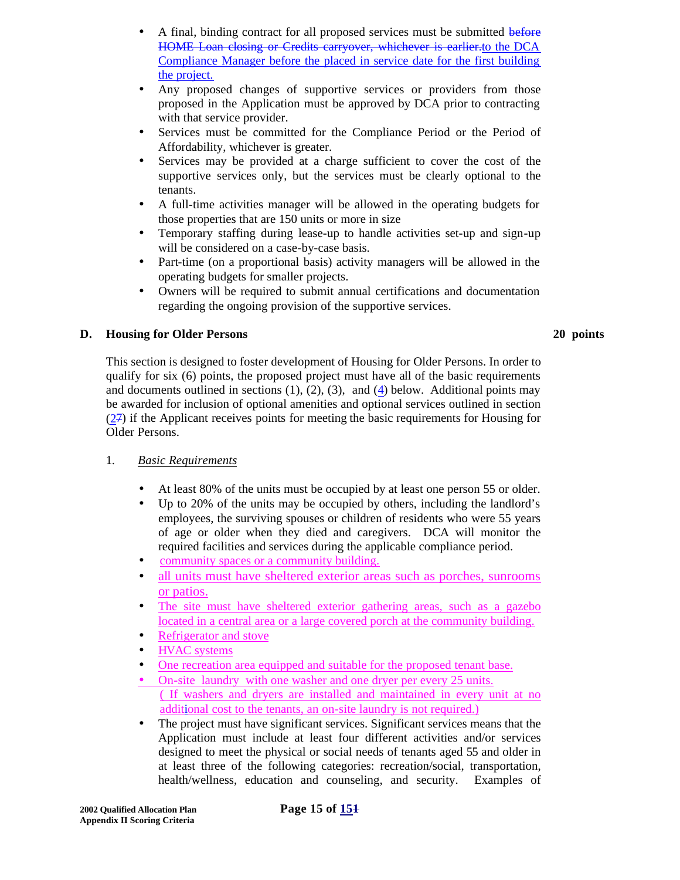- A final, binding contract for all proposed services must be submitted ~~before HOME Loan closing or Credits carryover, whichever is earlier.~~to the DCA Compliance Manager before the placed in service date for the first building the project.
- Any proposed changes of supportive services or providers from those proposed in the Application must be approved by DCA prior to contracting with that service provider.
- Services must be committed for the Compliance Period or the Period of Affordability, whichever is greater.
- Services may be provided at a charge sufficient to cover the cost of the supportive services only, but the services must be clearly optional to the tenants.
- A full-time activities manager will be allowed in the operating budgets for those properties that are 150 units or more in size
- Temporary staffing during lease-up to handle activities set-up and sign-up will be considered on a case-by-case basis.
- Part-time (on a proportional basis) activity managers will be allowed in the operating budgets for smaller projects.
- Owners will be required to submit annual certifications and documentation regarding the ongoing provision of the supportive services.

## D. Housing for Older Persons — 20 points

This section is designed to foster development of Housing for Older Persons. In order to qualify for six (6) points, the proposed project must have all of the basic requirements and documents outlined in sections (1), (2), (3), and (4) below. Additional points may be awarded for inclusion of optional amenities and optional services outlined in section (2~~7~~) if the Applicant receives points for meeting the basic requirements for Housing for Older Persons.

1. *Basic Requirements*

- At least 80% of the units must be occupied by at least one person 55 or older.
- Up to 20% of the units may be occupied by others, including the landlord's employees, the surviving spouses or children of residents who were 55 years of age or older when they died and caregivers. DCA will monitor the required facilities and services during the applicable compliance period.
- community spaces or a community building.
- all units must have sheltered exterior areas such as porches, sunrooms or patios.
- The site must have sheltered exterior gathering areas, such as a gazebo located in a central area or a large covered porch at the community building.
- Refrigerator and stove
- HVAC systems
- One recreation area equipped and suitable for the proposed tenant base.
- On-site laundry with one washer and one dryer per every 25 units. ( If washers and dryers are installed and maintained in every unit at no additional cost to the tenants, an on-site laundry is not required.)
- The project must have significant services. Significant services means that the Application must include at least four different activities and/or services designed to meet the physical or social needs of tenants aged 55 and older in at least three of the following categories: recreation/social, transportation, health/wellness, education and counseling, and security. Examples of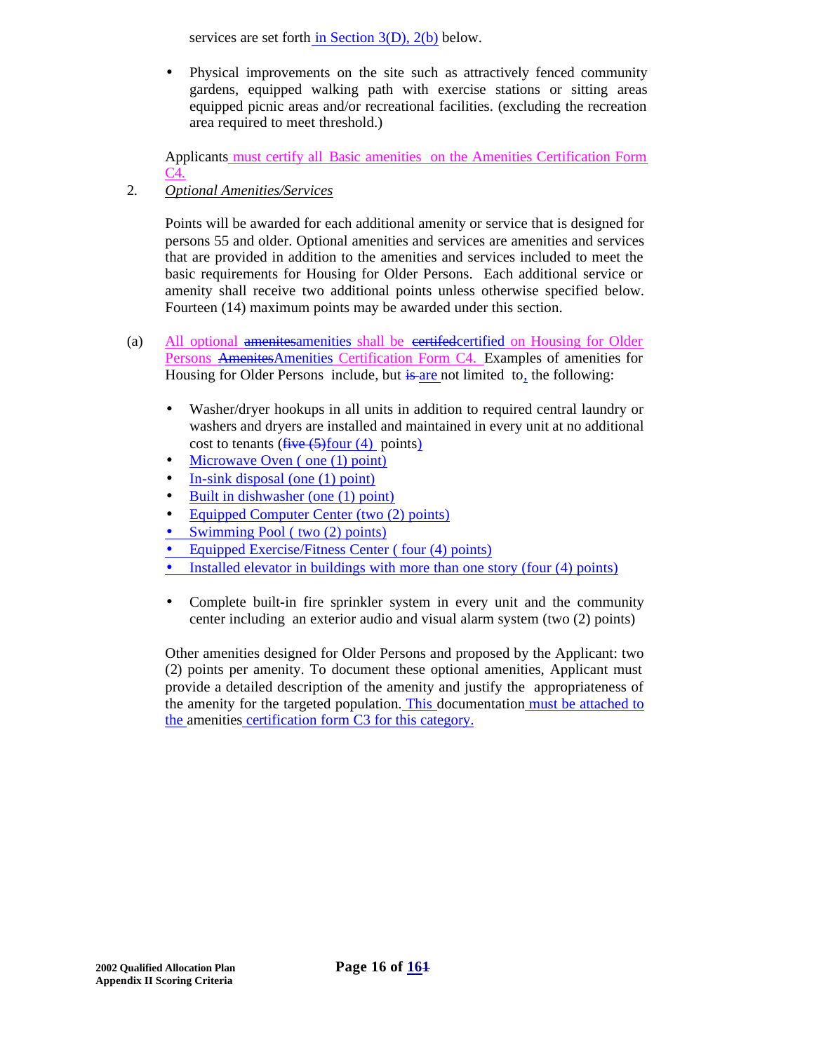services are set forth in Section 3(D), 2(b) below.

- Physical improvements on the site such as attractively fenced community gardens, equipped walking path with exercise stations or sitting areas equipped picnic areas and/or recreational facilities. (excluding the recreation area required to meet threshold.)

Applicants must certify all Basic amenities on the Amenities Certification Form C4.

2. *Optional Amenities/Services*

Points will be awarded for each additional amenity or service that is designed for persons 55 and older. Optional amenities and services are amenities and services that are provided in addition to the amenities and services included to meet the basic requirements for Housing for Older Persons. Each additional service or amenity shall receive two additional points unless otherwise specified below. Fourteen (14) maximum points may be awarded under this section.

(a) All optional ~~amenites~~amenities shall be ~~certifed~~certified on Housing for Older Persons ~~Amenites~~Amenities Certification Form C4. Examples of amenities for Housing for Older Persons include, but ~~is~~ are not limited to, the following:

- Washer/dryer hookups in all units in addition to required central laundry or washers and dryers are installed and maintained in every unit at no additional cost to tenants (~~five (5)~~four (4) points)
- Microwave Oven ( one (1) point)
- In-sink disposal (one (1) point)
- Built in dishwasher (one (1) point)
- Equipped Computer Center (two (2) points)
- Swimming Pool ( two (2) points)
- Equipped Exercise/Fitness Center ( four (4) points)
- Installed elevator in buildings with more than one story (four (4) points)

- Complete built-in fire sprinkler system in every unit and the community center including an exterior audio and visual alarm system (two (2) points)

Other amenities designed for Older Persons and proposed by the Applicant: two (2) points per amenity. To document these optional amenities, Applicant must provide a detailed description of the amenity and justify the appropriateness of the amenity for the targeted population. This documentation must be attached to the amenities certification form C3 for this category.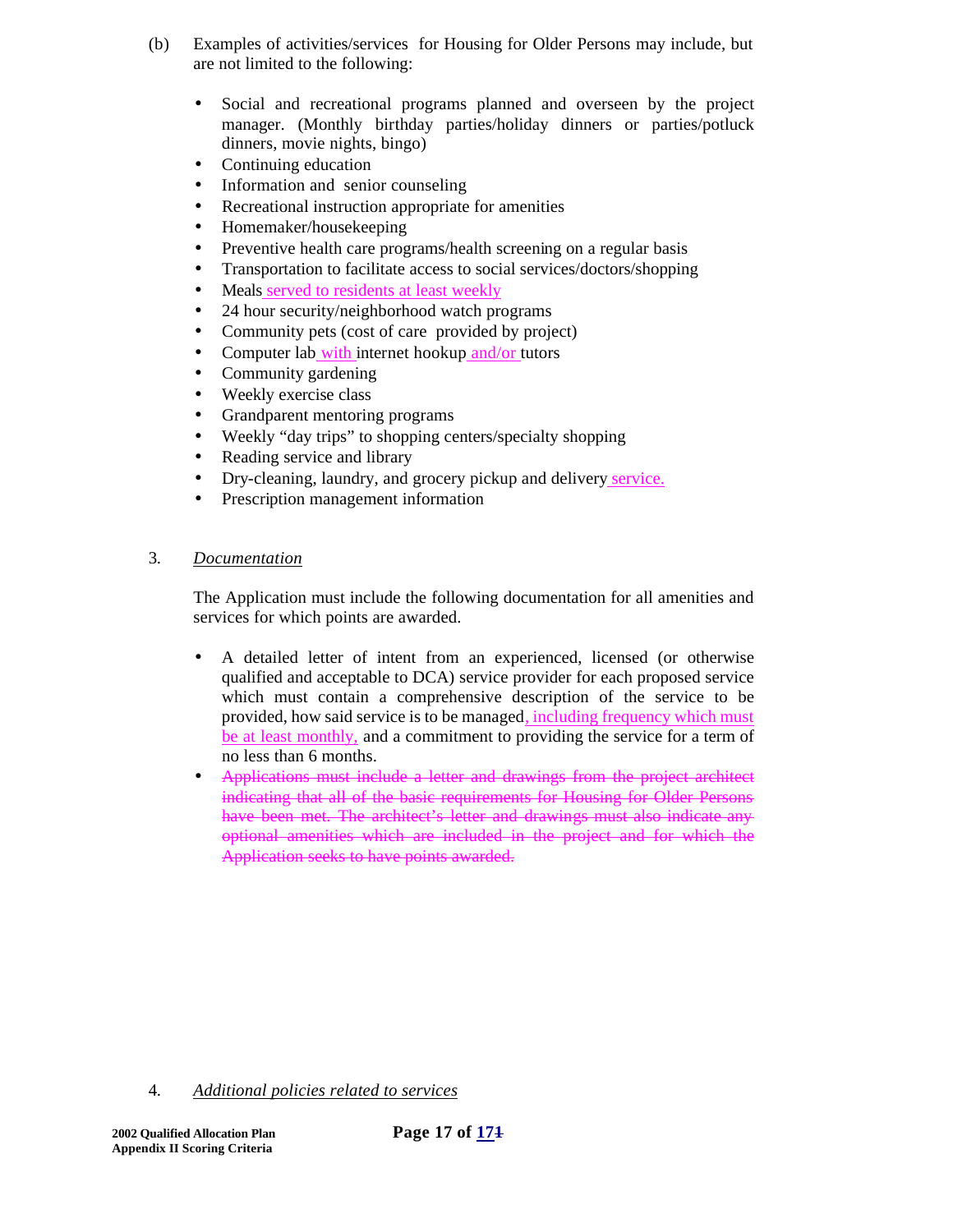(b) Examples of activities/services for Housing for Older Persons may include, but are not limited to the following:

- Social and recreational programs planned and overseen by the project manager. (Monthly birthday parties/holiday dinners or parties/potluck dinners, movie nights, bingo)
- Continuing education
- Information and senior counseling
- Recreational instruction appropriate for amenities
- Homemaker/housekeeping
- Preventive health care programs/health screening on a regular basis
- Transportation to facilitate access to social services/doctors/shopping
- Meals served to residents at least weekly
- 24 hour security/neighborhood watch programs
- Community pets (cost of care provided by project)
- Computer lab with internet hookup and/or tutors
- Community gardening
- Weekly exercise class
- Grandparent mentoring programs
- Weekly "day trips" to shopping centers/specialty shopping
- Reading service and library
- Dry-cleaning, laundry, and grocery pickup and delivery service.
- Prescription management information

3. *Documentation*

The Application must include the following documentation for all amenities and services for which points are awarded.

- A detailed letter of intent from an experienced, licensed (or otherwise qualified and acceptable to DCA) service provider for each proposed service which must contain a comprehensive description of the service to be provided, how said service is to be managed, including frequency which must be at least monthly, and a commitment to providing the service for a term of no less than 6 months.
- ~~Applications must include a letter and drawings from the project architect indicating that all of the basic requirements for Housing for Older Persons have been met. The architect's letter and drawings must also indicate any optional amenities which are included in the project and for which the Application seeks to have points awarded.~~

4. *Additional policies related to services*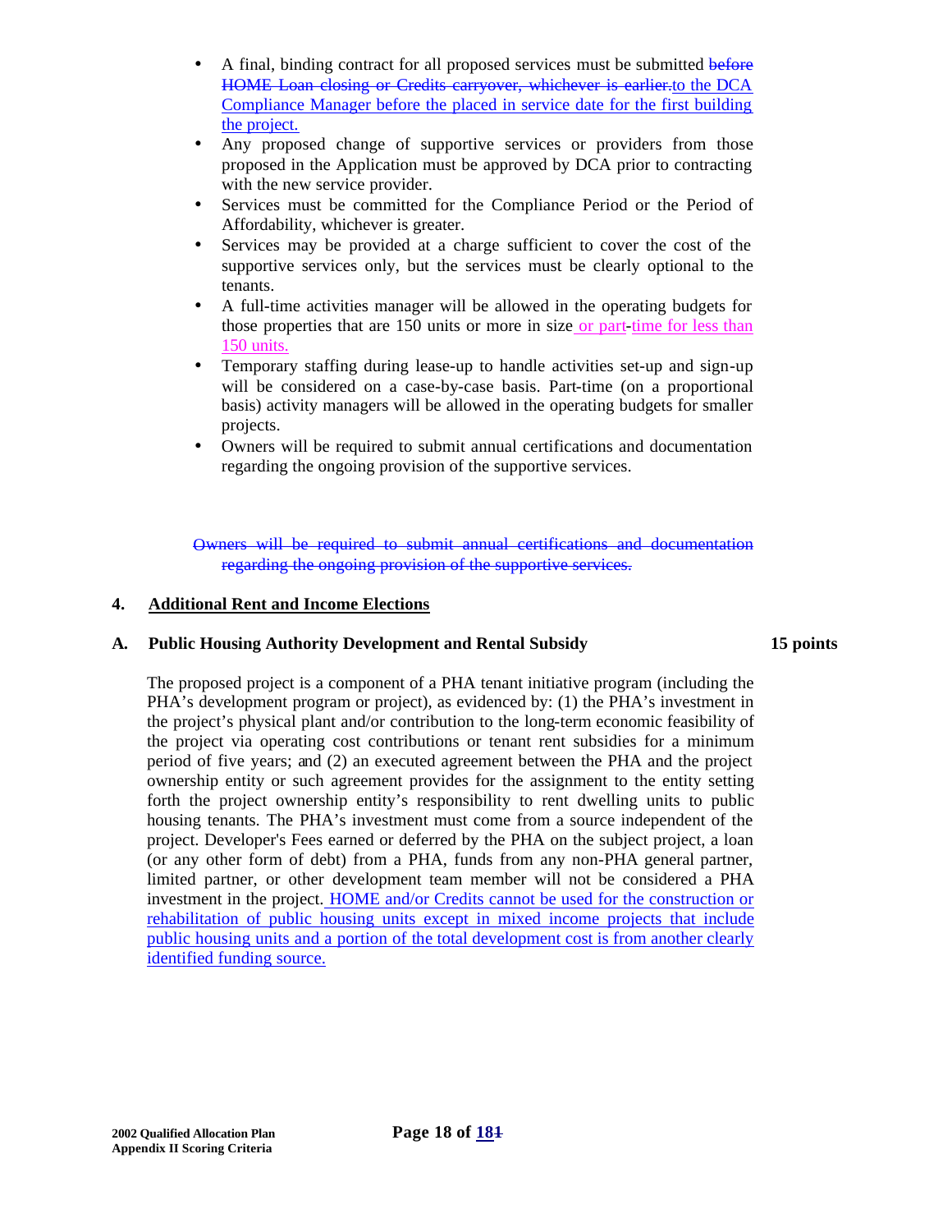- A final, binding contract for all proposed services must be submitted ~~before HOME Loan closing or Credits carryover, whichever is earlier.~~to the DCA Compliance Manager before the placed in service date for the first building the project.
- Any proposed change of supportive services or providers from those proposed in the Application must be approved by DCA prior to contracting with the new service provider.
- Services must be committed for the Compliance Period or the Period of Affordability, whichever is greater.
- Services may be provided at a charge sufficient to cover the cost of the supportive services only, but the services must be clearly optional to the tenants.
- A full-time activities manager will be allowed in the operating budgets for those properties that are 150 units or more in size or part-time for less than 150 units.
- Temporary staffing during lease-up to handle activities set-up and sign-up will be considered on a case-by-case basis. Part-time (on a proportional basis) activity managers will be allowed in the operating budgets for smaller projects.
- Owners will be required to submit annual certifications and documentation regarding the ongoing provision of the supportive services.

~~Owners will be required to submit annual certifications and documentation regarding the ongoing provision of the supportive services.~~

## 4. Additional Rent and Income Elections

### A. Public Housing Authority Development and Rental Subsidy — 15 points

The proposed project is a component of a PHA tenant initiative program (including the PHA's development program or project), as evidenced by: (1) the PHA's investment in the project's physical plant and/or contribution to the long-term economic feasibility of the project via operating cost contributions or tenant rent subsidies for a minimum period of five years; and (2) an executed agreement between the PHA and the project ownership entity or such agreement provides for the assignment to the entity setting forth the project ownership entity's responsibility to rent dwelling units to public housing tenants. The PHA's investment must come from a source independent of the project. Developer's Fees earned or deferred by the PHA on the subject project, a loan (or any other form of debt) from a PHA, funds from any non-PHA general partner, limited partner, or other development team member will not be considered a PHA investment in the project. HOME and/or Credits cannot be used for the construction or rehabilitation of public housing units except in mixed income projects that include public housing units and a portion of the total development cost is from another clearly identified funding source.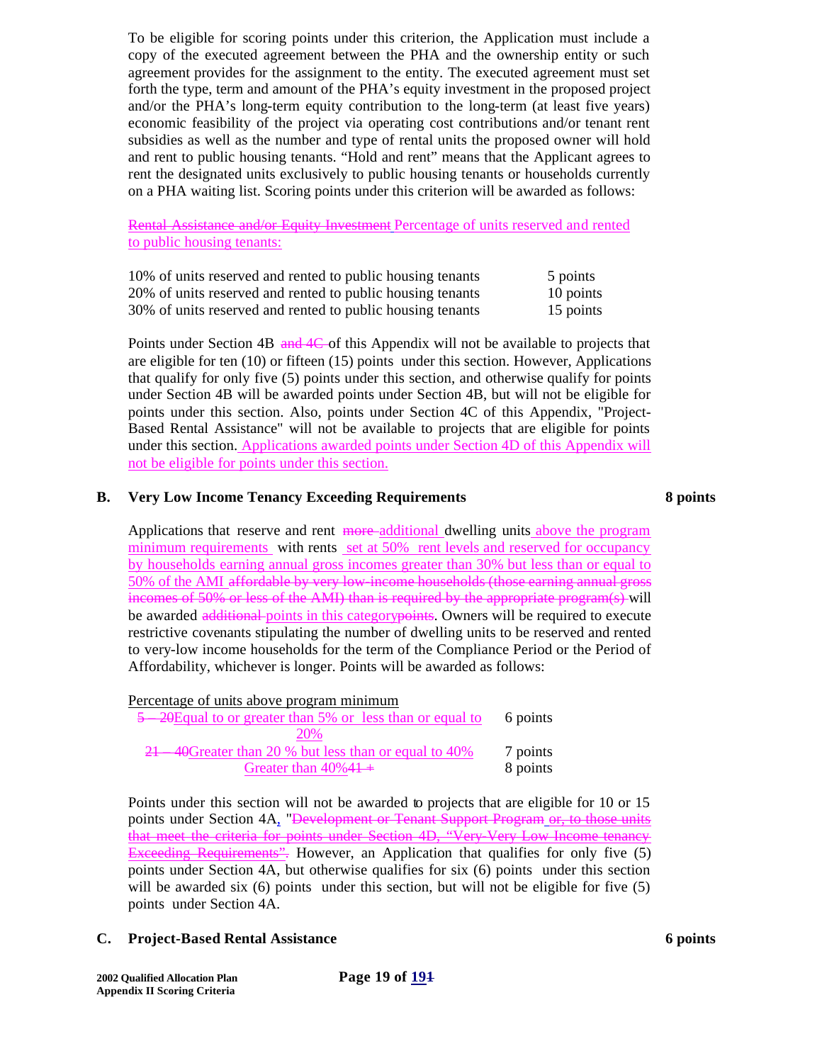To be eligible for scoring points under this criterion, the Application must include a copy of the executed agreement between the PHA and the ownership entity or such agreement provides for the assignment to the entity. The executed agreement must set forth the type, term and amount of the PHA's equity investment in the proposed project and/or the PHA's long-term equity contribution to the long-term (at least five years) economic feasibility of the project via operating cost contributions and/or tenant rent subsidies as well as the number and type of rental units the proposed owner will hold and rent to public housing tenants. "Hold and rent" means that the Applicant agrees to rent the designated units exclusively to public housing tenants or households currently on a PHA waiting list. Scoring points under this criterion will be awarded as follows:

~~Rental Assistance and/or Equity Investment~~ Percentage of units reserved and rented to public housing tenants:

| | |
|---|---|
| 10% of units reserved and rented to public housing tenants | 5 points |
| 20% of units reserved and rented to public housing tenants | 10 points |
| 30% of units reserved and rented to public housing tenants | 15 points |

Points under Section 4B ~~and 4C~~ of this Appendix will not be available to projects that are eligible for ten (10) or fifteen (15) points under this section. However, Applications that qualify for only five (5) points under this section, and otherwise qualify for points under Section 4B will be awarded points under Section 4B, but will not be eligible for points under this section. Also, points under Section 4C of this Appendix, "Project-Based Rental Assistance" will not be available to projects that are eligible for points under this section. Applications awarded points under Section 4D of this Appendix will not be eligible for points under this section.

## B. Very Low Income Tenancy Exceeding Requirements — 8 points

Applications that reserve and rent ~~more~~ additional dwelling units above the program minimum requirements with rents set at 50% rent levels and reserved for occupancy by households earning annual gross incomes greater than 30% but less than or equal to 50% of the AMI ~~affordable by very low-income households (those earning annual gross incomes of 50% or less of the AMI) than is required by the appropriate program(s)~~ will be awarded ~~additional~~ points in this category~~points~~. Owners will be required to execute restrictive covenants stipulating the number of dwelling units to be reserved and rented to very-low income households for the term of the Compliance Period or the Period of Affordability, whichever is longer. Points will be awarded as follows:

| Percentage of units above program minimum | |
|---|---|
| ~~5 – 20~~Equal to or greater than 5% or less than or equal to 20% | 6 points |
| ~~21 – 40~~Greater than 20 % but less than or equal to 40% | 7 points |
| Greater than 40%~~41 +~~ | 8 points |

Points under this section will not be awarded to projects that are eligible for 10 or 15 points under Section 4A, "~~Development or Tenant Support Program~~ ~~or, to those units that meet the criteria for points under Section 4D, "Very-Very Low Income tenancy Exceeding Requirements".~~ However, an Application that qualifies for only five (5) points under Section 4A, but otherwise qualifies for six (6) points under this section will be awarded six (6) points under this section, but will not be eligible for five (5) points under Section 4A.

## C. Project-Based Rental Assistance — 6 points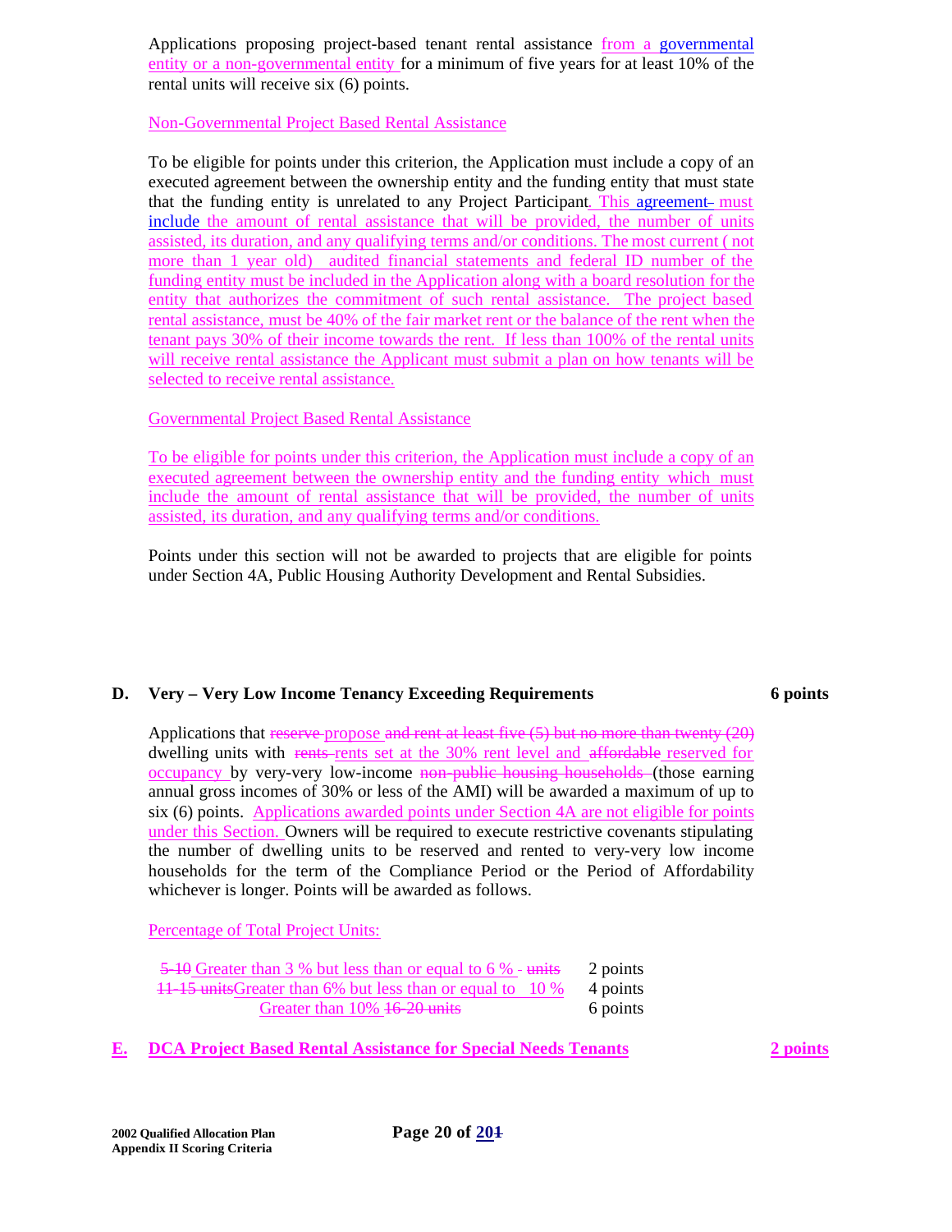Applications proposing project-based tenant rental assistance from a governmental entity or a non-governmental entity for a minimum of five years for at least 10% of the rental units will receive six (6) points.

Non-Governmental Project Based Rental Assistance

To be eligible for points under this criterion, the Application must include a copy of an executed agreement between the ownership entity and the funding entity that must state that the funding entity is unrelated to any Project Participant. This agreement~~-~~ must include the amount of rental assistance that will be provided, the number of units assisted, its duration, and any qualifying terms and/or conditions. The most current ( not more than 1 year old) audited financial statements and federal ID number of the funding entity must be included in the Application along with a board resolution for the entity that authorizes the commitment of such rental assistance. The project based rental assistance, must be 40% of the fair market rent or the balance of the rent when the tenant pays 30% of their income towards the rent. If less than 100% of the rental units will receive rental assistance the Applicant must submit a plan on how tenants will be selected to receive rental assistance.

Governmental Project Based Rental Assistance

To be eligible for points under this criterion, the Application must include a copy of an executed agreement between the ownership entity and the funding entity which must include the amount of rental assistance that will be provided, the number of units assisted, its duration, and any qualifying terms and/or conditions.

Points under this section will not be awarded to projects that are eligible for points under Section 4A, Public Housing Authority Development and Rental Subsidies.

## D. Very – Very Low Income Tenancy Exceeding Requirements — 6 points

Applications that ~~reserve~~ propose ~~and rent at least five (5) but no more than twenty (20)~~ dwelling units with ~~rents~~ rents set at the 30% rent level and ~~affordable~~ reserved for occupancy by very-very low-income ~~non-public housing households~~ (those earning annual gross incomes of 30% or less of the AMI) will be awarded a maximum of up to six (6) points. Applications awarded points under Section 4A are not eligible for points under this Section. Owners will be required to execute restrictive covenants stipulating the number of dwelling units to be reserved and rented to very-very low income households for the term of the Compliance Period or the Period of Affordability whichever is longer. Points will be awarded as follows.

Percentage of Total Project Units:

| | |
|---|---|
| ~~5-10~~ Greater than 3 % but less than or equal to 6 % ~~- units~~ | 2 points |
| ~~11-15 units~~Greater than 6% but less than or equal to 10 % | 4 points |
| Greater than 10% ~~16-20 units~~ | 6 points |

## E. DCA Project Based Rental Assistance for Special Needs Tenants — 2 points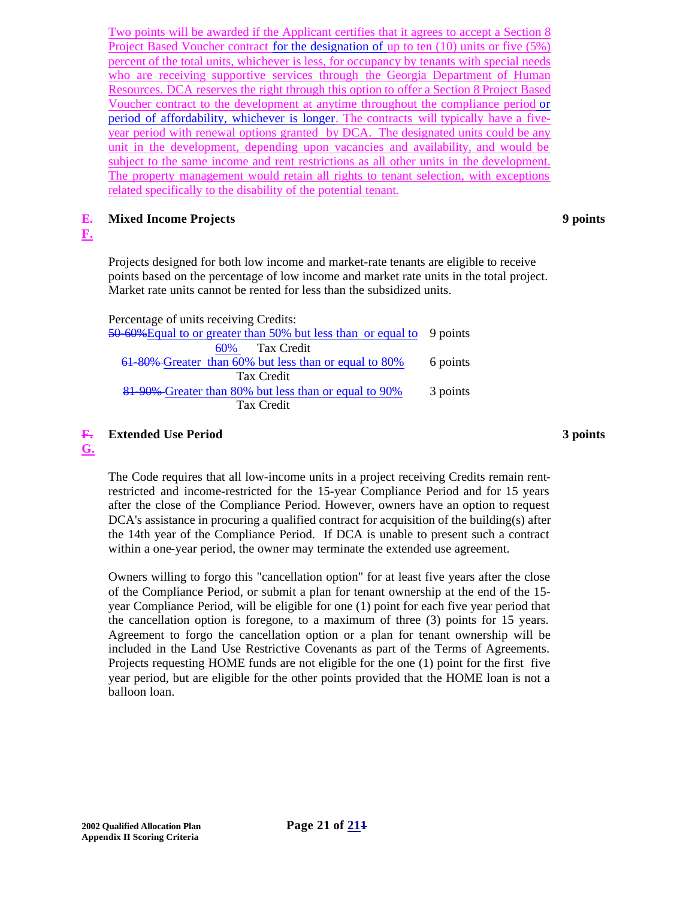Two points will be awarded if the Applicant certifies that it agrees to accept a Section 8 Project Based Voucher contract for the designation of up to ten (10) units or five (5%) percent of the total units, whichever is less, for occupancy by tenants with special needs who are receiving supportive services through the Georgia Department of Human Resources. DCA reserves the right through this option to offer a Section 8 Project Based Voucher contract to the development at anytime throughout the compliance period or period of affordability, whichever is longer. The contracts will typically have a five-year period with renewal options granted by DCA. The designated units could be any unit in the development, depending upon vacancies and availability, and would be subject to the same income and rent restrictions as all other units in the development. The property management would retain all rights to tenant selection, with exceptions related specifically to the disability of the potential tenant.

## ~~E.~~ F. Mixed Income Projects — 9 points

Projects designed for both low income and market-rate tenants are eligible to receive points based on the percentage of low income and market rate units in the total project. Market rate units cannot be rented for less than the subsidized units.

Percentage of units receiving Credits:

| | |
|---|---|
| ~~50-60%~~Equal to or greater than 50% but less than or equal to 60% Tax Credit | 9 points |
| ~~61-80%~~ Greater than 60% but less than or equal to 80% Tax Credit | 6 points |
| ~~81-90%~~ Greater than 80% but less than or equal to 90% Tax Credit | 3 points |

## ~~F.~~ G. Extended Use Period — 3 points

The Code requires that all low-income units in a project receiving Credits remain rent-restricted and income-restricted for the 15-year Compliance Period and for 15 years after the close of the Compliance Period. However, owners have an option to request DCA's assistance in procuring a qualified contract for acquisition of the building(s) after the 14th year of the Compliance Period. If DCA is unable to present such a contract within a one-year period, the owner may terminate the extended use agreement.

Owners willing to forgo this "cancellation option" for at least five years after the close of the Compliance Period, or submit a plan for tenant ownership at the end of the 15-year Compliance Period, will be eligible for one (1) point for each five year period that the cancellation option is foregone, to a maximum of three (3) points for 15 years. Agreement to forgo the cancellation option or a plan for tenant ownership will be included in the Land Use Restrictive Covenants as part of the Terms of Agreements. Projects requesting HOME funds are not eligible for the one (1) point for the first five year period, but are eligible for the other points provided that the HOME loan is not a balloon loan.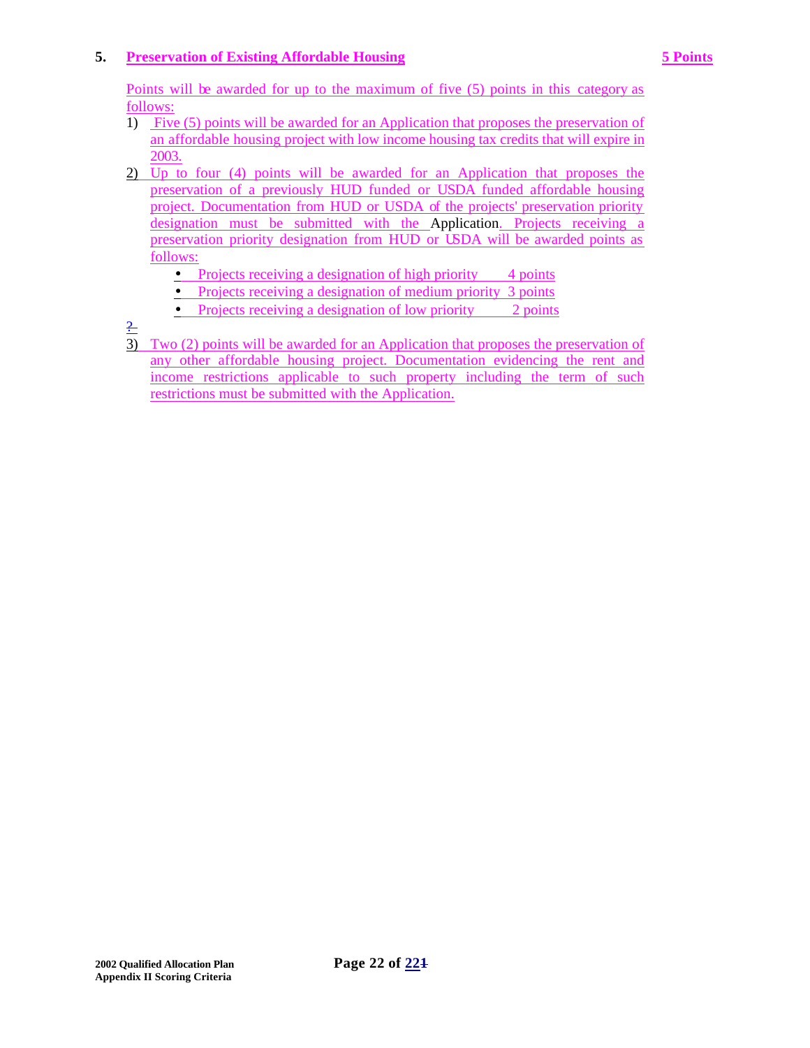## 5. Preservation of Existing Affordable Housing **5 Points**

Points will be awarded for up to the maximum of five (5) points in this category as follows:

1) Five (5) points will be awarded for an Application that proposes the preservation of an affordable housing project with low income housing tax credits that will expire in 2003.

2) Up to four (4) points will be awarded for an Application that proposes the preservation of a previously HUD funded or USDA funded affordable housing project. Documentation from HUD or USDA of the projects' preservation priority designation must be submitted with the Application. Projects receiving a preservation priority designation from HUD or USDA will be awarded points as follows:

   - Projects receiving a designation of high priority 4 points
   - Projects receiving a designation of medium priority 3 points
   - Projects receiving a designation of low priority 2 points

?

3) Two (2) points will be awarded for an Application that proposes the preservation of any other affordable housing project. Documentation evidencing the rent and income restrictions applicable to such property including the term of such restrictions must be submitted with the Application.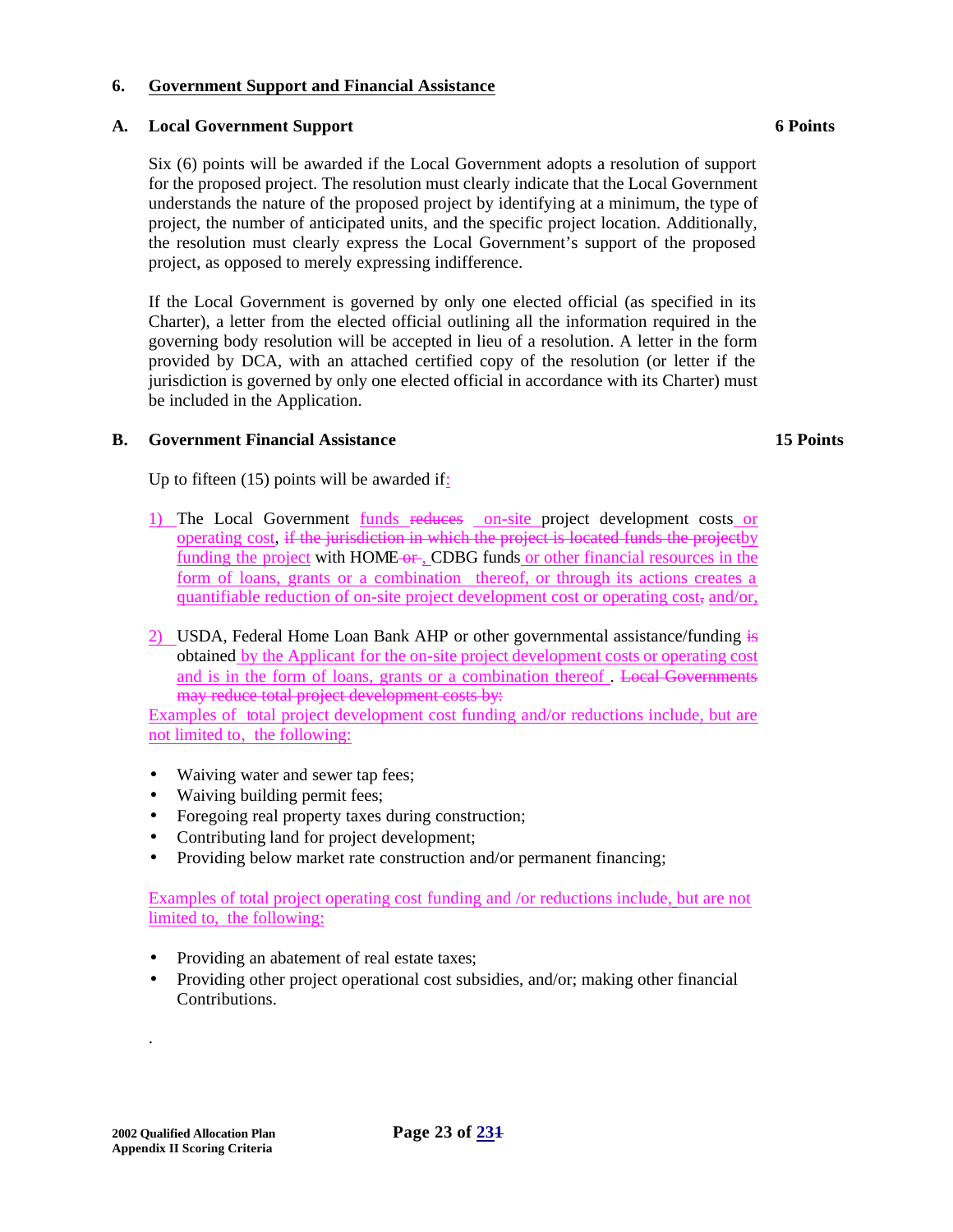## 6. Government Support and Financial Assistance

### A. Local Government Support — 6 Points

Six (6) points will be awarded if the Local Government adopts a resolution of support for the proposed project. The resolution must clearly indicate that the Local Government understands the nature of the proposed project by identifying at a minimum, the type of project, the number of anticipated units, and the specific project location. Additionally, the resolution must clearly express the Local Government's support of the proposed project, as opposed to merely expressing indifference.

If the Local Government is governed by only one elected official (as specified in its Charter), a letter from the elected official outlining all the information required in the governing body resolution will be accepted in lieu of a resolution. A letter in the form provided by DCA, with an attached certified copy of the resolution (or letter if the jurisdiction is governed by only one elected official in accordance with its Charter) must be included in the Application.

### B. Government Financial Assistance — 15 Points

Up to fifteen (15) points will be awarded if:

1) The Local Government funds ~~reduces~~ on-site project development costs or operating cost, ~~if the jurisdiction in which the project is located funds the project~~by funding the project with HOME ~~or~~ , CDBG funds or other financial resources in the form of loans, grants or a combination thereof, or through its actions creates a quantifiable reduction of on-site project development cost or operating cost~~,~~ and/or,

2) USDA, Federal Home Loan Bank AHP or other governmental assistance/funding ~~is~~ obtained by the Applicant for the on-site project development costs or operating cost and is in the form of loans, grants or a combination thereof . ~~Local Governments may reduce total project development costs by:~~

Examples of total project development cost funding and/or reductions include, but are not limited to, the following:

- Waiving water and sewer tap fees;
- Waiving building permit fees;
- Foregoing real property taxes during construction;
- Contributing land for project development;
- Providing below market rate construction and/or permanent financing;

Examples of total project operating cost funding and /or reductions include, but are not limited to, the following:

- Providing an abatement of real estate taxes;
- Providing other project operational cost subsidies, and/or; making other financial Contributions.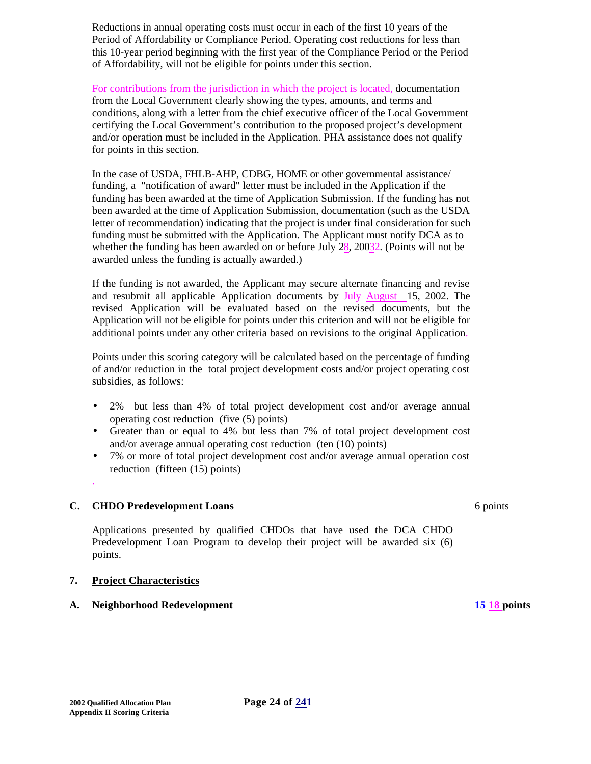Reductions in annual operating costs must occur in each of the first 10 years of the Period of Affordability or Compliance Period. Operating cost reductions for less than this 10-year period beginning with the first year of the Compliance Period or the Period of Affordability, will not be eligible for points under this section.

For contributions from the jurisdiction in which the project is located, documentation from the Local Government clearly showing the types, amounts, and terms and conditions, along with a letter from the chief executive officer of the Local Government certifying the Local Government's contribution to the proposed project's development and/or operation must be included in the Application. PHA assistance does not qualify for points in this section.

In the case of USDA, FHLB-AHP, CDBG, HOME or other governmental assistance/ funding, a "notification of award" letter must be included in the Application if the funding has been awarded at the time of Application Submission. If the funding has not been awarded at the time of Application Submission, documentation (such as the USDA letter of recommendation) indicating that the project is under final consideration for such funding must be submitted with the Application. The Applicant must notify DCA as to whether the funding has been awarded on or before July 2~~3~~8, 200~~3~~2. (Points will not be awarded unless the funding is actually awarded.)

If the funding is not awarded, the Applicant may secure alternate financing and revise and resubmit all applicable Application documents by ~~July~~ August 15, 2002. The revised Application will be evaluated based on the revised documents, but the Application will not be eligible for points under this criterion and will not be eligible for additional points under any other criteria based on revisions to the original Application.

Points under this scoring category will be calculated based on the percentage of funding of and/or reduction in the total project development costs and/or project operating cost subsidies, as follows:

- 2% but less than 4% of total project development cost and/or average annual operating cost reduction (five (5) points)
- Greater than or equal to 4% but less than 7% of total project development cost and/or average annual operating cost reduction (ten (10) points)
- 7% or more of total project development cost and/or average annual operation cost reduction (fifteen (15) points)

### C. CHDO Predevelopment Loans — 6 points

Applications presented by qualified CHDOs that have used the DCA CHDO Predevelopment Loan Program to develop their project will be awarded six (6) points.

## 7. Project Characteristics

### A. Neighborhood Redevelopment — ~~15~~ 18 points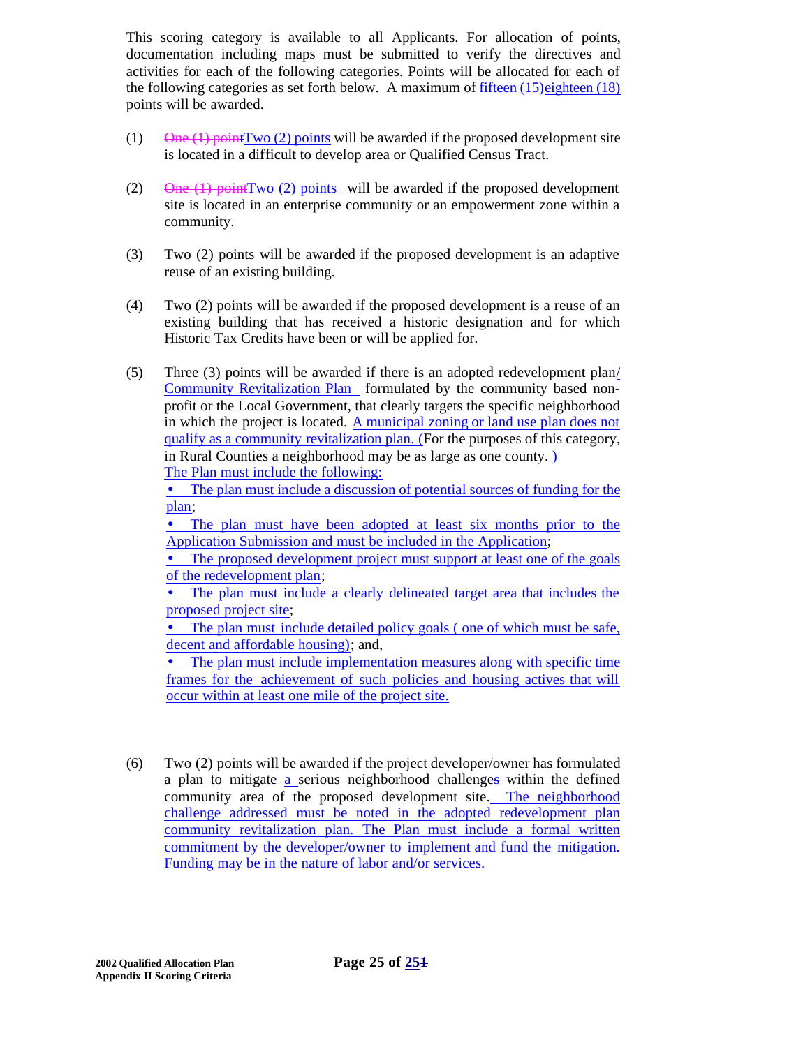This scoring category is available to all Applicants. For allocation of points, documentation including maps must be submitted to verify the directives and activities for each of the following categories. Points will be allocated for each of the following categories as set forth below. A maximum of ~~fifteen (15)~~eighteen (18) points will be awarded.

(1) ~~One (1) point~~Two (2) points will be awarded if the proposed development site is located in a difficult to develop area or Qualified Census Tract.

(2) ~~One (1) point~~Two (2) points will be awarded if the proposed development site is located in an enterprise community or an empowerment zone within a community.

(3) Two (2) points will be awarded if the proposed development is an adaptive reuse of an existing building.

(4) Two (2) points will be awarded if the proposed development is a reuse of an existing building that has received a historic designation and for which Historic Tax Credits have been or will be applied for.

(5) Three (3) points will be awarded if there is an adopted redevelopment plan/ Community Revitalization Plan formulated by the community based non-profit or the Local Government, that clearly targets the specific neighborhood in which the project is located. A municipal zoning or land use plan does not qualify as a community revitalization plan. (For the purposes of this category, in Rural Counties a neighborhood may be as large as one county. )
The Plan must include the following:

- The plan must include a discussion of potential sources of funding for the plan;
- The plan must have been adopted at least six months prior to the Application Submission and must be included in the Application;
- The proposed development project must support at least one of the goals of the redevelopment plan;
- The plan must include a clearly delineated target area that includes the proposed project site;
- The plan must include detailed policy goals ( one of which must be safe, decent and affordable housing); and,
- The plan must include implementation measures along with specific time frames for the achievement of such policies and housing actives that will occur within at least one mile of the project site.

(6) Two (2) points will be awarded if the project developer/owner has formulated a plan to mitigate a serious neighborhood challenge~~s~~ within the defined community area of the proposed development site. The neighborhood challenge addressed must be noted in the adopted redevelopment plan community revitalization plan. The Plan must include a formal written commitment by the developer/owner to implement and fund the mitigation. Funding may be in the nature of labor and/or services.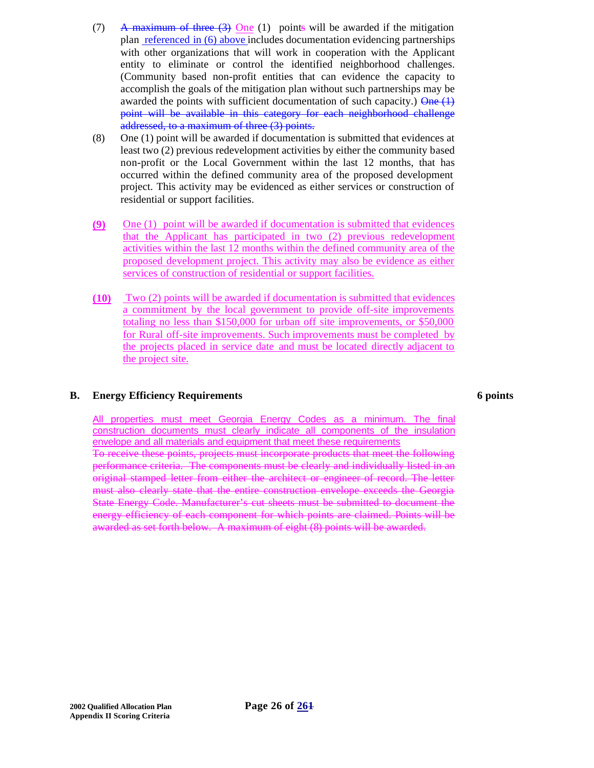(7) ~~A maximum of three (3)~~ One (1) point~~s~~ will be awarded if the mitigation plan referenced in (6) above includes documentation evidencing partnerships with other organizations that will work in cooperation with the Applicant entity to eliminate or control the identified neighborhood challenges. (Community based non-profit entities that can evidence the capacity to accomplish the goals of the mitigation plan without such partnerships may be awarded the points with sufficient documentation of such capacity.) ~~One (1) point will be available in this category for each neighborhood challenge addressed, to a maximum of three (3) points.~~

(8) One (1) point will be awarded if documentation is submitted that evidences at least two (2) previous redevelopment activities by either the community based non-profit or the Local Government within the last 12 months, that has occurred within the defined community area of the proposed development project. This activity may be evidenced as either services or construction of residential or support facilities.

**(9)** One (1) point will be awarded if documentation is submitted that evidences that the Applicant has participated in two (2) previous redevelopment activities within the last 12 months within the defined community area of the proposed development project. This activity may also be evidence as either services of construction of residential or support facilities.

**(10)** Two (2) points will be awarded if documentation is submitted that evidences a commitment by the local government to provide off-site improvements totaling no less than $150,000 for urban off site improvements, or $50,000 for Rural off-site improvements. Such improvements must be completed by the projects placed in service date and must be located directly adjacent to the project site.

## B. Energy Efficiency Requirements — 6 points

All properties must meet Georgia Energy Codes as a minimum. The final construction documents must clearly indicate all components of the insulation envelope and all materials and equipment that meet these requirements

~~To receive these points, projects must incorporate products that meet the following performance criteria. The components must be clearly and individually listed in an original stamped letter from either the architect or engineer of record. The letter must also clearly state that the entire construction envelope exceeds the Georgia State Energy Code. Manufacturer's cut sheets must be submitted to document the energy efficiency of each component for which points are claimed. Points will be awarded as set forth below. A maximum of eight (8) points will be awarded.~~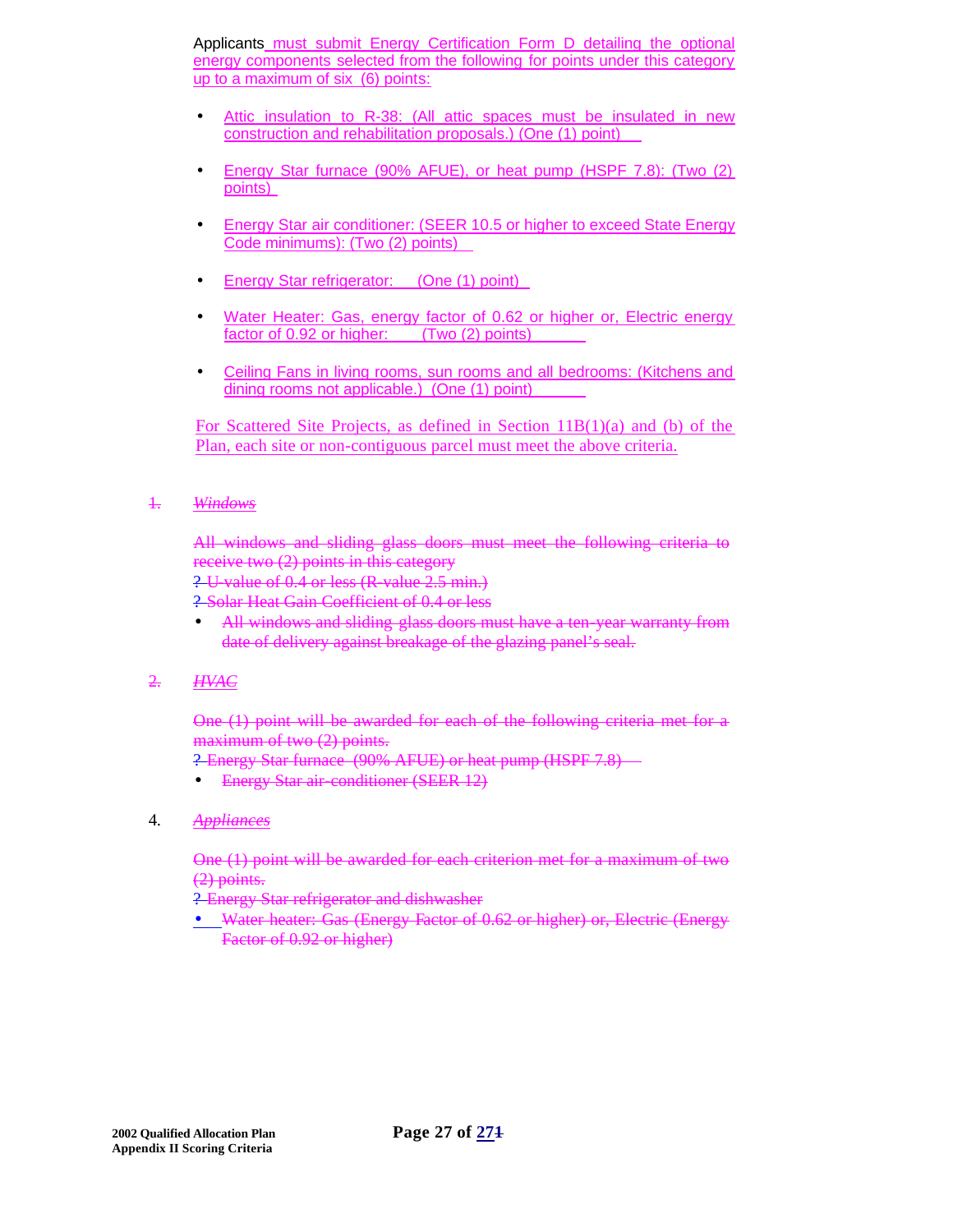Applicants must submit Energy Certification Form D detailing the optional energy components selected from the following for points under this category up to a maximum of six (6) points:

- Attic insulation to R-38: (All attic spaces must be insulated in new construction and rehabilitation proposals.) (One (1) point)
- Energy Star furnace (90% AFUE), or heat pump (HSPF 7.8): (Two (2) points)
- Energy Star air conditioner: (SEER 10.5 or higher to exceed State Energy Code minimums): (Two (2) points)
- Energy Star refrigerator: (One (1) point)
- Water Heater: Gas, energy factor of 0.62 or higher or, Electric energy factor of 0.92 or higher: (Two (2) points)
- Ceiling Fans in living rooms, sun rooms and all bedrooms: (Kitchens and dining rooms not applicable.) (One (1) point)

For Scattered Site Projects, as defined in Section 11B(1)(a) and (b) of the Plan, each site or non-contiguous parcel must meet the above criteria.

~~1. *Windows*~~

~~All windows and sliding glass doors must meet the following criteria to receive two (2) points in this category~~

~~? U-value of 0.4 or less (R-value 2.5 min.)~~

~~? Solar Heat Gain Coefficient of 0.4 or less~~

- ~~All windows and sliding glass doors must have a ten-year warranty from date of delivery against breakage of the glazing panel's seal.~~

~~2. *HVAC*~~

~~One (1) point will be awarded for each of the following criteria met for a maximum of two (2) points.~~

~~? Energy Star furnace (90% AFUE) or heat pump (HSPF 7.8)~~

- ~~Energy Star air-conditioner (SEER 12)~~

4. ~~*Appliances*~~

~~One (1) point will be awarded for each criterion met for a maximum of two (2) points.~~

~~? Energy Star refrigerator and dishwasher~~

- ~~Water heater: Gas (Energy Factor of 0.62 or higher) or, Electric (Energy Factor of 0.92 or higher)~~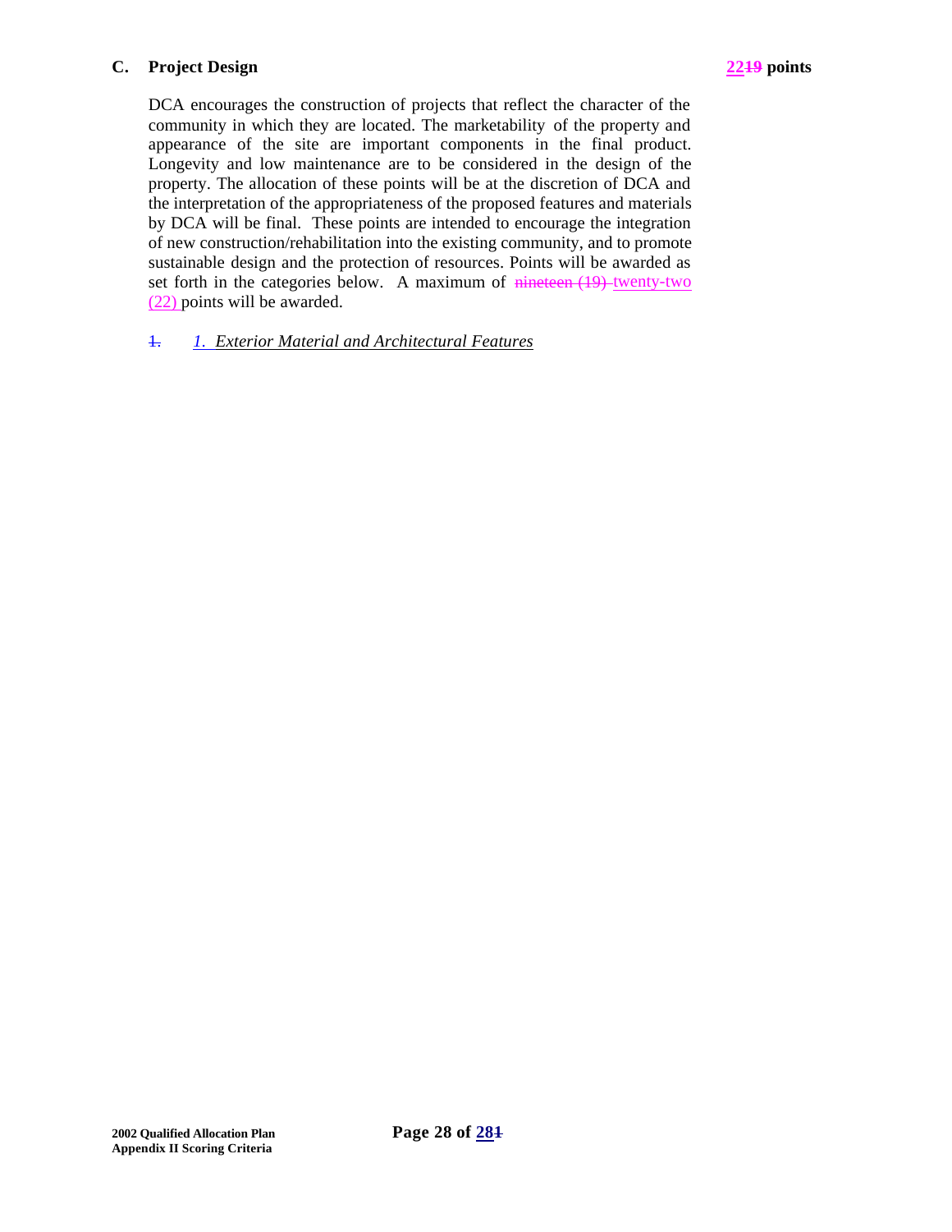## C. Project Design 22 points

DCA encourages the construction of projects that reflect the character of the community in which they are located. The marketability of the property and appearance of the site are important components in the final product. Longevity and low maintenance are to be considered in the design of the property. The allocation of these points will be at the discretion of DCA and the interpretation of the appropriateness of the proposed features and materials by DCA will be final. These points are intended to encourage the integration of new construction/rehabilitation into the existing community, and to promote sustainable design and the protection of resources. Points will be awarded as set forth in the categories below. A maximum of twenty-two (22) points will be awarded.

1. *Exterior Material and Architectural Features*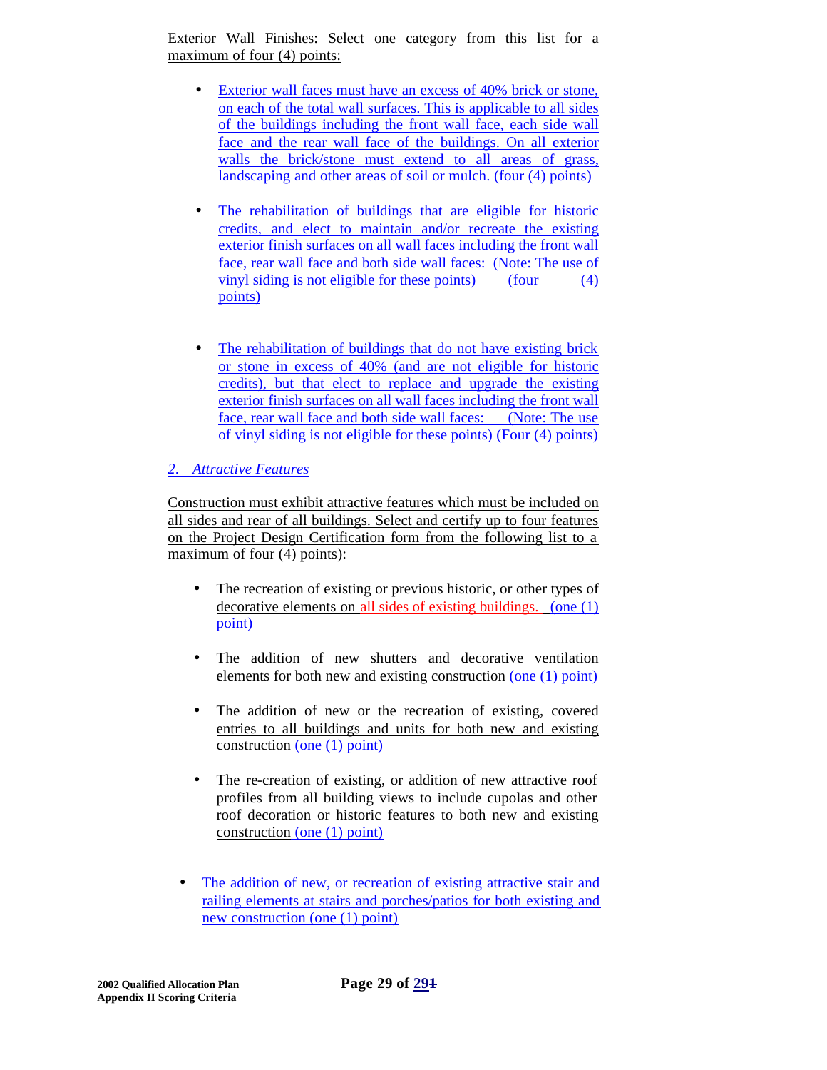Exterior Wall Finishes: Select one category from this list for a maximum of four (4) points:

- Exterior wall faces must have an excess of 40% brick or stone, on each of the total wall surfaces. This is applicable to all sides of the buildings including the front wall face, each side wall face and the rear wall face of the buildings. On all exterior walls the brick/stone must extend to all areas of grass, landscaping and other areas of soil or mulch. (four (4) points)

- The rehabilitation of buildings that are eligible for historic credits, and elect to maintain and/or recreate the existing exterior finish surfaces on all wall faces including the front wall face, rear wall face and both side wall faces: (Note: The use of vinyl siding is not eligible for these points) (four (4) points)

- The rehabilitation of buildings that do not have existing brick or stone in excess of 40% (and are not eligible for historic credits), but that elect to replace and upgrade the existing exterior finish surfaces on all wall faces including the front wall face, rear wall face and both side wall faces: (Note: The use of vinyl siding is not eligible for these points) (Four (4) points)

*2. Attractive Features*

Construction must exhibit attractive features which must be included on all sides and rear of all buildings. Select and certify up to four features on the Project Design Certification form from the following list to a maximum of four (4) points):

- The recreation of existing or previous historic, or other types of decorative elements on all sides of existing buildings. (one (1) point)

- The addition of new shutters and decorative ventilation elements for both new and existing construction (one (1) point)

- The addition of new or the recreation of existing, covered entries to all buildings and units for both new and existing construction (one (1) point)

- The re-creation of existing, or addition of new attractive roof profiles from all building views to include cupolas and other roof decoration or historic features to both new and existing construction (one (1) point)

- The addition of new, or recreation of existing attractive stair and railing elements at stairs and porches/patios for both existing and new construction (one (1) point)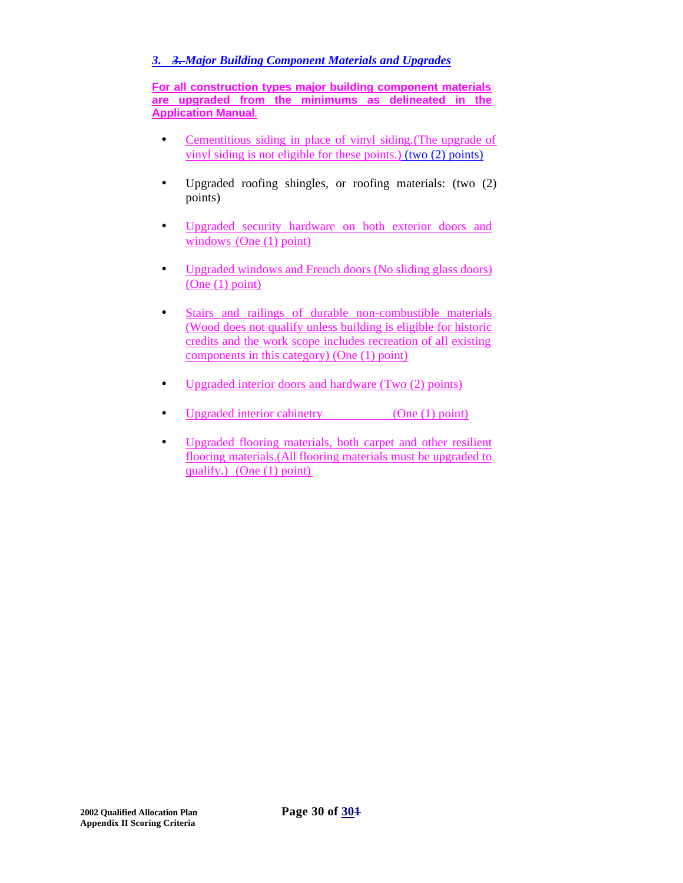### *3. Major Building Component Materials and Upgrades*

**For all construction types major building component materials are upgraded from the minimums as delineated in the Application Manual.**

- Cementitious siding in place of vinyl siding.(The upgrade of vinyl siding is not eligible for these points.) (two (2) points)
- Upgraded roofing shingles, or roofing materials: (two (2) points)
- Upgraded security hardware on both exterior doors and windows (One (1) point)
- Upgraded windows and French doors (No sliding glass doors) (One (1) point)
- Stairs and railings of durable non-combustible materials (Wood does not qualify unless building is eligible for historic credits and the work scope includes recreation of all existing components in this category) (One (1) point)
- Upgraded interior doors and hardware (Two (2) points)
- Upgraded interior cabinetry (One (1) point)
- Upgraded flooring materials, both carpet and other resilient flooring materials.(All flooring materials must be upgraded to qualify.) (One (1) point)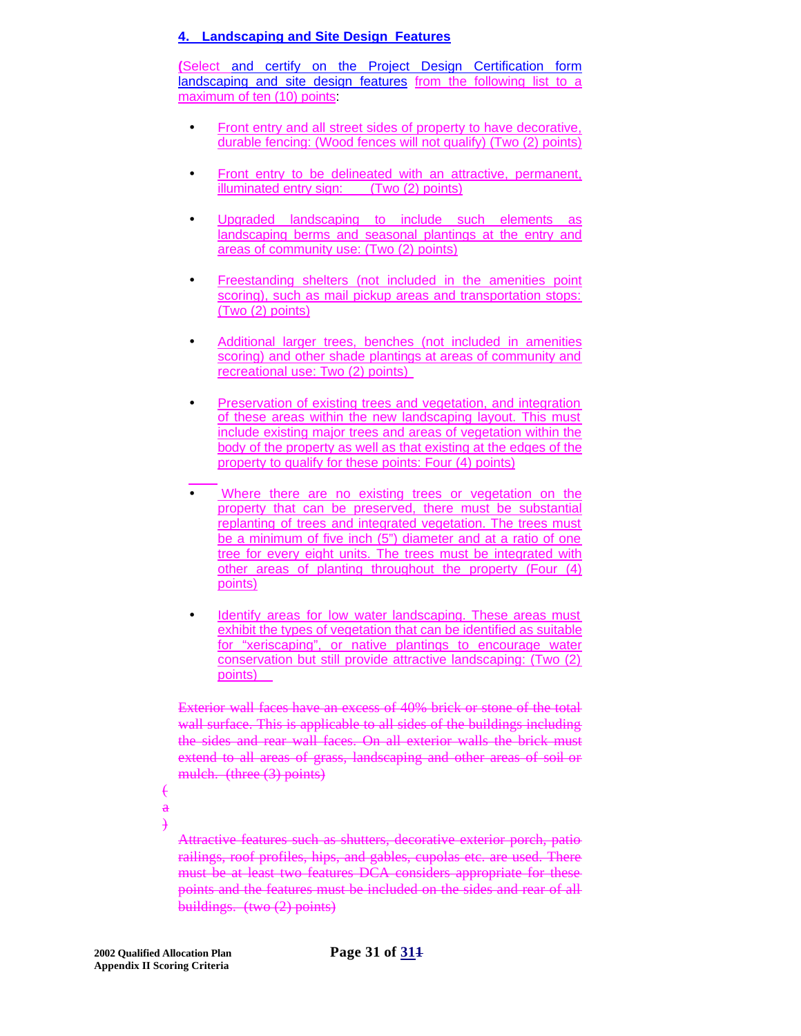#### 4. Landscaping and Site Design Features

(Select and certify on the Project Design Certification form landscaping and site design features from the following list to a maximum of ten (10) points:

- Front entry and all street sides of property to have decorative, durable fencing: (Wood fences will not qualify) (Two (2) points)
- Front entry to be delineated with an attractive, permanent, illuminated entry sign: (Two (2) points)
- Upgraded landscaping to include such elements as landscaping berms and seasonal plantings at the entry and areas of community use: (Two (2) points)
- Freestanding shelters (not included in the amenities point scoring), such as mail pickup areas and transportation stops: (Two (2) points)
- Additional larger trees, benches (not included in amenities scoring) and other shade plantings at areas of community and recreational use: Two (2) points)
- Preservation of existing trees and vegetation, and integration of these areas within the new landscaping layout. This must include existing major trees and areas of vegetation within the body of the property as well as that existing at the edges of the property to qualify for these points: Four (4) points)
- Where there are no existing trees or vegetation on the property that can be preserved, there must be substantial replanting of trees and integrated vegetation. The trees must be a minimum of five inch (5") diameter and at a ratio of one tree for every eight units. The trees must be integrated with other areas of planting throughout the property (Four (4) points)
- Identify areas for low water landscaping. These areas must exhibit the types of vegetation that can be identified as suitable for "xeriscaping", or native plantings to encourage water conservation but still provide attractive landscaping: (Two (2) points)

~~Exterior wall faces have an excess of 40% brick or stone of the total wall surface. This is applicable to all sides of the buildings including the sides and rear wall faces. On all exterior walls the brick must extend to all areas of grass, landscaping and other areas of soil or mulch. (three (3) points)~~

~~(a)~~

~~Attractive features such as shutters, decorative exterior porch, patio railings, roof profiles, hips, and gables, cupolas etc. are used. There must be at least two features DCA considers appropriate for these points and the features must be included on the sides and rear of all buildings. (two (2) points)~~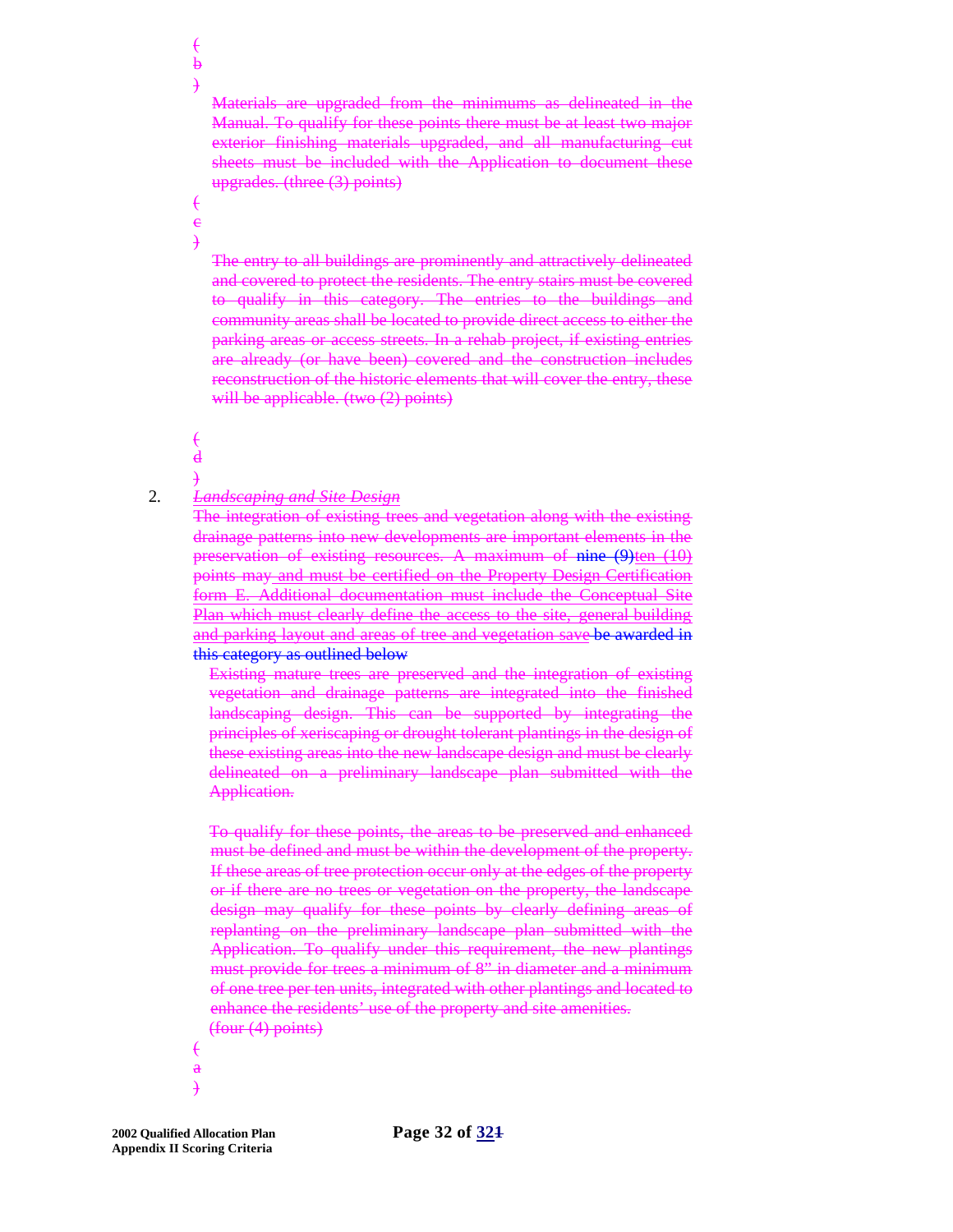(b)

Materials are upgraded from the minimums as delineated in the Manual. To qualify for these points there must be at least two major exterior finishing materials upgraded, and all manufacturing cut sheets must be included with the Application to document these upgrades. (three (3) points)

(c)

The entry to all buildings are prominently and attractively delineated and covered to protect the residents. The entry stairs must be covered to qualify in this category. The entries to the buildings and community areas shall be located to provide direct access to either the parking areas or access streets. In a rehab project, if existing entries are already (or have been) covered and the construction includes reconstruction of the historic elements that will cover the entry, these will be applicable. (two (2) points)

(d)

2. *Landscaping and Site Design*

The integration of existing trees and vegetation along with the existing drainage patterns into new developments are important elements in the preservation of existing resources. A maximum of nine (9)ten (10) points may and must be certified on the Property Design Certification form E. Additional documentation must include the Conceptual Site Plan which must clearly define the access to the site, general building and parking layout and areas of tree and vegetation save be awarded in this category as outlined below

Existing mature trees are preserved and the integration of existing vegetation and drainage patterns are integrated into the finished landscaping design. This can be supported by integrating the principles of xeriscaping or drought tolerant plantings in the design of these existing areas into the new landscape design and must be clearly delineated on a preliminary landscape plan submitted with the Application.

To qualify for these points, the areas to be preserved and enhanced must be defined and must be within the development of the property. If these areas of tree protection occur only at the edges of the property or if there are no trees or vegetation on the property, the landscape design may qualify for these points by clearly defining areas of replanting on the preliminary landscape plan submitted with the Application. To qualify under this requirement, the new plantings must provide for trees a minimum of 8" in diameter and a minimum of one tree per ten units, integrated with other plantings and located to enhance the residents' use of the property and site amenities.
(four (4) points)

(a)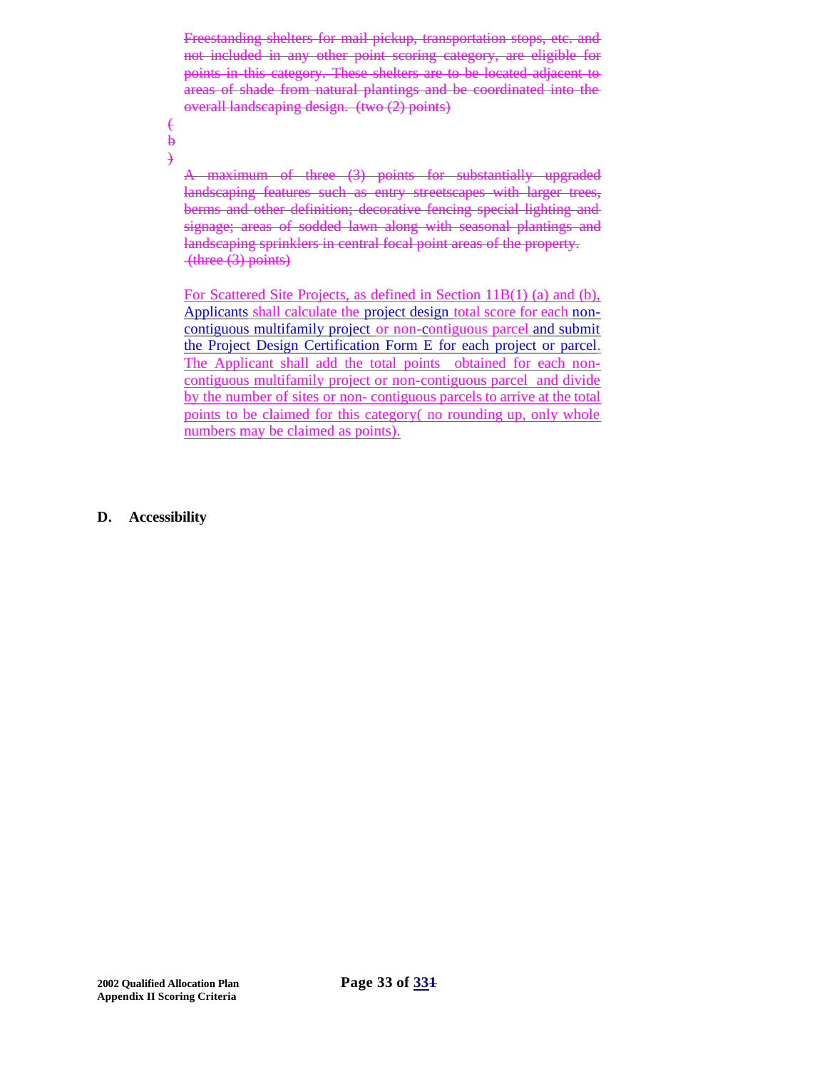~~Freestanding shelters for mail pickup, transportation stops, etc. and not included in any other point scoring category, are eligible for points in this category. These shelters are to be located adjacent to areas of shade from natural plantings and be coordinated into the overall landscaping design. (two (2) points)~~

~~(b)~~

~~A maximum of three (3) points for substantially upgraded landscaping features such as entry streetscapes with larger trees, berms and other definition; decorative fencing special lighting and signage; areas of sodded lawn along with seasonal plantings and landscaping sprinklers in central focal point areas of the property. (three (3) points)~~

For Scattered Site Projects, as defined in Section 11B(1) (a) and (b), Applicants shall calculate the project design total score for each non-contiguous multifamily project or non-contiguous parcel and submit the Project Design Certification Form E for each project or parcel. The Applicant shall add the total points obtained for each non-contiguous multifamily project or non-contiguous parcel and divide by the number of sites or non- contiguous parcels to arrive at the total points to be claimed for this category( no rounding up, only whole numbers may be claimed as points).

**D. Accessibility**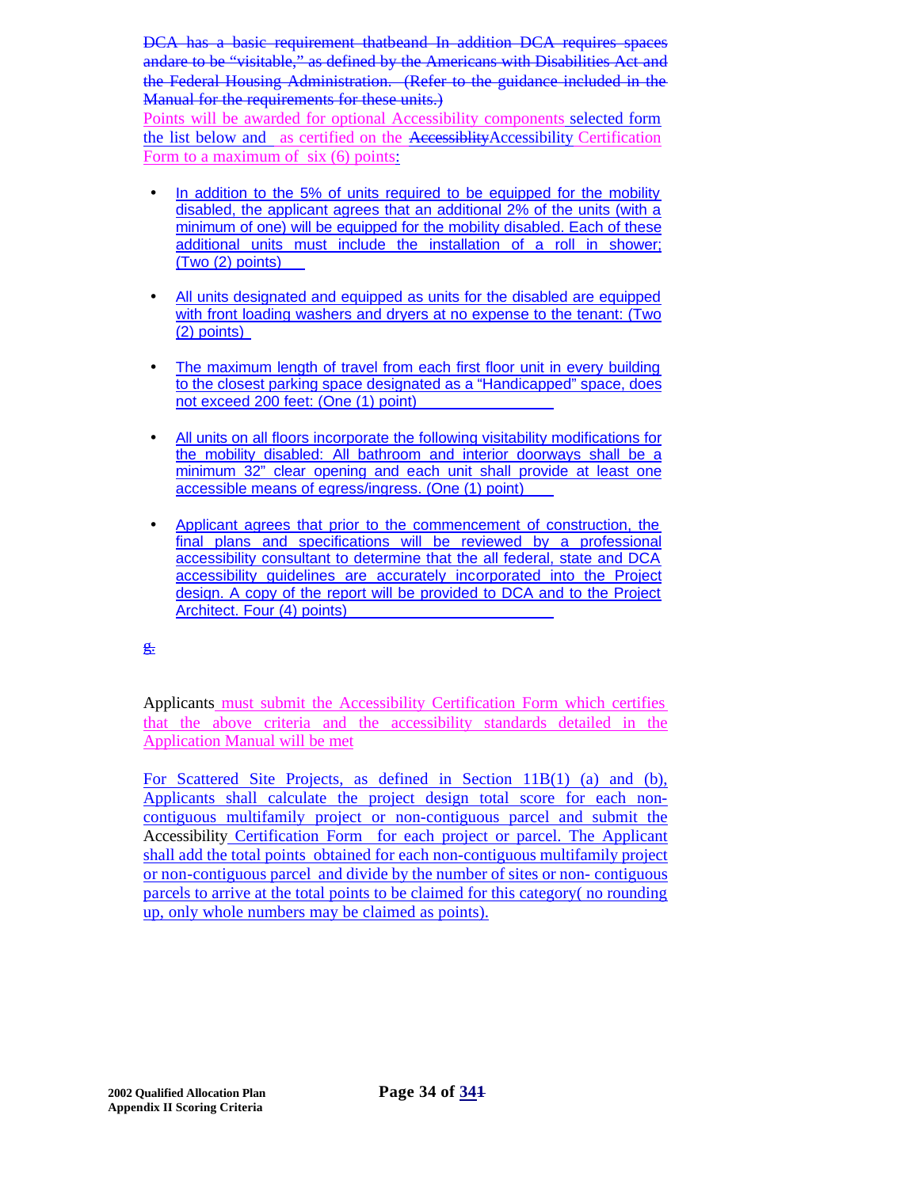~~DCA has a basic requirement thatbeand In addition DCA requires spaces andare to be "visitable," as defined by the Americans with Disabilities Act and the Federal Housing Administration. (Refer to the guidance included in the Manual for the requirements for these units.)~~
Points will be awarded for optional Accessibility components selected form the list below and as certified on the ~~Accessiblity~~Accessibility Certification Form to a maximum of six (6) points:

- In addition to the 5% of units required to be equipped for the mobility disabled, the applicant agrees that an additional 2% of the units (with a minimum of one) will be equipped for the mobility disabled. Each of these additional units must include the installation of a roll in shower; (Two (2) points)

- All units designated and equipped as units for the disabled are equipped with front loading washers and dryers at no expense to the tenant: (Two (2) points)

- The maximum length of travel from each first floor unit in every building to the closest parking space designated as a "Handicapped" space, does not exceed 200 feet: (One (1) point)

- All units on all floors incorporate the following visitability modifications for the mobility disabled: All bathroom and interior doorways shall be a minimum 32" clear opening and each unit shall provide at least one accessible means of egress/ingress. (One (1) point)

- Applicant agrees that prior to the commencement of construction, the final plans and specifications will be reviewed by a professional accessibility consultant to determine that the all federal, state and DCA accessibility guidelines are accurately incorporated into the Project design. A copy of the report will be provided to DCA and to the Project Architect. Four (4) points)

~~g.~~

Applicants must submit the Accessibility Certification Form which certifies that the above criteria and the accessibility standards detailed in the Application Manual will be met

For Scattered Site Projects, as defined in Section 11B(1) (a) and (b), Applicants shall calculate the project design total score for each non-contiguous multifamily project or non-contiguous parcel and submit the Accessibility Certification Form for each project or parcel. The Applicant shall add the total points obtained for each non-contiguous multifamily project or non-contiguous parcel and divide by the number of sites or non- contiguous parcels to arrive at the total points to be claimed for this category( no rounding up, only whole numbers may be claimed as points).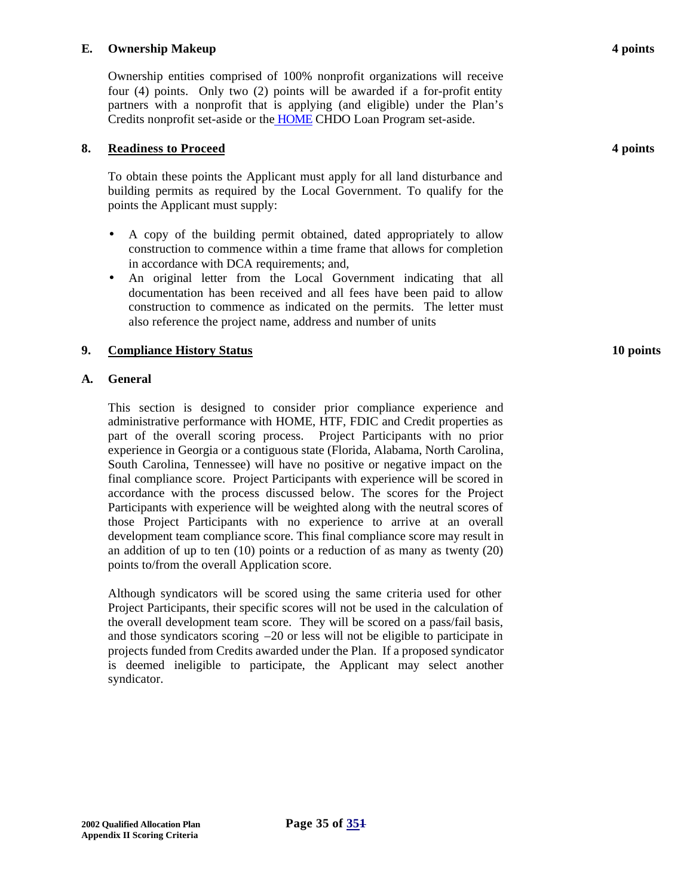**E. Ownership Makeup** **4 points**

Ownership entities comprised of 100% nonprofit organizations will receive four (4) points. Only two (2) points will be awarded if a for-profit entity partners with a nonprofit that is applying (and eligible) under the Plan's Credits nonprofit set-aside or the HOME CHDO Loan Program set-aside.

## 8. Readiness to Proceed **4 points**

To obtain these points the Applicant must apply for all land disturbance and building permits as required by the Local Government. To qualify for the points the Applicant must supply:

- A copy of the building permit obtained, dated appropriately to allow construction to commence within a time frame that allows for completion in accordance with DCA requirements; and,
- An original letter from the Local Government indicating that all documentation has been received and all fees have been paid to allow construction to commence as indicated on the permits. The letter must also reference the project name, address and number of units

## 9. Compliance History Status **10 points**

**A. General**

This section is designed to consider prior compliance experience and administrative performance with HOME, HTF, FDIC and Credit properties as part of the overall scoring process. Project Participants with no prior experience in Georgia or a contiguous state (Florida, Alabama, North Carolina, South Carolina, Tennessee) will have no positive or negative impact on the final compliance score. Project Participants with experience will be scored in accordance with the process discussed below. The scores for the Project Participants with experience will be weighted along with the neutral scores of those Project Participants with no experience to arrive at an overall development team compliance score. This final compliance score may result in an addition of up to ten (10) points or a reduction of as many as twenty (20) points to/from the overall Application score.

Although syndicators will be scored using the same criteria used for other Project Participants, their specific scores will not be used in the calculation of the overall development team score. They will be scored on a pass/fail basis, and those syndicators scoring –20 or less will not be eligible to participate in projects funded from Credits awarded under the Plan. If a proposed syndicator is deemed ineligible to participate, the Applicant may select another syndicator.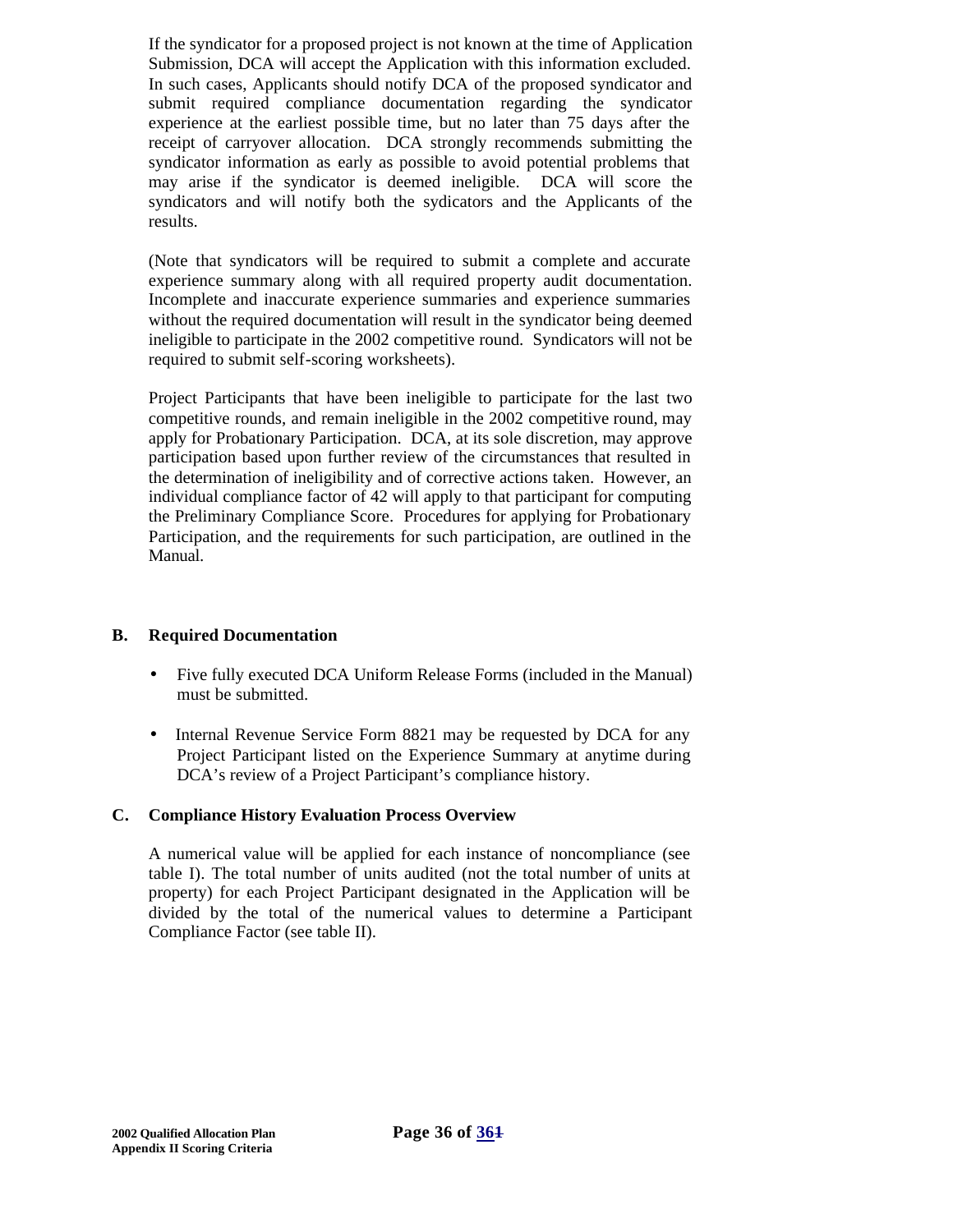If the syndicator for a proposed project is not known at the time of Application Submission, DCA will accept the Application with this information excluded. In such cases, Applicants should notify DCA of the proposed syndicator and submit required compliance documentation regarding the syndicator experience at the earliest possible time, but no later than 75 days after the receipt of carryover allocation. DCA strongly recommends submitting the syndicator information as early as possible to avoid potential problems that may arise if the syndicator is deemed ineligible. DCA will score the syndicators and will notify both the sydicators and the Applicants of the results.

(Note that syndicators will be required to submit a complete and accurate experience summary along with all required property audit documentation. Incomplete and inaccurate experience summaries and experience summaries without the required documentation will result in the syndicator being deemed ineligible to participate in the 2002 competitive round. Syndicators will not be required to submit self-scoring worksheets).

Project Participants that have been ineligible to participate for the last two competitive rounds, and remain ineligible in the 2002 competitive round, may apply for Probationary Participation. DCA, at its sole discretion, may approve participation based upon further review of the circumstances that resulted in the determination of ineligibility and of corrective actions taken. However, an individual compliance factor of 42 will apply to that participant for computing the Preliminary Compliance Score. Procedures for applying for Probationary Participation, and the requirements for such participation, are outlined in the Manual.

## B. Required Documentation

- Five fully executed DCA Uniform Release Forms (included in the Manual) must be submitted.
- Internal Revenue Service Form 8821 may be requested by DCA for any Project Participant listed on the Experience Summary at anytime during DCA's review of a Project Participant's compliance history.

## C. Compliance History Evaluation Process Overview

A numerical value will be applied for each instance of noncompliance (see table I). The total number of units audited (not the total number of units at property) for each Project Participant designated in the Application will be divided by the total of the numerical values to determine a Participant Compliance Factor (see table II).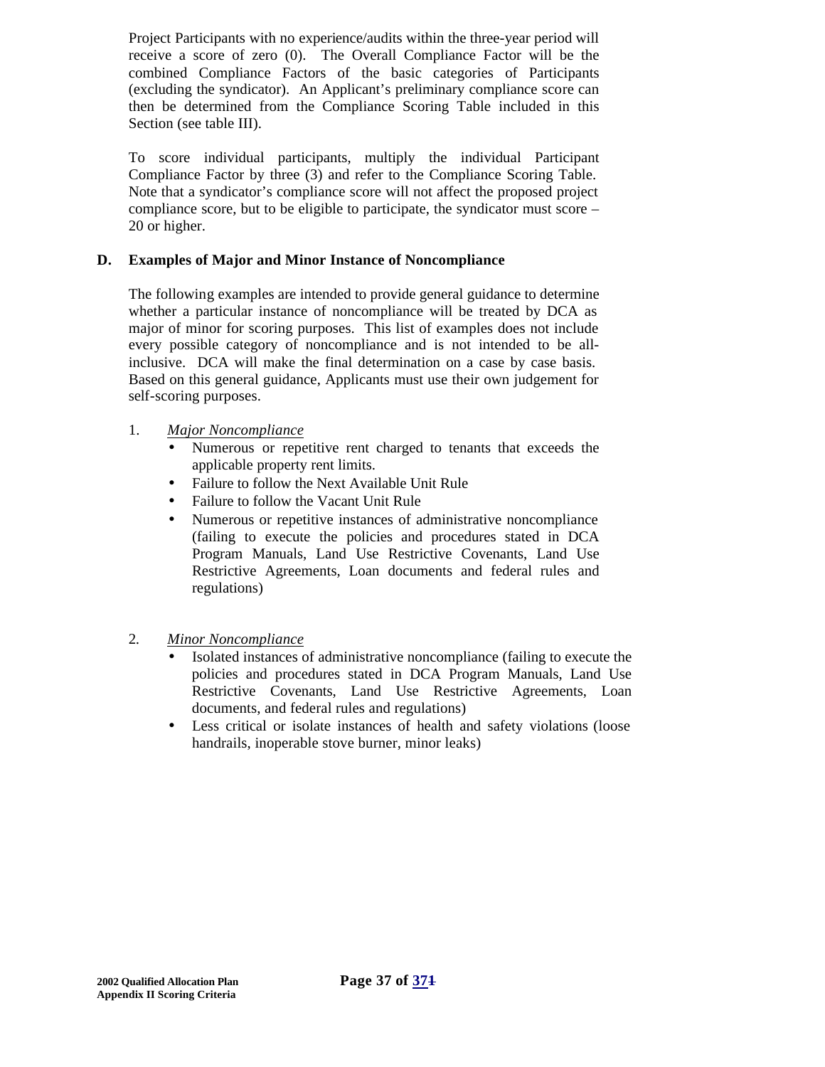Project Participants with no experience/audits within the three-year period will receive a score of zero (0). The Overall Compliance Factor will be the combined Compliance Factors of the basic categories of Participants (excluding the syndicator). An Applicant's preliminary compliance score can then be determined from the Compliance Scoring Table included in this Section (see table III).

To score individual participants, multiply the individual Participant Compliance Factor by three (3) and refer to the Compliance Scoring Table. Note that a syndicator's compliance score will not affect the proposed project compliance score, but to be eligible to participate, the syndicator must score –20 or higher.

## D. Examples of Major and Minor Instance of Noncompliance

The following examples are intended to provide general guidance to determine whether a particular instance of noncompliance will be treated by DCA as major of minor for scoring purposes. This list of examples does not include every possible category of noncompliance and is not intended to be all-inclusive. DCA will make the final determination on a case by case basis. Based on this general guidance, Applicants must use their own judgement for self-scoring purposes.

1. *Major Noncompliance*
   - Numerous or repetitive rent charged to tenants that exceeds the applicable property rent limits.
   - Failure to follow the Next Available Unit Rule
   - Failure to follow the Vacant Unit Rule
   - Numerous or repetitive instances of administrative noncompliance (failing to execute the policies and procedures stated in DCA Program Manuals, Land Use Restrictive Covenants, Land Use Restrictive Agreements, Loan documents and federal rules and regulations)

2. *Minor Noncompliance*
   - Isolated instances of administrative noncompliance (failing to execute the policies and procedures stated in DCA Program Manuals, Land Use Restrictive Covenants, Land Use Restrictive Agreements, Loan documents, and federal rules and regulations)
   - Less critical or isolate instances of health and safety violations (loose handrails, inoperable stove burner, minor leaks)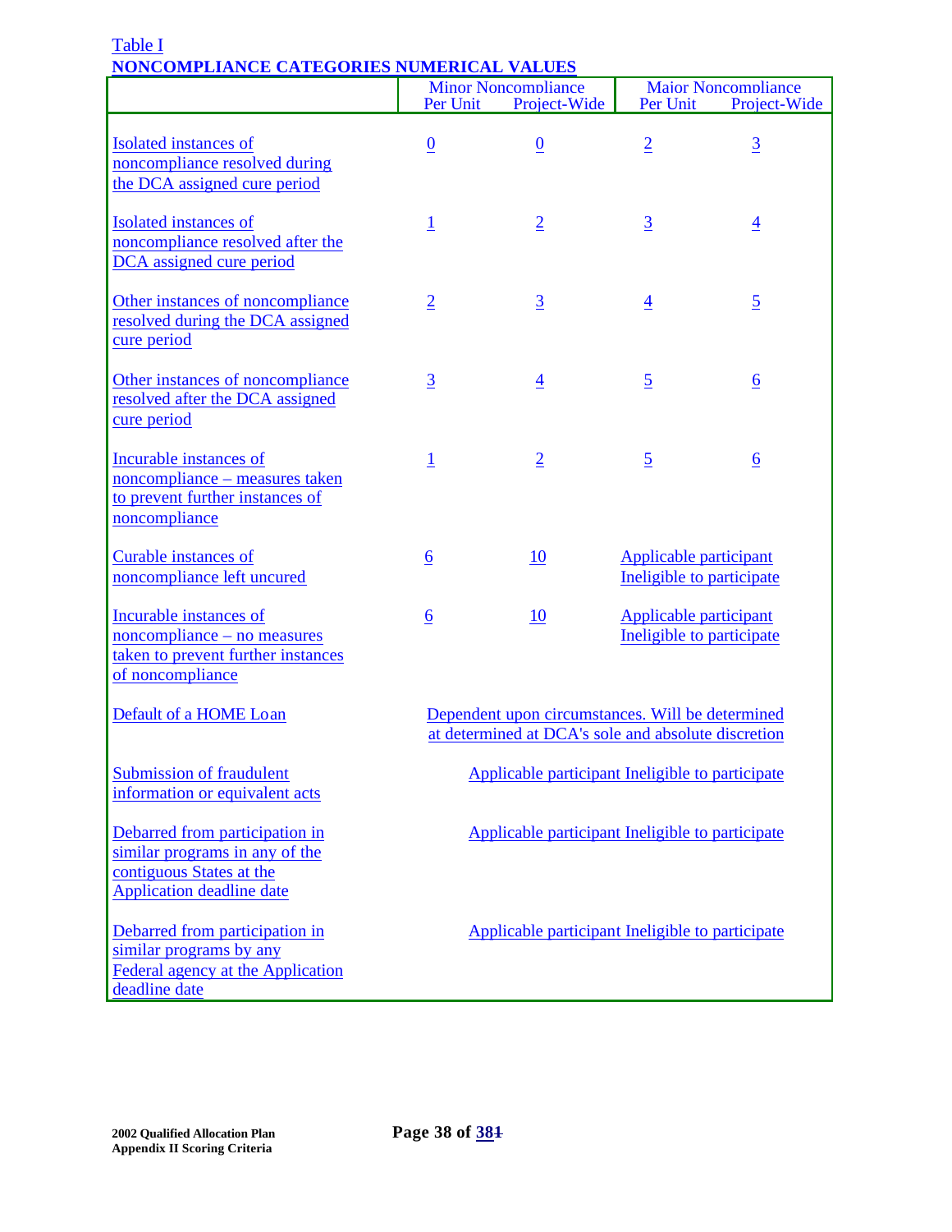Table I

**NONCOMPLIANCE CATEGORIES NUMERICAL VALUES**

| | Minor Noncompliance | | Major Noncompliance | |
|---|---|---|---|---|
| | Per Unit | Project-Wide | Per Unit | Project-Wide |
| Isolated instances of noncompliance resolved during the DCA assigned cure period | 0 | 0 | 2 | 3 |
| Isolated instances of noncompliance resolved after the DCA assigned cure period | 1 | 2 | 3 | 4 |
| Other instances of noncompliance resolved during the DCA assigned cure period | 2 | 3 | 4 | 5 |
| Other instances of noncompliance resolved after the DCA assigned cure period | 3 | 4 | 5 | 6 |
| Incurable instances of noncompliance – measures taken to prevent further instances of noncompliance | 1 | 2 | 5 | 6 |
| Curable instances of noncompliance left uncured | 6 | 10 | Applicable participant Ineligible to participate | |
| Incurable instances of noncompliance – no measures taken to prevent further instances of noncompliance | 6 | 10 | Applicable participant Ineligible to participate | |
| Default of a HOME Loan | Dependent upon circumstances. Will be determined at determined at DCA's sole and absolute discretion | | | |
| Submission of fraudulent information or equivalent acts | Applicable participant Ineligible to participate | | | |
| Debarred from participation in similar programs in any of the contiguous States at the Application deadline date | Applicable participant Ineligible to participate | | | |
| Debarred from participation in similar programs by any Federal agency at the Application deadline date | Applicable participant Ineligible to participate | | | |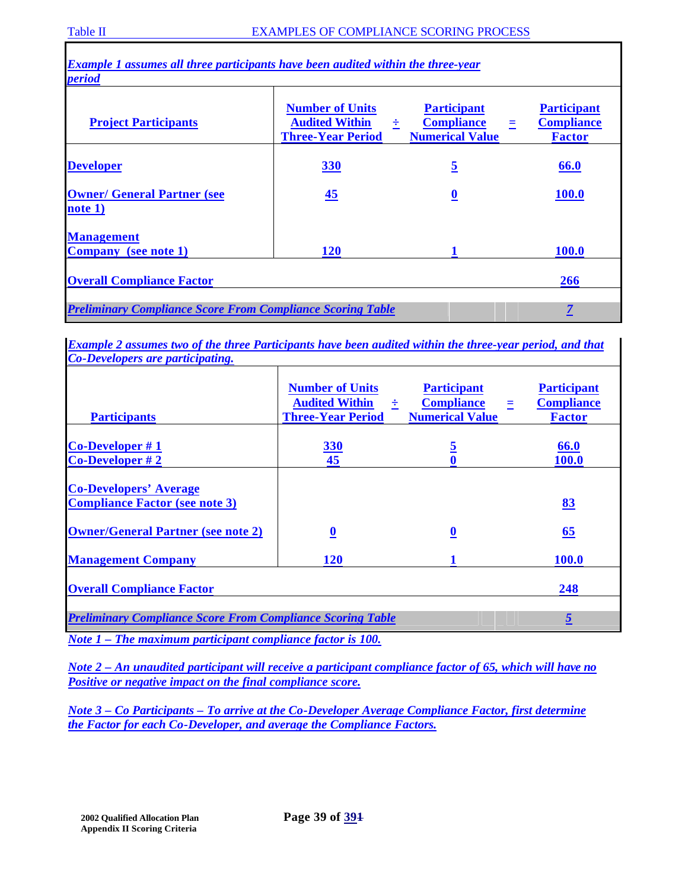Table II EXAMPLES OF COMPLIANCE SCORING PROCESS

*Example 1 assumes all three participants have been audited within the three-year period*

| Project Participants | Number of Units Audited Within Three-Year Period | ÷ | Participant Compliance Numerical Value | = | Participant Compliance Factor |
|---|---|---|---|---|---|
| Developer | 330 | | 5 | | 66.0 |
| Owner/ General Partner (see note 1) | 45 | | 0 | | 100.0 |
| Management Company (see note 1) | 120 | | 1 | | 100.0 |
| Overall Compliance Factor | | | | | 266 |
| *Preliminary Compliance Score From Compliance Scoring Table* | | | | | *7* |

*Example 2 assumes two of the three Participants have been audited within the three-year period, and that Co-Developers are participating.*

| Participants | Number of Units Audited Within Three-Year Period | ÷ | Participant Compliance Numerical Value | = | Participant Compliance Factor |
|---|---|---|---|---|---|
| Co-Developer # 1 | 330 | | 5 | | 66.0 |
| Co-Developer # 2 | 45 | | 0 | | 100.0 |
| Co-Developers' Average Compliance Factor (see note 3) | | | | | 83 |
| Owner/General Partner (see note 2) | 0 | | 0 | | 65 |
| Management Company | 120 | | 1 | | 100.0 |
| Overall Compliance Factor | | | | | 248 |
| *Preliminary Compliance Score From Compliance Scoring Table* | | | | | *5* |

*Note 1 – The maximum participant compliance factor is 100.*

*Note 2 – An unaudited participant will receive a participant compliance factor of 65, which will have no Positive or negative impact on the final compliance score.*

*Note 3 – Co Participants – To arrive at the Co-Developer Average Compliance Factor, first determine the Factor for each Co-Developer, and average the Compliance Factors.*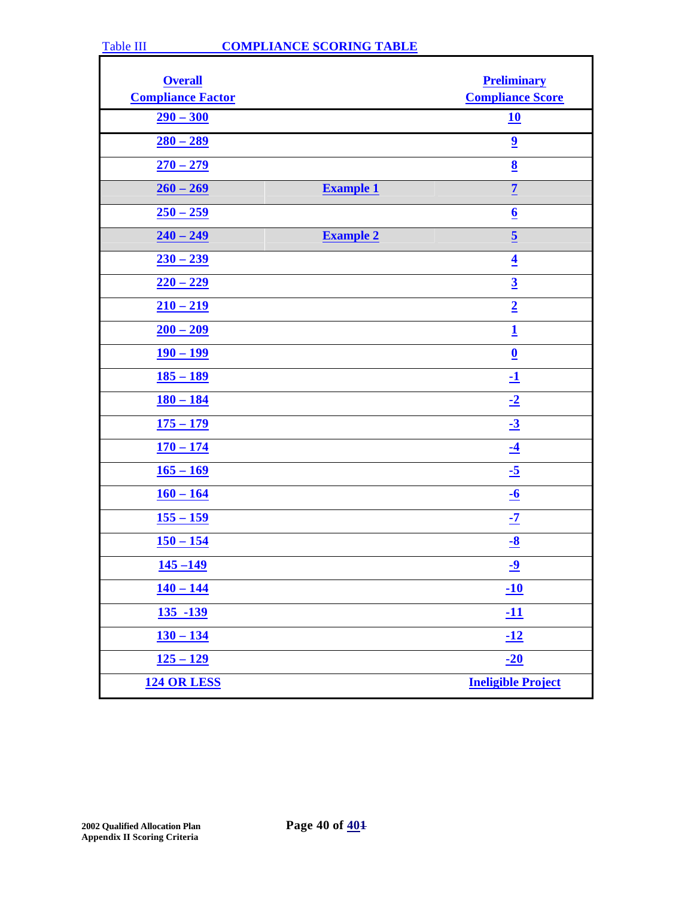Table III **COMPLIANCE SCORING TABLE**

| **Overall Compliance Factor** | | **Preliminary Compliance Score** |
|---|---|---|
| **290 – 300** | | **10** |
| **280 – 289** | | **9** |
| **270 – 279** | | **8** |
| **260 – 269** | **Example 1** | **7** |
| **250 – 259** | | **6** |
| **240 – 249** | **Example 2** | **5** |
| **230 – 239** | | **4** |
| **220 – 229** | | **3** |
| **210 – 219** | | **2** |
| **200 – 209** | | **1** |
| **190 – 199** | | **0** |
| **185 – 189** | | **-1** |
| **180 – 184** | | **-2** |
| **175 – 179** | | **-3** |
| **170 – 174** | | **-4** |
| **165 – 169** | | **-5** |
| **160 – 164** | | **-6** |
| **155 – 159** | | **-7** |
| **150 – 154** | | **-8** |
| **145 –149** | | **-9** |
| **140 – 144** | | **-10** |
| **135 -139** | | **-11** |
| **130 – 134** | | **-12** |
| **125 – 129** | | **-20** |
| **124 OR LESS** | | **Ineligible Project** |